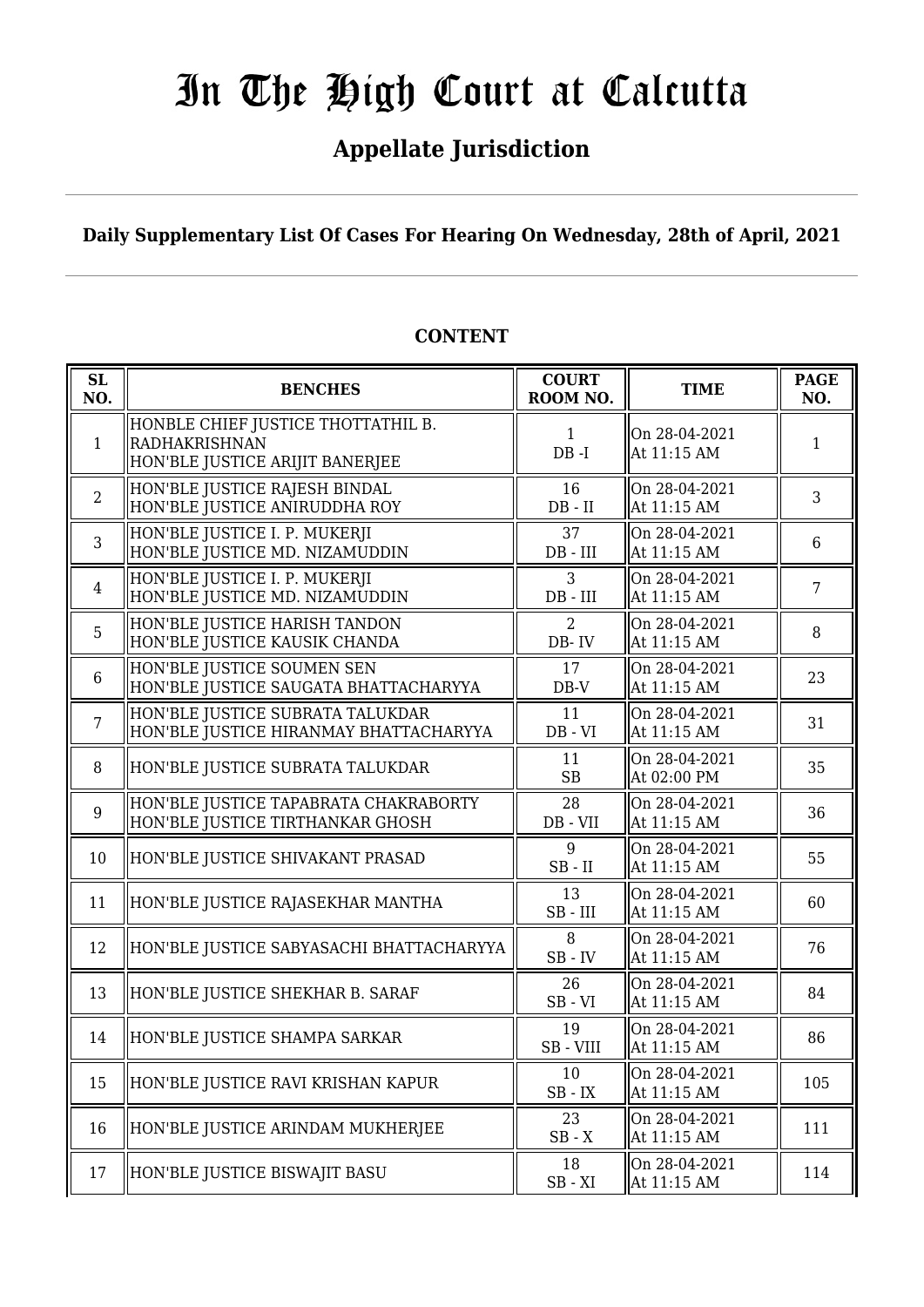# In The High Court at Calcutta

## Appellate Jurisdiction

**Daily Supplementary List Of Cases For Hearing On Wednesday, 28th of April, 2021**

**CONTENT**

| SL NO. | BENCHES | COURT ROOM NO. | TIME | PAGE NO. |
|---|---|---|---|---|
| 1 | HONBLE CHIEF JUSTICE THOTTATHIL B. RADHAKRISHNAN<br>HON'BLE JUSTICE ARIJIT BANERJEE | 1<br>DB -I | On 28-04-2021<br>At 11:15 AM | 1 |
| 2 | HON'BLE JUSTICE RAJESH BINDAL<br>HON'BLE JUSTICE ANIRUDDHA ROY | 16<br>DB - II | On 28-04-2021<br>At 11:15 AM | 3 |
| 3 | HON'BLE JUSTICE I. P. MUKERJI<br>HON'BLE JUSTICE MD. NIZAMUDDIN | 37<br>DB - III | On 28-04-2021<br>At 11:15 AM | 6 |
| 4 | HON'BLE JUSTICE I. P. MUKERJI<br>HON'BLE JUSTICE MD. NIZAMUDDIN | 3<br>DB - III | On 28-04-2021<br>At 11:15 AM | 7 |
| 5 | HON'BLE JUSTICE HARISH TANDON<br>HON'BLE JUSTICE KAUSIK CHANDA | 2<br>DB- IV | On 28-04-2021<br>At 11:15 AM | 8 |
| 6 | HON'BLE JUSTICE SOUMEN SEN<br>HON'BLE JUSTICE SAUGATA BHATTACHARYYA | 17<br>DB-V | On 28-04-2021<br>At 11:15 AM | 23 |
| 7 | HON'BLE JUSTICE SUBRATA TALUKDAR<br>HON'BLE JUSTICE HIRANMAY BHATTACHARYYA | 11<br>DB - VI | On 28-04-2021<br>At 11:15 AM | 31 |
| 8 | HON'BLE JUSTICE SUBRATA TALUKDAR | 11<br>SB | On 28-04-2021<br>At 02:00 PM | 35 |
| 9 | HON'BLE JUSTICE TAPABRATA CHAKRABORTY<br>HON'BLE JUSTICE TIRTHANKAR GHOSH | 28<br>DB - VII | On 28-04-2021<br>At 11:15 AM | 36 |
| 10 | HON'BLE JUSTICE SHIVAKANT PRASAD | 9<br>SB - II | On 28-04-2021<br>At 11:15 AM | 55 |
| 11 | HON'BLE JUSTICE RAJASEKHAR MANTHA | 13<br>SB - III | On 28-04-2021<br>At 11:15 AM | 60 |
| 12 | HON'BLE JUSTICE SABYASACHI BHATTACHARYYA | 8<br>SB - IV | On 28-04-2021<br>At 11:15 AM | 76 |
| 13 | HON'BLE JUSTICE SHEKHAR B. SARAF | 26<br>SB - VI | On 28-04-2021<br>At 11:15 AM | 84 |
| 14 | HON'BLE JUSTICE SHAMPA SARKAR | 19<br>SB - VIII | On 28-04-2021<br>At 11:15 AM | 86 |
| 15 | HON'BLE JUSTICE RAVI KRISHAN KAPUR | 10<br>SB - IX | On 28-04-2021<br>At 11:15 AM | 105 |
| 16 | HON'BLE JUSTICE ARINDAM MUKHERJEE | 23<br>SB - X | On 28-04-2021<br>At 11:15 AM | 111 |
| 17 | HON'BLE JUSTICE BISWAJIT BASU | 18<br>SB - XI | On 28-04-2021<br>At 11:15 AM | 114 |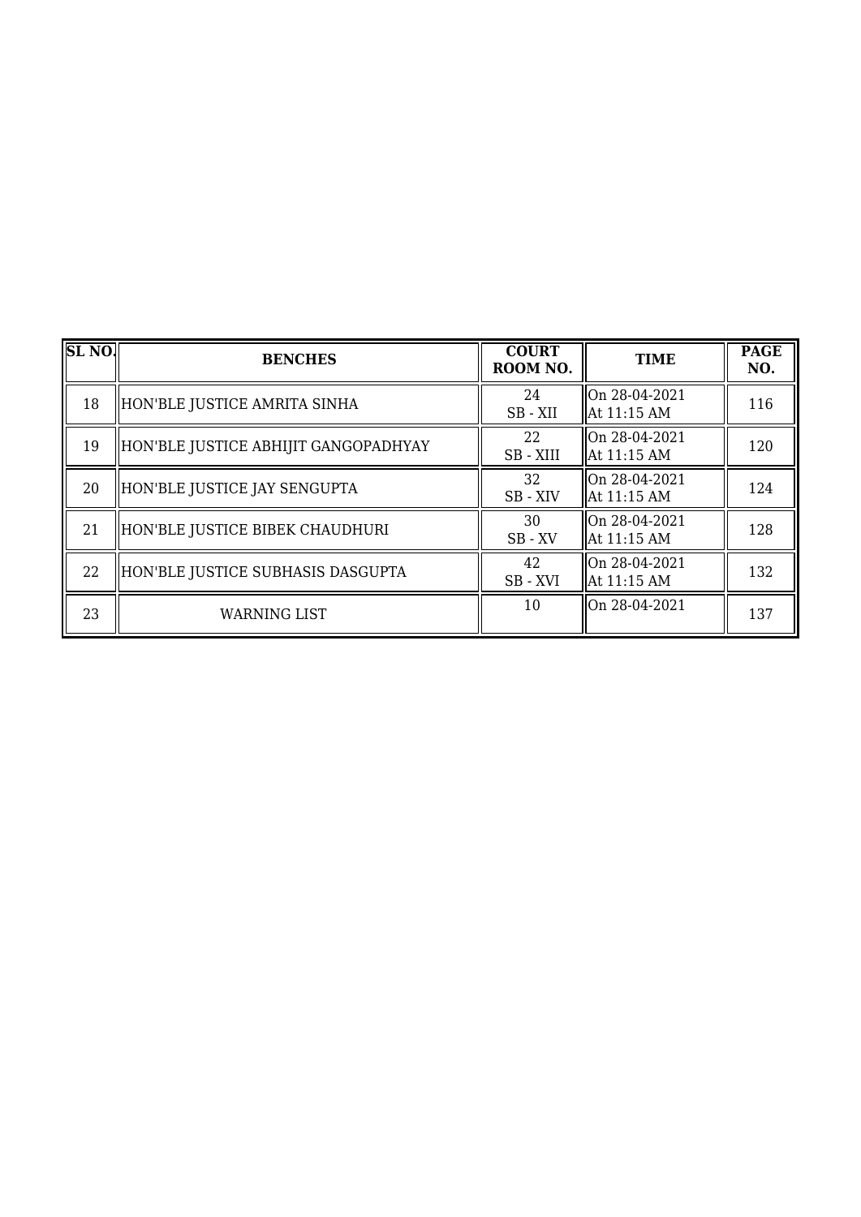| SL NO. | BENCHES | COURT ROOM NO. | TIME | PAGE NO. |
|---|---|---|---|---|
| 18 | HON'BLE JUSTICE AMRITA SINHA | 24<br>SB - XII | On 28-04-2021<br>At 11:15 AM | 116 |
| 19 | HON'BLE JUSTICE ABHIJIT GANGOPADHYAY | 22<br>SB - XIII | On 28-04-2021<br>At 11:15 AM | 120 |
| 20 | HON'BLE JUSTICE JAY SENGUPTA | 32<br>SB - XIV | On 28-04-2021<br>At 11:15 AM | 124 |
| 21 | HON'BLE JUSTICE BIBEK CHAUDHURI | 30<br>SB - XV | On 28-04-2021<br>At 11:15 AM | 128 |
| 22 | HON'BLE JUSTICE SUBHASIS DASGUPTA | 42<br>SB - XVI | On 28-04-2021<br>At 11:15 AM | 132 |
| 23 | WARNING LIST | 10 | On 28-04-2021 | 137 |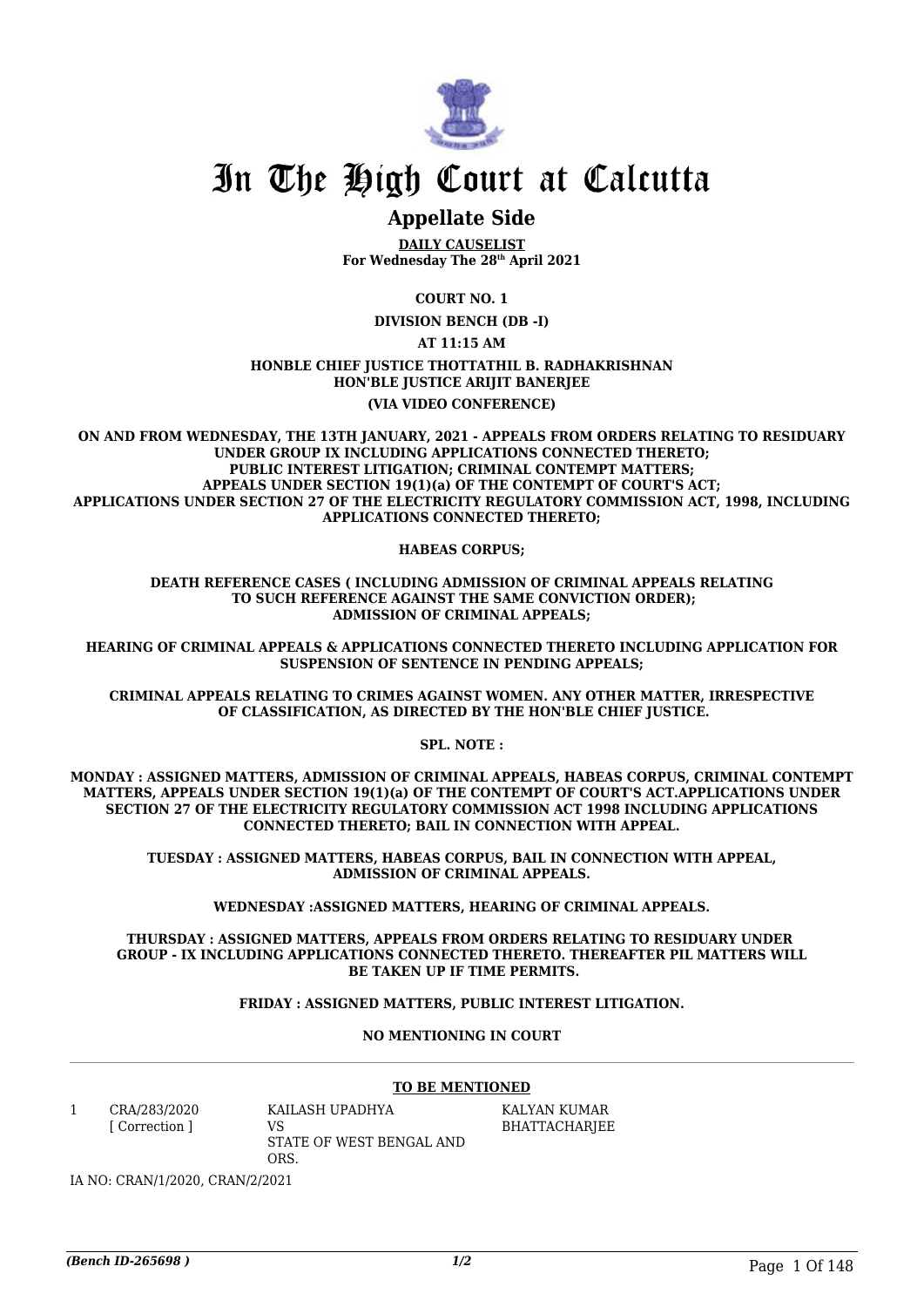# In The High Court at Calcutta

## Appellate Side

**DAILY CAUSELIST**
**For Wednesday The 28th April 2021**

**COURT NO. 1**

**DIVISION BENCH (DB -I)**

**AT 11:15 AM**

**HONBLE CHIEF JUSTICE THOTTATHIL B. RADHAKRISHNAN**
**HON'BLE JUSTICE ARIJIT BANERJEE**

**(VIA VIDEO CONFERENCE)**

**ON AND FROM WEDNESDAY, THE 13TH JANUARY, 2021 - APPEALS FROM ORDERS RELATING TO RESIDUARY UNDER GROUP IX INCLUDING APPLICATIONS CONNECTED THERETO; PUBLIC INTEREST LITIGATION; CRIMINAL CONTEMPT MATTERS; APPEALS UNDER SECTION 19(1)(a) OF THE CONTEMPT OF COURT'S ACT; APPLICATIONS UNDER SECTION 27 OF THE ELECTRICITY REGULATORY COMMISSION ACT, 1998, INCLUDING APPLICATIONS CONNECTED THERETO;**

**HABEAS CORPUS;**

**DEATH REFERENCE CASES ( INCLUDING ADMISSION OF CRIMINAL APPEALS RELATING TO SUCH REFERENCE AGAINST THE SAME CONVICTION ORDER); ADMISSION OF CRIMINAL APPEALS;**

**HEARING OF CRIMINAL APPEALS & APPLICATIONS CONNECTED THERETO INCLUDING APPLICATION FOR SUSPENSION OF SENTENCE IN PENDING APPEALS;**

**CRIMINAL APPEALS RELATING TO CRIMES AGAINST WOMEN. ANY OTHER MATTER, IRRESPECTIVE OF CLASSIFICATION, AS DIRECTED BY THE HON'BLE CHIEF JUSTICE.**

**SPL. NOTE :**

**MONDAY : ASSIGNED MATTERS, ADMISSION OF CRIMINAL APPEALS, HABEAS CORPUS, CRIMINAL CONTEMPT MATTERS, APPEALS UNDER SECTION 19(1)(a) OF THE CONTEMPT OF COURT'S ACT.APPLICATIONS UNDER SECTION 27 OF THE ELECTRICITY REGULATORY COMMISSION ACT 1998 INCLUDING APPLICATIONS CONNECTED THERETO; BAIL IN CONNECTION WITH APPEAL.**

**TUESDAY : ASSIGNED MATTERS, HABEAS CORPUS, BAIL IN CONNECTION WITH APPEAL, ADMISSION OF CRIMINAL APPEALS.**

**WEDNESDAY :ASSIGNED MATTERS, HEARING OF CRIMINAL APPEALS.**

**THURSDAY : ASSIGNED MATTERS, APPEALS FROM ORDERS RELATING TO RESIDUARY UNDER GROUP - IX INCLUDING APPLICATIONS CONNECTED THERETO. THEREAFTER PIL MATTERS WILL BE TAKEN UP IF TIME PERMITS.**

**FRIDAY : ASSIGNED MATTERS, PUBLIC INTEREST LITIGATION.**

**NO MENTIONING IN COURT**

**TO BE MENTIONED**

| | | | |
|---|---|---|---|
| 1 | CRA/283/2020 [ Correction ] | KAILASH UPADHYA VS STATE OF WEST BENGAL AND ORS. | KALYAN KUMAR BHATTACHARJEE |

IA NO: CRAN/1/2020, CRAN/2/2021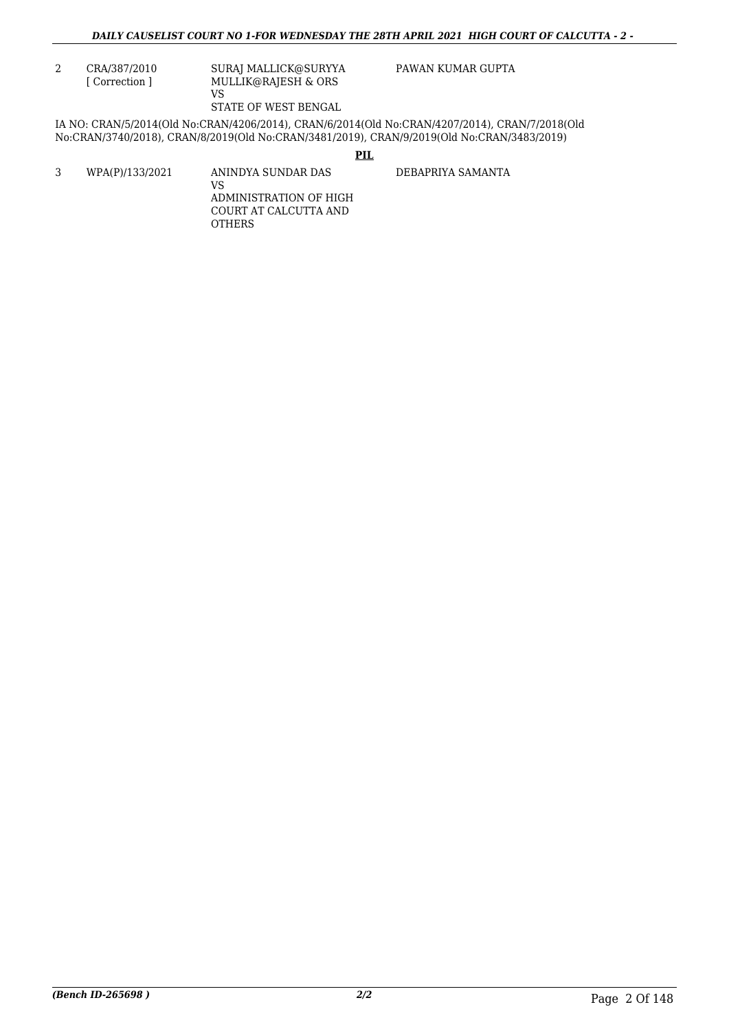| | | | |
|---|---|---|---|
| 2 | CRA/387/2010<br>[ Correction ] | SURAJ MALLICK@SURYYA MULLIK@RAJESH & ORS<br>VS<br>STATE OF WEST BENGAL | PAWAN KUMAR GUPTA |

IA NO: CRAN/5/2014(Old No:CRAN/4206/2014), CRAN/6/2014(Old No:CRAN/4207/2014), CRAN/7/2018(Old No:CRAN/3740/2018), CRAN/8/2019(Old No:CRAN/3481/2019), CRAN/9/2019(Old No:CRAN/3483/2019)

**PIL**

| | | | |
|---|---|---|---|
| 3 | WPA(P)/133/2021 | ANINDYA SUNDAR DAS<br>VS<br>ADMINISTRATION OF HIGH COURT AT CALCUTTA AND OTHERS | DEBAPRIYA SAMANTA |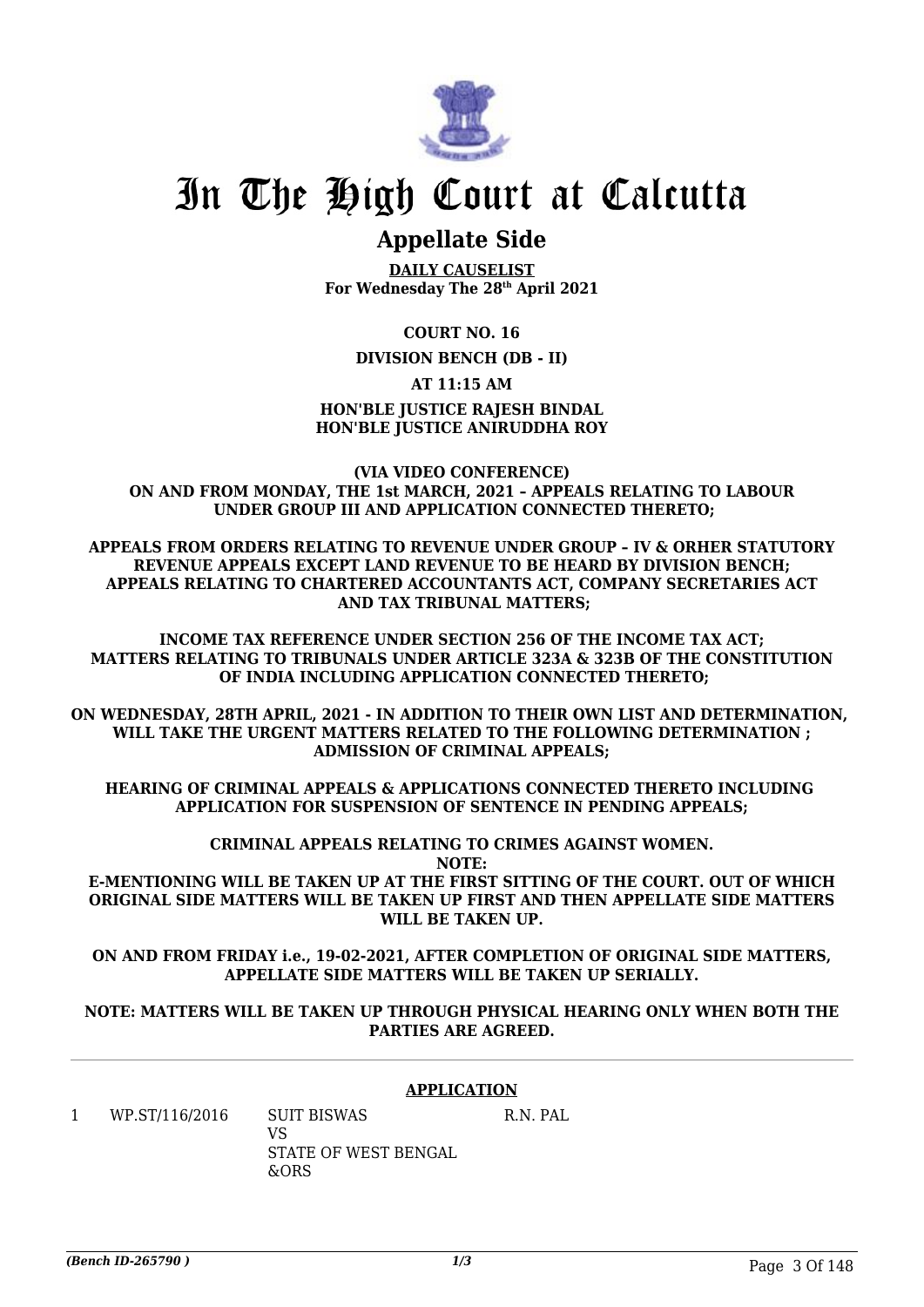# In The High Court at Calcutta

## Appellate Side

**DAILY CAUSELIST**
**For Wednesday The 28th April 2021**

**COURT NO. 16**

**DIVISION BENCH (DB - II)**

**AT 11:15 AM**

**HON'BLE JUSTICE RAJESH BINDAL**
**HON'BLE JUSTICE ANIRUDDHA ROY**

**(VIA VIDEO CONFERENCE)**
**ON AND FROM MONDAY, THE 1st MARCH, 2021 – APPEALS RELATING TO LABOUR UNDER GROUP III AND APPLICATION CONNECTED THERETO;**

**APPEALS FROM ORDERS RELATING TO REVENUE UNDER GROUP – IV & ORHER STATUTORY REVENUE APPEALS EXCEPT LAND REVENUE TO BE HEARD BY DIVISION BENCH; APPEALS RELATING TO CHARTERED ACCOUNTANTS ACT, COMPANY SECRETARIES ACT AND TAX TRIBUNAL MATTERS;**

**INCOME TAX REFERENCE UNDER SECTION 256 OF THE INCOME TAX ACT; MATTERS RELATING TO TRIBUNALS UNDER ARTICLE 323A & 323B OF THE CONSTITUTION OF INDIA INCLUDING APPLICATION CONNECTED THERETO;**

**ON WEDNESDAY, 28TH APRIL, 2021 - IN ADDITION TO THEIR OWN LIST AND DETERMINATION, WILL TAKE THE URGENT MATTERS RELATED TO THE FOLLOWING DETERMINATION ; ADMISSION OF CRIMINAL APPEALS;**

**HEARING OF CRIMINAL APPEALS & APPLICATIONS CONNECTED THERETO INCLUDING APPLICATION FOR SUSPENSION OF SENTENCE IN PENDING APPEALS;**

**CRIMINAL APPEALS RELATING TO CRIMES AGAINST WOMEN.**
**NOTE:**
**E-MENTIONING WILL BE TAKEN UP AT THE FIRST SITTING OF THE COURT. OUT OF WHICH ORIGINAL SIDE MATTERS WILL BE TAKEN UP FIRST AND THEN APPELLATE SIDE MATTERS WILL BE TAKEN UP.**

**ON AND FROM FRIDAY i.e., 19-02-2021, AFTER COMPLETION OF ORIGINAL SIDE MATTERS, APPELLATE SIDE MATTERS WILL BE TAKEN UP SERIALLY.**

**NOTE: MATTERS WILL BE TAKEN UP THROUGH PHYSICAL HEARING ONLY WHEN BOTH THE PARTIES ARE AGREED.**

---

**APPLICATION**

| | | | |
|---|---|---|---|
| 1 | WP.ST/116/2016 | SUIT BISWAS<br>VS<br>STATE OF WEST BENGAL &ORS | R.N. PAL |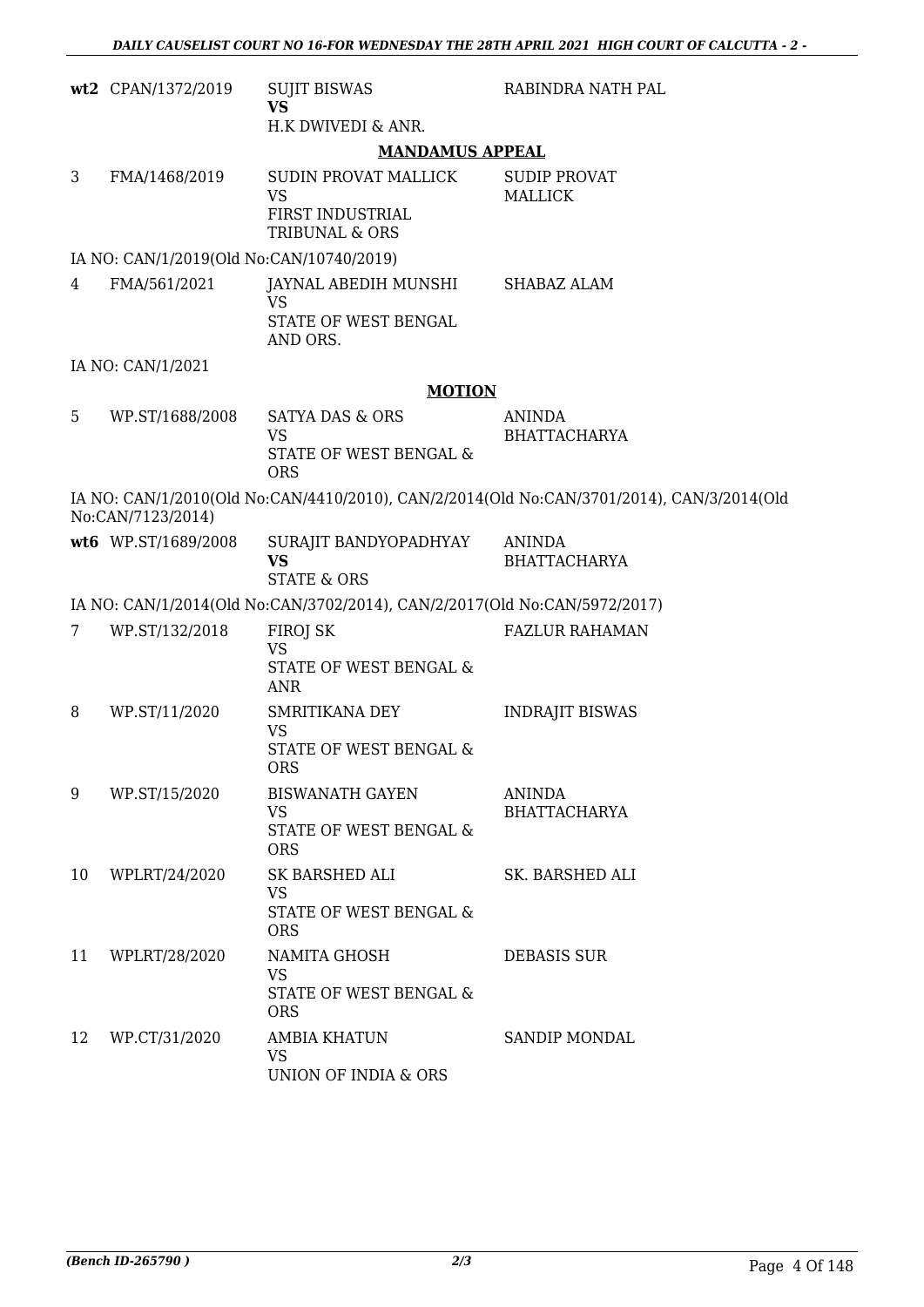| | | | |
|---|---|---|---|
| wt2 | CPAN/1372/2019 | SUJIT BISWAS<br>**VS**<br>H.K DWIVEDI & ANR. | RABINDRA NATH PAL |

**MANDAMUS APPEAL**

| | | | |
|---|---|---|---|
| 3 | FMA/1468/2019 | SUDIN PROVAT MALLICK<br>VS<br>FIRST INDUSTRIAL TRIBUNAL & ORS | SUDIP PROVAT MALLICK |

IA NO: CAN/1/2019(Old No:CAN/10740/2019)

| | | | |
|---|---|---|---|
| 4 | FMA/561/2021 | JAYNAL ABEDIH MUNSHI<br>VS<br>STATE OF WEST BENGAL AND ORS. | SHABAZ ALAM |

IA NO: CAN/1/2021

**MOTION**

| | | | |
|---|---|---|---|
| 5 | WP.ST/1688/2008 | SATYA DAS & ORS<br>VS<br>STATE OF WEST BENGAL & ORS | ANINDA BHATTACHARYA |

IA NO: CAN/1/2010(Old No:CAN/4410/2010), CAN/2/2014(Old No:CAN/3701/2014), CAN/3/2014(Old No:CAN/7123/2014)

| | | | |
|---|---|---|---|
| wt6 | WP.ST/1689/2008 | SURAJIT BANDYOPADHYAY<br>**VS**<br>STATE & ORS | ANINDA BHATTACHARYA |

IA NO: CAN/1/2014(Old No:CAN/3702/2014), CAN/2/2017(Old No:CAN/5972/2017)

| | | | |
|---|---|---|---|
| 7 | WP.ST/132/2018 | FIROJ SK<br>VS<br>STATE OF WEST BENGAL & ANR | FAZLUR RAHAMAN |
| 8 | WP.ST/11/2020 | SMRITIKANA DEY<br>VS<br>STATE OF WEST BENGAL & ORS | INDRAJIT BISWAS |
| 9 | WP.ST/15/2020 | BISWANATH GAYEN<br>VS<br>STATE OF WEST BENGAL & ORS | ANINDA BHATTACHARYA |
| 10 | WPLRT/24/2020 | SK BARSHED ALI<br>VS<br>STATE OF WEST BENGAL & ORS | SK. BARSHED ALI |
| 11 | WPLRT/28/2020 | NAMITA GHOSH<br>VS<br>STATE OF WEST BENGAL & ORS | DEBASIS SUR |
| 12 | WP.CT/31/2020 | AMBIA KHATUN<br>VS<br>UNION OF INDIA & ORS | SANDIP MONDAL |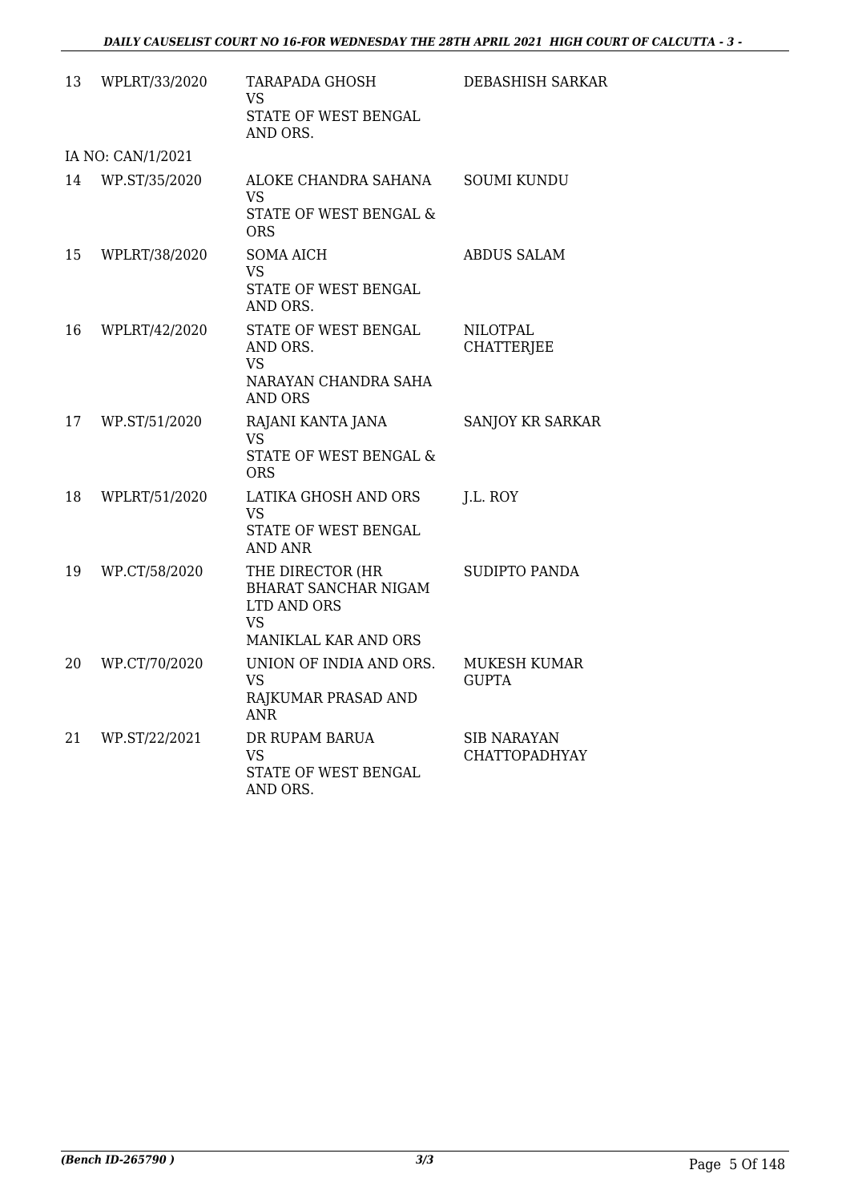| | | | |
|---|---|---|---|
| 13 | WPLRT/33/2020 | TARAPADA GHOSH<br>VS<br>STATE OF WEST BENGAL AND ORS. | DEBASHISH SARKAR |
| IA NO: CAN/1/2021 | | | |
| 14 | WP.ST/35/2020 | ALOKE CHANDRA SAHANA<br>VS<br>STATE OF WEST BENGAL & ORS | SOUMI KUNDU |
| 15 | WPLRT/38/2020 | SOMA AICH<br>VS<br>STATE OF WEST BENGAL AND ORS. | ABDUS SALAM |
| 16 | WPLRT/42/2020 | STATE OF WEST BENGAL AND ORS.<br>VS<br>NARAYAN CHANDRA SAHA AND ORS | NILOTPAL CHATTERJEE |
| 17 | WP.ST/51/2020 | RAJANI KANTA JANA<br>VS<br>STATE OF WEST BENGAL & ORS | SANJOY KR SARKAR |
| 18 | WPLRT/51/2020 | LATIKA GHOSH AND ORS<br>VS<br>STATE OF WEST BENGAL AND ANR | J.L. ROY |
| 19 | WP.CT/58/2020 | THE DIRECTOR (HR BHARAT SANCHAR NIGAM LTD AND ORS<br>VS<br>MANIKLAL KAR AND ORS | SUDIPTO PANDA |
| 20 | WP.CT/70/2020 | UNION OF INDIA AND ORS.<br>VS<br>RAJKUMAR PRASAD AND ANR | MUKESH KUMAR GUPTA |
| 21 | WP.ST/22/2021 | DR RUPAM BARUA<br>VS<br>STATE OF WEST BENGAL AND ORS. | SIB NARAYAN CHATTOPADHYAY |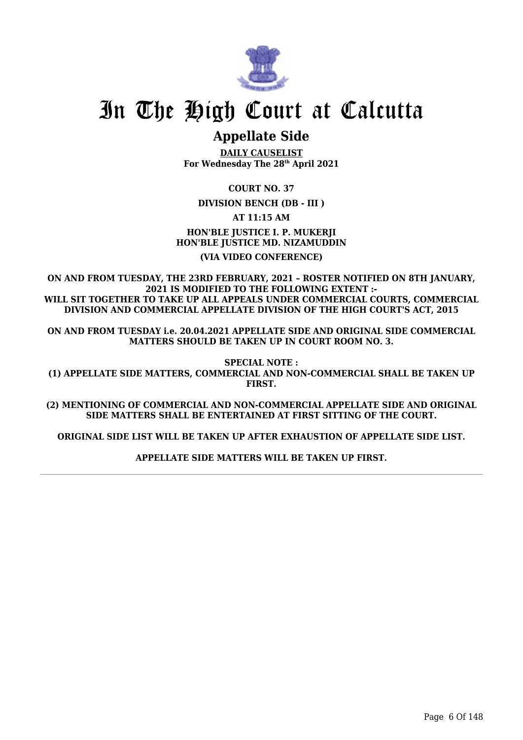# In The High Court at Calcutta

## Appellate Side

**DAILY CAUSELIST**
**For Wednesday The 28th April 2021**

**COURT NO. 37**

**DIVISION BENCH (DB - III )**

**AT 11:15 AM**

**HON'BLE JUSTICE I. P. MUKERJI**
**HON'BLE JUSTICE MD. NIZAMUDDIN**

**(VIA VIDEO CONFERENCE)**

**ON AND FROM TUESDAY, THE 23RD FEBRUARY, 2021 – ROSTER NOTIFIED ON 8TH JANUARY, 2021 IS MODIFIED TO THE FOLLOWING EXTENT :-**
**WILL SIT TOGETHER TO TAKE UP ALL APPEALS UNDER COMMERCIAL COURTS, COMMERCIAL DIVISION AND COMMERCIAL APPELLATE DIVISION OF THE HIGH COURT'S ACT, 2015**

**ON AND FROM TUESDAY i.e. 20.04.2021 APPELLATE SIDE AND ORIGINAL SIDE COMMERCIAL MATTERS SHOULD BE TAKEN UP IN COURT ROOM NO. 3.**

**SPECIAL NOTE :**
**(1) APPELLATE SIDE MATTERS, COMMERCIAL AND NON-COMMERCIAL SHALL BE TAKEN UP FIRST.**

**(2) MENTIONING OF COMMERCIAL AND NON-COMMERCIAL APPELLATE SIDE AND ORIGINAL SIDE MATTERS SHALL BE ENTERTAINED AT FIRST SITTING OF THE COURT.**

**ORIGINAL SIDE LIST WILL BE TAKEN UP AFTER EXHAUSTION OF APPELLATE SIDE LIST.**

**APPELLATE SIDE MATTERS WILL BE TAKEN UP FIRST.**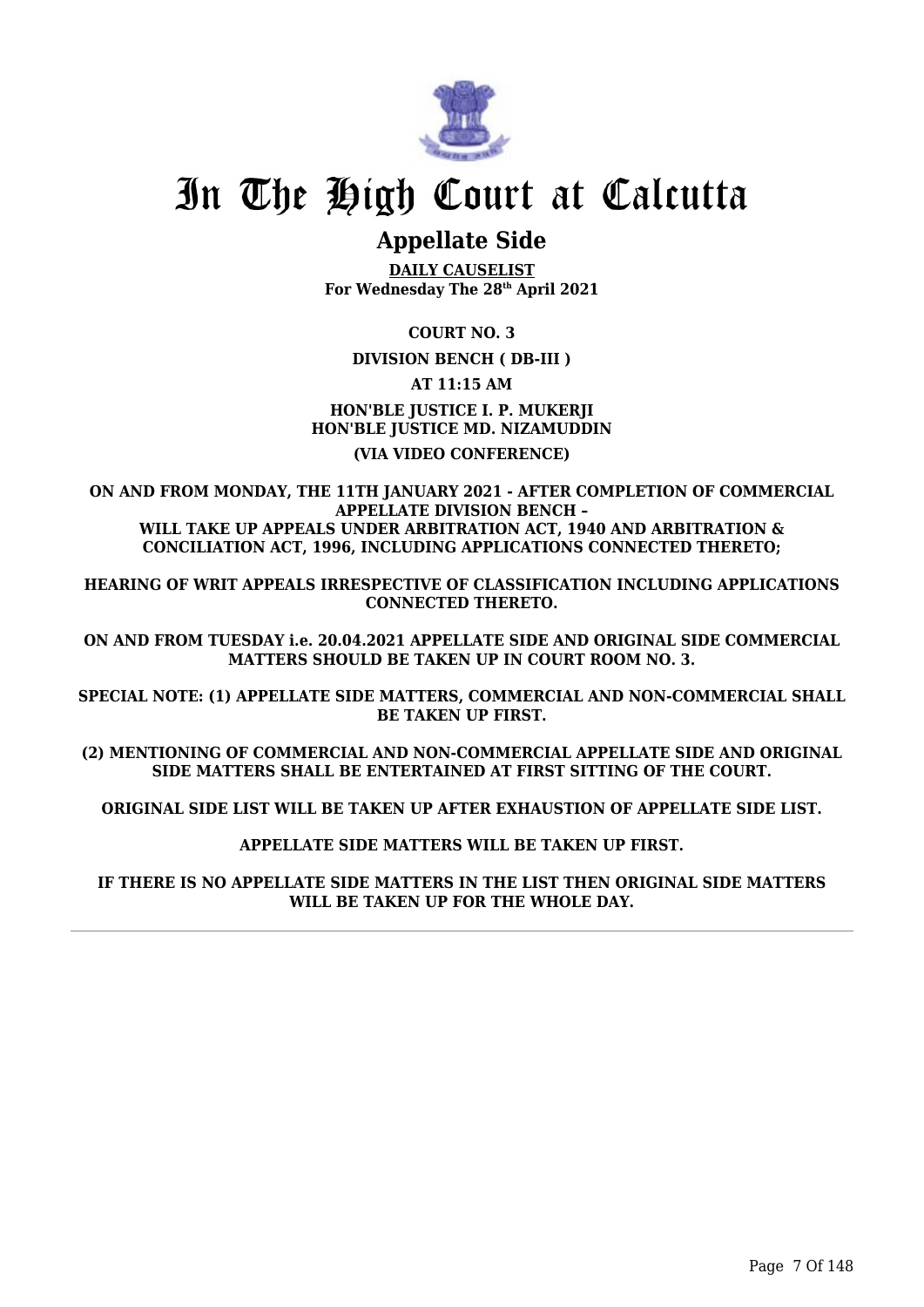# In The High Court at Calcutta

## Appellate Side

**DAILY CAUSELIST**
**For Wednesday The 28th April 2021**

**COURT NO. 3**

**DIVISION BENCH ( DB-III )**

**AT 11:15 AM**

**HON'BLE JUSTICE I. P. MUKERJI**
**HON'BLE JUSTICE MD. NIZAMUDDIN**

**(VIA VIDEO CONFERENCE)**

**ON AND FROM MONDAY, THE 11TH JANUARY 2021 - AFTER COMPLETION OF COMMERCIAL APPELLATE DIVISION BENCH – WILL TAKE UP APPEALS UNDER ARBITRATION ACT, 1940 AND ARBITRATION & CONCILIATION ACT, 1996, INCLUDING APPLICATIONS CONNECTED THERETO;**

**HEARING OF WRIT APPEALS IRRESPECTIVE OF CLASSIFICATION INCLUDING APPLICATIONS CONNECTED THERETO.**

**ON AND FROM TUESDAY i.e. 20.04.2021 APPELLATE SIDE AND ORIGINAL SIDE COMMERCIAL MATTERS SHOULD BE TAKEN UP IN COURT ROOM NO. 3.**

**SPECIAL NOTE: (1) APPELLATE SIDE MATTERS, COMMERCIAL AND NON-COMMERCIAL SHALL BE TAKEN UP FIRST.**

**(2) MENTIONING OF COMMERCIAL AND NON-COMMERCIAL APPELLATE SIDE AND ORIGINAL SIDE MATTERS SHALL BE ENTERTAINED AT FIRST SITTING OF THE COURT.**

**ORIGINAL SIDE LIST WILL BE TAKEN UP AFTER EXHAUSTION OF APPELLATE SIDE LIST.**

**APPELLATE SIDE MATTERS WILL BE TAKEN UP FIRST.**

**IF THERE IS NO APPELLATE SIDE MATTERS IN THE LIST THEN ORIGINAL SIDE MATTERS WILL BE TAKEN UP FOR THE WHOLE DAY.**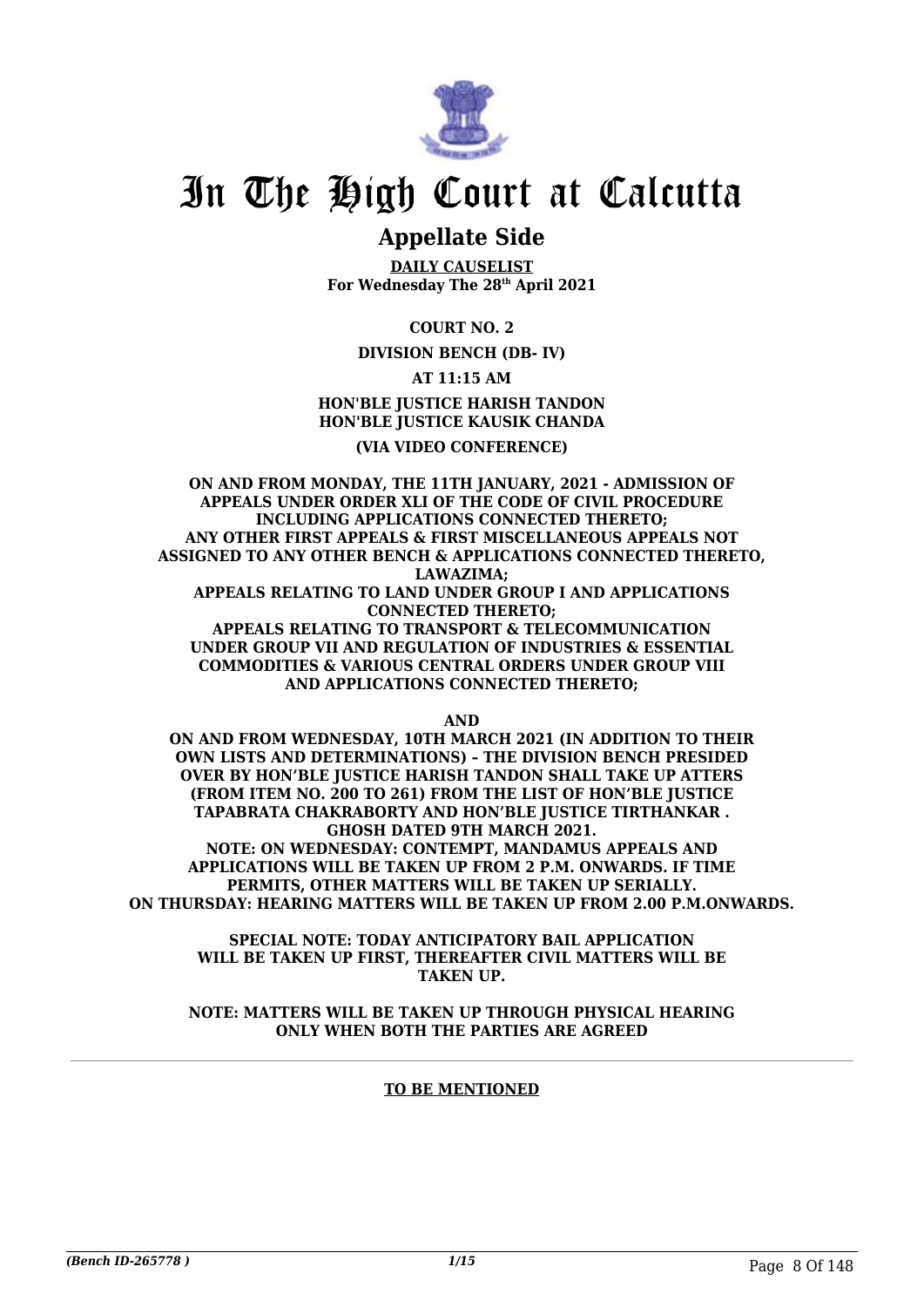# In The High Court at Calcutta

## Appellate Side

**DAILY CAUSELIST**
**For Wednesday The 28th April 2021**

**COURT NO. 2**

**DIVISION BENCH (DB- IV)**

**AT 11:15 AM**

**HON'BLE JUSTICE HARISH TANDON**
**HON'BLE JUSTICE KAUSIK CHANDA**

**(VIA VIDEO CONFERENCE)**

**ON AND FROM MONDAY, THE 11TH JANUARY, 2021 - ADMISSION OF APPEALS UNDER ORDER XLI OF THE CODE OF CIVIL PROCEDURE INCLUDING APPLICATIONS CONNECTED THERETO; ANY OTHER FIRST APPEALS & FIRST MISCELLANEOUS APPEALS NOT ASSIGNED TO ANY OTHER BENCH & APPLICATIONS CONNECTED THERETO, LAWAZIMA; APPEALS RELATING TO LAND UNDER GROUP I AND APPLICATIONS CONNECTED THERETO; APPEALS RELATING TO TRANSPORT & TELECOMMUNICATION UNDER GROUP VII AND REGULATION OF INDUSTRIES & ESSENTIAL COMMODITIES & VARIOUS CENTRAL ORDERS UNDER GROUP VIII AND APPLICATIONS CONNECTED THERETO;**

**AND**

**ON AND FROM WEDNESDAY, 10TH MARCH 2021 (IN ADDITION TO THEIR OWN LISTS AND DETERMINATIONS) – THE DIVISION BENCH PRESIDED OVER BY HON'BLE JUSTICE HARISH TANDON SHALL TAKE UP ATTERS (FROM ITEM NO. 200 TO 261) FROM THE LIST OF HON'BLE JUSTICE TAPABRATA CHAKRABORTY AND HON'BLE JUSTICE TIRTHANKAR . GHOSH DATED 9TH MARCH 2021.**
**NOTE: ON WEDNESDAY: CONTEMPT, MANDAMUS APPEALS AND APPLICATIONS WILL BE TAKEN UP FROM 2 P.M. ONWARDS. IF TIME PERMITS, OTHER MATTERS WILL BE TAKEN UP SERIALLY.**
**ON THURSDAY: HEARING MATTERS WILL BE TAKEN UP FROM 2.00 P.M.ONWARDS.**

**SPECIAL NOTE: TODAY ANTICIPATORY BAIL APPLICATION WILL BE TAKEN UP FIRST, THEREAFTER CIVIL MATTERS WILL BE TAKEN UP.**

**NOTE: MATTERS WILL BE TAKEN UP THROUGH PHYSICAL HEARING ONLY WHEN BOTH THE PARTIES ARE AGREED**

**TO BE MENTIONED**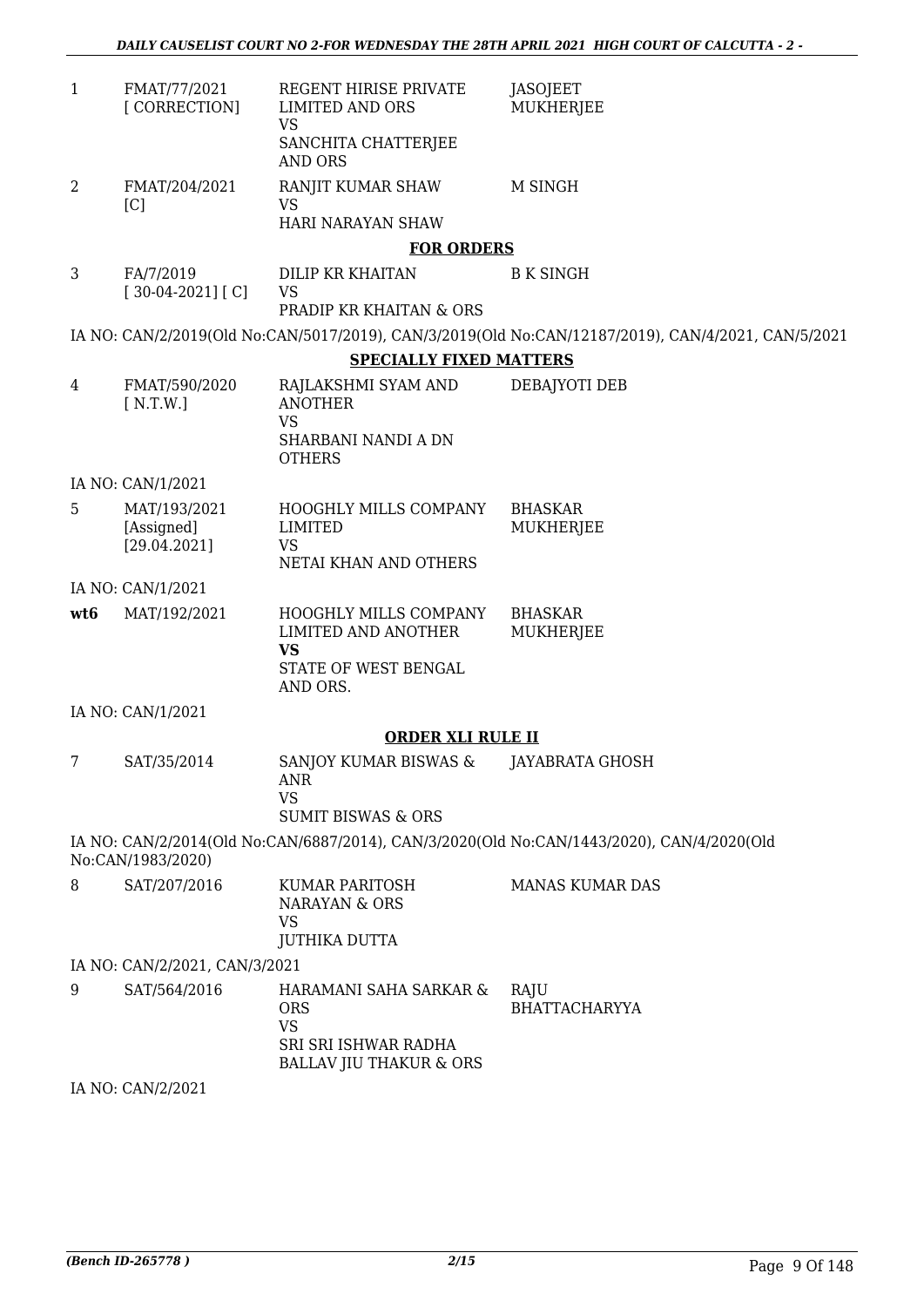| | | | |
|---|---|---|---|
| 1 | FMAT/77/2021 [ CORRECTION] | REGENT HIRISE PRIVATE LIMITED AND ORS VS SANCHITA CHATTERJEE AND ORS | JASOJEET MUKHERJEE |
| 2 | FMAT/204/2021 [C] | RANJIT KUMAR SHAW VS HARI NARAYAN SHAW | M SINGH |

**FOR ORDERS**

| | | | |
|---|---|---|---|
| 3 | FA/7/2019 [ 30-04-2021] [ C] | DILIP KR KHAITAN VS PRADIP KR KHAITAN & ORS | B K SINGH |

IA NO: CAN/2/2019(Old No:CAN/5017/2019), CAN/3/2019(Old No:CAN/12187/2019), CAN/4/2021, CAN/5/2021

**SPECIALLY FIXED MATTERS**

| | | | |
|---|---|---|---|
| 4 | FMAT/590/2020 [ N.T.W.] | RAJLAKSHMI SYAM AND ANOTHER VS SHARBANI NANDI A DN OTHERS | DEBAJYOTI DEB |

IA NO: CAN/1/2021

| | | | |
|---|---|---|---|
| 5 | MAT/193/2021 [Assigned] [29.04.2021] | HOOGHLY MILLS COMPANY LIMITED VS NETAI KHAN AND OTHERS | BHASKAR MUKHERJEE |

IA NO: CAN/1/2021

| | | | |
|---|---|---|---|
| **wt6** | MAT/192/2021 | HOOGHLY MILLS COMPANY LIMITED AND ANOTHER **VS** STATE OF WEST BENGAL AND ORS. | BHASKAR MUKHERJEE |

IA NO: CAN/1/2021

**ORDER XLI RULE II**

| | | | |
|---|---|---|---|
| 7 | SAT/35/2014 | SANJOY KUMAR BISWAS & ANR VS SUMIT BISWAS & ORS | JAYABRATA GHOSH |

IA NO: CAN/2/2014(Old No:CAN/6887/2014), CAN/3/2020(Old No:CAN/1443/2020), CAN/4/2020(Old No:CAN/1983/2020)

| | | | |
|---|---|---|---|
| 8 | SAT/207/2016 | KUMAR PARITOSH NARAYAN & ORS VS JUTHIKA DUTTA | MANAS KUMAR DAS |

IA NO: CAN/2/2021, CAN/3/2021

| | | | |
|---|---|---|---|
| 9 | SAT/564/2016 | HARAMANI SAHA SARKAR & ORS VS SRI SRI ISHWAR RADHA BALLAV JIU THAKUR & ORS | RAJU BHATTACHARYYA |

IA NO: CAN/2/2021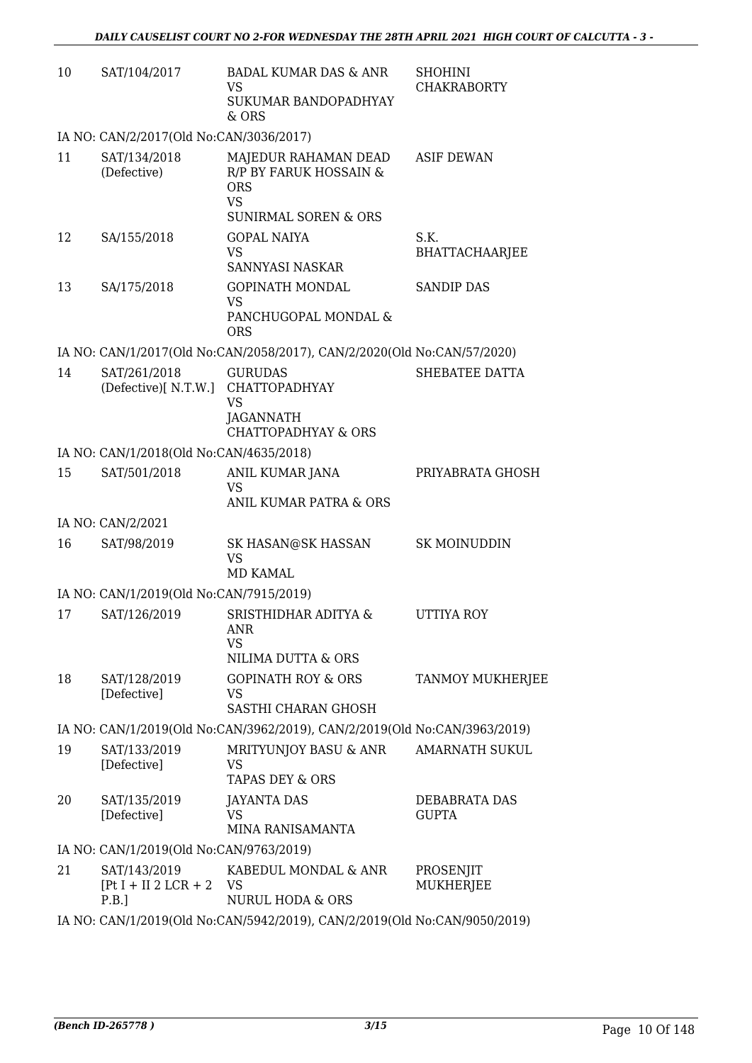| | | | |
|---|---|---|---|
| 10 | SAT/104/2017 | BADAL KUMAR DAS & ANR<br>VS<br>SUKUMAR BANDOPADHYAY & ORS | SHOHINI CHAKRABORTY |
| IA NO: CAN/2/2017(Old No:CAN/3036/2017) | | | |
| 11 | SAT/134/2018 (Defective) | MAJEDUR RAHAMAN DEAD R/P BY FARUK HOSSAIN & ORS<br>VS<br>SUNIRMAL SOREN & ORS | ASIF DEWAN |
| 12 | SA/155/2018 | GOPAL NAIYA<br>VS<br>SANNYASI NASKAR | S.K. BHATTACHAARJEE |
| 13 | SA/175/2018 | GOPINATH MONDAL<br>VS<br>PANCHUGOPAL MONDAL & ORS | SANDIP DAS |
| IA NO: CAN/1/2017(Old No:CAN/2058/2017), CAN/2/2020(Old No:CAN/57/2020) | | | |
| 14 | SAT/261/2018 (Defective)[ N.T.W.] | GURUDAS CHATTOPADHYAY<br>VS<br>JAGANNATH CHATTOPADHYAY & ORS | SHEBATEE DATTA |
| IA NO: CAN/1/2018(Old No:CAN/4635/2018) | | | |
| 15 | SAT/501/2018 | ANIL KUMAR JANA<br>VS<br>ANIL KUMAR PATRA & ORS | PRIYABRATA GHOSH |
| IA NO: CAN/2/2021 | | | |
| 16 | SAT/98/2019 | SK HASAN@SK HASSAN<br>VS<br>MD KAMAL | SK MOINUDDIN |
| IA NO: CAN/1/2019(Old No:CAN/7915/2019) | | | |
| 17 | SAT/126/2019 | SRISTHIDHAR ADITYA & ANR<br>VS<br>NILIMA DUTTA & ORS | UTTIYA ROY |
| 18 | SAT/128/2019 [Defective] | GOPINATH ROY & ORS<br>VS<br>SASTHI CHARAN GHOSH | TANMOY MUKHERJEE |
| IA NO: CAN/1/2019(Old No:CAN/3962/2019), CAN/2/2019(Old No:CAN/3963/2019) | | | |
| 19 | SAT/133/2019 [Defective] | MRITYUNJOY BASU & ANR<br>VS<br>TAPAS DEY & ORS | AMARNATH SUKUL |
| 20 | SAT/135/2019 [Defective] | JAYANTA DAS<br>VS<br>MINA RANISAMANTA | DEBABRATA DAS GUPTA |
| IA NO: CAN/1/2019(Old No:CAN/9763/2019) | | | |
| 21 | SAT/143/2019 [Pt I + II 2 LCR + 2 P.B.] | KABEDUL MONDAL & ANR<br>VS<br>NURUL HODA & ORS | PROSENJIT MUKHERJEE |
| IA NO: CAN/1/2019(Old No:CAN/5942/2019), CAN/2/2019(Old No:CAN/9050/2019) | | | |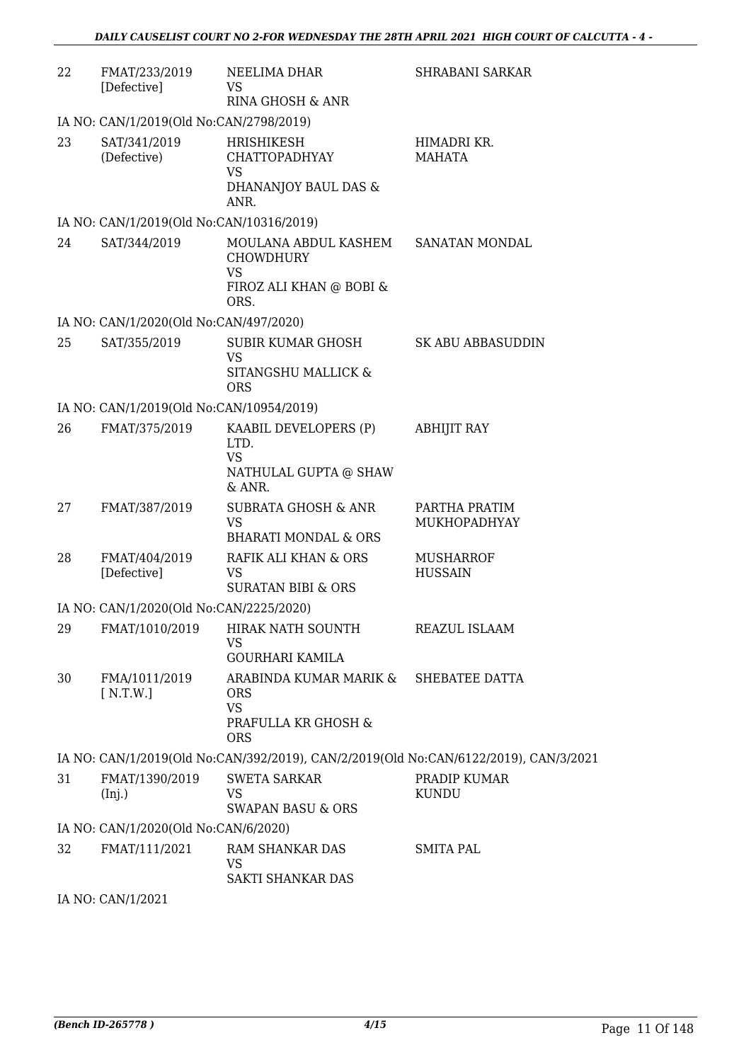| 22 | FMAT/233/2019 [Defective] | NEELIMA DHAR VS RINA GHOSH & ANR | SHRABANI SARKAR |
|---|---|---|---|

IA NO: CAN/1/2019(Old No:CAN/2798/2019)

| 23 | SAT/341/2019 (Defective) | HRISHIKESH CHATTOPADHYAY VS DHANANJOY BAUL DAS & ANR. | HIMADRI KR. MAHATA |
|---|---|---|---|

IA NO: CAN/1/2019(Old No:CAN/10316/2019)

| 24 | SAT/344/2019 | MOULANA ABDUL KASHEM CHOWDHURY VS FIROZ ALI KHAN @ BOBI & ORS. | SANATAN MONDAL |
|---|---|---|---|

IA NO: CAN/1/2020(Old No:CAN/497/2020)

| 25 | SAT/355/2019 | SUBIR KUMAR GHOSH VS SITANGSHU MALLICK & ORS | SK ABU ABBASUDDIN |
|---|---|---|---|

IA NO: CAN/1/2019(Old No:CAN/10954/2019)

| 26 | FMAT/375/2019 | KAABIL DEVELOPERS (P) LTD. VS NATHULAL GUPTA @ SHAW & ANR. | ABHIJIT RAY |
|---|---|---|---|
| 27 | FMAT/387/2019 | SUBRATA GHOSH & ANR VS BHARATI MONDAL & ORS | PARTHA PRATIM MUKHOPADHYAY |
| 28 | FMAT/404/2019 [Defective] | RAFIK ALI KHAN & ORS VS SURATAN BIBI & ORS | MUSHARROF HUSSAIN |

IA NO: CAN/1/2020(Old No:CAN/2225/2020)

| 29 | FMAT/1010/2019 | HIRAK NATH SOUNTH VS GOURHARI KAMILA | REAZUL ISLAAM |
|---|---|---|---|
| 30 | FMA/1011/2019 [ N.T.W.] | ARABINDA KUMAR MARIK & ORS VS PRAFULLA KR GHOSH & ORS | SHEBATEE DATTA |

IA NO: CAN/1/2019(Old No:CAN/392/2019), CAN/2/2019(Old No:CAN/6122/2019), CAN/3/2021

| 31 | FMAT/1390/2019 (Inj.) | SWETA SARKAR VS SWAPAN BASU & ORS | PRADIP KUMAR KUNDU |
|---|---|---|---|

IA NO: CAN/1/2020(Old No:CAN/6/2020)

| 32 | FMAT/111/2021 | RAM SHANKAR DAS VS SAKTI SHANKAR DAS | SMITA PAL |
|---|---|---|---|

IA NO: CAN/1/2021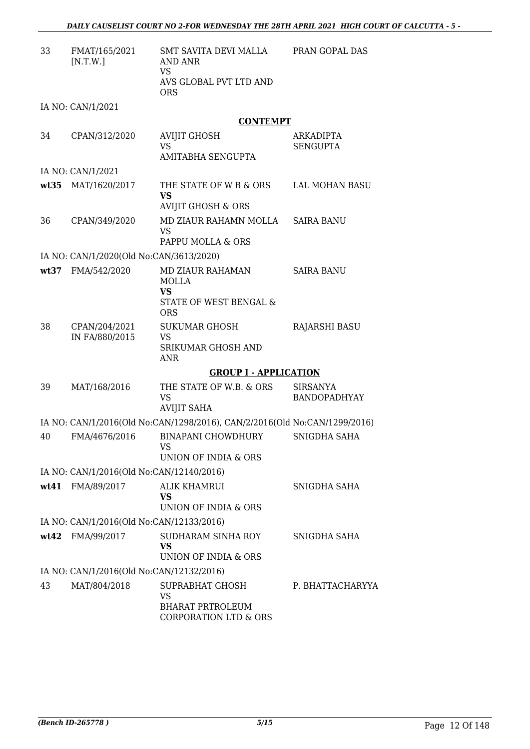| | | | |
|---|---|---|---|
| 33 | FMAT/165/2021 [N.T.W.] | SMT SAVITA DEVI MALLA AND ANR<br>VS<br>AVS GLOBAL PVT LTD AND ORS | PRAN GOPAL DAS |
| | IA NO: CAN/1/2021 | | |

**CONTEMPT**

| | | | |
|---|---|---|---|
| 34 | CPAN/312/2020 | AVIJIT GHOSH<br>VS<br>AMITABHA SENGUPTA | ARKADIPTA SENGUPTA |
| | IA NO: CAN/1/2021 | | |
| **wt35** | MAT/1620/2017 | THE STATE OF W B & ORS<br>**VS**<br>AVIJIT GHOSH & ORS | LAL MOHAN BASU |
| 36 | CPAN/349/2020 | MD ZIAUR RAHAMN MOLLA<br>VS<br>PAPPU MOLLA & ORS | SAIRA BANU |
| | IA NO: CAN/1/2020(Old No:CAN/3613/2020) | | |
| **wt37** | FMA/542/2020 | MD ZIAUR RAHAMAN MOLLA<br>**VS**<br>STATE OF WEST BENGAL & ORS | SAIRA BANU |
| 38 | CPAN/204/2021 IN FA/880/2015 | SUKUMAR GHOSH<br>VS<br>SRIKUMAR GHOSH AND ANR | RAJARSHI BASU |

**GROUP I - APPLICATION**

| | | | |
|---|---|---|---|
| 39 | MAT/168/2016 | THE STATE OF W.B. & ORS<br>VS<br>AVIJIT SAHA | SIRSANYA BANDOPADHYAY |
| | IA NO: CAN/1/2016(Old No:CAN/1298/2016), CAN/2/2016(Old No:CAN/1299/2016) | | |
| 40 | FMA/4676/2016 | BINAPANI CHOWDHURY<br>VS<br>UNION OF INDIA & ORS | SNIGDHA SAHA |
| | IA NO: CAN/1/2016(Old No:CAN/12140/2016) | | |
| **wt41** | FMA/89/2017 | ALIK KHAMRUI<br>**VS**<br>UNION OF INDIA & ORS | SNIGDHA SAHA |
| | IA NO: CAN/1/2016(Old No:CAN/12133/2016) | | |
| **wt42** | FMA/99/2017 | SUDHARAM SINHA ROY<br>**VS**<br>UNION OF INDIA & ORS | SNIGDHA SAHA |
| | IA NO: CAN/1/2016(Old No:CAN/12132/2016) | | |
| 43 | MAT/804/2018 | SUPRABHAT GHOSH<br>VS<br>BHARAT PRTROLEUM CORPORATION LTD & ORS | P. BHATTACHARYYA |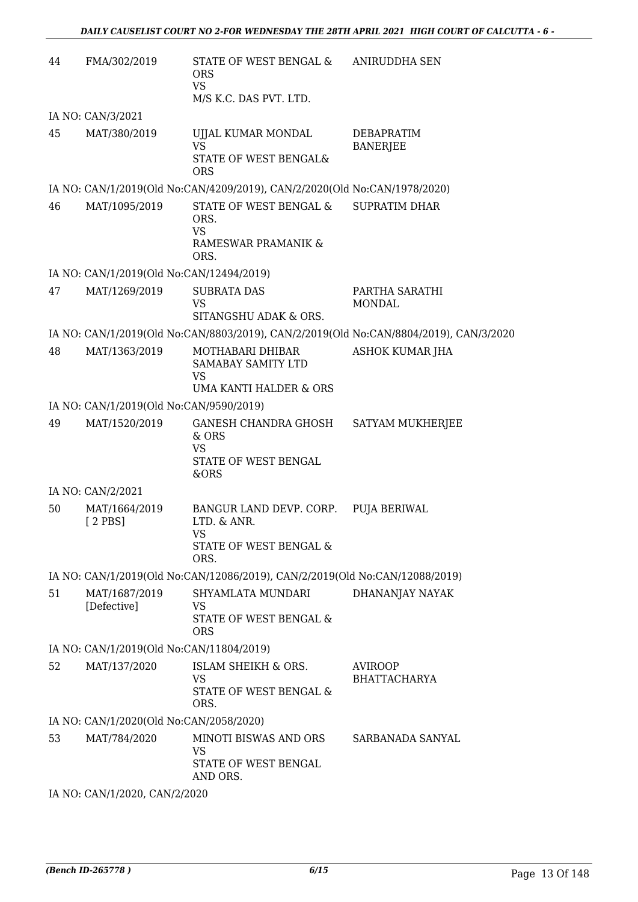| | | | |
|---|---|---|---|
| 44 | FMA/302/2019 | STATE OF WEST BENGAL & ORS<br>VS<br>M/S K.C. DAS PVT. LTD. | ANIRUDDHA SEN |
| IA NO: CAN/3/2021 | | | |
| 45 | MAT/380/2019 | UJJAL KUMAR MONDAL<br>VS<br>STATE OF WEST BENGAL& ORS | DEBAPRATIM BANERJEE |
| IA NO: CAN/1/2019(Old No:CAN/4209/2019), CAN/2/2020(Old No:CAN/1978/2020) | | | |
| 46 | MAT/1095/2019 | STATE OF WEST BENGAL & ORS.<br>VS<br>RAMESWAR PRAMANIK & ORS. | SUPRATIM DHAR |
| IA NO: CAN/1/2019(Old No:CAN/12494/2019) | | | |
| 47 | MAT/1269/2019 | SUBRATA DAS<br>VS<br>SITANGSHU ADAK & ORS. | PARTHA SARATHI MONDAL |
| IA NO: CAN/1/2019(Old No:CAN/8803/2019), CAN/2/2019(Old No:CAN/8804/2019), CAN/3/2020 | | | |
| 48 | MAT/1363/2019 | MOTHABARI DHIBAR SAMABAY SAMITY LTD<br>VS<br>UMA KANTI HALDER & ORS | ASHOK KUMAR JHA |
| IA NO: CAN/1/2019(Old No:CAN/9590/2019) | | | |
| 49 | MAT/1520/2019 | GANESH CHANDRA GHOSH & ORS<br>VS<br>STATE OF WEST BENGAL &ORS | SATYAM MUKHERJEE |
| IA NO: CAN/2/2021 | | | |
| 50 | MAT/1664/2019 [ 2 PBS] | BANGUR LAND DEVP. CORP. LTD. & ANR.<br>VS<br>STATE OF WEST BENGAL & ORS. | PUJA BERIWAL |
| IA NO: CAN/1/2019(Old No:CAN/12086/2019), CAN/2/2019(Old No:CAN/12088/2019) | | | |
| 51 | MAT/1687/2019 [Defective] | SHYAMLATA MUNDARI<br>VS<br>STATE OF WEST BENGAL & ORS | DHANANJAY NAYAK |
| IA NO: CAN/1/2019(Old No:CAN/11804/2019) | | | |
| 52 | MAT/137/2020 | ISLAM SHEIKH & ORS.<br>VS<br>STATE OF WEST BENGAL & ORS. | AVIROOP BHATTACHARYA |
| IA NO: CAN/1/2020(Old No:CAN/2058/2020) | | | |
| 53 | MAT/784/2020 | MINOTI BISWAS AND ORS<br>VS<br>STATE OF WEST BENGAL AND ORS. | SARBANADA SANYAL |
| IA NO: CAN/1/2020, CAN/2/2020 | | | |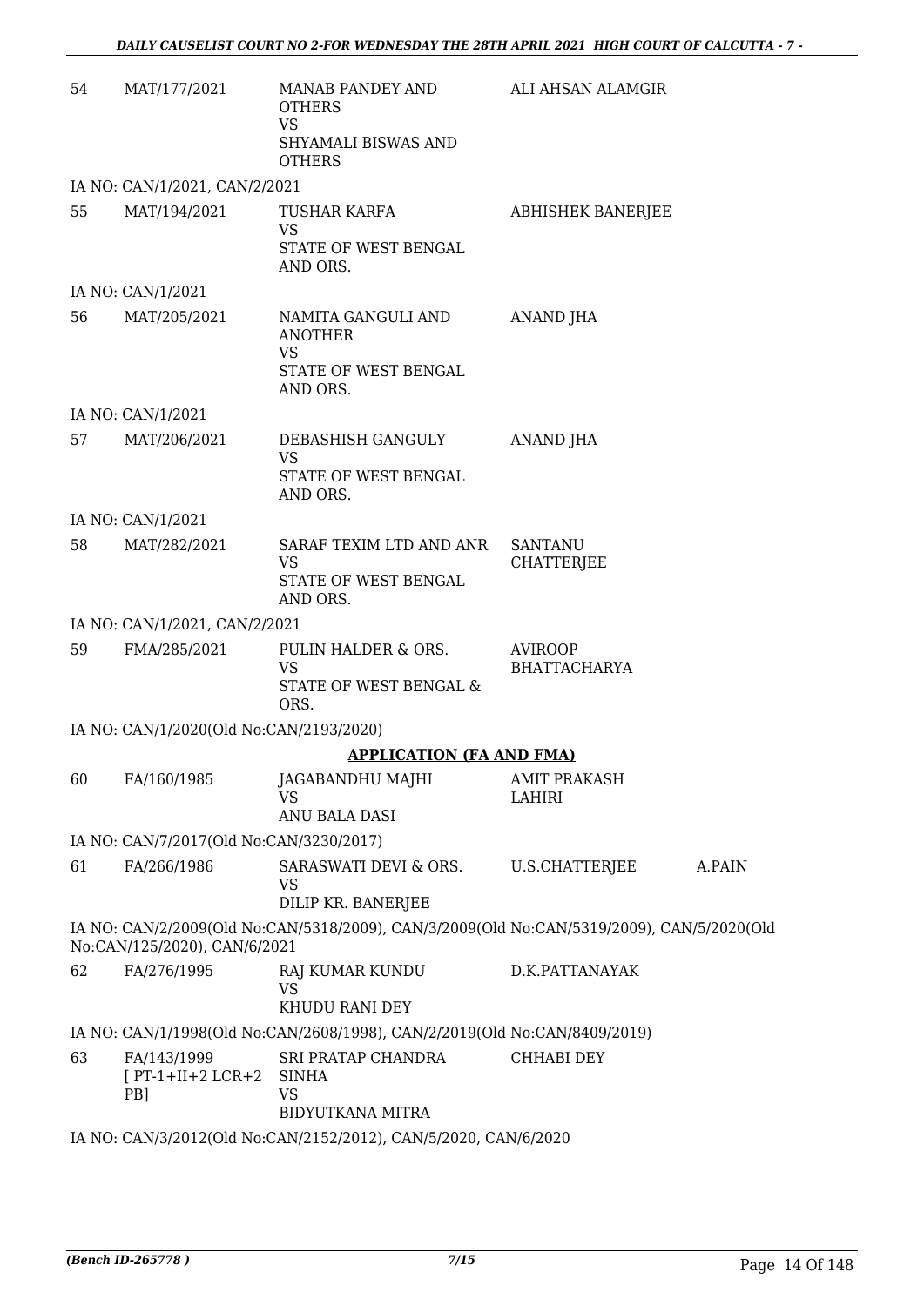| 54 | MAT/177/2021 | MANAB PANDEY AND OTHERS<br>VS<br>SHYAMALI BISWAS AND OTHERS | ALI AHSAN ALAMGIR | |
|---|---|---|---|---|

IA NO: CAN/1/2021, CAN/2/2021

| 55 | MAT/194/2021 | TUSHAR KARFA<br>VS<br>STATE OF WEST BENGAL AND ORS. | ABHISHEK BANERJEE | |
|---|---|---|---|---|

IA NO: CAN/1/2021

| 56 | MAT/205/2021 | NAMITA GANGULI AND ANOTHER<br>VS<br>STATE OF WEST BENGAL AND ORS. | ANAND JHA | |
|---|---|---|---|---|

IA NO: CAN/1/2021

| 57 | MAT/206/2021 | DEBASHISH GANGULY<br>VS<br>STATE OF WEST BENGAL AND ORS. | ANAND JHA | |
|---|---|---|---|---|

IA NO: CAN/1/2021

| 58 | MAT/282/2021 | SARAF TEXIM LTD AND ANR<br>VS<br>STATE OF WEST BENGAL AND ORS. | SANTANU CHATTERJEE | |
|---|---|---|---|---|

IA NO: CAN/1/2021, CAN/2/2021

| 59 | FMA/285/2021 | PULIN HALDER & ORS.<br>VS<br>STATE OF WEST BENGAL & ORS. | AVIROOP BHATTACHARYA | |
|---|---|---|---|---|

IA NO: CAN/1/2020(Old No:CAN/2193/2020)

## APPLICATION (FA AND FMA)

| 60 | FA/160/1985 | JAGABANDHU MAJHI<br>VS<br>ANU BALA DASI | AMIT PRAKASH LAHIRI | |
|---|---|---|---|---|

IA NO: CAN/7/2017(Old No:CAN/3230/2017)

| 61 | FA/266/1986 | SARASWATI DEVI & ORS.<br>VS<br>DILIP KR. BANERJEE | U.S.CHATTERJEE | A.PAIN |
|---|---|---|---|---|

IA NO: CAN/2/2009(Old No:CAN/5318/2009), CAN/3/2009(Old No:CAN/5319/2009), CAN/5/2020(Old No:CAN/125/2020), CAN/6/2021

| 62 | FA/276/1995 | RAJ KUMAR KUNDU<br>VS<br>KHUDU RANI DEY | D.K.PATTANAYAK | |
|---|---|---|---|---|

IA NO: CAN/1/1998(Old No:CAN/2608/1998), CAN/2/2019(Old No:CAN/8409/2019)

| 63 | FA/143/1999<br>[ PT-1+II+2 LCR+2 PB] | SRI PRATAP CHANDRA SINHA<br>VS<br>BIDYUTKANA MITRA | CHHABI DEY | |
|---|---|---|---|---|

IA NO: CAN/3/2012(Old No:CAN/2152/2012), CAN/5/2020, CAN/6/2020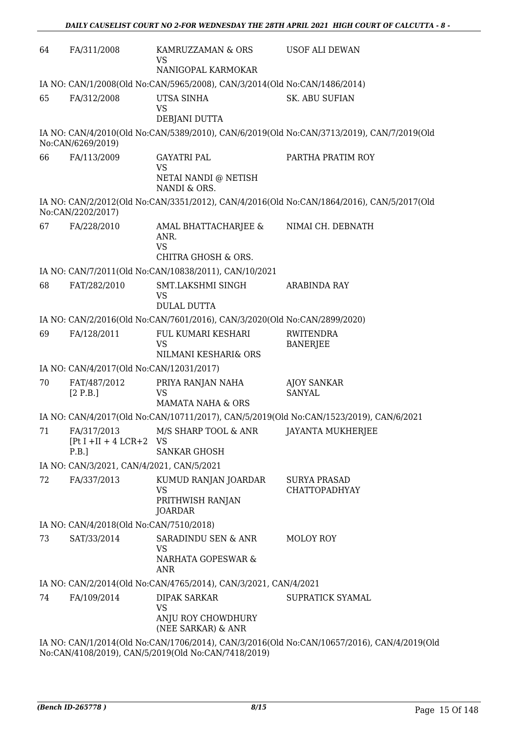| | | | |
|---|---|---|---|
| 64 | FA/311/2008 | KAMRUZZAMAN & ORS<br>VS<br>NANIGOPAL KARMOKAR | USOF ALI DEWAN |
| | IA NO: CAN/1/2008(Old No:CAN/5965/2008), CAN/3/2014(Old No:CAN/1486/2014) | | |
| 65 | FA/312/2008 | UTSA SINHA<br>VS<br>DEBJANI DUTTA | SK. ABU SUFIAN |
| | IA NO: CAN/4/2010(Old No:CAN/5389/2010), CAN/6/2019(Old No:CAN/3713/2019), CAN/7/2019(Old No:CAN/6269/2019) | | |
| 66 | FA/113/2009 | GAYATRI PAL<br>VS<br>NETAI NANDI @ NETISH NANDI & ORS. | PARTHA PRATIM ROY |
| | IA NO: CAN/2/2012(Old No:CAN/3351/2012), CAN/4/2016(Old No:CAN/1864/2016), CAN/5/2017(Old No:CAN/2202/2017) | | |
| 67 | FA/228/2010 | AMAL BHATTACHARJEE & ANR.<br>VS<br>CHITRA GHOSH & ORS. | NIMAI CH. DEBNATH |
| | IA NO: CAN/7/2011(Old No:CAN/10838/2011), CAN/10/2021 | | |
| 68 | FAT/282/2010 | SMT.LAKSHMI SINGH<br>VS<br>DULAL DUTTA | ARABINDA RAY |
| | IA NO: CAN/2/2016(Old No:CAN/7601/2016), CAN/3/2020(Old No:CAN/2899/2020) | | |
| 69 | FA/128/2011 | FUL KUMARI KESHARI<br>VS<br>NILMANI KESHARI& ORS | RWITENDRA BANERJEE |
| | IA NO: CAN/4/2017(Old No:CAN/12031/2017) | | |
| 70 | FAT/487/2012<br>[2 P.B.] | PRIYA RANJAN NAHA<br>VS<br>MAMATA NAHA & ORS | AJOY SANKAR SANYAL |
| | IA NO: CAN/4/2017(Old No:CAN/10711/2017), CAN/5/2019(Old No:CAN/1523/2019), CAN/6/2021 | | |
| 71 | FA/317/2013<br>[Pt I +II + 4 LCR+2 P.B.] | M/S SHARP TOOL & ANR<br>VS<br>SANKAR GHOSH | JAYANTA MUKHERJEE |
| | IA NO: CAN/3/2021, CAN/4/2021, CAN/5/2021 | | |
| 72 | FA/337/2013 | KUMUD RANJAN JOARDAR<br>VS<br>PRITHWISH RANJAN JOARDAR | SURYA PRASAD CHATTOPADHYAY |
| | IA NO: CAN/4/2018(Old No:CAN/7510/2018) | | |
| 73 | SAT/33/2014 | SARADINDU SEN & ANR<br>VS<br>NARHATA GOPESWAR & ANR | MOLOY ROY |
| | IA NO: CAN/2/2014(Old No:CAN/4765/2014), CAN/3/2021, CAN/4/2021 | | |
| 74 | FA/109/2014 | DIPAK SARKAR<br>VS<br>ANJU ROY CHOWDHURY (NEE SARKAR) & ANR | SUPRATICK SYAMAL |
| | IA NO: CAN/1/2014(Old No:CAN/1706/2014), CAN/3/2016(Old No:CAN/10657/2016), CAN/4/2019(Old No:CAN/4108/2019), CAN/5/2019(Old No:CAN/7418/2019) | | |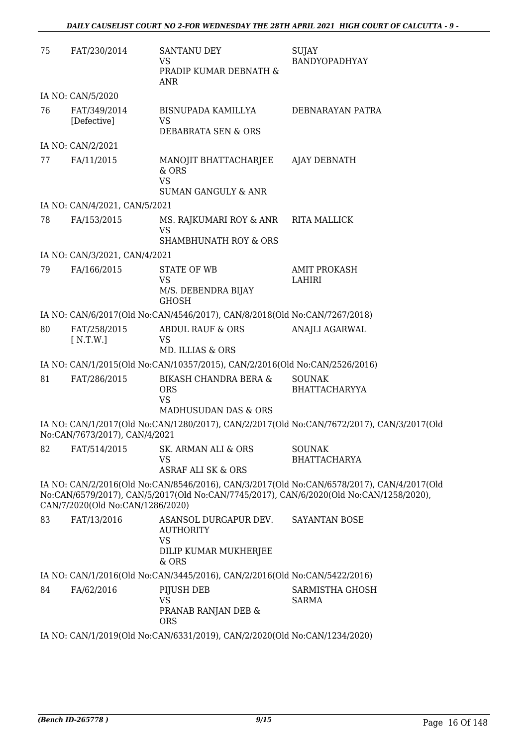| | | | |
|---|---|---|---|
| 75 | FAT/230/2014 | SANTANU DEY<br>VS<br>PRADIP KUMAR DEBNATH & ANR | SUJAY BANDYOPADHYAY |

IA NO: CAN/5/2020

| | | | |
|---|---|---|---|
| 76 | FAT/349/2014 [Defective] | BISNUPADA KAMILLYA<br>VS<br>DEBABRATA SEN & ORS | DEBNARAYAN PATRA |

IA NO: CAN/2/2021

| | | | |
|---|---|---|---|
| 77 | FA/11/2015 | MANOJIT BHATTACHARJEE & ORS<br>VS<br>SUMAN GANGULY & ANR | AJAY DEBNATH |

IA NO: CAN/4/2021, CAN/5/2021

| | | | |
|---|---|---|---|
| 78 | FA/153/2015 | MS. RAJKUMARI ROY & ANR<br>VS<br>SHAMBHUNATH ROY & ORS | RITA MALLICK |

IA NO: CAN/3/2021, CAN/4/2021

| | | | |
|---|---|---|---|
| 79 | FA/166/2015 | STATE OF WB<br>VS<br>M/S. DEBENDRA BIJAY GHOSH | AMIT PROKASH LAHIRI |

IA NO: CAN/6/2017(Old No:CAN/4546/2017), CAN/8/2018(Old No:CAN/7267/2018)

| | | | |
|---|---|---|---|
| 80 | FAT/258/2015 [ N.T.W.] | ABDUL RAUF & ORS<br>VS<br>MD. ILLIAS & ORS | ANAJLI AGARWAL |

IA NO: CAN/1/2015(Old No:CAN/10357/2015), CAN/2/2016(Old No:CAN/2526/2016)

| | | | |
|---|---|---|---|
| 81 | FAT/286/2015 | BIKASH CHANDRA BERA & ORS<br>VS<br>MADHUSUDAN DAS & ORS | SOUNAK BHATTACHARYYA |

IA NO: CAN/1/2017(Old No:CAN/1280/2017), CAN/2/2017(Old No:CAN/7672/2017), CAN/3/2017(Old No:CAN/7673/2017), CAN/4/2021

| | | | |
|---|---|---|---|
| 82 | FAT/514/2015 | SK. ARMAN ALI & ORS<br>VS<br>ASRAF ALI SK & ORS | SOUNAK BHATTACHARYA |

IA NO: CAN/2/2016(Old No:CAN/8546/2016), CAN/3/2017(Old No:CAN/6578/2017), CAN/4/2017(Old No:CAN/6579/2017), CAN/5/2017(Old No:CAN/7745/2017), CAN/6/2020(Old No:CAN/1258/2020), CAN/7/2020(Old No:CAN/1286/2020)

| | | | |
|---|---|---|---|
| 83 | FAT/13/2016 | ASANSOL DURGAPUR DEV. AUTHORITY<br>VS<br>DILIP KUMAR MUKHERJEE & ORS | SAYANTAN BOSE |

IA NO: CAN/1/2016(Old No:CAN/3445/2016), CAN/2/2016(Old No:CAN/5422/2016)

| | | | |
|---|---|---|---|
| 84 | FA/62/2016 | PIJUSH DEB<br>VS<br>PRANAB RANJAN DEB & ORS | SARMISTHA GHOSH SARMA |

IA NO: CAN/1/2019(Old No:CAN/6331/2019), CAN/2/2020(Old No:CAN/1234/2020)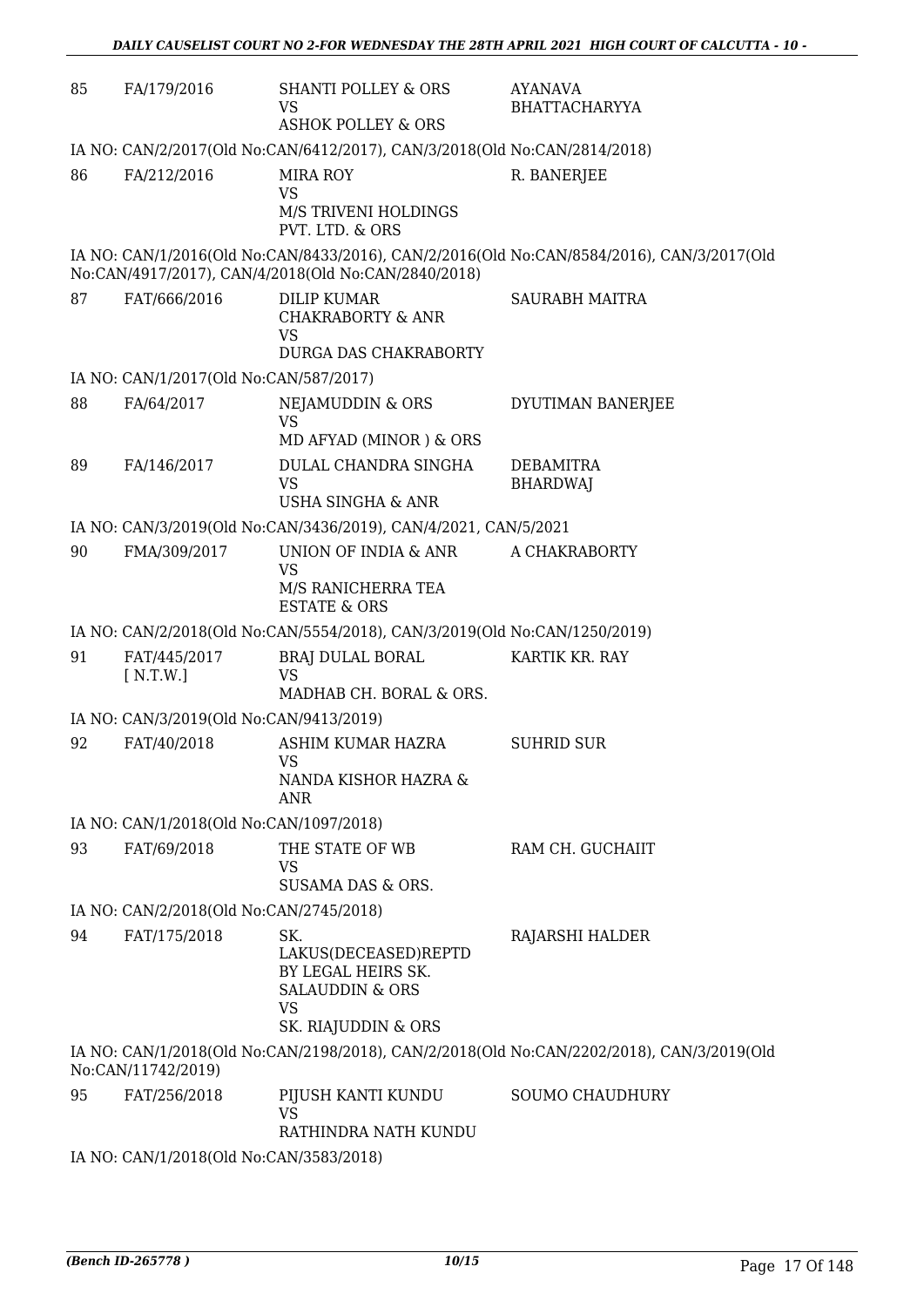| | | | |
|---|---|---|---|
| 85 | FA/179/2016 | SHANTI POLLEY & ORS<br>VS<br>ASHOK POLLEY & ORS | AYANAVA BHATTACHARYYA |

IA NO: CAN/2/2017(Old No:CAN/6412/2017), CAN/3/2018(Old No:CAN/2814/2018)

| | | | |
|---|---|---|---|
| 86 | FA/212/2016 | MIRA ROY<br>VS<br>M/S TRIVENI HOLDINGS PVT. LTD. & ORS | R. BANERJEE |

IA NO: CAN/1/2016(Old No:CAN/8433/2016), CAN/2/2016(Old No:CAN/8584/2016), CAN/3/2017(Old No:CAN/4917/2017), CAN/4/2018(Old No:CAN/2840/2018)

| | | | |
|---|---|---|---|
| 87 | FAT/666/2016 | DILIP KUMAR CHAKRABORTY & ANR<br>VS<br>DURGA DAS CHAKRABORTY | SAURABH MAITRA |

IA NO: CAN/1/2017(Old No:CAN/587/2017)

| | | | |
|---|---|---|---|
| 88 | FA/64/2017 | NEJAMUDDIN & ORS<br>VS<br>MD AFYAD (MINOR ) & ORS | DYUTIMAN BANERJEE |
| 89 | FA/146/2017 | DULAL CHANDRA SINGHA<br>VS<br>USHA SINGHA & ANR | DEBAMITRA BHARDWAJ |

IA NO: CAN/3/2019(Old No:CAN/3436/2019), CAN/4/2021, CAN/5/2021

| | | | |
|---|---|---|---|
| 90 | FMA/309/2017 | UNION OF INDIA & ANR<br>VS<br>M/S RANICHERRA TEA ESTATE & ORS | A CHAKRABORTY |

IA NO: CAN/2/2018(Old No:CAN/5554/2018), CAN/3/2019(Old No:CAN/1250/2019)

| | | | |
|---|---|---|---|
| 91 | FAT/445/2017 [ N.T.W.] | BRAJ DULAL BORAL<br>VS<br>MADHAB CH. BORAL & ORS. | KARTIK KR. RAY |

IA NO: CAN/3/2019(Old No:CAN/9413/2019)

| | | | |
|---|---|---|---|
| 92 | FAT/40/2018 | ASHIM KUMAR HAZRA<br>VS<br>NANDA KISHOR HAZRA & ANR | SUHRID SUR |

IA NO: CAN/1/2018(Old No:CAN/1097/2018)

| | | | |
|---|---|---|---|
| 93 | FAT/69/2018 | THE STATE OF WB<br>VS<br>SUSAMA DAS & ORS. | RAM CH. GUCHAIIT |

IA NO: CAN/2/2018(Old No:CAN/2745/2018)

| | | | |
|---|---|---|---|
| 94 | FAT/175/2018 | SK. LAKUS(DECEASED)REPTD BY LEGAL HEIRS SK. SALAUDDIN & ORS<br>VS<br>SK. RIAJUDDIN & ORS | RAJARSHI HALDER |

IA NO: CAN/1/2018(Old No:CAN/2198/2018), CAN/2/2018(Old No:CAN/2202/2018), CAN/3/2019(Old No:CAN/11742/2019)

| | | | |
|---|---|---|---|
| 95 | FAT/256/2018 | PIJUSH KANTI KUNDU<br>VS<br>RATHINDRA NATH KUNDU | SOUMO CHAUDHURY |

IA NO: CAN/1/2018(Old No:CAN/3583/2018)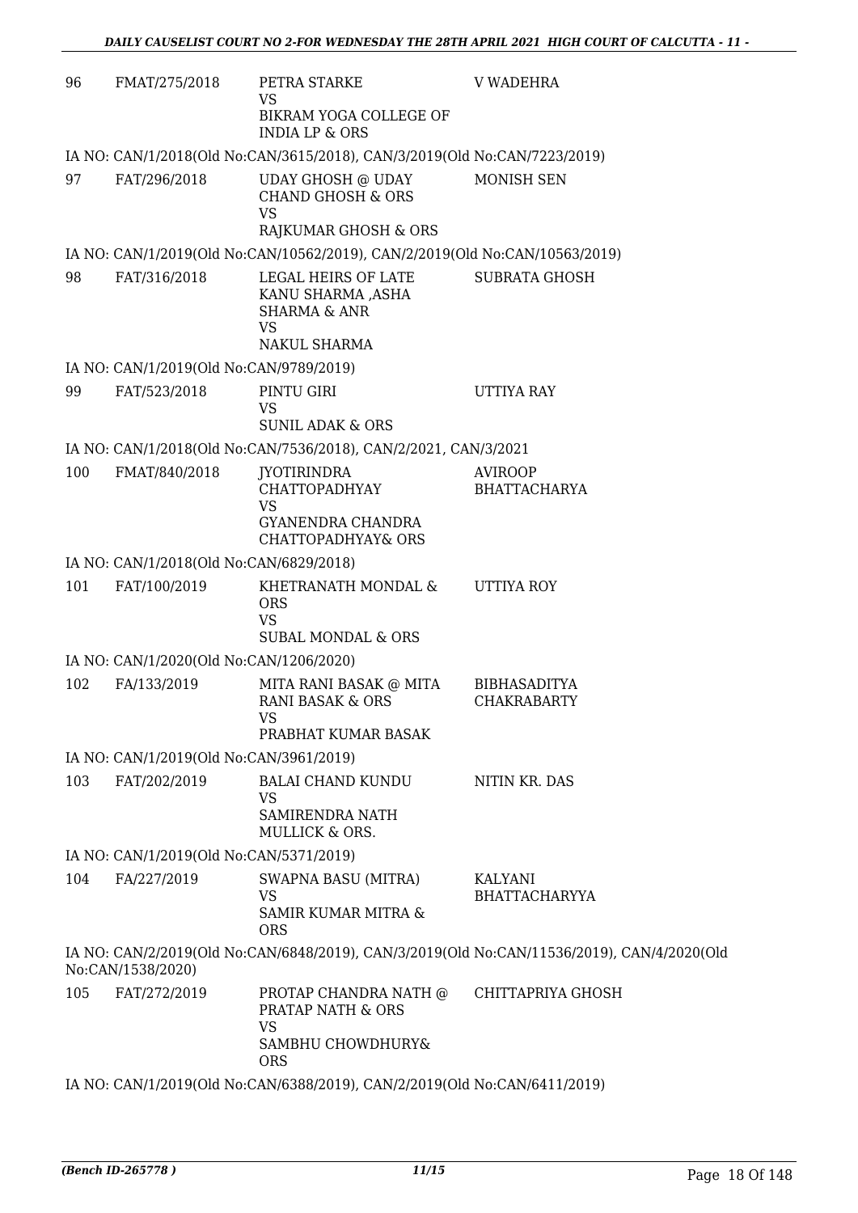| | | | |
|---|---|---|---|
| 96 | FMAT/275/2018 | PETRA STARKE<br>VS<br>BIKRAM YOGA COLLEGE OF INDIA LP & ORS | V WADEHRA |

IA NO: CAN/1/2018(Old No:CAN/3615/2018), CAN/3/2019(Old No:CAN/7223/2019)

| | | | |
|---|---|---|---|
| 97 | FAT/296/2018 | UDAY GHOSH @ UDAY CHAND GHOSH & ORS<br>VS<br>RAJKUMAR GHOSH & ORS | MONISH SEN |

IA NO: CAN/1/2019(Old No:CAN/10562/2019), CAN/2/2019(Old No:CAN/10563/2019)

| | | | |
|---|---|---|---|
| 98 | FAT/316/2018 | LEGAL HEIRS OF LATE KANU SHARMA ,ASHA SHARMA & ANR<br>VS<br>NAKUL SHARMA | SUBRATA GHOSH |

IA NO: CAN/1/2019(Old No:CAN/9789/2019)

| | | | |
|---|---|---|---|
| 99 | FAT/523/2018 | PINTU GIRI<br>VS<br>SUNIL ADAK & ORS | UTTIYA RAY |

IA NO: CAN/1/2018(Old No:CAN/7536/2018), CAN/2/2021, CAN/3/2021

| | | | |
|---|---|---|---|
| 100 | FMAT/840/2018 | JYOTIRINDRA CHATTOPADHYAY<br>VS<br>GYANENDRA CHANDRA CHATTOPADHYAY& ORS | AVIROOP BHATTACHARYA |

IA NO: CAN/1/2018(Old No:CAN/6829/2018)

| | | | |
|---|---|---|---|
| 101 | FAT/100/2019 | KHETRANATH MONDAL & ORS<br>VS<br>SUBAL MONDAL & ORS | UTTIYA ROY |

IA NO: CAN/1/2020(Old No:CAN/1206/2020)

| | | | |
|---|---|---|---|
| 102 | FA/133/2019 | MITA RANI BASAK @ MITA RANI BASAK & ORS<br>VS<br>PRABHAT KUMAR BASAK | BIBHASADITYA CHAKRABARTY |

IA NO: CAN/1/2019(Old No:CAN/3961/2019)

| | | | |
|---|---|---|---|
| 103 | FAT/202/2019 | BALAI CHAND KUNDU<br>VS<br>SAMIRENDRA NATH MULLICK & ORS. | NITIN KR. DAS |

IA NO: CAN/1/2019(Old No:CAN/5371/2019)

| | | | |
|---|---|---|---|
| 104 | FA/227/2019 | SWAPNA BASU (MITRA)<br>VS<br>SAMIR KUMAR MITRA & ORS | KALYANI BHATTACHARYYA |

IA NO: CAN/2/2019(Old No:CAN/6848/2019), CAN/3/2019(Old No:CAN/11536/2019), CAN/4/2020(Old No:CAN/1538/2020)

| | | | |
|---|---|---|---|
| 105 | FAT/272/2019 | PROTAP CHANDRA NATH @ PRATAP NATH & ORS<br>VS<br>SAMBHU CHOWDHURY& ORS | CHITTAPRIYA GHOSH |

IA NO: CAN/1/2019(Old No:CAN/6388/2019), CAN/2/2019(Old No:CAN/6411/2019)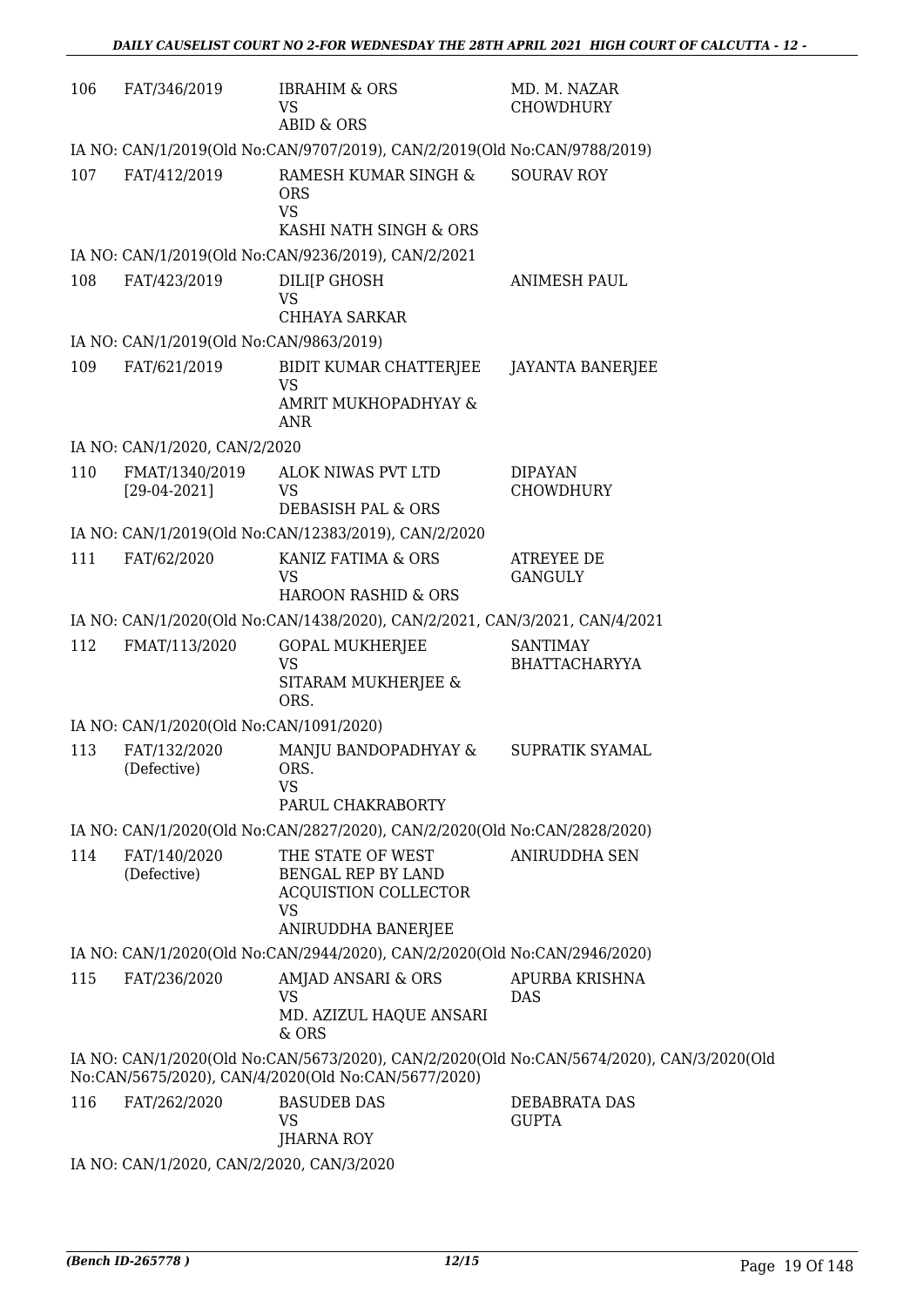| | | | |
|---|---|---|---|
| 106 | FAT/346/2019 | IBRAHIM & ORS<br>VS<br>ABID & ORS | MD. M. NAZAR CHOWDHURY |

IA NO: CAN/1/2019(Old No:CAN/9707/2019), CAN/2/2019(Old No:CAN/9788/2019)

| | | | |
|---|---|---|---|
| 107 | FAT/412/2019 | RAMESH KUMAR SINGH & ORS<br>VS<br>KASHI NATH SINGH & ORS | SOURAV ROY |

IA NO: CAN/1/2019(Old No:CAN/9236/2019), CAN/2/2021

| | | | |
|---|---|---|---|
| 108 | FAT/423/2019 | DILI[P GHOSH<br>VS<br>CHHAYA SARKAR | ANIMESH PAUL |

IA NO: CAN/1/2019(Old No:CAN/9863/2019)

| | | | |
|---|---|---|---|
| 109 | FAT/621/2019 | BIDIT KUMAR CHATTERJEE<br>VS<br>AMRIT MUKHOPADHYAY & ANR | JAYANTA BANERJEE |

IA NO: CAN/1/2020, CAN/2/2020

| | | | |
|---|---|---|---|
| 110 | FMAT/1340/2019<br>[29-04-2021] | ALOK NIWAS PVT LTD<br>VS<br>DEBASISH PAL & ORS | DIPAYAN CHOWDHURY |

IA NO: CAN/1/2019(Old No:CAN/12383/2019), CAN/2/2020

| | | | |
|---|---|---|---|
| 111 | FAT/62/2020 | KANIZ FATIMA & ORS<br>VS<br>HAROON RASHID & ORS | ATREYEE DE GANGULY |

IA NO: CAN/1/2020(Old No:CAN/1438/2020), CAN/2/2021, CAN/3/2021, CAN/4/2021

| | | | |
|---|---|---|---|
| 112 | FMAT/113/2020 | GOPAL MUKHERJEE<br>VS<br>SITARAM MUKHERJEE & ORS. | SANTIMAY BHATTACHARYYA |

IA NO: CAN/1/2020(Old No:CAN/1091/2020)

| | | | |
|---|---|---|---|
| 113 | FAT/132/2020<br>(Defective) | MANJU BANDOPADHYAY & ORS.<br>VS<br>PARUL CHAKRABORTY | SUPRATIK SYAMAL |

IA NO: CAN/1/2020(Old No:CAN/2827/2020), CAN/2/2020(Old No:CAN/2828/2020)

| | | | |
|---|---|---|---|
| 114 | FAT/140/2020<br>(Defective) | THE STATE OF WEST BENGAL REP BY LAND ACQUISTION COLLECTOR<br>VS<br>ANIRUDDHA BANERJEE | ANIRUDDHA SEN |

IA NO: CAN/1/2020(Old No:CAN/2944/2020), CAN/2/2020(Old No:CAN/2946/2020)

| | | | |
|---|---|---|---|
| 115 | FAT/236/2020 | AMJAD ANSARI & ORS<br>VS<br>MD. AZIZUL HAQUE ANSARI & ORS | APURBA KRISHNA DAS |

IA NO: CAN/1/2020(Old No:CAN/5673/2020), CAN/2/2020(Old No:CAN/5674/2020), CAN/3/2020(Old No:CAN/5675/2020), CAN/4/2020(Old No:CAN/5677/2020)

| | | | |
|---|---|---|---|
| 116 | FAT/262/2020 | BASUDEB DAS<br>VS<br>JHARNA ROY | DEBABRATA DAS GUPTA |

IA NO: CAN/1/2020, CAN/2/2020, CAN/3/2020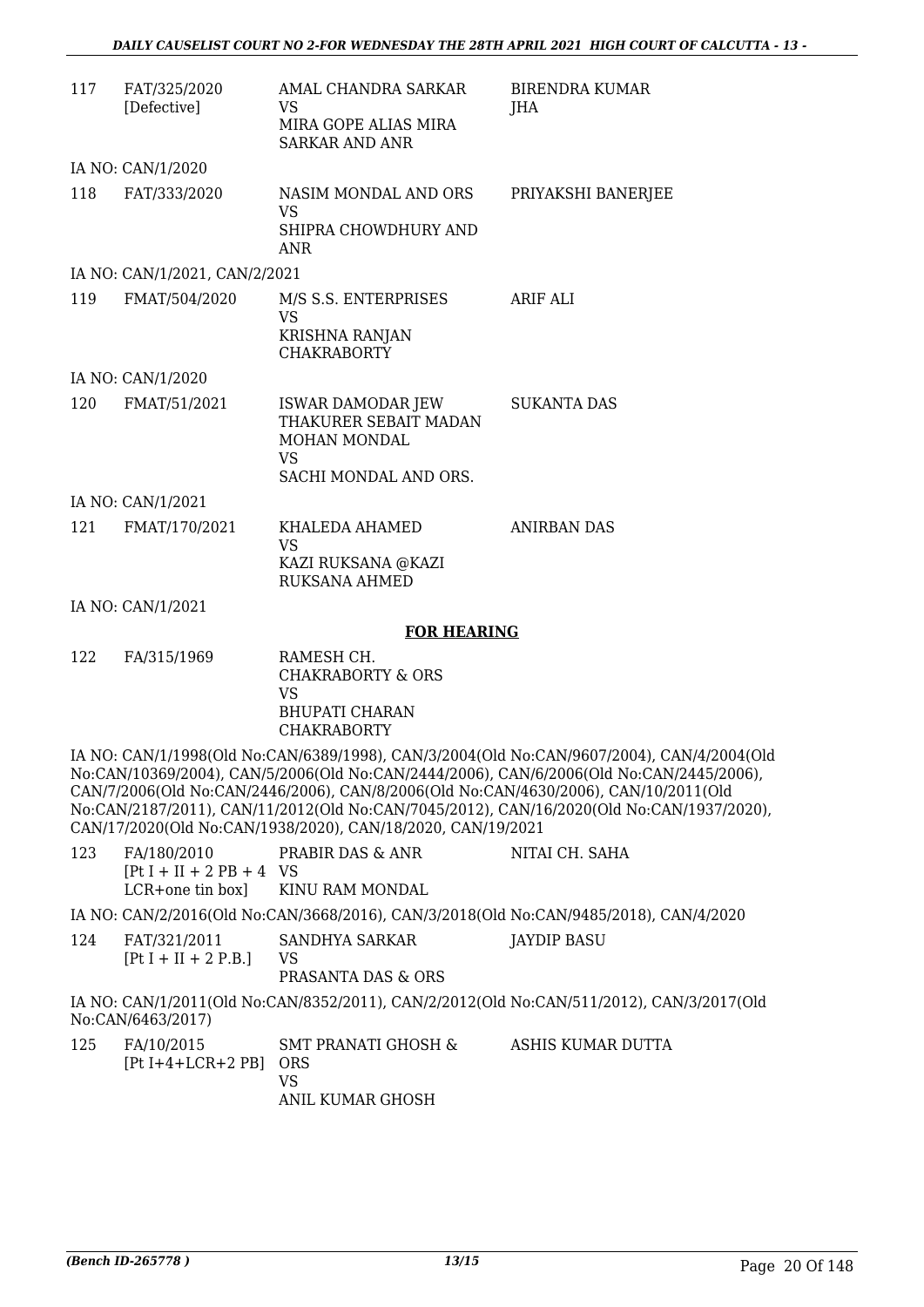| | | | |
|---|---|---|---|
| 117 | FAT/325/2020 [Defective] | AMAL CHANDRA SARKAR VS MIRA GOPE ALIAS MIRA SARKAR AND ANR | BIRENDRA KUMAR JHA |

IA NO: CAN/1/2020

| | | | |
|---|---|---|---|
| 118 | FAT/333/2020 | NASIM MONDAL AND ORS VS SHIPRA CHOWDHURY AND ANR | PRIYAKSHI BANERJEE |

IA NO: CAN/1/2021, CAN/2/2021

| | | | |
|---|---|---|---|
| 119 | FMAT/504/2020 | M/S S.S. ENTERPRISES VS KRISHNA RANJAN CHAKRABORTY | ARIF ALI |

IA NO: CAN/1/2020

| | | | |
|---|---|---|---|
| 120 | FMAT/51/2021 | ISWAR DAMODAR JEW THAKURER SEBAIT MADAN MOHAN MONDAL VS SACHI MONDAL AND ORS. | SUKANTA DAS |

IA NO: CAN/1/2021

| | | | |
|---|---|---|---|
| 121 | FMAT/170/2021 | KHALEDA AHAMED VS KAZI RUKSANA @KAZI RUKSANA AHMED | ANIRBAN DAS |

IA NO: CAN/1/2021

**FOR HEARING**

| | | | |
|---|---|---|---|
| 122 | FA/315/1969 | RAMESH CH. CHAKRABORTY & ORS VS BHUPATI CHARAN CHAKRABORTY | |

IA NO: CAN/1/1998(Old No:CAN/6389/1998), CAN/3/2004(Old No:CAN/9607/2004), CAN/4/2004(Old No:CAN/10369/2004), CAN/5/2006(Old No:CAN/2444/2006), CAN/6/2006(Old No:CAN/2445/2006), CAN/7/2006(Old No:CAN/2446/2006), CAN/8/2006(Old No:CAN/4630/2006), CAN/10/2011(Old No:CAN/2187/2011), CAN/11/2012(Old No:CAN/7045/2012), CAN/16/2020(Old No:CAN/1937/2020), CAN/17/2020(Old No:CAN/1938/2020), CAN/18/2020, CAN/19/2021

| | | | |
|---|---|---|---|
| 123 | FA/180/2010 [Pt I + II + 2 PB + 4 LCR+one tin box] | PRABIR DAS & ANR VS KINU RAM MONDAL | NITAI CH. SAHA |

IA NO: CAN/2/2016(Old No:CAN/3668/2016), CAN/3/2018(Old No:CAN/9485/2018), CAN/4/2020

| | | | |
|---|---|---|---|
| 124 | FAT/321/2011 [Pt I + II + 2 P.B.] | SANDHYA SARKAR VS PRASANTA DAS & ORS | JAYDIP BASU |

IA NO: CAN/1/2011(Old No:CAN/8352/2011), CAN/2/2012(Old No:CAN/511/2012), CAN/3/2017(Old No:CAN/6463/2017)

| | | | |
|---|---|---|---|
| 125 | FA/10/2015 [Pt I+4+LCR+2 PB] | SMT PRANATI GHOSH & ORS VS ANIL KUMAR GHOSH | ASHIS KUMAR DUTTA |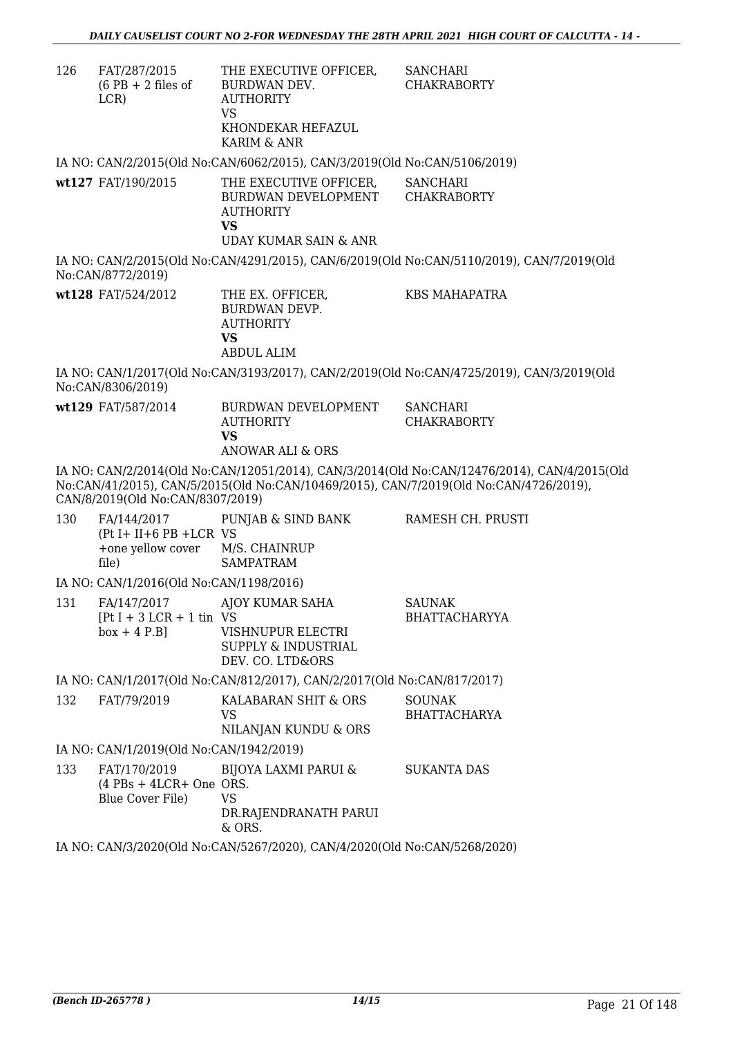| 126 | FAT/287/2015 (6 PB + 2 files of LCR) | THE EXECUTIVE OFFICER, BURDWAN DEV. AUTHORITY VS KHONDEKAR HEFAZUL KARIM & ANR | SANCHARI CHAKRABORTY |
|---|---|---|---|

IA NO: CAN/2/2015(Old No:CAN/6062/2015), CAN/3/2019(Old No:CAN/5106/2019)

| wt127 | FAT/190/2015 | THE EXECUTIVE OFFICER, BURDWAN DEVELOPMENT AUTHORITY **VS** UDAY KUMAR SAIN & ANR | SANCHARI CHAKRABORTY |
|---|---|---|---|

IA NO: CAN/2/2015(Old No:CAN/4291/2015), CAN/6/2019(Old No:CAN/5110/2019), CAN/7/2019(Old No:CAN/8772/2019)

| wt128 | FAT/524/2012 | THE EX. OFFICER, BURDWAN DEVP. AUTHORITY **VS** ABDUL ALIM | KBS MAHAPATRA |
|---|---|---|---|

IA NO: CAN/1/2017(Old No:CAN/3193/2017), CAN/2/2019(Old No:CAN/4725/2019), CAN/3/2019(Old No:CAN/8306/2019)

| wt129 | FAT/587/2014 | BURDWAN DEVELOPMENT AUTHORITY **VS** ANOWAR ALI & ORS | SANCHARI CHAKRABORTY |
|---|---|---|---|

IA NO: CAN/2/2014(Old No:CAN/12051/2014), CAN/3/2014(Old No:CAN/12476/2014), CAN/4/2015(Old No:CAN/41/2015), CAN/5/2015(Old No:CAN/10469/2015), CAN/7/2019(Old No:CAN/4726/2019), CAN/8/2019(Old No:CAN/8307/2019)

| 130 | FA/144/2017 (Pt I+ II+6 PB +LCR +one yellow cover file) | PUNJAB & SIND BANK VS M/S. CHAINRUP SAMPATRAM | RAMESH CH. PRUSTI |
|---|---|---|---|

IA NO: CAN/1/2016(Old No:CAN/1198/2016)

| 131 | FA/147/2017 [Pt I + 3 LCR + 1 tin box + 4 P.B] | AJOY KUMAR SAHA VS VISHNUPUR ELECTRI SUPPLY & INDUSTRIAL DEV. CO. LTD&ORS | SAUNAK BHATTACHARYYA |
|---|---|---|---|

IA NO: CAN/1/2017(Old No:CAN/812/2017), CAN/2/2017(Old No:CAN/817/2017)

| 132 | FAT/79/2019 | KALABARAN SHIT & ORS VS NILANJAN KUNDU & ORS | SOUNAK BHATTACHARYA |
|---|---|---|---|

IA NO: CAN/1/2019(Old No:CAN/1942/2019)

| 133 | FAT/170/2019 (4 PBs + 4LCR+ One Blue Cover File) | BIJOYA LAXMI PARUI & ORS. VS DR.RAJENDRANATH PARUI & ORS. | SUKANTA DAS |
|---|---|---|---|

IA NO: CAN/3/2020(Old No:CAN/5267/2020), CAN/4/2020(Old No:CAN/5268/2020)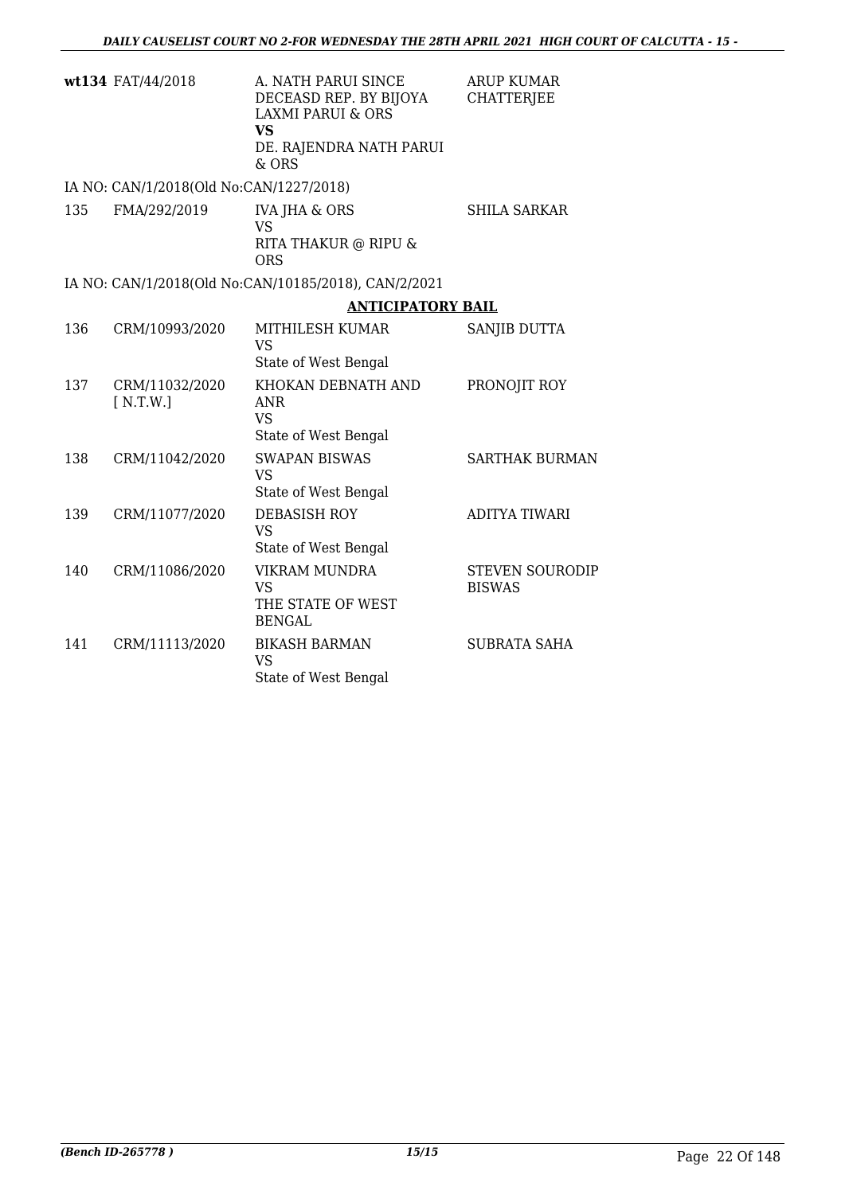| | | | |
|---|---|---|---|
| wt134 | FAT/44/2018 | A. NATH PARUI SINCE DECEASD REP. BY BIJOYA LAXMI PARUI & ORS<br>**VS**<br>DE. RAJENDRA NATH PARUI & ORS | ARUP KUMAR CHATTERJEE |

IA NO: CAN/1/2018(Old No:CAN/1227/2018)

| | | | |
|---|---|---|---|
| 135 | FMA/292/2019 | IVA JHA & ORS<br>VS<br>RITA THAKUR @ RIPU & ORS | SHILA SARKAR |

IA NO: CAN/1/2018(Old No:CAN/10185/2018), CAN/2/2021

## ANTICIPATORY BAIL

| | | | |
|---|---|---|---|
| 136 | CRM/10993/2020 | MITHILESH KUMAR<br>VS<br>State of West Bengal | SANJIB DUTTA |
| 137 | CRM/11032/2020 [ N.T.W.] | KHOKAN DEBNATH AND ANR<br>VS<br>State of West Bengal | PRONOJIT ROY |
| 138 | CRM/11042/2020 | SWAPAN BISWAS<br>VS<br>State of West Bengal | SARTHAK BURMAN |
| 139 | CRM/11077/2020 | DEBASISH ROY<br>VS<br>State of West Bengal | ADITYA TIWARI |
| 140 | CRM/11086/2020 | VIKRAM MUNDRA<br>VS<br>THE STATE OF WEST BENGAL | STEVEN SOURODIP BISWAS |
| 141 | CRM/11113/2020 | BIKASH BARMAN<br>VS<br>State of West Bengal | SUBRATA SAHA |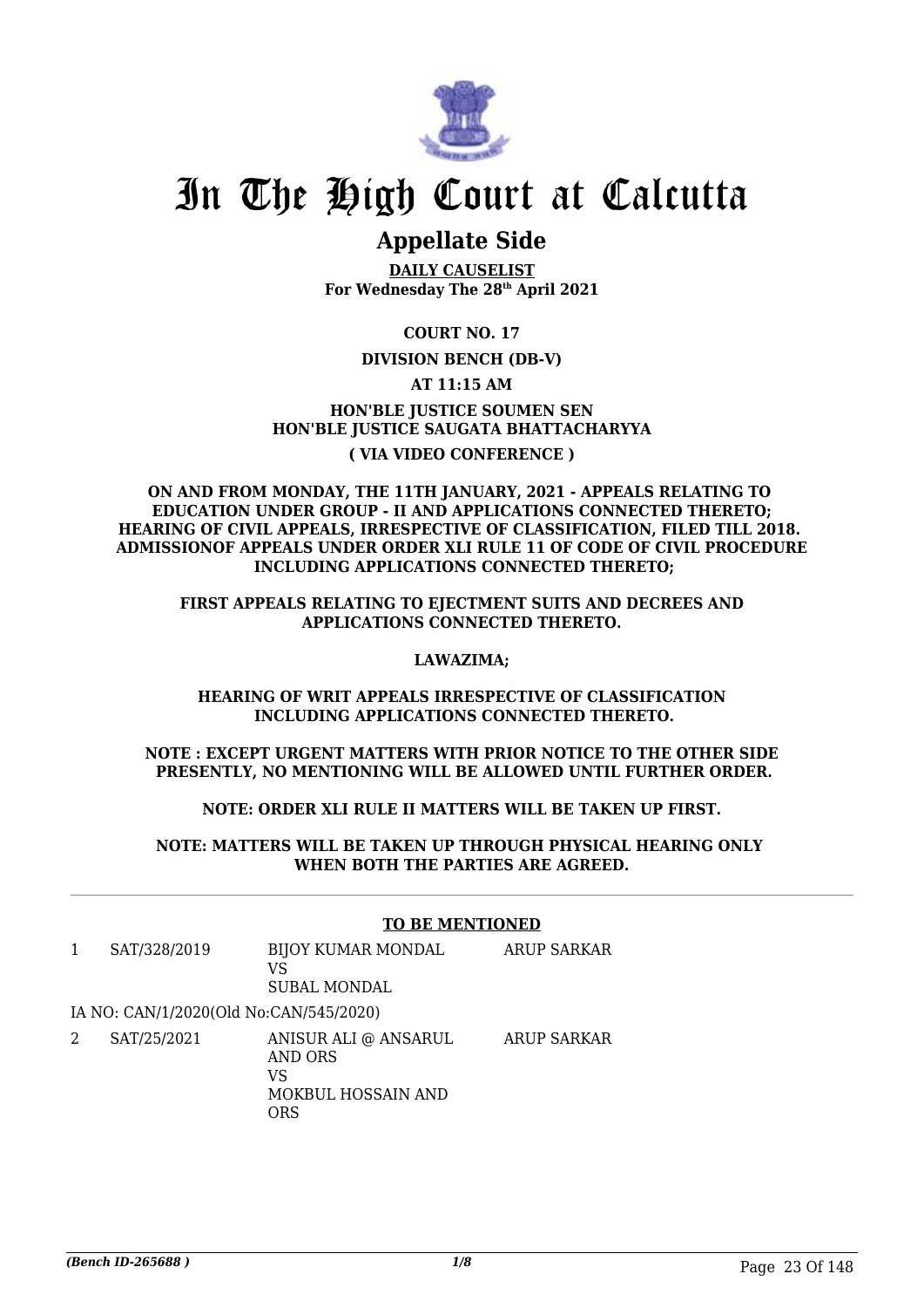# In The High Court at Calcutta

## Appellate Side

**DAILY CAUSELIST**
**For Wednesday The 28th April 2021**

**COURT NO. 17**

**DIVISION BENCH (DB-V)**

**AT 11:15 AM**

**HON'BLE JUSTICE SOUMEN SEN**
**HON'BLE JUSTICE SAUGATA BHATTACHARYYA**

**( VIA VIDEO CONFERENCE )**

**ON AND FROM MONDAY, THE 11TH JANUARY, 2021 - APPEALS RELATING TO EDUCATION UNDER GROUP - II AND APPLICATIONS CONNECTED THERETO; HEARING OF CIVIL APPEALS, IRRESPECTIVE OF CLASSIFICATION, FILED TILL 2018. ADMISSIONOF APPEALS UNDER ORDER XLI RULE 11 OF CODE OF CIVIL PROCEDURE INCLUDING APPLICATIONS CONNECTED THERETO;**

**FIRST APPEALS RELATING TO EJECTMENT SUITS AND DECREES AND APPLICATIONS CONNECTED THERETO.**

**LAWAZIMA;**

**HEARING OF WRIT APPEALS IRRESPECTIVE OF CLASSIFICATION INCLUDING APPLICATIONS CONNECTED THERETO.**

**NOTE : EXCEPT URGENT MATTERS WITH PRIOR NOTICE TO THE OTHER SIDE PRESENTLY, NO MENTIONING WILL BE ALLOWED UNTIL FURTHER ORDER.**

**NOTE: ORDER XLI RULE II MATTERS WILL BE TAKEN UP FIRST.**

**NOTE: MATTERS WILL BE TAKEN UP THROUGH PHYSICAL HEARING ONLY WHEN BOTH THE PARTIES ARE AGREED.**

---

**TO BE MENTIONED**

| | | | |
|---|---|---|---|
| 1 | SAT/328/2019 | BIJOY KUMAR MONDAL<br>VS<br>SUBAL MONDAL | ARUP SARKAR |
| | IA NO: CAN/1/2020(Old No:CAN/545/2020) | | |
| 2 | SAT/25/2021 | ANISUR ALI @ ANSARUL AND ORS<br>VS<br>MOKBUL HOSSAIN AND ORS | ARUP SARKAR |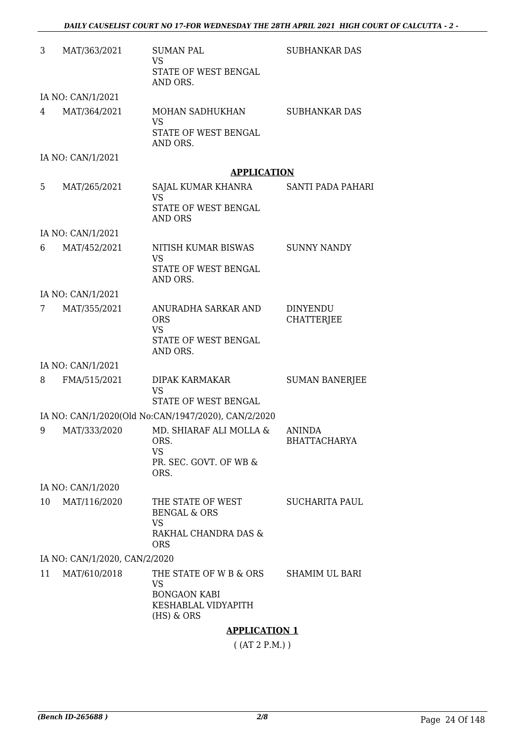| | | | |
|---|---|---|---|
| 3 | MAT/363/2021 | SUMAN PAL<br>VS<br>STATE OF WEST BENGAL AND ORS. | SUBHANKAR DAS |
| | IA NO: CAN/1/2021 | | |
| 4 | MAT/364/2021 | MOHAN SADHUKHAN<br>VS<br>STATE OF WEST BENGAL AND ORS. | SUBHANKAR DAS |
| | IA NO: CAN/1/2021 | | |

**APPLICATION**

| | | | |
|---|---|---|---|
| 5 | MAT/265/2021 | SAJAL KUMAR KHANRA<br>VS<br>STATE OF WEST BENGAL AND ORS | SANTI PADA PAHARI |
| | IA NO: CAN/1/2021 | | |
| 6 | MAT/452/2021 | NITISH KUMAR BISWAS<br>VS<br>STATE OF WEST BENGAL AND ORS. | SUNNY NANDY |
| | IA NO: CAN/1/2021 | | |
| 7 | MAT/355/2021 | ANURADHA SARKAR AND ORS<br>VS<br>STATE OF WEST BENGAL AND ORS. | DINYENDU CHATTERJEE |
| | IA NO: CAN/1/2021 | | |
| 8 | FMA/515/2021 | DIPAK KARMAKAR<br>VS<br>STATE OF WEST BENGAL | SUMAN BANERJEE |
| | IA NO: CAN/1/2020(Old No:CAN/1947/2020), CAN/2/2020 | | |
| 9 | MAT/333/2020 | MD. SHIARAF ALI MOLLA & ORS.<br>VS<br>PR. SEC. GOVT. OF WB & ORS. | ANINDA BHATTACHARYA |
| | IA NO: CAN/1/2020 | | |
| 10 | MAT/116/2020 | THE STATE OF WEST BENGAL & ORS<br>VS<br>RAKHAL CHANDRA DAS & ORS | SUCHARITA PAUL |
| | IA NO: CAN/1/2020, CAN/2/2020 | | |
| 11 | MAT/610/2018 | THE STATE OF W B & ORS<br>VS<br>BONGAON KABI KESHABLAL VIDYAPITH (HS) & ORS | SHAMIM UL BARI |

**APPLICATION 1**

( (AT 2 P.M.) )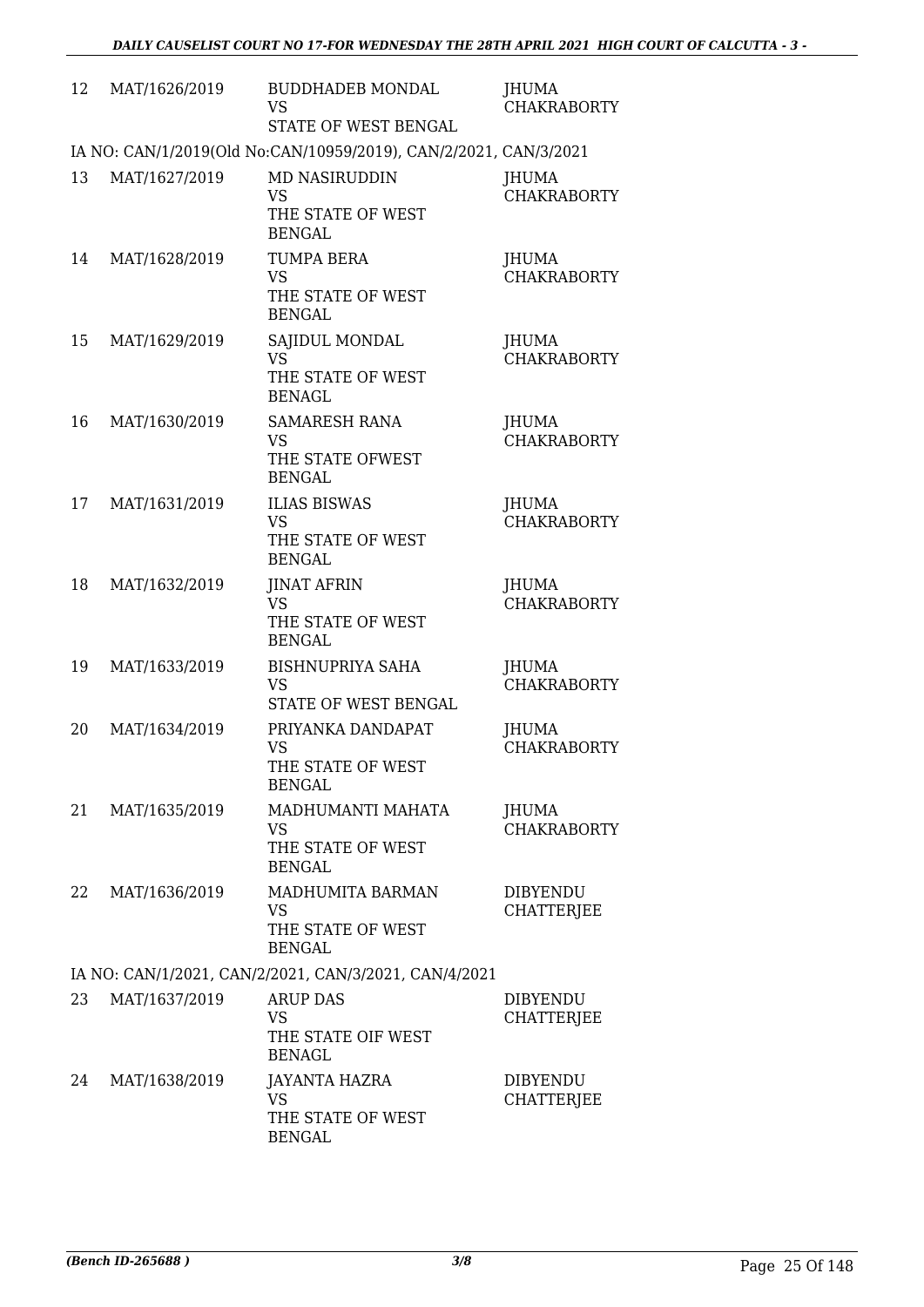| | | | |
|---|---|---|---|
| 12 | MAT/1626/2019 | BUDDHADEB MONDAL<br>VS<br>STATE OF WEST BENGAL | JHUMA CHAKRABORTY |

IA NO: CAN/1/2019(Old No:CAN/10959/2019), CAN/2/2021, CAN/3/2021

| | | | |
|---|---|---|---|
| 13 | MAT/1627/2019 | MD NASIRUDDIN<br>VS<br>THE STATE OF WEST BENGAL | JHUMA CHAKRABORTY |
| 14 | MAT/1628/2019 | TUMPA BERA<br>VS<br>THE STATE OF WEST BENGAL | JHUMA CHAKRABORTY |
| 15 | MAT/1629/2019 | SAJIDUL MONDAL<br>VS<br>THE STATE OF WEST BENAGL | JHUMA CHAKRABORTY |
| 16 | MAT/1630/2019 | SAMARESH RANA<br>VS<br>THE STATE OFWEST BENGAL | JHUMA CHAKRABORTY |
| 17 | MAT/1631/2019 | ILIAS BISWAS<br>VS<br>THE STATE OF WEST BENGAL | JHUMA CHAKRABORTY |
| 18 | MAT/1632/2019 | JINAT AFRIN<br>VS<br>THE STATE OF WEST BENGAL | JHUMA CHAKRABORTY |
| 19 | MAT/1633/2019 | BISHNUPRIYA SAHA<br>VS<br>STATE OF WEST BENGAL | JHUMA CHAKRABORTY |
| 20 | MAT/1634/2019 | PRIYANKA DANDAPAT<br>VS<br>THE STATE OF WEST BENGAL | JHUMA CHAKRABORTY |
| 21 | MAT/1635/2019 | MADHUMANTI MAHATA<br>VS<br>THE STATE OF WEST BENGAL | JHUMA CHAKRABORTY |
| 22 | MAT/1636/2019 | MADHUMITA BARMAN<br>VS<br>THE STATE OF WEST BENGAL | DIBYENDU CHATTERJEE |

IA NO: CAN/1/2021, CAN/2/2021, CAN/3/2021, CAN/4/2021

| | | | |
|---|---|---|---|
| 23 | MAT/1637/2019 | ARUP DAS<br>VS<br>THE STATE OIF WEST BENAGL | DIBYENDU CHATTERJEE |
| 24 | MAT/1638/2019 | JAYANTA HAZRA<br>VS<br>THE STATE OF WEST BENGAL | DIBYENDU CHATTERJEE |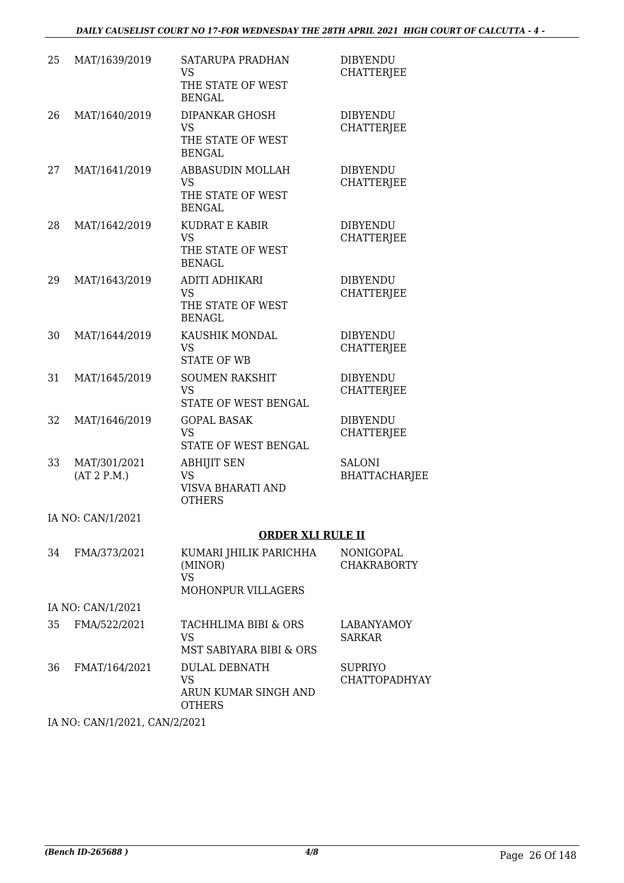| | | | |
|---|---|---|---|
| 25 | MAT/1639/2019 | SATARUPA PRADHAN<br>VS<br>THE STATE OF WEST BENGAL | DIBYENDU CHATTERJEE |
| 26 | MAT/1640/2019 | DIPANKAR GHOSH<br>VS<br>THE STATE OF WEST BENGAL | DIBYENDU CHATTERJEE |
| 27 | MAT/1641/2019 | ABBASUDIN MOLLAH<br>VS<br>THE STATE OF WEST BENGAL | DIBYENDU CHATTERJEE |
| 28 | MAT/1642/2019 | KUDRAT E KABIR<br>VS<br>THE STATE OF WEST BENAGL | DIBYENDU CHATTERJEE |
| 29 | MAT/1643/2019 | ADITI ADHIKARI<br>VS<br>THE STATE OF WEST BENAGL | DIBYENDU CHATTERJEE |
| 30 | MAT/1644/2019 | KAUSHIK MONDAL<br>VS<br>STATE OF WB | DIBYENDU CHATTERJEE |
| 31 | MAT/1645/2019 | SOUMEN RAKSHIT<br>VS<br>STATE OF WEST BENGAL | DIBYENDU CHATTERJEE |
| 32 | MAT/1646/2019 | GOPAL BASAK<br>VS<br>STATE OF WEST BENGAL | DIBYENDU CHATTERJEE |
| 33 | MAT/301/2021<br>(AT 2 P.M.) | ABHIJIT SEN<br>VS<br>VISVA BHARATI AND OTHERS | SALONI BHATTACHARJEE |

IA NO: CAN/1/2021

## ORDER XLI RULE II

| | | | |
|---|---|---|---|
| 34 | FMA/373/2021 | KUMARI JHILIK PARICHHA (MINOR)<br>VS<br>MOHONPUR VILLAGERS | NONIGOPAL CHAKRABORTY |

IA NO: CAN/1/2021

| | | | |
|---|---|---|---|
| 35 | FMA/522/2021 | TACHHLIMA BIBI & ORS<br>VS<br>MST SABIYARA BIBI & ORS | LABANYAMOY SARKAR |
| 36 | FMAT/164/2021 | DULAL DEBNATH<br>VS<br>ARUN KUMAR SINGH AND OTHERS | SUPRIYO CHATTOPADHYAY |

IA NO: CAN/1/2021, CAN/2/2021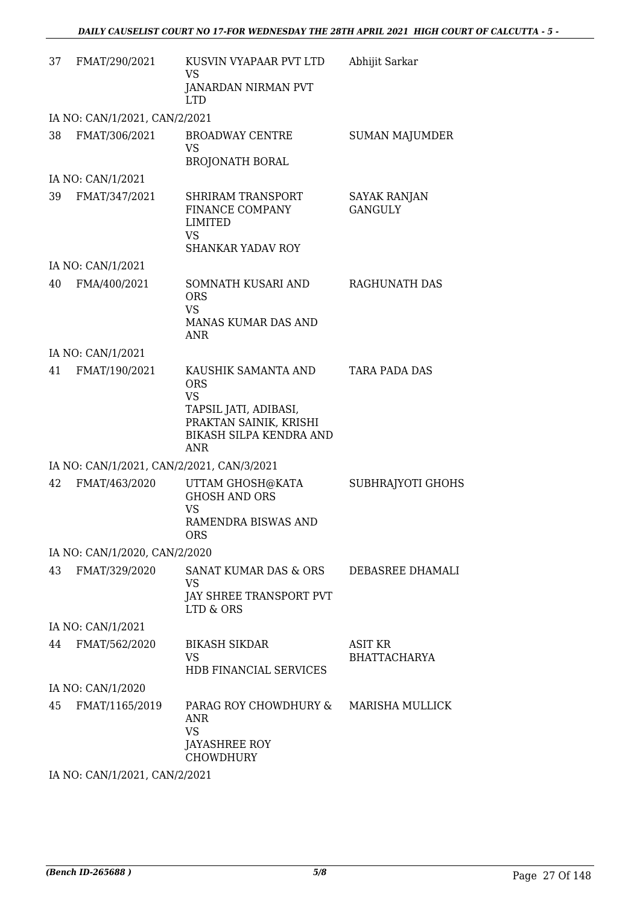| | | | |
|---|---|---|---|
| 37 | FMAT/290/2021 | KUSVIN VYAPAAR PVT LTD<br>VS<br>JANARDAN NIRMAN PVT LTD | Abhijit Sarkar |
| | IA NO: CAN/1/2021, CAN/2/2021 | | |
| 38 | FMAT/306/2021 | BROADWAY CENTRE<br>VS<br>BROJONATH BORAL | SUMAN MAJUMDER |
| | IA NO: CAN/1/2021 | | |
| 39 | FMAT/347/2021 | SHRIRAM TRANSPORT FINANCE COMPANY LIMITED<br>VS<br>SHANKAR YADAV ROY | SAYAK RANJAN GANGULY |
| | IA NO: CAN/1/2021 | | |
| 40 | FMA/400/2021 | SOMNATH KUSARI AND ORS<br>VS<br>MANAS KUMAR DAS AND ANR | RAGHUNATH DAS |
| | IA NO: CAN/1/2021 | | |
| 41 | FMAT/190/2021 | KAUSHIK SAMANTA AND ORS<br>VS<br>TAPSIL JATI, ADIBASI, PRAKTAN SAINIK, KRISHI BIKASH SILPA KENDRA AND ANR | TARA PADA DAS |
| | IA NO: CAN/1/2021, CAN/2/2021, CAN/3/2021 | | |
| 42 | FMAT/463/2020 | UTTAM GHOSH@KATA GHOSH AND ORS<br>VS<br>RAMENDRA BISWAS AND ORS | SUBHRAJYOTI GHOHS |
| | IA NO: CAN/1/2020, CAN/2/2020 | | |
| 43 | FMAT/329/2020 | SANAT KUMAR DAS & ORS<br>VS<br>JAY SHREE TRANSPORT PVT LTD & ORS | DEBASREE DHAMALI |
| | IA NO: CAN/1/2021 | | |
| 44 | FMAT/562/2020 | BIKASH SIKDAR<br>VS<br>HDB FINANCIAL SERVICES | ASIT KR BHATTACHARYA |
| | IA NO: CAN/1/2020 | | |
| 45 | FMAT/1165/2019 | PARAG ROY CHOWDHURY & ANR<br>VS<br>JAYASHREE ROY CHOWDHURY | MARISHA MULLICK |
| | IA NO: CAN/1/2021, CAN/2/2021 | | |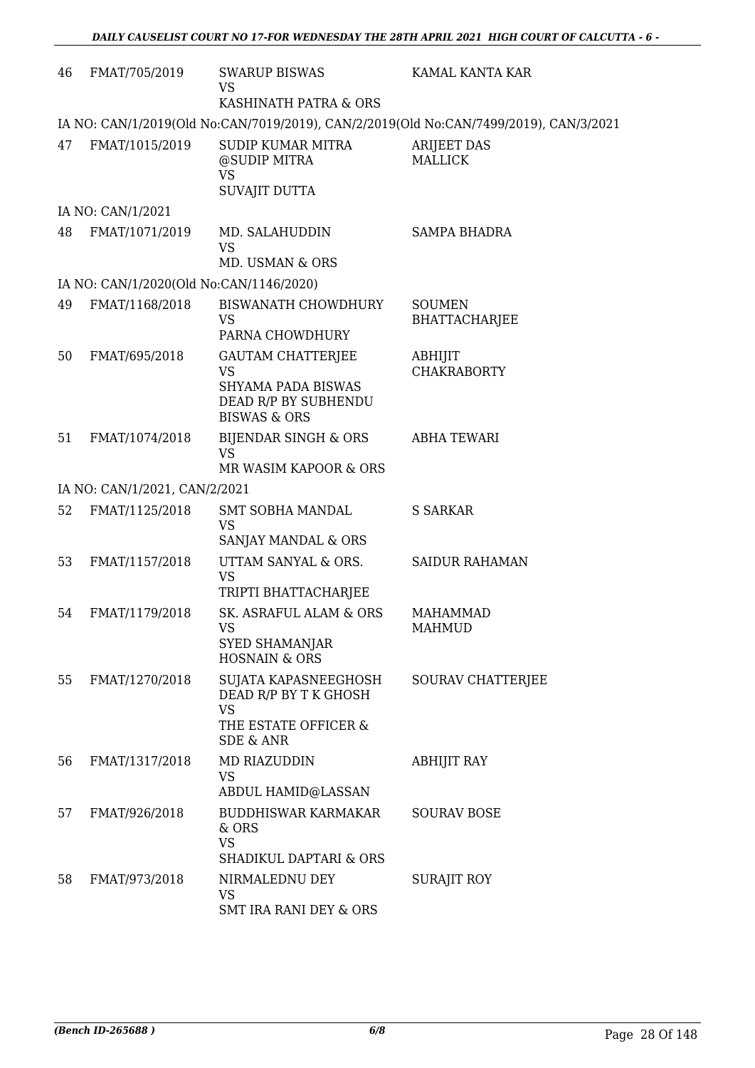| | | | |
|---|---|---|---|
| 46 | FMAT/705/2019 | SWARUP BISWAS<br>VS<br>KASHINATH PATRA & ORS | KAMAL KANTA KAR |
| | IA NO: CAN/1/2019(Old No:CAN/7019/2019), CAN/2/2019(Old No:CAN/7499/2019), CAN/3/2021 | | |
| 47 | FMAT/1015/2019 | SUDIP KUMAR MITRA @SUDIP MITRA<br>VS<br>SUVAJIT DUTTA | ARIJEET DAS MALLICK |
| | IA NO: CAN/1/2021 | | |
| 48 | FMAT/1071/2019 | MD. SALAHUDDIN<br>VS<br>MD. USMAN & ORS | SAMPA BHADRA |
| | IA NO: CAN/1/2020(Old No:CAN/1146/2020) | | |
| 49 | FMAT/1168/2018 | BISWANATH CHOWDHURY<br>VS<br>PARNA CHOWDHURY | SOUMEN BHATTACHARJEE |
| 50 | FMAT/695/2018 | GAUTAM CHATTERJEE<br>VS<br>SHYAMA PADA BISWAS DEAD R/P BY SUBHENDU BISWAS & ORS | ABHIJIT CHAKRABORTY |
| 51 | FMAT/1074/2018 | BIJENDAR SINGH & ORS<br>VS<br>MR WASIM KAPOOR & ORS | ABHA TEWARI |
| | IA NO: CAN/1/2021, CAN/2/2021 | | |
| 52 | FMAT/1125/2018 | SMT SOBHA MANDAL<br>VS<br>SANJAY MANDAL & ORS | S SARKAR |
| 53 | FMAT/1157/2018 | UTTAM SANYAL & ORS.<br>VS<br>TRIPTI BHATTACHARJEE | SAIDUR RAHAMAN |
| 54 | FMAT/1179/2018 | SK. ASRAFUL ALAM & ORS<br>VS<br>SYED SHAMANJAR HOSNAIN & ORS | MAHAMMAD MAHMUD |
| 55 | FMAT/1270/2018 | SUJATA KAPASNEEGHOSH DEAD R/P BY T K GHOSH<br>VS<br>THE ESTATE OFFICER & SDE & ANR | SOURAV CHATTERJEE |
| 56 | FMAT/1317/2018 | MD RIAZUDDIN<br>VS<br>ABDUL HAMID@LASSAN | ABHIJIT RAY |
| 57 | FMAT/926/2018 | BUDDHISWAR KARMAKAR & ORS<br>VS<br>SHADIKUL DAPTARI & ORS | SOURAV BOSE |
| 58 | FMAT/973/2018 | NIRMALEDNU DEY<br>VS<br>SMT IRA RANI DEY & ORS | SURAJIT ROY |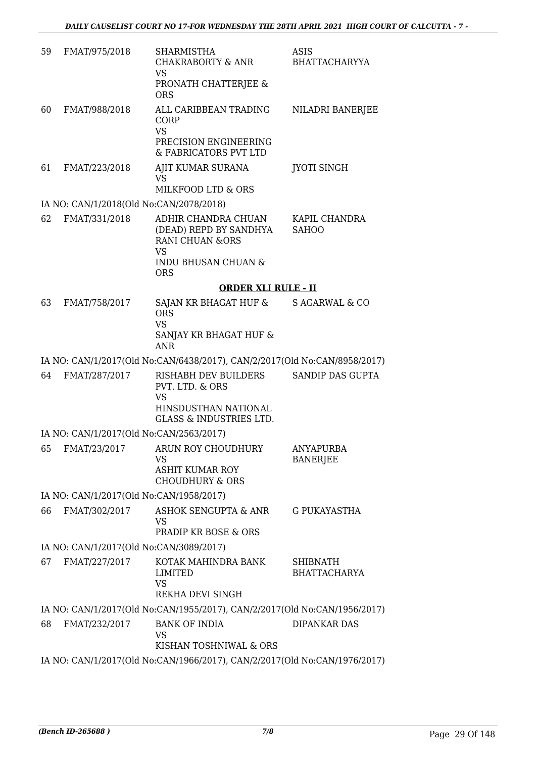| | | | |
|---|---|---|---|
| 59 | FMAT/975/2018 | SHARMISTHA CHAKRABORTY & ANR<br>VS<br>PRONATH CHATTERJEE & ORS | ASIS BHATTACHARYYA |
| 60 | FMAT/988/2018 | ALL CARIBBEAN TRADING CORP<br>VS<br>PRECISION ENGINEERING & FABRICATORS PVT LTD | NILADRI BANERJEE |
| 61 | FMAT/223/2018 | AJIT KUMAR SURANA<br>VS<br>MILKFOOD LTD & ORS | JYOTI SINGH |

IA NO: CAN/1/2018(Old No:CAN/2078/2018)

| | | | |
|---|---|---|---|
| 62 | FMAT/331/2018 | ADHIR CHANDRA CHUAN (DEAD) REPD BY SANDHYA RANI CHUAN &ORS<br>VS<br>INDU BHUSAN CHUAN & ORS | KAPIL CHANDRA SAHOO |

**ORDER XLI RULE - II**

| | | | |
|---|---|---|---|
| 63 | FMAT/758/2017 | SAJAN KR BHAGAT HUF & ORS<br>VS<br>SANJAY KR BHAGAT HUF & ANR | S AGARWAL & CO |

IA NO: CAN/1/2017(Old No:CAN/6438/2017), CAN/2/2017(Old No:CAN/8958/2017)

| | | | |
|---|---|---|---|
| 64 | FMAT/287/2017 | RISHABH DEV BUILDERS PVT. LTD. & ORS<br>VS<br>HINSDUSTHAN NATIONAL GLASS & INDUSTRIES LTD. | SANDIP DAS GUPTA |

IA NO: CAN/1/2017(Old No:CAN/2563/2017)

| | | | |
|---|---|---|---|
| 65 | FMAT/23/2017 | ARUN ROY CHOUDHURY<br>VS<br>ASHIT KUMAR ROY CHOUDHURY & ORS | ANYAPURBA BANERJEE |

IA NO: CAN/1/2017(Old No:CAN/1958/2017)

| | | | |
|---|---|---|---|
| 66 | FMAT/302/2017 | ASHOK SENGUPTA & ANR<br>VS<br>PRADIP KR BOSE & ORS | G PUKAYASTHA |

IA NO: CAN/1/2017(Old No:CAN/3089/2017)

| | | | |
|---|---|---|---|
| 67 | FMAT/227/2017 | KOTAK MAHINDRA BANK LIMITED<br>VS<br>REKHA DEVI SINGH | SHIBNATH BHATTACHARYA |

IA NO: CAN/1/2017(Old No:CAN/1955/2017), CAN/2/2017(Old No:CAN/1956/2017)

| | | | |
|---|---|---|---|
| 68 | FMAT/232/2017 | BANK OF INDIA<br>VS<br>KISHAN TOSHNIWAL & ORS | DIPANKAR DAS |

IA NO: CAN/1/2017(Old No:CAN/1966/2017), CAN/2/2017(Old No:CAN/1976/2017)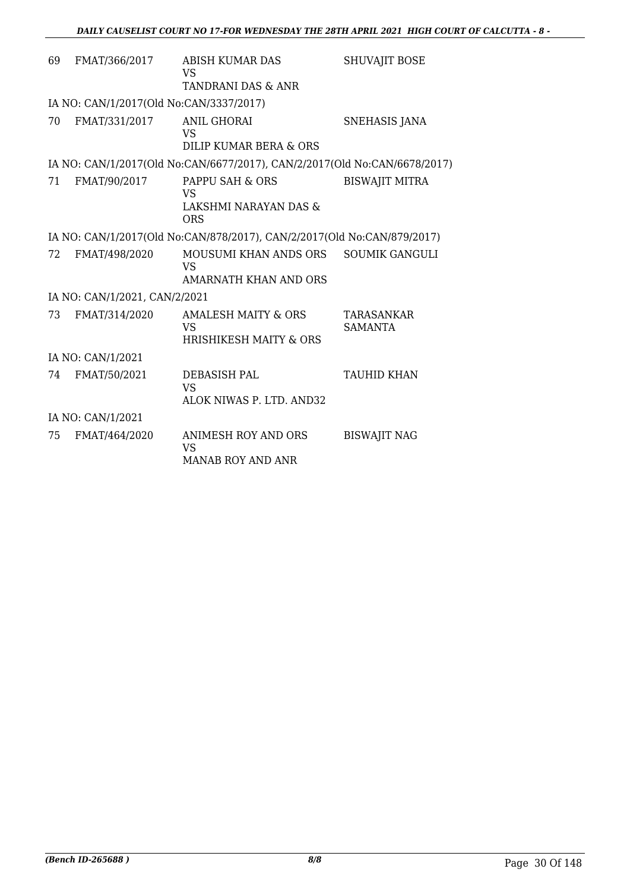| | | | |
|---|---|---|---|
| 69 | FMAT/366/2017 | ABISH KUMAR DAS<br>VS<br>TANDRANI DAS & ANR | SHUVAJIT BOSE |
| IA NO: CAN/1/2017(Old No:CAN/3337/2017) | | | |
| 70 | FMAT/331/2017 | ANIL GHORAI<br>VS<br>DILIP KUMAR BERA & ORS | SNEHASIS JANA |
| IA NO: CAN/1/2017(Old No:CAN/6677/2017), CAN/2/2017(Old No:CAN/6678/2017) | | | |
| 71 | FMAT/90/2017 | PAPPU SAH & ORS<br>VS<br>LAKSHMI NARAYAN DAS & ORS | BISWAJIT MITRA |
| IA NO: CAN/1/2017(Old No:CAN/878/2017), CAN/2/2017(Old No:CAN/879/2017) | | | |
| 72 | FMAT/498/2020 | MOUSUMI KHAN ANDS ORS<br>VS<br>AMARNATH KHAN AND ORS | SOUMIK GANGULI |
| IA NO: CAN/1/2021, CAN/2/2021 | | | |
| 73 | FMAT/314/2020 | AMALESH MAITY & ORS<br>VS<br>HRISHIKESH MAITY & ORS | TARASANKAR SAMANTA |
| IA NO: CAN/1/2021 | | | |
| 74 | FMAT/50/2021 | DEBASISH PAL<br>VS<br>ALOK NIWAS P. LTD. AND32 | TAUHID KHAN |
| IA NO: CAN/1/2021 | | | |
| 75 | FMAT/464/2020 | ANIMESH ROY AND ORS<br>VS<br>MANAB ROY AND ANR | BISWAJIT NAG |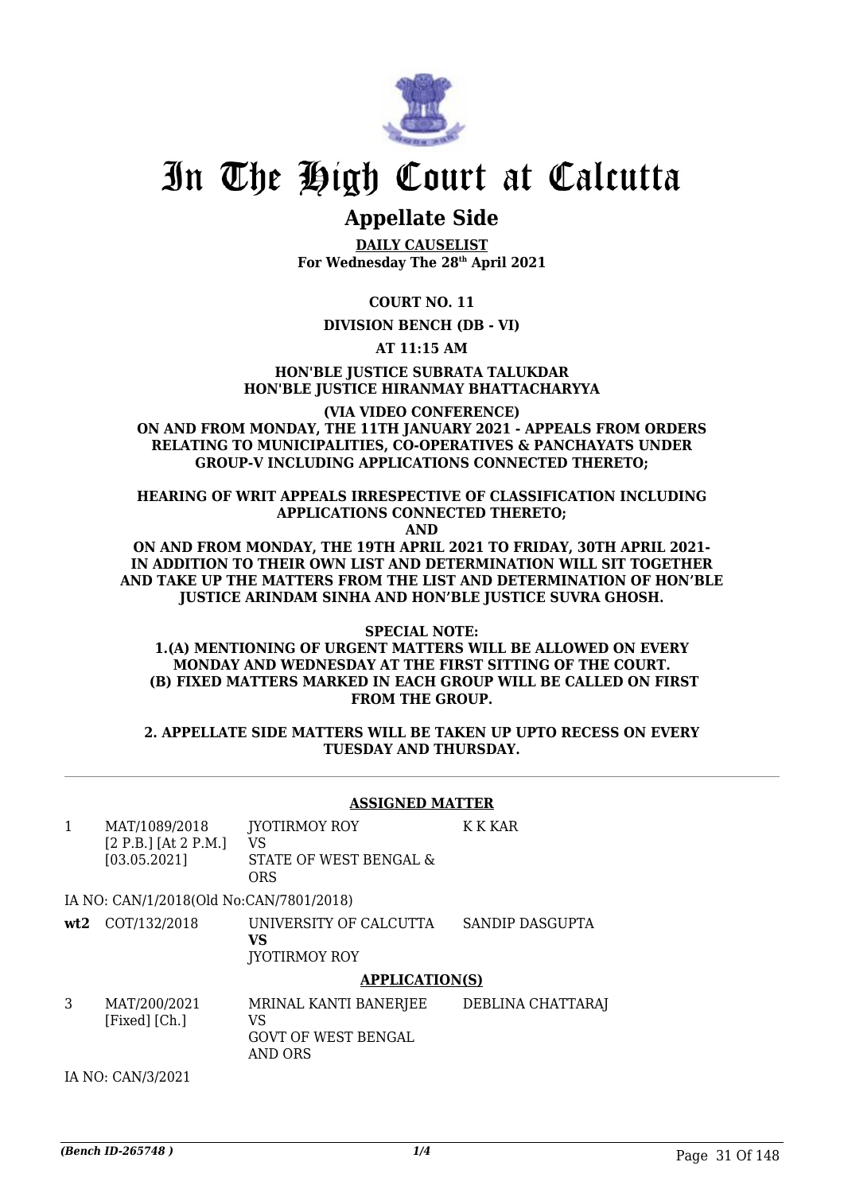# In The High Court at Calcutta

## Appellate Side

**DAILY CAUSELIST**
**For Wednesday The 28th April 2021**

**COURT NO. 11**

**DIVISION BENCH (DB - VI)**

**AT 11:15 AM**

**HON'BLE JUSTICE SUBRATA TALUKDAR**
**HON'BLE JUSTICE HIRANMAY BHATTACHARYYA**

**(VIA VIDEO CONFERENCE)**
**ON AND FROM MONDAY, THE 11TH JANUARY 2021 - APPEALS FROM ORDERS RELATING TO MUNICIPALITIES, CO-OPERATIVES & PANCHAYATS UNDER GROUP-V INCLUDING APPLICATIONS CONNECTED THERETO;**

**HEARING OF WRIT APPEALS IRRESPECTIVE OF CLASSIFICATION INCLUDING APPLICATIONS CONNECTED THERETO;**
**AND**
**ON AND FROM MONDAY, THE 19TH APRIL 2021 TO FRIDAY, 30TH APRIL 2021- IN ADDITION TO THEIR OWN LIST AND DETERMINATION WILL SIT TOGETHER AND TAKE UP THE MATTERS FROM THE LIST AND DETERMINATION OF HON'BLE JUSTICE ARINDAM SINHA AND HON'BLE JUSTICE SUVRA GHOSH.**

**SPECIAL NOTE:**
**1.(A) MENTIONING OF URGENT MATTERS WILL BE ALLOWED ON EVERY MONDAY AND WEDNESDAY AT THE FIRST SITTING OF THE COURT.**
**(B) FIXED MATTERS MARKED IN EACH GROUP WILL BE CALLED ON FIRST FROM THE GROUP.**

**2. APPELLATE SIDE MATTERS WILL BE TAKEN UP UPTO RECESS ON EVERY TUESDAY AND THURSDAY.**

### ASSIGNED MATTER

| | | | |
|---|---|---|---|
| 1 | MAT/1089/2018 [2 P.B.] [At 2 P.M.] [03.05.2021] | JYOTIRMOY ROY VS STATE OF WEST BENGAL & ORS | K K KAR |

IA NO: CAN/1/2018(Old No:CAN/7801/2018)

| | | | |
|---|---|---|---|
| **wt2** | COT/132/2018 | UNIVERSITY OF CALCUTTA **VS** JYOTIRMOY ROY | SANDIP DASGUPTA |

### APPLICATION(S)

| | | | |
|---|---|---|---|
| 3 | MAT/200/2021 [Fixed] [Ch.] | MRINAL KANTI BANERJEE VS GOVT OF WEST BENGAL AND ORS | DEBLINA CHATTARAJ |

IA NO: CAN/3/2021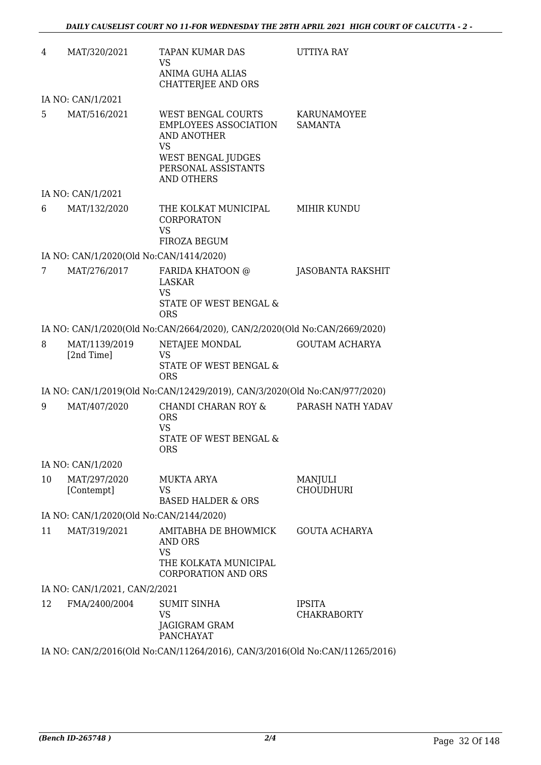| | | | |
|---|---|---|---|
| 4 | MAT/320/2021 | TAPAN KUMAR DAS<br>VS<br>ANIMA GUHA ALIAS CHATTERJEE AND ORS | UTTIYA RAY |
| | IA NO: CAN/1/2021 | | |
| 5 | MAT/516/2021 | WEST BENGAL COURTS EMPLOYEES ASSOCIATION AND ANOTHER<br>VS<br>WEST BENGAL JUDGES PERSONAL ASSISTANTS AND OTHERS | KARUNAMOYEE SAMANTA |
| | IA NO: CAN/1/2021 | | |
| 6 | MAT/132/2020 | THE KOLKAT MUNICIPAL CORPORATON<br>VS<br>FIROZA BEGUM | MIHIR KUNDU |
| | IA NO: CAN/1/2020(Old No:CAN/1414/2020) | | |
| 7 | MAT/276/2017 | FARIDA KHATOON @ LASKAR<br>VS<br>STATE OF WEST BENGAL & ORS | JASOBANTA RAKSHIT |
| | IA NO: CAN/1/2020(Old No:CAN/2664/2020), CAN/2/2020(Old No:CAN/2669/2020) | | |
| 8 | MAT/1139/2019 [2nd Time] | NETAJEE MONDAL<br>VS<br>STATE OF WEST BENGAL & ORS | GOUTAM ACHARYA |
| | IA NO: CAN/1/2019(Old No:CAN/12429/2019), CAN/3/2020(Old No:CAN/977/2020) | | |
| 9 | MAT/407/2020 | CHANDI CHARAN ROY & ORS<br>VS<br>STATE OF WEST BENGAL & ORS | PARASH NATH YADAV |
| | IA NO: CAN/1/2020 | | |
| 10 | MAT/297/2020 [Contempt] | MUKTA ARYA<br>VS<br>BASED HALDER & ORS | MANJULI CHOUDHURI |
| | IA NO: CAN/1/2020(Old No:CAN/2144/2020) | | |
| 11 | MAT/319/2021 | AMITABHA DE BHOWMICK AND ORS<br>VS<br>THE KOLKATA MUNICIPAL CORPORATION AND ORS | GOUTA ACHARYA |
| | IA NO: CAN/1/2021, CAN/2/2021 | | |
| 12 | FMA/2400/2004 | SUMIT SINHA<br>VS<br>JAGIGRAM GRAM PANCHAYAT | IPSITA CHAKRABORTY |
| | IA NO: CAN/2/2016(Old No:CAN/11264/2016), CAN/3/2016(Old No:CAN/11265/2016) | | |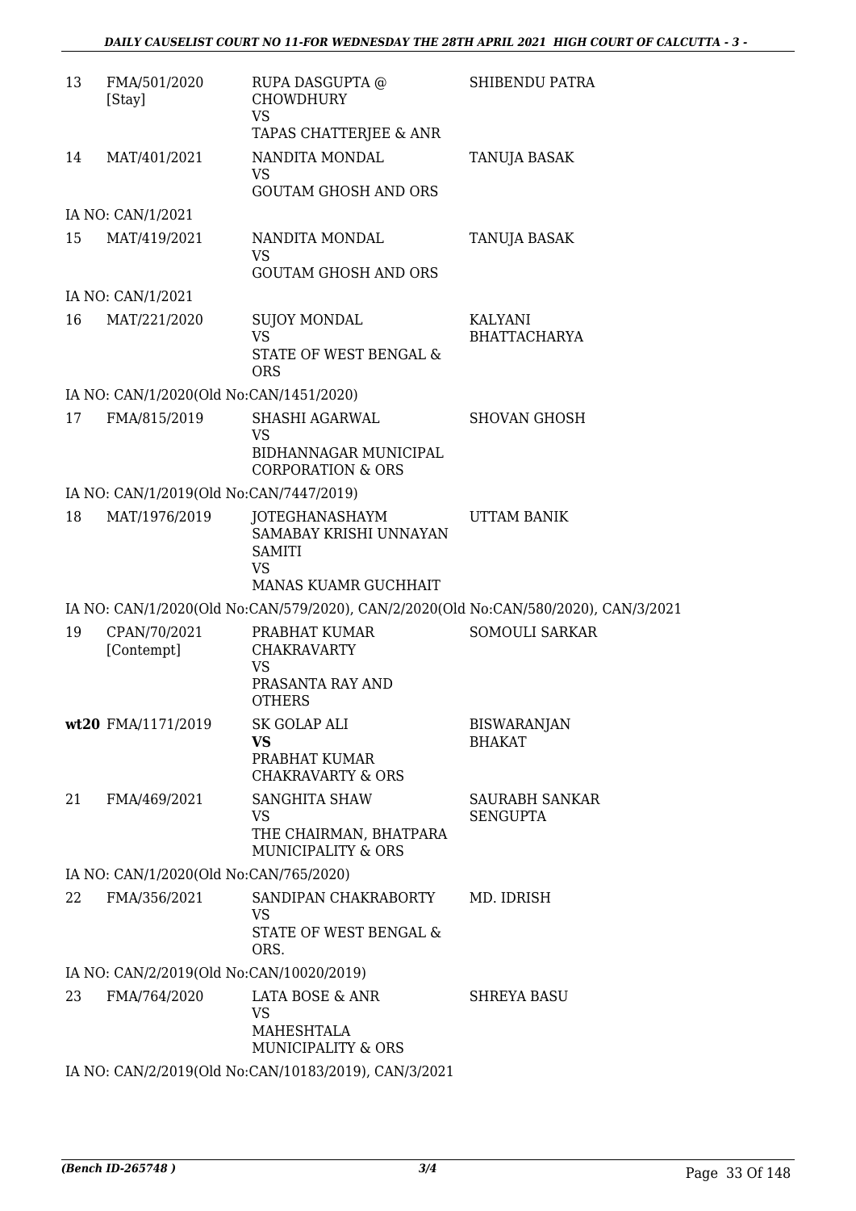| | | | |
|---|---|---|---|
| 13 | FMA/501/2020 [Stay] | RUPA DASGUPTA @ CHOWDHURY<br>VS<br>TAPAS CHATTERJEE & ANR | SHIBENDU PATRA |
| 14 | MAT/401/2021 | NANDITA MONDAL<br>VS<br>GOUTAM GHOSH AND ORS | TANUJA BASAK |
| | IA NO: CAN/1/2021 | | |
| 15 | MAT/419/2021 | NANDITA MONDAL<br>VS<br>GOUTAM GHOSH AND ORS | TANUJA BASAK |
| | IA NO: CAN/1/2021 | | |
| 16 | MAT/221/2020 | SUJOY MONDAL<br>VS<br>STATE OF WEST BENGAL & ORS | KALYANI BHATTACHARYA |
| | IA NO: CAN/1/2020(Old No:CAN/1451/2020) | | |
| 17 | FMA/815/2019 | SHASHI AGARWAL<br>VS<br>BIDHANNAGAR MUNICIPAL CORPORATION & ORS | SHOVAN GHOSH |
| | IA NO: CAN/1/2019(Old No:CAN/7447/2019) | | |
| 18 | MAT/1976/2019 | JOTEGHANASHAYM SAMABAY KRISHI UNNAYAN SAMITI<br>VS<br>MANAS KUAMR GUCHHAIT | UTTAM BANIK |
| | IA NO: CAN/1/2020(Old No:CAN/579/2020), CAN/2/2020(Old No:CAN/580/2020), CAN/3/2021 | | |
| 19 | CPAN/70/2021 [Contempt] | PRABHAT KUMAR CHAKRAVARTY<br>VS<br>PRASANTA RAY AND OTHERS | SOMOULI SARKAR |
| **wt20** | FMA/1171/2019 | SK GOLAP ALI<br>**VS**<br>PRABHAT KUMAR CHAKRAVARTY & ORS | BISWARANJAN BHAKAT |
| 21 | FMA/469/2021 | SANGHITA SHAW<br>VS<br>THE CHAIRMAN, BHATPARA MUNICIPALITY & ORS | SAURABH SANKAR SENGUPTA |
| | IA NO: CAN/1/2020(Old No:CAN/765/2020) | | |
| 22 | FMA/356/2021 | SANDIPAN CHAKRABORTY<br>VS<br>STATE OF WEST BENGAL & ORS. | MD. IDRISH |
| | IA NO: CAN/2/2019(Old No:CAN/10020/2019) | | |
| 23 | FMA/764/2020 | LATA BOSE & ANR<br>VS<br>MAHESHTALA MUNICIPALITY & ORS | SHREYA BASU |
| | IA NO: CAN/2/2019(Old No:CAN/10183/2019), CAN/3/2021 | | |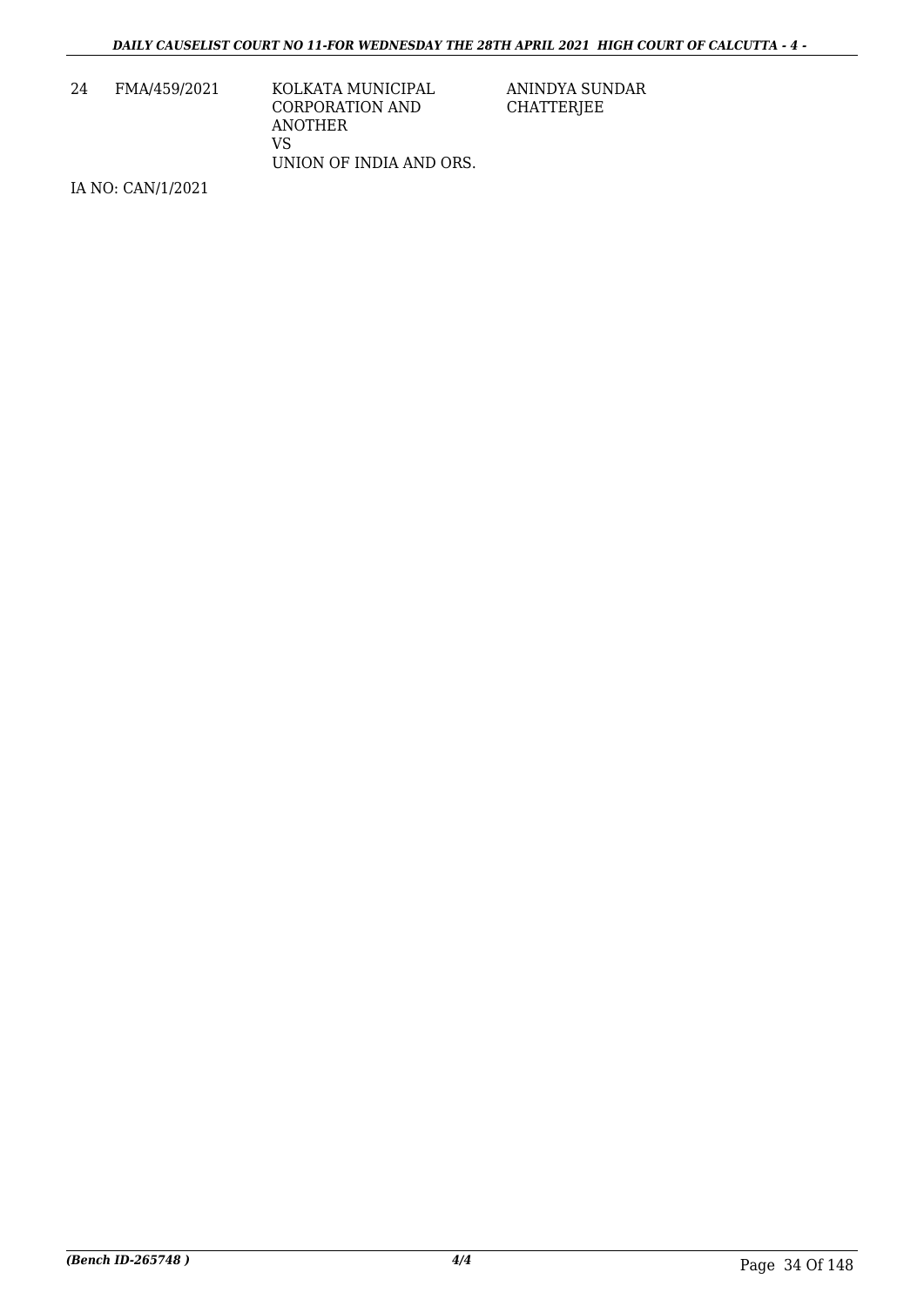| 24 | FMA/459/2021 | KOLKATA MUNICIPAL CORPORATION AND ANOTHER<br>VS<br>UNION OF INDIA AND ORS. | ANINDYA SUNDAR CHATTERJEE |
|---|---|---|---|

IA NO: CAN/1/2021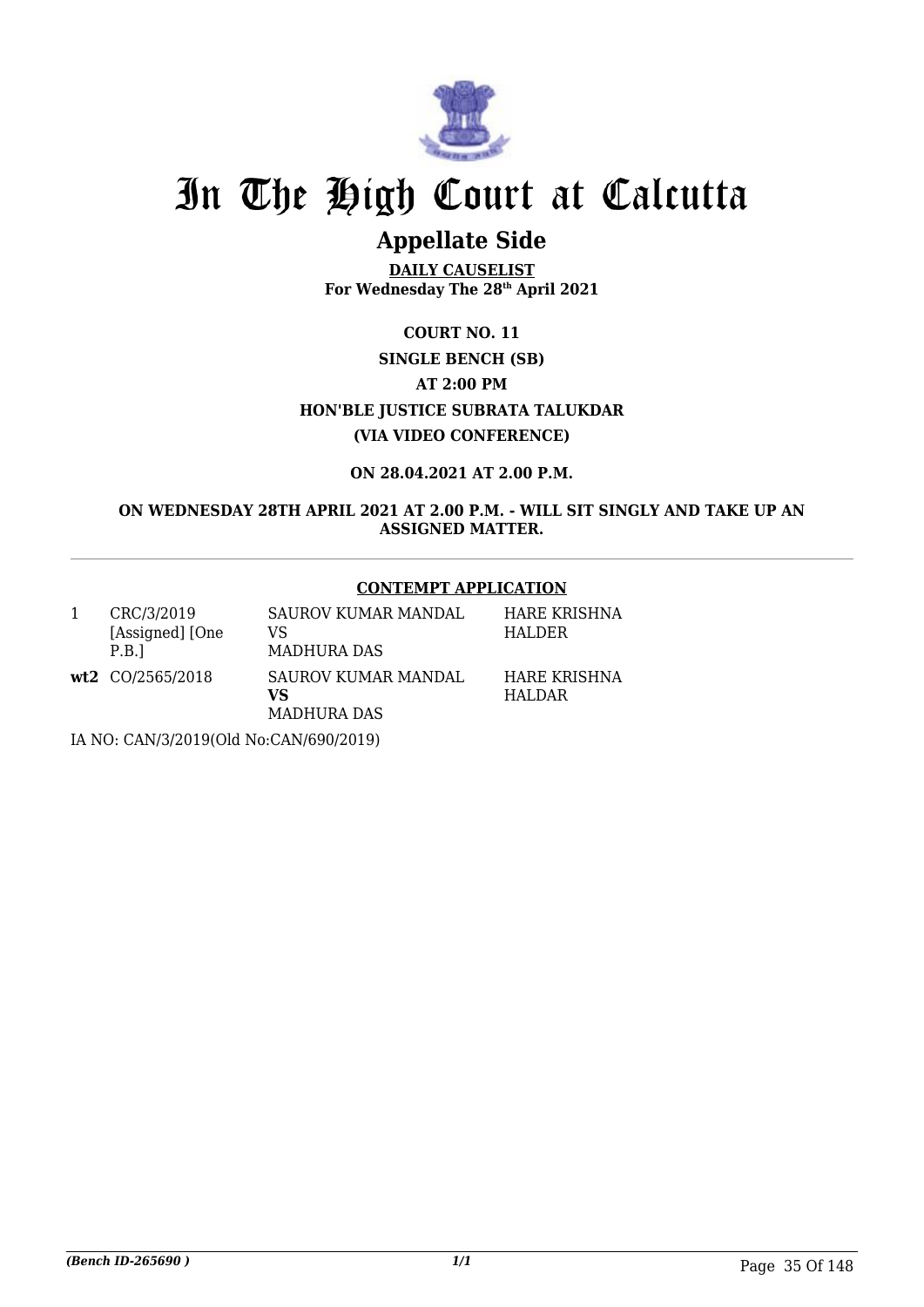# In The High Court at Calcutta

## Appellate Side

**DAILY CAUSELIST**
**For Wednesday The 28th April 2021**

**COURT NO. 11**

**SINGLE BENCH (SB)**

**AT 2:00 PM**

**HON'BLE JUSTICE SUBRATA TALUKDAR**

**(VIA VIDEO CONFERENCE)**

**ON 28.04.2021 AT 2.00 P.M.**

**ON WEDNESDAY 28TH APRIL 2021 AT 2.00 P.M. - WILL SIT SINGLY AND TAKE UP AN ASSIGNED MATTER.**

---

**CONTEMPT APPLICATION**

| | | | |
|---|---|---|---|
| 1 | CRC/3/2019 [Assigned] [One P.B.] | SAUROV KUMAR MANDAL VS MADHURA DAS | HARE KRISHNA HALDER |
| **wt2** | CO/2565/2018 | SAUROV KUMAR MANDAL **VS** MADHURA DAS | HARE KRISHNA HALDAR |

IA NO: CAN/3/2019(Old No:CAN/690/2019)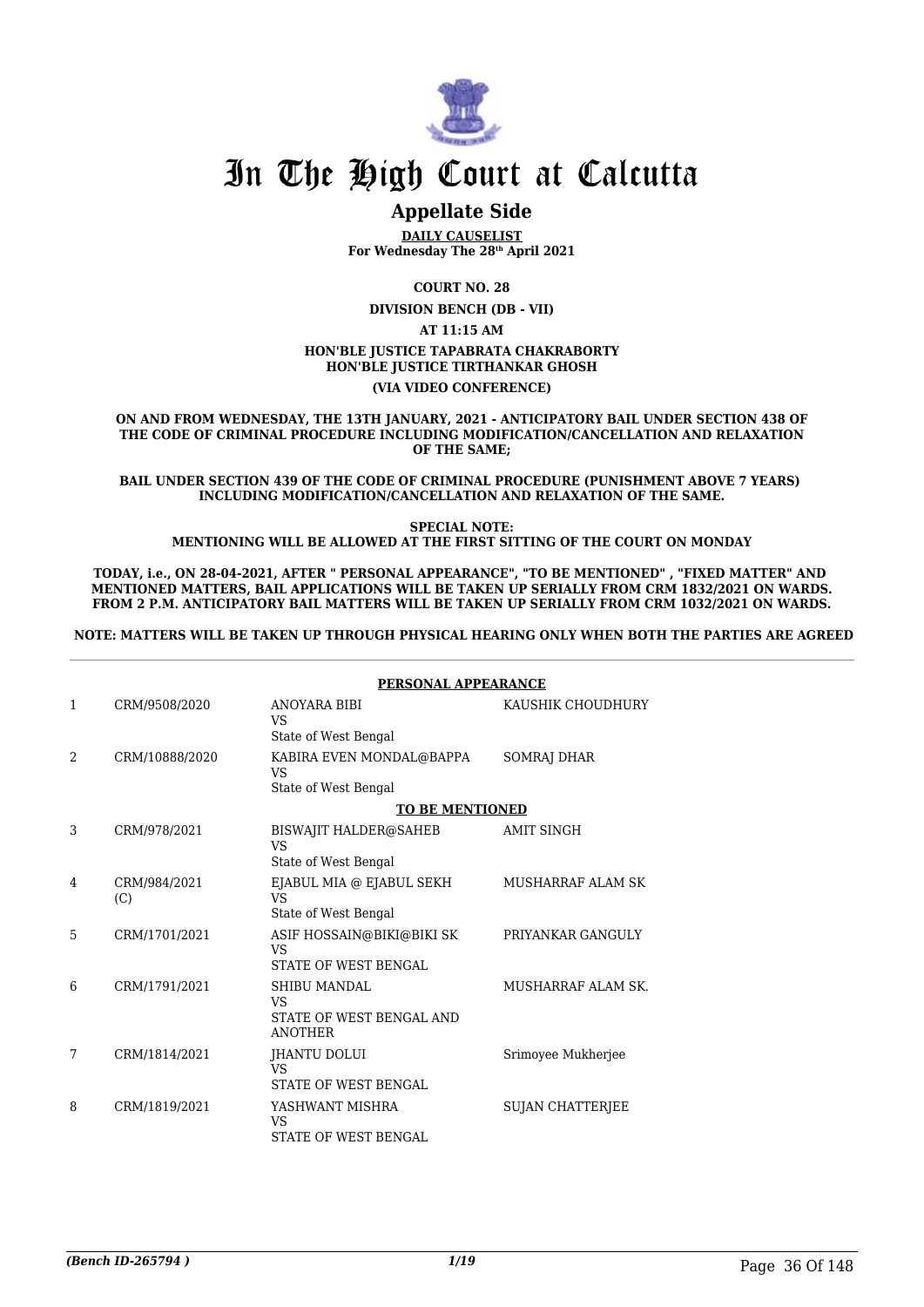# In The High Court at Calcutta

## Appellate Side

**DAILY CAUSELIST**
**For Wednesday The 28th April 2021**

**COURT NO. 28**

**DIVISION BENCH (DB - VII)**

**AT 11:15 AM**

**HON'BLE JUSTICE TAPABRATA CHAKRABORTY**
**HON'BLE JUSTICE TIRTHANKAR GHOSH**

**(VIA VIDEO CONFERENCE)**

**ON AND FROM WEDNESDAY, THE 13TH JANUARY, 2021 - ANTICIPATORY BAIL UNDER SECTION 438 OF THE CODE OF CRIMINAL PROCEDURE INCLUDING MODIFICATION/CANCELLATION AND RELAXATION OF THE SAME;**

**BAIL UNDER SECTION 439 OF THE CODE OF CRIMINAL PROCEDURE (PUNISHMENT ABOVE 7 YEARS) INCLUDING MODIFICATION/CANCELLATION AND RELAXATION OF THE SAME.**

**SPECIAL NOTE:**
**MENTIONING WILL BE ALLOWED AT THE FIRST SITTING OF THE COURT ON MONDAY**

**TODAY, i.e., ON 28-04-2021, AFTER " PERSONAL APPEARANCE", "TO BE MENTIONED" , "FIXED MATTER" AND MENTIONED MATTERS, BAIL APPLICATIONS WILL BE TAKEN UP SERIALLY FROM CRM 1832/2021 ON WARDS. FROM 2 P.M. ANTICIPATORY BAIL MATTERS WILL BE TAKEN UP SERIALLY FROM CRM 1032/2021 ON WARDS.**

**NOTE: MATTERS WILL BE TAKEN UP THROUGH PHYSICAL HEARING ONLY WHEN BOTH THE PARTIES ARE AGREED**

**PERSONAL APPEARANCE**

| | | | |
|---|---|---|---|
| 1 | CRM/9508/2020 | ANOYARA BIBI<br>VS<br>State of West Bengal | KAUSHIK CHOUDHURY |
| 2 | CRM/10888/2020 | KABIRA EVEN MONDAL@BAPPA<br>VS<br>State of West Bengal | SOMRAJ DHAR |

**TO BE MENTIONED**

| | | | |
|---|---|---|---|
| 3 | CRM/978/2021 | BISWAJIT HALDER@SAHEB<br>VS<br>State of West Bengal | AMIT SINGH |
| 4 | CRM/984/2021<br>(C) | EJABUL MIA @ EJABUL SEKH<br>VS<br>State of West Bengal | MUSHARRAF ALAM SK |
| 5 | CRM/1701/2021 | ASIF HOSSAIN@BIKI@BIKI SK<br>VS<br>STATE OF WEST BENGAL | PRIYANKAR GANGULY |
| 6 | CRM/1791/2021 | SHIBU MANDAL<br>VS<br>STATE OF WEST BENGAL AND ANOTHER | MUSHARRAF ALAM SK. |
| 7 | CRM/1814/2021 | JHANTU DOLUI<br>VS<br>STATE OF WEST BENGAL | Srimoyee Mukherjee |
| 8 | CRM/1819/2021 | YASHWANT MISHRA<br>VS<br>STATE OF WEST BENGAL | SUJAN CHATTERJEE |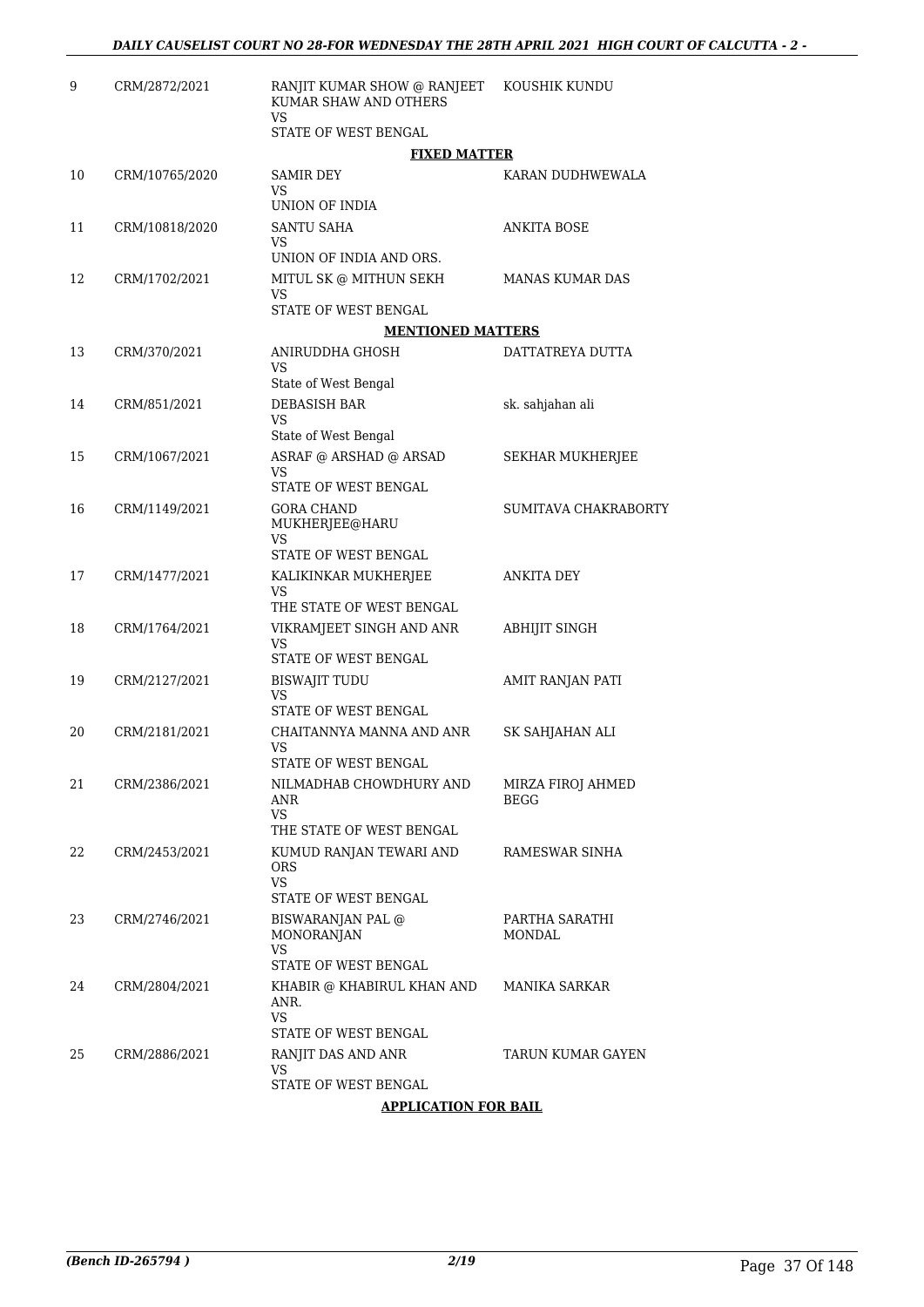| | | | |
|---|---|---|---|
| 9 | CRM/2872/2021 | RANJIT KUMAR SHOW @ RANJEET KUMAR SHAW AND OTHERS<br>VS<br>STATE OF WEST BENGAL | KOUSHIK KUNDU |

**FIXED MATTER**

| | | | |
|---|---|---|---|
| 10 | CRM/10765/2020 | SAMIR DEY<br>VS<br>UNION OF INDIA | KARAN DUDHWEWALA |
| 11 | CRM/10818/2020 | SANTU SAHA<br>VS<br>UNION OF INDIA AND ORS. | ANKITA BOSE |
| 12 | CRM/1702/2021 | MITUL SK @ MITHUN SEKH<br>VS<br>STATE OF WEST BENGAL | MANAS KUMAR DAS |

**MENTIONED MATTERS**

| | | | |
|---|---|---|---|
| 13 | CRM/370/2021 | ANIRUDDHA GHOSH<br>VS<br>State of West Bengal | DATTATREYA DUTTA |
| 14 | CRM/851/2021 | DEBASISH BAR<br>VS<br>State of West Bengal | sk. sahjahan ali |
| 15 | CRM/1067/2021 | ASRAF @ ARSHAD @ ARSAD<br>VS<br>STATE OF WEST BENGAL | SEKHAR MUKHERJEE |
| 16 | CRM/1149/2021 | GORA CHAND MUKHERJEE@HARU<br>VS<br>STATE OF WEST BENGAL | SUMITAVA CHAKRABORTY |
| 17 | CRM/1477/2021 | KALIKINKAR MUKHERJEE<br>VS<br>THE STATE OF WEST BENGAL | ANKITA DEY |
| 18 | CRM/1764/2021 | VIKRAMJEET SINGH AND ANR<br>VS<br>STATE OF WEST BENGAL | ABHIJIT SINGH |
| 19 | CRM/2127/2021 | BISWAJIT TUDU<br>VS<br>STATE OF WEST BENGAL | AMIT RANJAN PATI |
| 20 | CRM/2181/2021 | CHAITANNYA MANNA AND ANR<br>VS<br>STATE OF WEST BENGAL | SK SAHJAHAN ALI |
| 21 | CRM/2386/2021 | NILMADHAB CHOWDHURY AND ANR<br>VS<br>THE STATE OF WEST BENGAL | MIRZA FIROJ AHMED BEGG |
| 22 | CRM/2453/2021 | KUMUD RANJAN TEWARI AND ORS<br>VS<br>STATE OF WEST BENGAL | RAMESWAR SINHA |
| 23 | CRM/2746/2021 | BISWARANJAN PAL @ MONORANJAN<br>VS<br>STATE OF WEST BENGAL | PARTHA SARATHI MONDAL |
| 24 | CRM/2804/2021 | KHABIR @ KHABIRUL KHAN AND ANR.<br>VS<br>STATE OF WEST BENGAL | MANIKA SARKAR |
| 25 | CRM/2886/2021 | RANJIT DAS AND ANR<br>VS<br>STATE OF WEST BENGAL | TARUN KUMAR GAYEN |

**APPLICATION FOR BAIL**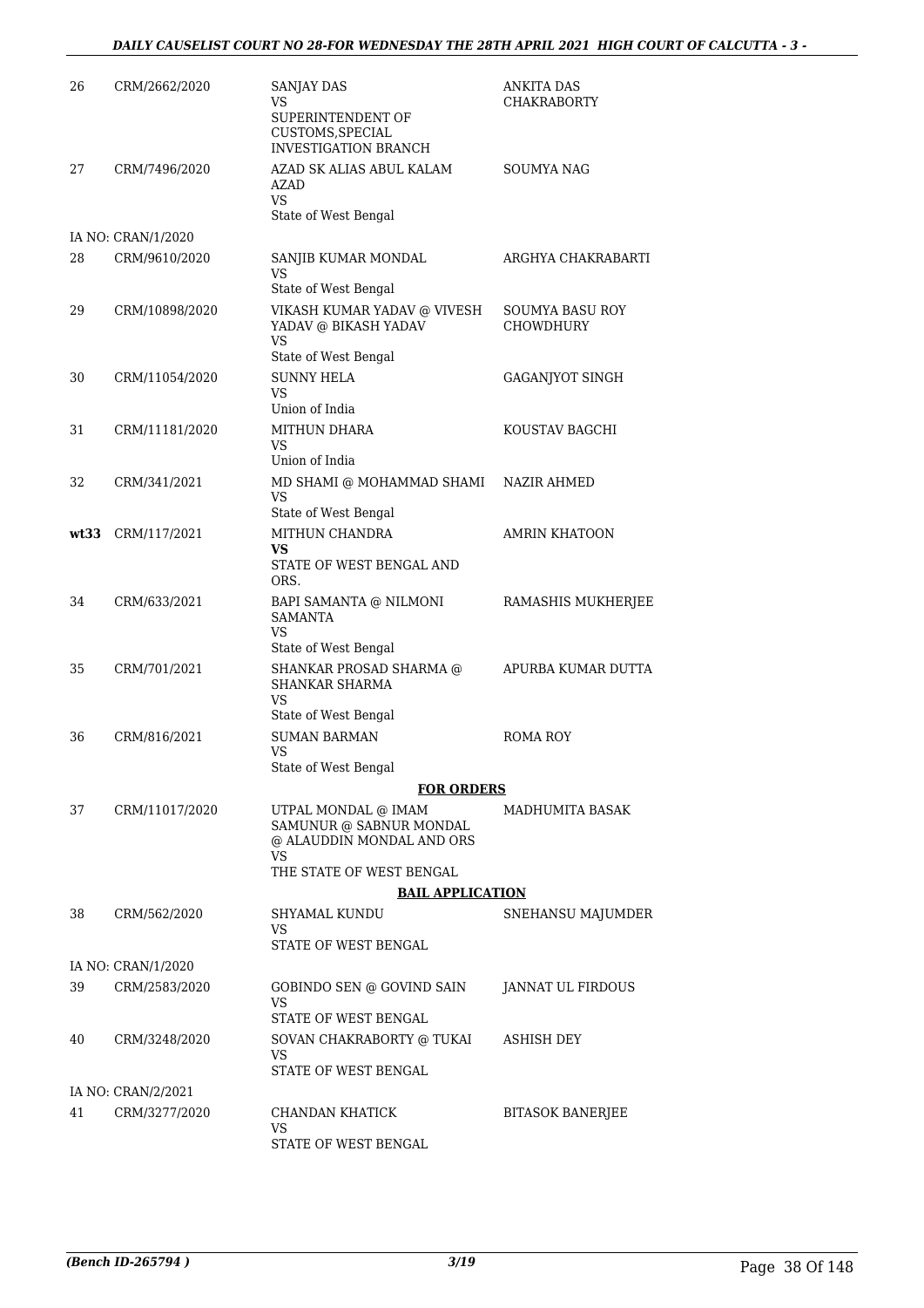| | | | |
|---|---|---|---|
| 26 | CRM/2662/2020 | SANJAY DAS<br>VS<br>SUPERINTENDENT OF CUSTOMS,SPECIAL INVESTIGATION BRANCH | ANKITA DAS CHAKRABORTY |
| 27 | CRM/7496/2020 | AZAD SK ALIAS ABUL KALAM AZAD<br>VS<br>State of West Bengal | SOUMYA NAG |
| | IA NO: CRAN/1/2020 | | |
| 28 | CRM/9610/2020 | SANJIB KUMAR MONDAL<br>VS<br>State of West Bengal | ARGHYA CHAKRABARTI |
| 29 | CRM/10898/2020 | VIKASH KUMAR YADAV @ VIVESH YADAV @ BIKASH YADAV<br>VS<br>State of West Bengal | SOUMYA BASU ROY CHOWDHURY |
| 30 | CRM/11054/2020 | SUNNY HELA<br>VS<br>Union of India | GAGANJYOT SINGH |
| 31 | CRM/11181/2020 | MITHUN DHARA<br>VS<br>Union of India | KOUSTAV BAGCHI |
| 32 | CRM/341/2021 | MD SHAMI @ MOHAMMAD SHAMI<br>VS<br>State of West Bengal | NAZIR AHMED |
| **wt33** | CRM/117/2021 | MITHUN CHANDRA<br>**VS**<br>STATE OF WEST BENGAL AND ORS. | AMRIN KHATOON |
| 34 | CRM/633/2021 | BAPI SAMANTA @ NILMONI SAMANTA<br>VS<br>State of West Bengal | RAMASHIS MUKHERJEE |
| 35 | CRM/701/2021 | SHANKAR PROSAD SHARMA @ SHANKAR SHARMA<br>VS<br>State of West Bengal | APURBA KUMAR DUTTA |
| 36 | CRM/816/2021 | SUMAN BARMAN<br>VS<br>State of West Bengal | ROMA ROY |
| | | **FOR ORDERS** | |
| 37 | CRM/11017/2020 | UTPAL MONDAL @ IMAM SAMUNUR @ SABNUR MONDAL @ ALAUDDIN MONDAL AND ORS<br>VS<br>THE STATE OF WEST BENGAL | MADHUMITA BASAK |
| | | **BAIL APPLICATION** | |
| 38 | CRM/562/2020 | SHYAMAL KUNDU<br>VS<br>STATE OF WEST BENGAL | SNEHANSU MAJUMDER |
| | IA NO: CRAN/1/2020 | | |
| 39 | CRM/2583/2020 | GOBINDO SEN @ GOVIND SAIN<br>VS<br>STATE OF WEST BENGAL | JANNAT UL FIRDOUS |
| 40 | CRM/3248/2020 | SOVAN CHAKRABORTY @ TUKAI<br>VS<br>STATE OF WEST BENGAL | ASHISH DEY |
| | IA NO: CRAN/2/2021 | | |
| 41 | CRM/3277/2020 | CHANDAN KHATICK<br>VS<br>STATE OF WEST BENGAL | BITASOK BANERJEE |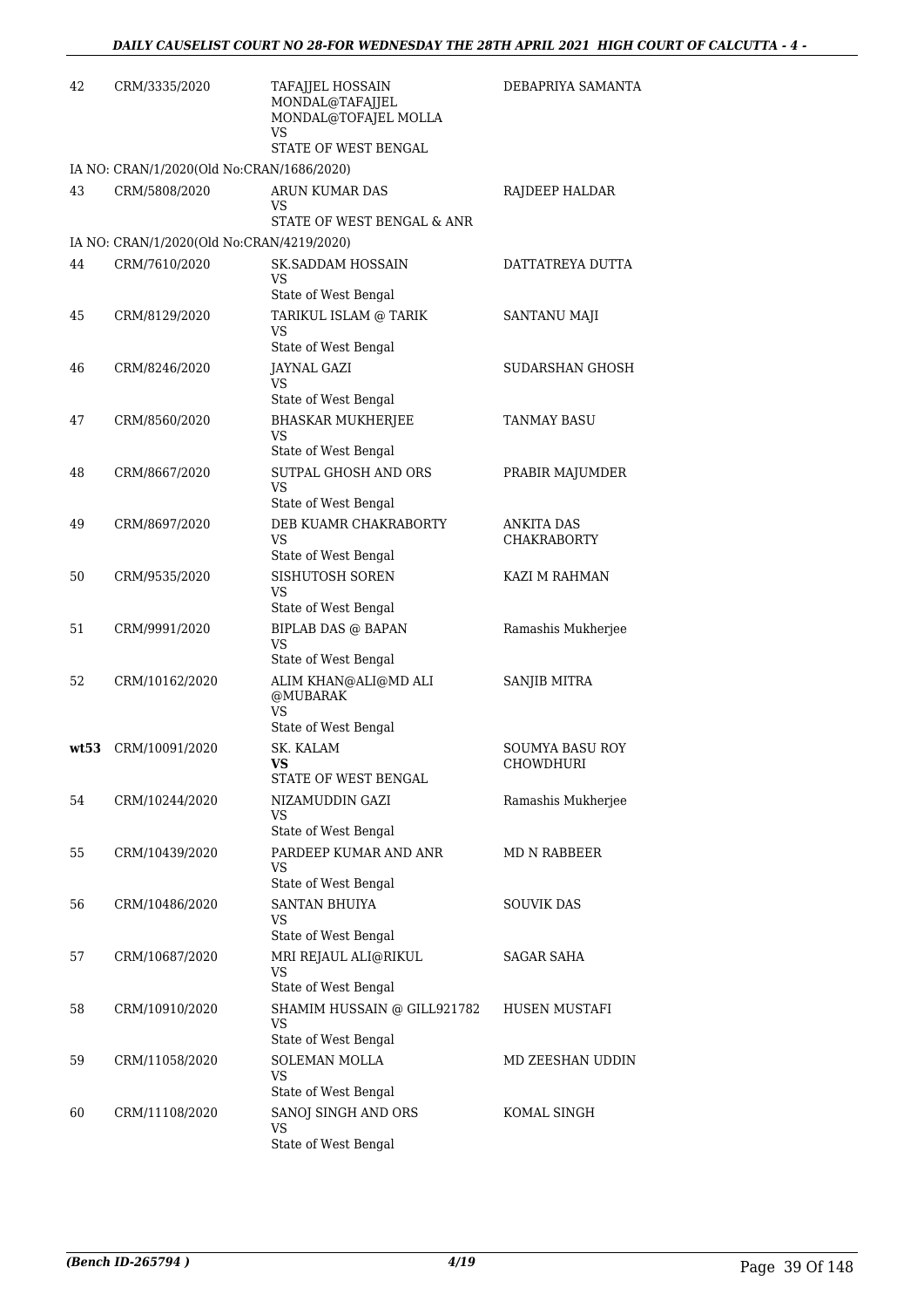| | | | |
|---|---|---|---|
| 42 | CRM/3335/2020 | TAFAJJEL HOSSAIN MONDAL@TAFAJJEL MONDAL@TOFAJEL MOLLA<br>VS<br>STATE OF WEST BENGAL | DEBAPRIYA SAMANTA |
| | IA NO: CRAN/1/2020(Old No:CRAN/1686/2020) | | |
| 43 | CRM/5808/2020 | ARUN KUMAR DAS<br>VS<br>STATE OF WEST BENGAL & ANR | RAJDEEP HALDAR |
| | IA NO: CRAN/1/2020(Old No:CRAN/4219/2020) | | |
| 44 | CRM/7610/2020 | SK.SADDAM HOSSAIN<br>VS<br>State of West Bengal | DATTATREYA DUTTA |
| 45 | CRM/8129/2020 | TARIKUL ISLAM @ TARIK<br>VS<br>State of West Bengal | SANTANU MAJI |
| 46 | CRM/8246/2020 | JAYNAL GAZI<br>VS<br>State of West Bengal | SUDARSHAN GHOSH |
| 47 | CRM/8560/2020 | BHASKAR MUKHERJEE<br>VS<br>State of West Bengal | TANMAY BASU |
| 48 | CRM/8667/2020 | SUTPAL GHOSH AND ORS<br>VS<br>State of West Bengal | PRABIR MAJUMDER |
| 49 | CRM/8697/2020 | DEB KUAMR CHAKRABORTY<br>VS<br>State of West Bengal | ANKITA DAS CHAKRABORTY |
| 50 | CRM/9535/2020 | SISHUTOSH SOREN<br>VS<br>State of West Bengal | KAZI M RAHMAN |
| 51 | CRM/9991/2020 | BIPLAB DAS @ BAPAN<br>VS<br>State of West Bengal | Ramashis Mukherjee |
| 52 | CRM/10162/2020 | ALIM KHAN@ALI@MD ALI @MUBARAK<br>VS<br>State of West Bengal | SANJIB MITRA |
| **wt53** | CRM/10091/2020 | SK. KALAM<br>**VS**<br>STATE OF WEST BENGAL | SOUMYA BASU ROY CHOWDHURI |
| 54 | CRM/10244/2020 | NIZAMUDDIN GAZI<br>VS<br>State of West Bengal | Ramashis Mukherjee |
| 55 | CRM/10439/2020 | PARDEEP KUMAR AND ANR<br>VS<br>State of West Bengal | MD N RABBEER |
| 56 | CRM/10486/2020 | SANTAN BHUIYA<br>VS<br>State of West Bengal | SOUVIK DAS |
| 57 | CRM/10687/2020 | MRI REJAUL ALI@RIKUL<br>VS<br>State of West Bengal | SAGAR SAHA |
| 58 | CRM/10910/2020 | SHAMIM HUSSAIN @ GILL921782<br>VS<br>State of West Bengal | HUSEN MUSTAFI |
| 59 | CRM/11058/2020 | SOLEMAN MOLLA<br>VS<br>State of West Bengal | MD ZEESHAN UDDIN |
| 60 | CRM/11108/2020 | SANOJ SINGH AND ORS<br>VS<br>State of West Bengal | KOMAL SINGH |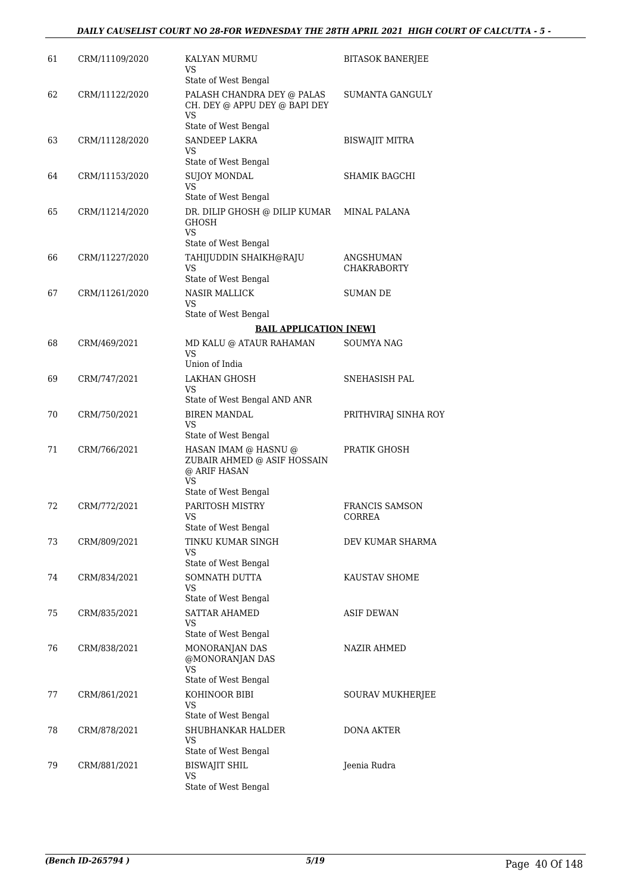| | | | |
|---|---|---|---|
| 61 | CRM/11109/2020 | KALYAN MURMU<br>VS<br>State of West Bengal | BITASOK BANERJEE |
| 62 | CRM/11122/2020 | PALASH CHANDRA DEY @ PALAS CH. DEY @ APPU DEY @ BAPI DEY<br>VS<br>State of West Bengal | SUMANTA GANGULY |
| 63 | CRM/11128/2020 | SANDEEP LAKRA<br>VS<br>State of West Bengal | BISWAJIT MITRA |
| 64 | CRM/11153/2020 | SUJOY MONDAL<br>VS<br>State of West Bengal | SHAMIK BAGCHI |
| 65 | CRM/11214/2020 | DR. DILIP GHOSH @ DILIP KUMAR GHOSH<br>VS<br>State of West Bengal | MINAL PALANA |
| 66 | CRM/11227/2020 | TAHIJUDDIN SHAIKH@RAJU<br>VS<br>State of West Bengal | ANGSHUMAN CHAKRABORTY |
| 67 | CRM/11261/2020 | NASIR MALLICK<br>VS<br>State of West Bengal | SUMAN DE |

**BAIL APPLICATION [NEW]**

| | | | |
|---|---|---|---|
| 68 | CRM/469/2021 | MD KALU @ ATAUR RAHAMAN<br>VS<br>Union of India | SOUMYA NAG |
| 69 | CRM/747/2021 | LAKHAN GHOSH<br>VS<br>State of West Bengal AND ANR | SNEHASISH PAL |
| 70 | CRM/750/2021 | BIREN MANDAL<br>VS<br>State of West Bengal | PRITHVIRAJ SINHA ROY |
| 71 | CRM/766/2021 | HASAN IMAM @ HASNU @ ZUBAIR AHMED @ ASIF HOSSAIN @ ARIF HASAN<br>VS<br>State of West Bengal | PRATIK GHOSH |
| 72 | CRM/772/2021 | PARITOSH MISTRY<br>VS<br>State of West Bengal | FRANCIS SAMSON CORREA |
| 73 | CRM/809/2021 | TINKU KUMAR SINGH<br>VS<br>State of West Bengal | DEV KUMAR SHARMA |
| 74 | CRM/834/2021 | SOMNATH DUTTA<br>VS<br>State of West Bengal | KAUSTAV SHOME |
| 75 | CRM/835/2021 | SATTAR AHAMED<br>VS<br>State of West Bengal | ASIF DEWAN |
| 76 | CRM/838/2021 | MONORANJAN DAS @MONORANJAN DAS<br>VS<br>State of West Bengal | NAZIR AHMED |
| 77 | CRM/861/2021 | KOHINOOR BIBI<br>VS<br>State of West Bengal | SOURAV MUKHERJEE |
| 78 | CRM/878/2021 | SHUBHANKAR HALDER<br>VS<br>State of West Bengal | DONA AKTER |
| 79 | CRM/881/2021 | BISWAJIT SHIL<br>VS<br>State of West Bengal | Jeenia Rudra |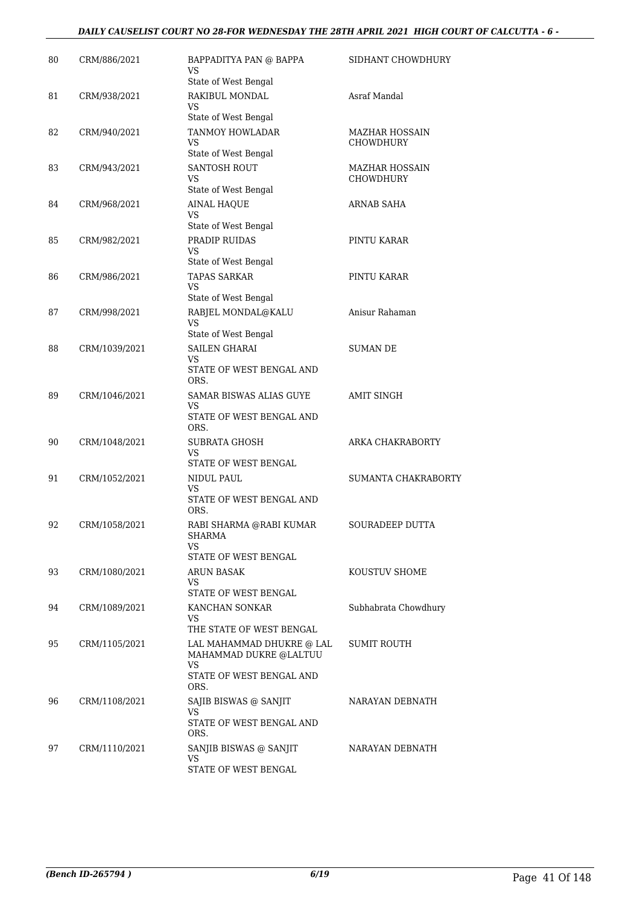| 80 | CRM/886/2021 | BAPPADITYA PAN @ BAPPA<br>VS<br>State of West Bengal | SIDHANT CHOWDHURY |
|---|---|---|---|
| 81 | CRM/938/2021 | RAKIBUL MONDAL<br>VS<br>State of West Bengal | Asraf Mandal |
| 82 | CRM/940/2021 | TANMOY HOWLADAR<br>VS<br>State of West Bengal | MAZHAR HOSSAIN CHOWDHURY |
| 83 | CRM/943/2021 | SANTOSH ROUT<br>VS<br>State of West Bengal | MAZHAR HOSSAIN CHOWDHURY |
| 84 | CRM/968/2021 | AINAL HAQUE<br>VS<br>State of West Bengal | ARNAB SAHA |
| 85 | CRM/982/2021 | PRADIP RUIDAS<br>VS<br>State of West Bengal | PINTU KARAR |
| 86 | CRM/986/2021 | TAPAS SARKAR<br>VS<br>State of West Bengal | PINTU KARAR |
| 87 | CRM/998/2021 | RABJEL MONDAL@KALU<br>VS<br>State of West Bengal | Anisur Rahaman |
| 88 | CRM/1039/2021 | SAILEN GHARAI<br>VS<br>STATE OF WEST BENGAL AND ORS. | SUMAN DE |
| 89 | CRM/1046/2021 | SAMAR BISWAS ALIAS GUYE<br>VS<br>STATE OF WEST BENGAL AND ORS. | AMIT SINGH |
| 90 | CRM/1048/2021 | SUBRATA GHOSH<br>VS<br>STATE OF WEST BENGAL | ARKA CHAKRABORTY |
| 91 | CRM/1052/2021 | NIDUL PAUL<br>VS<br>STATE OF WEST BENGAL AND ORS. | SUMANTA CHAKRABORTY |
| 92 | CRM/1058/2021 | RABI SHARMA @RABI KUMAR SHARMA<br>VS<br>STATE OF WEST BENGAL | SOURADEEP DUTTA |
| 93 | CRM/1080/2021 | ARUN BASAK<br>VS<br>STATE OF WEST BENGAL | KOUSTUV SHOME |
| 94 | CRM/1089/2021 | KANCHAN SONKAR<br>VS<br>THE STATE OF WEST BENGAL | Subhabrata Chowdhury |
| 95 | CRM/1105/2021 | LAL MAHAMMAD DHUKRE @ LAL MAHAMMAD DUKRE @LALTUU<br>VS<br>STATE OF WEST BENGAL AND ORS. | SUMIT ROUTH |
| 96 | CRM/1108/2021 | SAJIB BISWAS @ SANJIT<br>VS<br>STATE OF WEST BENGAL AND ORS. | NARAYAN DEBNATH |
| 97 | CRM/1110/2021 | SANJIB BISWAS @ SANJIT<br>VS<br>STATE OF WEST BENGAL | NARAYAN DEBNATH |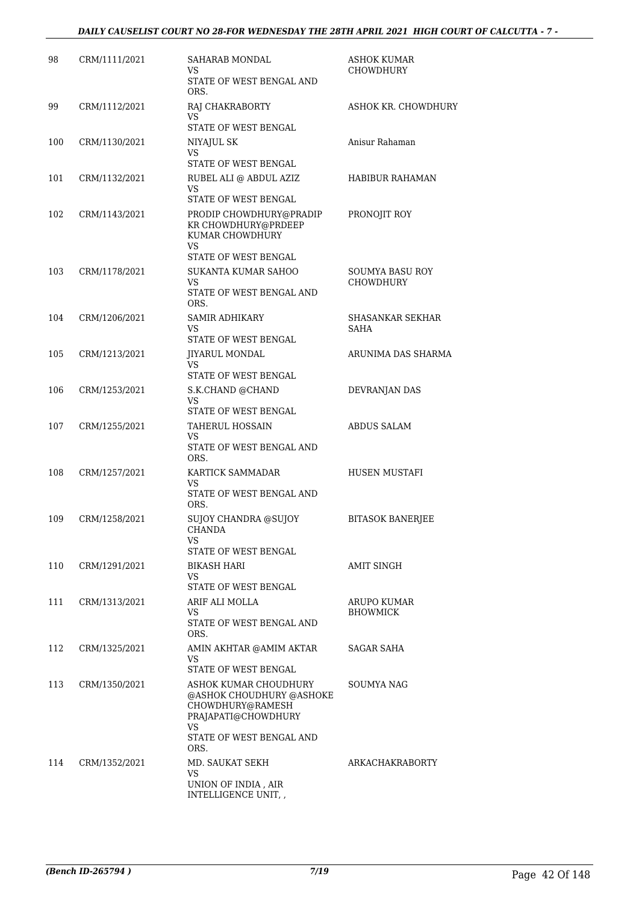| 98 | CRM/1111/2021 | SAHARAB MONDAL<br>VS<br>STATE OF WEST BENGAL AND ORS. | ASHOK KUMAR CHOWDHURY |
|---|---|---|---|
| 99 | CRM/1112/2021 | RAJ CHAKRABORTY<br>VS<br>STATE OF WEST BENGAL | ASHOK KR. CHOWDHURY |
| 100 | CRM/1130/2021 | NIYAJUL SK<br>VS<br>STATE OF WEST BENGAL | Anisur Rahaman |
| 101 | CRM/1132/2021 | RUBEL ALI @ ABDUL AZIZ<br>VS<br>STATE OF WEST BENGAL | HABIBUR RAHAMAN |
| 102 | CRM/1143/2021 | PRODIP CHOWDHURY@PRADIP KR CHOWDHURY@PRDEEP KUMAR CHOWDHURY<br>VS<br>STATE OF WEST BENGAL | PRONOJIT ROY |
| 103 | CRM/1178/2021 | SUKANTA KUMAR SAHOO<br>VS<br>STATE OF WEST BENGAL AND ORS. | SOUMYA BASU ROY CHOWDHURY |
| 104 | CRM/1206/2021 | SAMIR ADHIKARY<br>VS<br>STATE OF WEST BENGAL | SHASANKAR SEKHAR SAHA |
| 105 | CRM/1213/2021 | JIYARUL MONDAL<br>VS<br>STATE OF WEST BENGAL | ARUNIMA DAS SHARMA |
| 106 | CRM/1253/2021 | S.K.CHAND @CHAND<br>VS<br>STATE OF WEST BENGAL | DEVRANJAN DAS |
| 107 | CRM/1255/2021 | TAHERUL HOSSAIN<br>VS<br>STATE OF WEST BENGAL AND ORS. | ABDUS SALAM |
| 108 | CRM/1257/2021 | KARTICK SAMMADAR<br>VS<br>STATE OF WEST BENGAL AND ORS. | HUSEN MUSTAFI |
| 109 | CRM/1258/2021 | SUJOY CHANDRA @SUJOY CHANDA<br>VS<br>STATE OF WEST BENGAL | BITASOK BANERJEE |
| 110 | CRM/1291/2021 | BIKASH HARI<br>VS<br>STATE OF WEST BENGAL | AMIT SINGH |
| 111 | CRM/1313/2021 | ARIF ALI MOLLA<br>VS<br>STATE OF WEST BENGAL AND ORS. | ARUPO KUMAR BHOWMICK |
| 112 | CRM/1325/2021 | AMIN AKHTAR @AMIM AKTAR<br>VS<br>STATE OF WEST BENGAL | SAGAR SAHA |
| 113 | CRM/1350/2021 | ASHOK KUMAR CHOUDHURY @ASHOK CHOUDHURY @ASHOKE CHOWDHURY@RAMESH PRAJAPATI@CHOWDHURY<br>VS<br>STATE OF WEST BENGAL AND ORS. | SOUMYA NAG |
| 114 | CRM/1352/2021 | MD. SAUKAT SEKH<br>VS<br>UNION OF INDIA , AIR INTELLIGENCE UNIT, , | ARKACHAKRABORTY |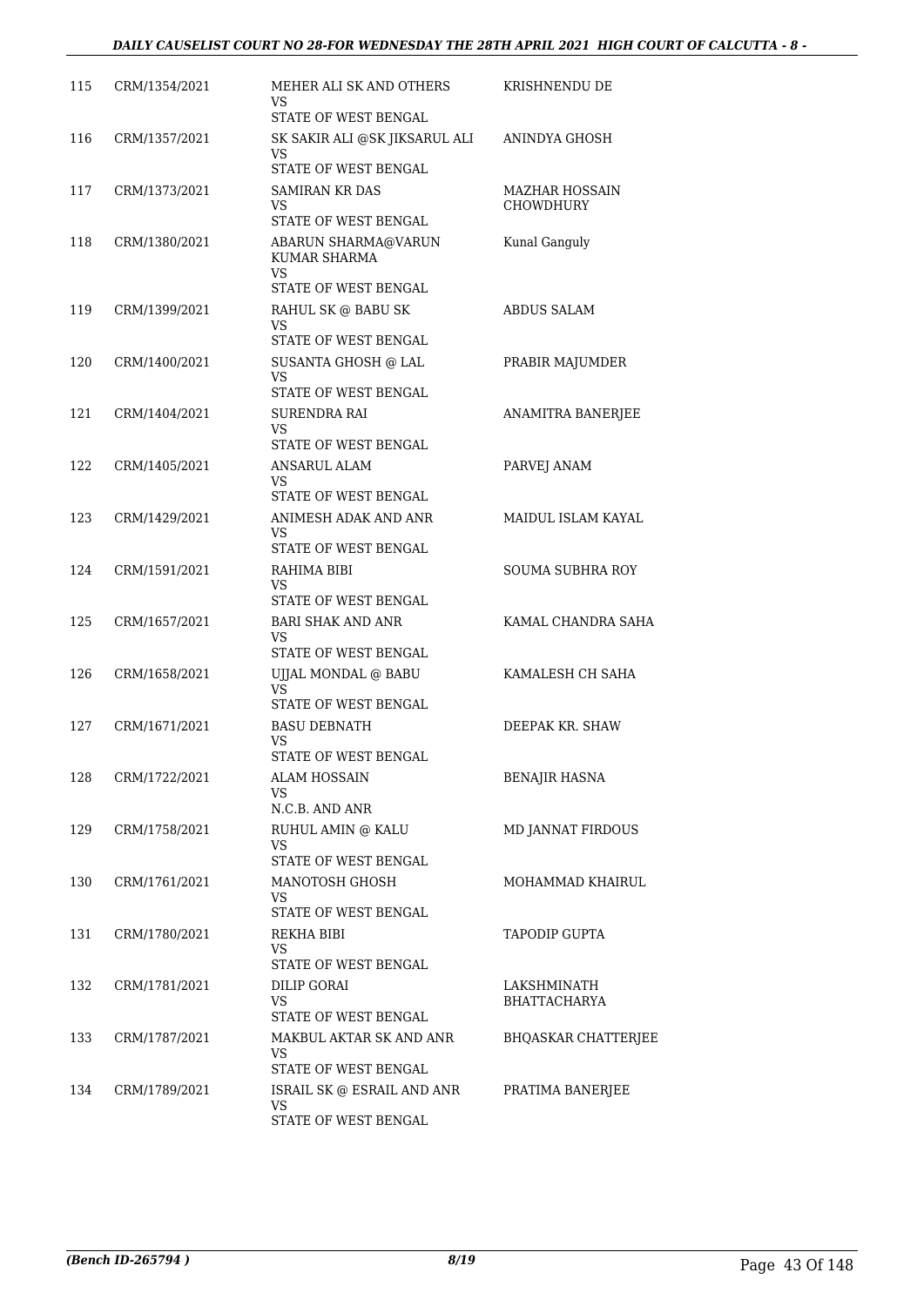| 115 | CRM/1354/2021 | MEHER ALI SK AND OTHERS<br>VS<br>STATE OF WEST BENGAL | KRISHNENDU DE |
|---|---|---|---|
| 116 | CRM/1357/2021 | SK SAKIR ALI @SK JIKSARUL ALI<br>VS<br>STATE OF WEST BENGAL | ANINDYA GHOSH |
| 117 | CRM/1373/2021 | SAMIRAN KR DAS<br>VS<br>STATE OF WEST BENGAL | MAZHAR HOSSAIN CHOWDHURY |
| 118 | CRM/1380/2021 | ABARUN SHARMA@VARUN KUMAR SHARMA<br>VS<br>STATE OF WEST BENGAL | Kunal Ganguly |
| 119 | CRM/1399/2021 | RAHUL SK @ BABU SK<br>VS<br>STATE OF WEST BENGAL | ABDUS SALAM |
| 120 | CRM/1400/2021 | SUSANTA GHOSH @ LAL<br>VS<br>STATE OF WEST BENGAL | PRABIR MAJUMDER |
| 121 | CRM/1404/2021 | SURENDRA RAI<br>VS<br>STATE OF WEST BENGAL | ANAMITRA BANERJEE |
| 122 | CRM/1405/2021 | ANSARUL ALAM<br>VS<br>STATE OF WEST BENGAL | PARVEJ ANAM |
| 123 | CRM/1429/2021 | ANIMESH ADAK AND ANR<br>VS<br>STATE OF WEST BENGAL | MAIDUL ISLAM KAYAL |
| 124 | CRM/1591/2021 | RAHIMA BIBI<br>VS<br>STATE OF WEST BENGAL | SOUMA SUBHRA ROY |
| 125 | CRM/1657/2021 | BARI SHAK AND ANR<br>VS<br>STATE OF WEST BENGAL | KAMAL CHANDRA SAHA |
| 126 | CRM/1658/2021 | UJJAL MONDAL @ BABU<br>VS<br>STATE OF WEST BENGAL | KAMALESH CH SAHA |
| 127 | CRM/1671/2021 | BASU DEBNATH<br>VS<br>STATE OF WEST BENGAL | DEEPAK KR. SHAW |
| 128 | CRM/1722/2021 | ALAM HOSSAIN<br>VS<br>N.C.B. AND ANR | BENAJIR HASNA |
| 129 | CRM/1758/2021 | RUHUL AMIN @ KALU<br>VS<br>STATE OF WEST BENGAL | MD JANNAT FIRDOUS |
| 130 | CRM/1761/2021 | MANOTOSH GHOSH<br>VS<br>STATE OF WEST BENGAL | MOHAMMAD KHAIRUL |
| 131 | CRM/1780/2021 | REKHA BIBI<br>VS<br>STATE OF WEST BENGAL | TAPODIP GUPTA |
| 132 | CRM/1781/2021 | DILIP GORAI<br>VS<br>STATE OF WEST BENGAL | LAKSHMINATH BHATTACHARYA |
| 133 | CRM/1787/2021 | MAKBUL AKTAR SK AND ANR<br>VS<br>STATE OF WEST BENGAL | BHQASKAR CHATTERJEE |
| 134 | CRM/1789/2021 | ISRAIL SK @ ESRAIL AND ANR<br>VS<br>STATE OF WEST BENGAL | PRATIMA BANERJEE |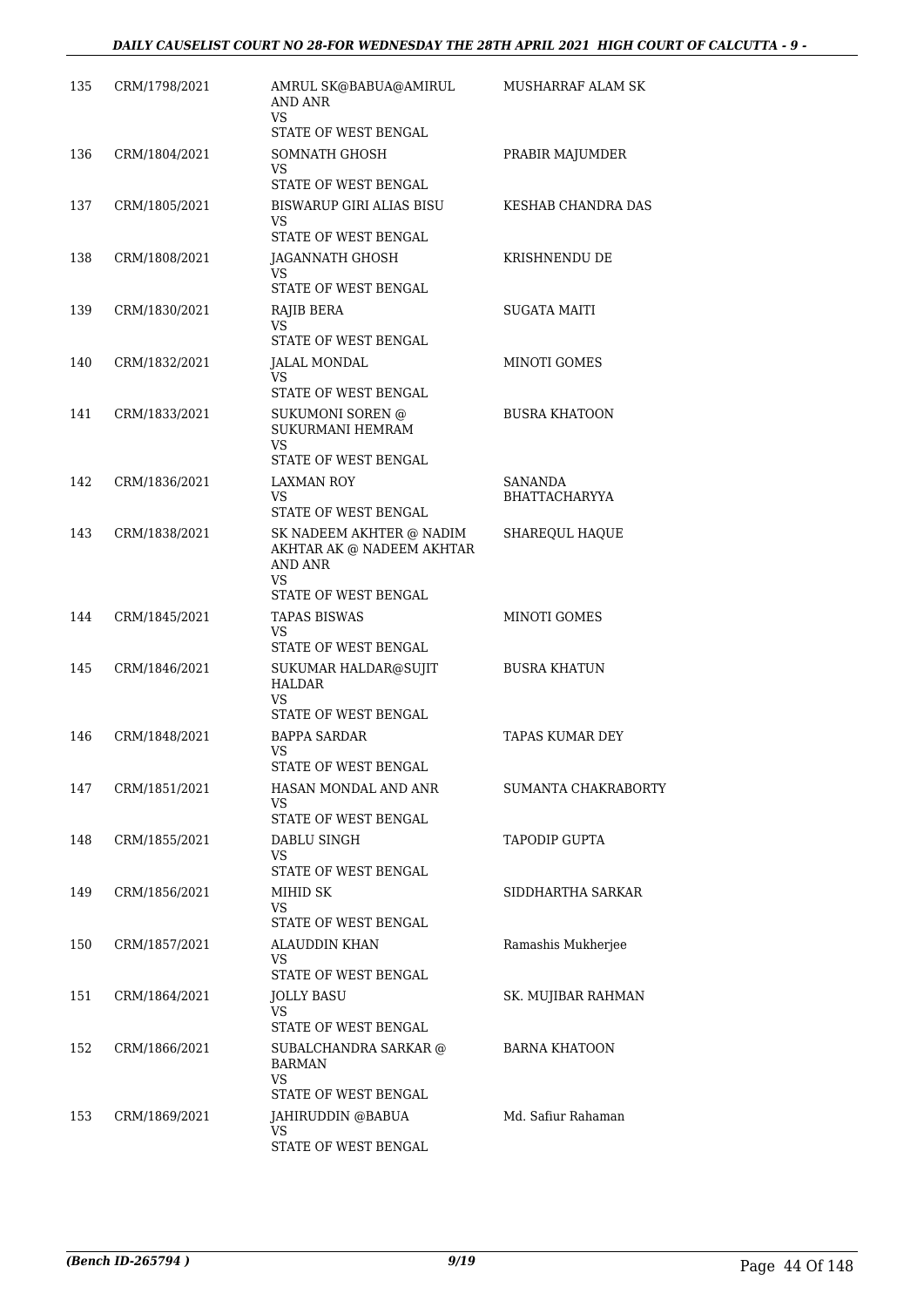| | | | |
|---|---|---|---|
| 135 | CRM/1798/2021 | AMRUL SK@BABUA@AMIRUL AND ANR<br>VS<br>STATE OF WEST BENGAL | MUSHARRAF ALAM SK |
| 136 | CRM/1804/2021 | SOMNATH GHOSH<br>VS<br>STATE OF WEST BENGAL | PRABIR MAJUMDER |
| 137 | CRM/1805/2021 | BISWARUP GIRI ALIAS BISU<br>VS<br>STATE OF WEST BENGAL | KESHAB CHANDRA DAS |
| 138 | CRM/1808/2021 | JAGANNATH GHOSH<br>VS<br>STATE OF WEST BENGAL | KRISHNENDU DE |
| 139 | CRM/1830/2021 | RAJIB BERA<br>VS<br>STATE OF WEST BENGAL | SUGATA MAITI |
| 140 | CRM/1832/2021 | JALAL MONDAL<br>VS<br>STATE OF WEST BENGAL | MINOTI GOMES |
| 141 | CRM/1833/2021 | SUKUMONI SOREN @ SUKURMANI HEMRAM<br>VS<br>STATE OF WEST BENGAL | BUSRA KHATOON |
| 142 | CRM/1836/2021 | LAXMAN ROY<br>VS<br>STATE OF WEST BENGAL | SANANDA BHATTACHARYYA |
| 143 | CRM/1838/2021 | SK NADEEM AKHTER @ NADIM AKHTAR AK @ NADEEM AKHTAR AND ANR<br>VS<br>STATE OF WEST BENGAL | SHAREQUL HAQUE |
| 144 | CRM/1845/2021 | TAPAS BISWAS<br>VS<br>STATE OF WEST BENGAL | MINOTI GOMES |
| 145 | CRM/1846/2021 | SUKUMAR HALDAR@SUJIT HALDAR<br>VS<br>STATE OF WEST BENGAL | BUSRA KHATUN |
| 146 | CRM/1848/2021 | BAPPA SARDAR<br>VS<br>STATE OF WEST BENGAL | TAPAS KUMAR DEY |
| 147 | CRM/1851/2021 | HASAN MONDAL AND ANR<br>VS<br>STATE OF WEST BENGAL | SUMANTA CHAKRABORTY |
| 148 | CRM/1855/2021 | DABLU SINGH<br>VS<br>STATE OF WEST BENGAL | TAPODIP GUPTA |
| 149 | CRM/1856/2021 | MIHID SK<br>VS<br>STATE OF WEST BENGAL | SIDDHARTHA SARKAR |
| 150 | CRM/1857/2021 | ALAUDDIN KHAN<br>VS<br>STATE OF WEST BENGAL | Ramashis Mukherjee |
| 151 | CRM/1864/2021 | JOLLY BASU<br>VS<br>STATE OF WEST BENGAL | SK. MUJIBAR RAHMAN |
| 152 | CRM/1866/2021 | SUBALCHANDRA SARKAR @ BARMAN<br>VS<br>STATE OF WEST BENGAL | BARNA KHATOON |
| 153 | CRM/1869/2021 | JAHIRUDDIN @BABUA<br>VS<br>STATE OF WEST BENGAL | Md. Safiur Rahaman |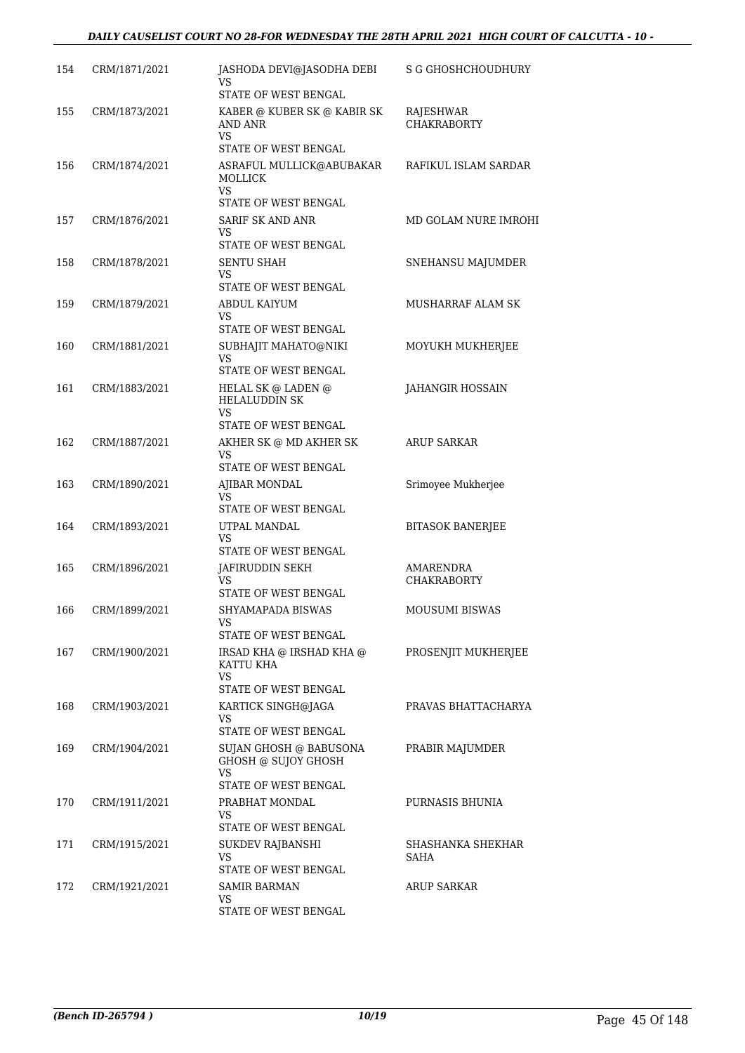| 154 | CRM/1871/2021 | JASHODA DEVI@JASODHA DEBI<br>VS<br>STATE OF WEST BENGAL | S G GHOSHCHOUDHURY |
|---|---|---|---|
| 155 | CRM/1873/2021 | KABER @ KUBER SK @ KABIR SK AND ANR<br>VS<br>STATE OF WEST BENGAL | RAJESHWAR CHAKRABORTY |
| 156 | CRM/1874/2021 | ASRAFUL MULLICK@ABUBAKAR MOLLICK<br>VS<br>STATE OF WEST BENGAL | RAFIKUL ISLAM SARDAR |
| 157 | CRM/1876/2021 | SARIF SK AND ANR<br>VS<br>STATE OF WEST BENGAL | MD GOLAM NURE IMROHI |
| 158 | CRM/1878/2021 | SENTU SHAH<br>VS<br>STATE OF WEST BENGAL | SNEHANSU MAJUMDER |
| 159 | CRM/1879/2021 | ABDUL KAIYUM<br>VS<br>STATE OF WEST BENGAL | MUSHARRAF ALAM SK |
| 160 | CRM/1881/2021 | SUBHAJIT MAHATO@NIKI<br>VS<br>STATE OF WEST BENGAL | MOYUKH MUKHERJEE |
| 161 | CRM/1883/2021 | HELAL SK @ LADEN @ HELALUDDIN SK<br>VS<br>STATE OF WEST BENGAL | JAHANGIR HOSSAIN |
| 162 | CRM/1887/2021 | AKHER SK @ MD AKHER SK<br>VS<br>STATE OF WEST BENGAL | ARUP SARKAR |
| 163 | CRM/1890/2021 | AJIBAR MONDAL<br>VS<br>STATE OF WEST BENGAL | Srimoyee Mukherjee |
| 164 | CRM/1893/2021 | UTPAL MANDAL<br>VS<br>STATE OF WEST BENGAL | BITASOK BANERJEE |
| 165 | CRM/1896/2021 | JAFIRUDDIN SEKH<br>VS<br>STATE OF WEST BENGAL | AMARENDRA CHAKRABORTY |
| 166 | CRM/1899/2021 | SHYAMAPADA BISWAS<br>VS<br>STATE OF WEST BENGAL | MOUSUMI BISWAS |
| 167 | CRM/1900/2021 | IRSAD KHA @ IRSHAD KHA @ KATTU KHA<br>VS<br>STATE OF WEST BENGAL | PROSENJIT MUKHERJEE |
| 168 | CRM/1903/2021 | KARTICK SINGH@JAGA<br>VS<br>STATE OF WEST BENGAL | PRAVAS BHATTACHARYA |
| 169 | CRM/1904/2021 | SUJAN GHOSH @ BABUSONA GHOSH @ SUJOY GHOSH<br>VS<br>STATE OF WEST BENGAL | PRABIR MAJUMDER |
| 170 | CRM/1911/2021 | PRABHAT MONDAL<br>VS<br>STATE OF WEST BENGAL | PURNASIS BHUNIA |
| 171 | CRM/1915/2021 | SUKDEV RAJBANSHI<br>VS<br>STATE OF WEST BENGAL | SHASHANKA SHEKHAR SAHA |
| 172 | CRM/1921/2021 | SAMIR BARMAN<br>VS<br>STATE OF WEST BENGAL | ARUP SARKAR |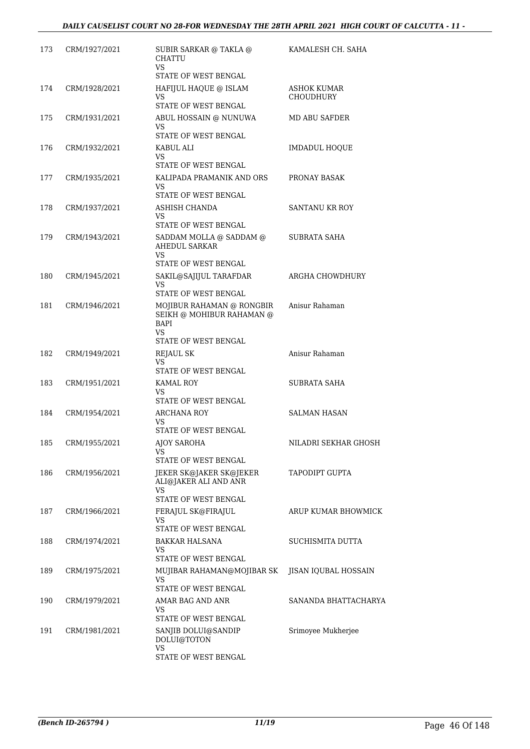| 173 | CRM/1927/2021 | SUBIR SARKAR @ TAKLA @ CHATTU<br>VS<br>STATE OF WEST BENGAL | KAMALESH CH. SAHA |
|---|---|---|---|
| 174 | CRM/1928/2021 | HAFIJUL HAQUE @ ISLAM<br>VS<br>STATE OF WEST BENGAL | ASHOK KUMAR CHOUDHURY |
| 175 | CRM/1931/2021 | ABUL HOSSAIN @ NUNUWA<br>VS<br>STATE OF WEST BENGAL | MD ABU SAFDER |
| 176 | CRM/1932/2021 | KABUL ALI<br>VS<br>STATE OF WEST BENGAL | IMDADUL HOQUE |
| 177 | CRM/1935/2021 | KALIPADA PRAMANIK AND ORS<br>VS<br>STATE OF WEST BENGAL | PRONAY BASAK |
| 178 | CRM/1937/2021 | ASHISH CHANDA<br>VS<br>STATE OF WEST BENGAL | SANTANU KR ROY |
| 179 | CRM/1943/2021 | SADDAM MOLLA @ SADDAM @ AHEDUL SARKAR<br>VS<br>STATE OF WEST BENGAL | SUBRATA SAHA |
| 180 | CRM/1945/2021 | SAKIL@SAJIJUL TARAFDAR<br>VS<br>STATE OF WEST BENGAL | ARGHA CHOWDHURY |
| 181 | CRM/1946/2021 | MOJIBUR RAHAMAN @ RONGBIR SEIKH @ MOHIBUR RAHAMAN @ BAPI<br>VS<br>STATE OF WEST BENGAL | Anisur Rahaman |
| 182 | CRM/1949/2021 | REJAUL SK<br>VS<br>STATE OF WEST BENGAL | Anisur Rahaman |
| 183 | CRM/1951/2021 | KAMAL ROY<br>VS<br>STATE OF WEST BENGAL | SUBRATA SAHA |
| 184 | CRM/1954/2021 | ARCHANA ROY<br>VS<br>STATE OF WEST BENGAL | SALMAN HASAN |
| 185 | CRM/1955/2021 | AJOY SAROHA<br>VS<br>STATE OF WEST BENGAL | NILADRI SEKHAR GHOSH |
| 186 | CRM/1956/2021 | JEKER SK@JAKER SK@JEKER ALI@JAKER ALI AND ANR<br>VS<br>STATE OF WEST BENGAL | TAPODIPT GUPTA |
| 187 | CRM/1966/2021 | FERAJUL SK@FIRAJUL<br>VS<br>STATE OF WEST BENGAL | ARUP KUMAR BHOWMICK |
| 188 | CRM/1974/2021 | BAKKAR HALSANA<br>VS<br>STATE OF WEST BENGAL | SUCHISMITA DUTTA |
| 189 | CRM/1975/2021 | MUJIBAR RAHAMAN@MOJIBAR SK<br>VS<br>STATE OF WEST BENGAL | JISAN IQUBAL HOSSAIN |
| 190 | CRM/1979/2021 | AMAR BAG AND ANR<br>VS<br>STATE OF WEST BENGAL | SANANDA BHATTACHARYA |
| 191 | CRM/1981/2021 | SANJIB DOLUI@SANDIP DOLUI@TOTON<br>VS<br>STATE OF WEST BENGAL | Srimoyee Mukherjee |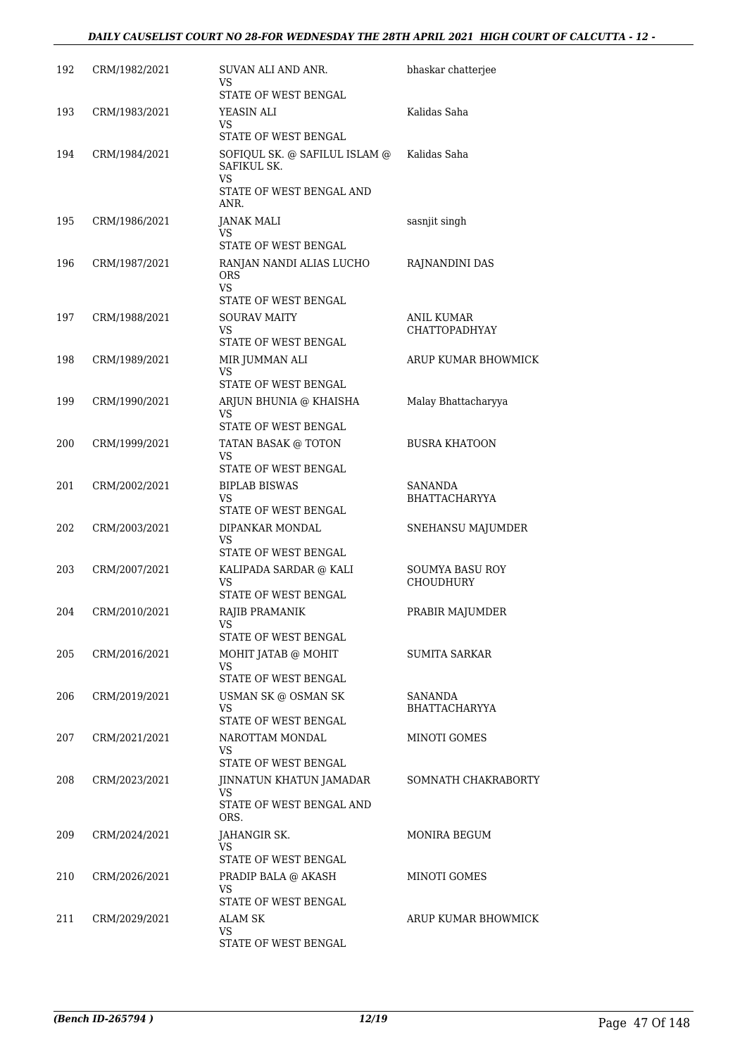| 192 | CRM/1982/2021 | SUVAN ALI AND ANR.<br>VS<br>STATE OF WEST BENGAL | bhaskar chatterjee |
|---|---|---|---|
| 193 | CRM/1983/2021 | YEASIN ALI<br>VS<br>STATE OF WEST BENGAL | Kalidas Saha |
| 194 | CRM/1984/2021 | SOFIQUL SK. @ SAFILUL ISLAM @ SAFIKUL SK.<br>VS<br>STATE OF WEST BENGAL AND ANR. | Kalidas Saha |
| 195 | CRM/1986/2021 | JANAK MALI<br>VS<br>STATE OF WEST BENGAL | sasnjit singh |
| 196 | CRM/1987/2021 | RANJAN NANDI ALIAS LUCHO ORS<br>VS<br>STATE OF WEST BENGAL | RAJNANDINI DAS |
| 197 | CRM/1988/2021 | SOURAV MAITY<br>VS<br>STATE OF WEST BENGAL | ANIL KUMAR CHATTOPADHYAY |
| 198 | CRM/1989/2021 | MIR JUMMAN ALI<br>VS<br>STATE OF WEST BENGAL | ARUP KUMAR BHOWMICK |
| 199 | CRM/1990/2021 | ARJUN BHUNIA @ KHAISHA<br>VS<br>STATE OF WEST BENGAL | Malay Bhattacharyya |
| 200 | CRM/1999/2021 | TATAN BASAK @ TOTON<br>VS<br>STATE OF WEST BENGAL | BUSRA KHATOON |
| 201 | CRM/2002/2021 | BIPLAB BISWAS<br>VS<br>STATE OF WEST BENGAL | SANANDA BHATTACHARYYA |
| 202 | CRM/2003/2021 | DIPANKAR MONDAL<br>VS<br>STATE OF WEST BENGAL | SNEHANSU MAJUMDER |
| 203 | CRM/2007/2021 | KALIPADA SARDAR @ KALI<br>VS<br>STATE OF WEST BENGAL | SOUMYA BASU ROY CHOUDHURY |
| 204 | CRM/2010/2021 | RAJIB PRAMANIK<br>VS<br>STATE OF WEST BENGAL | PRABIR MAJUMDER |
| 205 | CRM/2016/2021 | MOHIT JATAB @ MOHIT<br>VS<br>STATE OF WEST BENGAL | SUMITA SARKAR |
| 206 | CRM/2019/2021 | USMAN SK @ OSMAN SK<br>VS<br>STATE OF WEST BENGAL | SANANDA BHATTACHARYYA |
| 207 | CRM/2021/2021 | NAROTTAM MONDAL<br>VS<br>STATE OF WEST BENGAL | MINOTI GOMES |
| 208 | CRM/2023/2021 | JINNATUN KHATUN JAMADAR<br>VS<br>STATE OF WEST BENGAL AND ORS. | SOMNATH CHAKRABORTY |
| 209 | CRM/2024/2021 | JAHANGIR SK.<br>VS<br>STATE OF WEST BENGAL | MONIRA BEGUM |
| 210 | CRM/2026/2021 | PRADIP BALA @ AKASH<br>VS<br>STATE OF WEST BENGAL | MINOTI GOMES |
| 211 | CRM/2029/2021 | ALAM SK<br>VS<br>STATE OF WEST BENGAL | ARUP KUMAR BHOWMICK |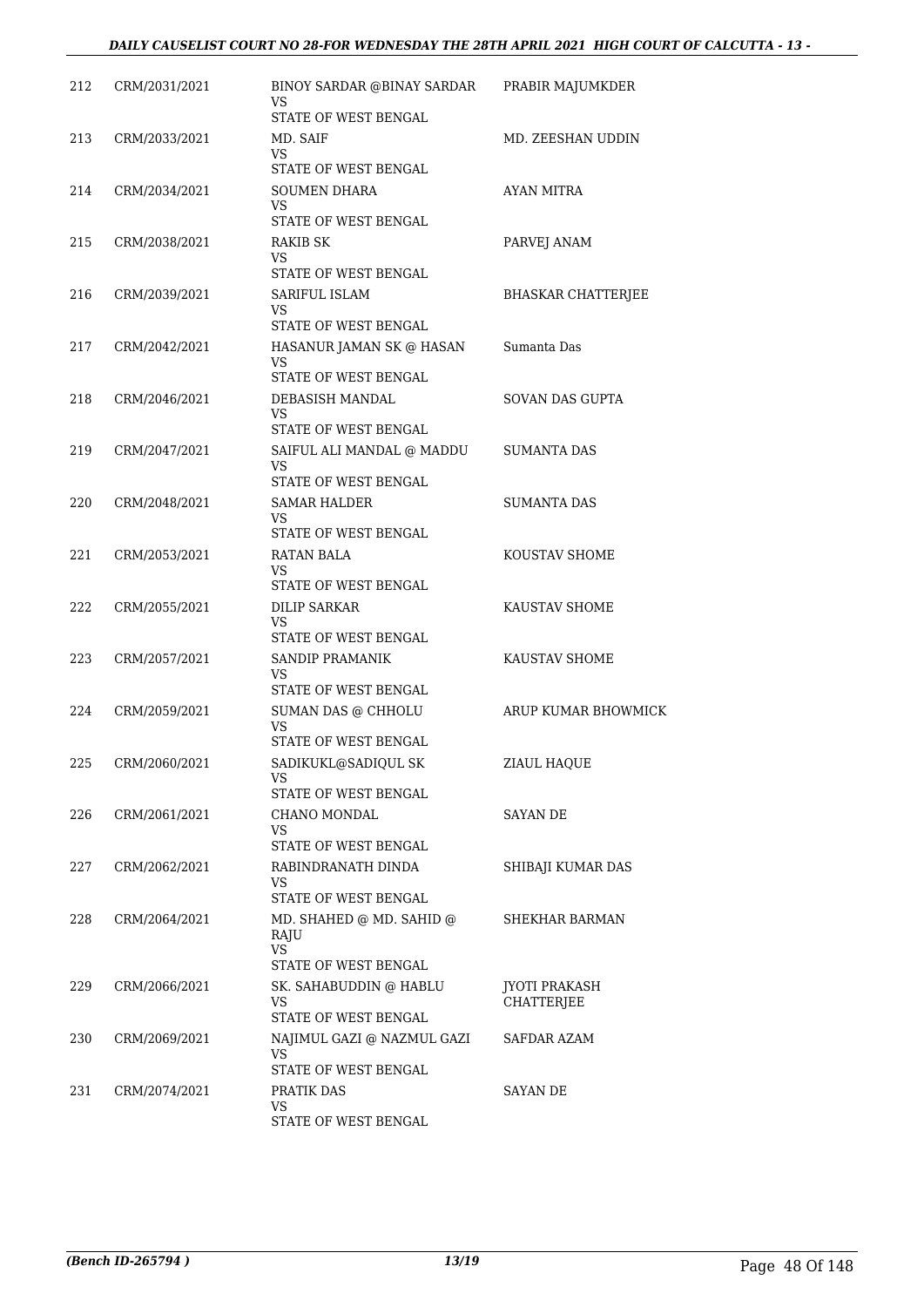| | | | |
|---|---|---|---|
| 212 | CRM/2031/2021 | BINOY SARDAR @BINAY SARDAR<br>VS<br>STATE OF WEST BENGAL | PRABIR MAJUMKDER |
| 213 | CRM/2033/2021 | MD. SAIF<br>VS<br>STATE OF WEST BENGAL | MD. ZEESHAN UDDIN |
| 214 | CRM/2034/2021 | SOUMEN DHARA<br>VS<br>STATE OF WEST BENGAL | AYAN MITRA |
| 215 | CRM/2038/2021 | RAKIB SK<br>VS<br>STATE OF WEST BENGAL | PARVEJ ANAM |
| 216 | CRM/2039/2021 | SARIFUL ISLAM<br>VS<br>STATE OF WEST BENGAL | BHASKAR CHATTERJEE |
| 217 | CRM/2042/2021 | HASANUR JAMAN SK @ HASAN<br>VS<br>STATE OF WEST BENGAL | Sumanta Das |
| 218 | CRM/2046/2021 | DEBASISH MANDAL<br>VS<br>STATE OF WEST BENGAL | SOVAN DAS GUPTA |
| 219 | CRM/2047/2021 | SAIFUL ALI MANDAL @ MADDU<br>VS<br>STATE OF WEST BENGAL | SUMANTA DAS |
| 220 | CRM/2048/2021 | SAMAR HALDER<br>VS<br>STATE OF WEST BENGAL | SUMANTA DAS |
| 221 | CRM/2053/2021 | RATAN BALA<br>VS<br>STATE OF WEST BENGAL | KOUSTAV SHOME |
| 222 | CRM/2055/2021 | DILIP SARKAR<br>VS<br>STATE OF WEST BENGAL | KAUSTAV SHOME |
| 223 | CRM/2057/2021 | SANDIP PRAMANIK<br>VS<br>STATE OF WEST BENGAL | KAUSTAV SHOME |
| 224 | CRM/2059/2021 | SUMAN DAS @ CHHOLU<br>VS<br>STATE OF WEST BENGAL | ARUP KUMAR BHOWMICK |
| 225 | CRM/2060/2021 | SADIKUKL@SADIQUL SK<br>VS<br>STATE OF WEST BENGAL | ZIAUL HAQUE |
| 226 | CRM/2061/2021 | CHANO MONDAL<br>VS<br>STATE OF WEST BENGAL | SAYAN DE |
| 227 | CRM/2062/2021 | RABINDRANATH DINDA<br>VS<br>STATE OF WEST BENGAL | SHIBAJI KUMAR DAS |
| 228 | CRM/2064/2021 | MD. SHAHED @ MD. SAHID @ RAJU<br>VS<br>STATE OF WEST BENGAL | SHEKHAR BARMAN |
| 229 | CRM/2066/2021 | SK. SAHABUDDIN @ HABLU<br>VS<br>STATE OF WEST BENGAL | JYOTI PRAKASH CHATTERJEE |
| 230 | CRM/2069/2021 | NAJIMUL GAZI @ NAZMUL GAZI<br>VS<br>STATE OF WEST BENGAL | SAFDAR AZAM |
| 231 | CRM/2074/2021 | PRATIK DAS<br>VS<br>STATE OF WEST BENGAL | SAYAN DE |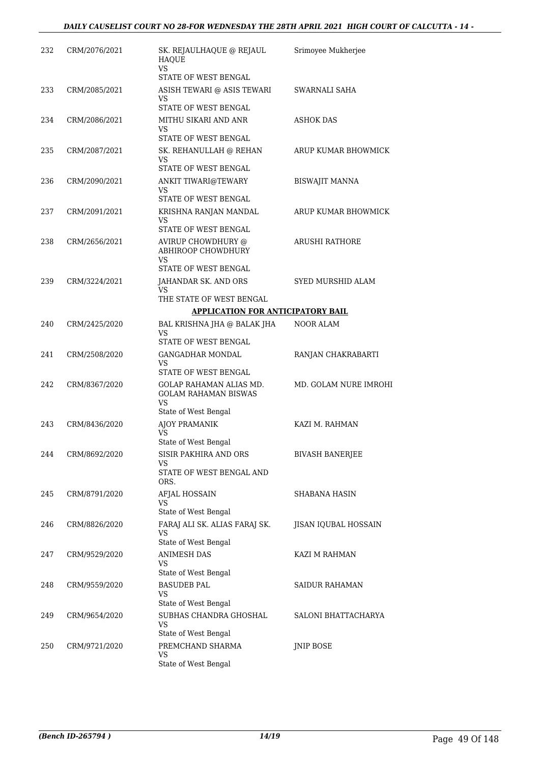| | | | |
|---|---|---|---|
| 232 | CRM/2076/2021 | SK. REJAULHAQUE @ REJAUL HAQUE<br>VS<br>STATE OF WEST BENGAL | Srimoyee Mukherjee |
| 233 | CRM/2085/2021 | ASISH TEWARI @ ASIS TEWARI<br>VS<br>STATE OF WEST BENGAL | SWARNALI SAHA |
| 234 | CRM/2086/2021 | MITHU SIKARI AND ANR<br>VS<br>STATE OF WEST BENGAL | ASHOK DAS |
| 235 | CRM/2087/2021 | SK. REHANULLAH @ REHAN<br>VS<br>STATE OF WEST BENGAL | ARUP KUMAR BHOWMICK |
| 236 | CRM/2090/2021 | ANKIT TIWARI@TEWARY<br>VS<br>STATE OF WEST BENGAL | BISWAJIT MANNA |
| 237 | CRM/2091/2021 | KRISHNA RANJAN MANDAL<br>VS<br>STATE OF WEST BENGAL | ARUP KUMAR BHOWMICK |
| 238 | CRM/2656/2021 | AVIRUP CHOWDHURY @ ABHIROOP CHOWDHURY<br>VS<br>STATE OF WEST BENGAL | ARUSHI RATHORE |
| 239 | CRM/3224/2021 | JAHANDAR SK. AND ORS<br>VS<br>THE STATE OF WEST BENGAL | SYED MURSHID ALAM |

**APPLICATION FOR ANTICIPATORY BAIL**

| | | | |
|---|---|---|---|
| 240 | CRM/2425/2020 | BAL KRISHNA JHA @ BALAK JHA<br>VS<br>STATE OF WEST BENGAL | NOOR ALAM |
| 241 | CRM/2508/2020 | GANGADHAR MONDAL<br>VS<br>STATE OF WEST BENGAL | RANJAN CHAKRABARTI |
| 242 | CRM/8367/2020 | GOLAP RAHAMAN ALIAS MD. GOLAM RAHAMAN BISWAS<br>VS<br>State of West Bengal | MD. GOLAM NURE IMROHI |
| 243 | CRM/8436/2020 | AJOY PRAMANIK<br>VS<br>State of West Bengal | KAZI M. RAHMAN |
| 244 | CRM/8692/2020 | SISIR PAKHIRA AND ORS<br>VS<br>STATE OF WEST BENGAL AND ORS. | BIVASH BANERJEE |
| 245 | CRM/8791/2020 | AFJAL HOSSAIN<br>VS<br>State of West Bengal | SHABANA HASIN |
| 246 | CRM/8826/2020 | FARAJ ALI SK. ALIAS FARAJ SK.<br>VS<br>State of West Bengal | JISAN IQUBAL HOSSAIN |
| 247 | CRM/9529/2020 | ANIMESH DAS<br>VS<br>State of West Bengal | KAZI M RAHMAN |
| 248 | CRM/9559/2020 | BASUDEB PAL<br>VS<br>State of West Bengal | SAIDUR RAHAMAN |
| 249 | CRM/9654/2020 | SUBHAS CHANDRA GHOSHAL<br>VS<br>State of West Bengal | SALONI BHATTACHARYA |
| 250 | CRM/9721/2020 | PREMCHAND SHARMA<br>VS<br>State of West Bengal | JNIP BOSE |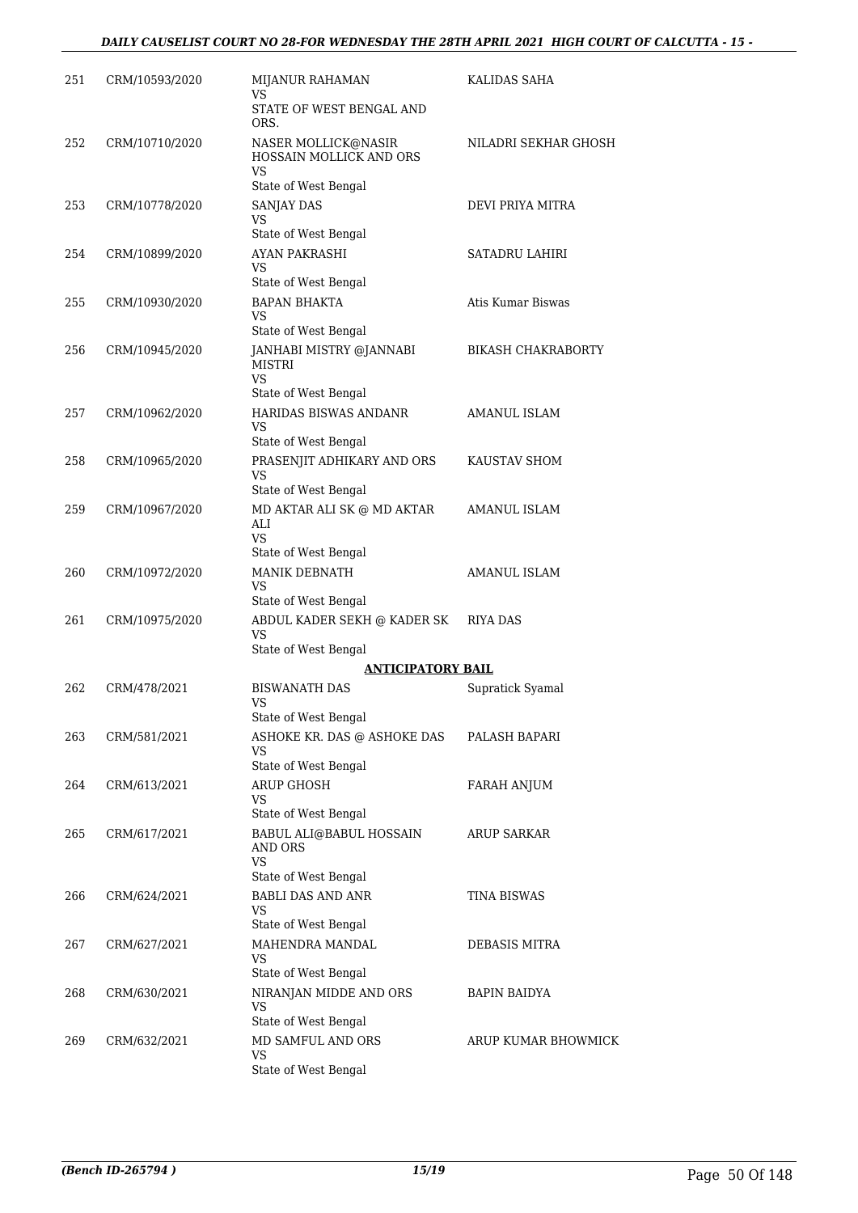| | | | |
|---|---|---|---|
| 251 | CRM/10593/2020 | MIJANUR RAHAMAN<br>VS<br>STATE OF WEST BENGAL AND ORS. | KALIDAS SAHA |
| 252 | CRM/10710/2020 | NASER MOLLICK@NASIR HOSSAIN MOLLICK AND ORS<br>VS<br>State of West Bengal | NILADRI SEKHAR GHOSH |
| 253 | CRM/10778/2020 | SANJAY DAS<br>VS<br>State of West Bengal | DEVI PRIYA MITRA |
| 254 | CRM/10899/2020 | AYAN PAKRASHI<br>VS<br>State of West Bengal | SATADRU LAHIRI |
| 255 | CRM/10930/2020 | BAPAN BHAKTA<br>VS<br>State of West Bengal | Atis Kumar Biswas |
| 256 | CRM/10945/2020 | JANHABI MISTRY @JANNABI MISTRI<br>VS<br>State of West Bengal | BIKASH CHAKRABORTY |
| 257 | CRM/10962/2020 | HARIDAS BISWAS ANDANR<br>VS<br>State of West Bengal | AMANUL ISLAM |
| 258 | CRM/10965/2020 | PRASENJIT ADHIKARY AND ORS<br>VS<br>State of West Bengal | KAUSTAV SHOM |
| 259 | CRM/10967/2020 | MD AKTAR ALI SK @ MD AKTAR ALI<br>VS<br>State of West Bengal | AMANUL ISLAM |
| 260 | CRM/10972/2020 | MANIK DEBNATH<br>VS<br>State of West Bengal | AMANUL ISLAM |
| 261 | CRM/10975/2020 | ABDUL KADER SEKH @ KADER SK<br>VS<br>State of West Bengal | RIYA DAS |

**ANTICIPATORY BAIL**

| | | | |
|---|---|---|---|
| 262 | CRM/478/2021 | BISWANATH DAS<br>VS<br>State of West Bengal | Supratick Syamal |
| 263 | CRM/581/2021 | ASHOKE KR. DAS @ ASHOKE DAS<br>VS<br>State of West Bengal | PALASH BAPARI |
| 264 | CRM/613/2021 | ARUP GHOSH<br>VS<br>State of West Bengal | FARAH ANJUM |
| 265 | CRM/617/2021 | BABUL ALI@BABUL HOSSAIN AND ORS<br>VS<br>State of West Bengal | ARUP SARKAR |
| 266 | CRM/624/2021 | BABLI DAS AND ANR<br>VS<br>State of West Bengal | TINA BISWAS |
| 267 | CRM/627/2021 | MAHENDRA MANDAL<br>VS<br>State of West Bengal | DEBASIS MITRA |
| 268 | CRM/630/2021 | NIRANJAN MIDDE AND ORS<br>VS<br>State of West Bengal | BAPIN BAIDYA |
| 269 | CRM/632/2021 | MD SAMFUL AND ORS<br>VS<br>State of West Bengal | ARUP KUMAR BHOWMICK |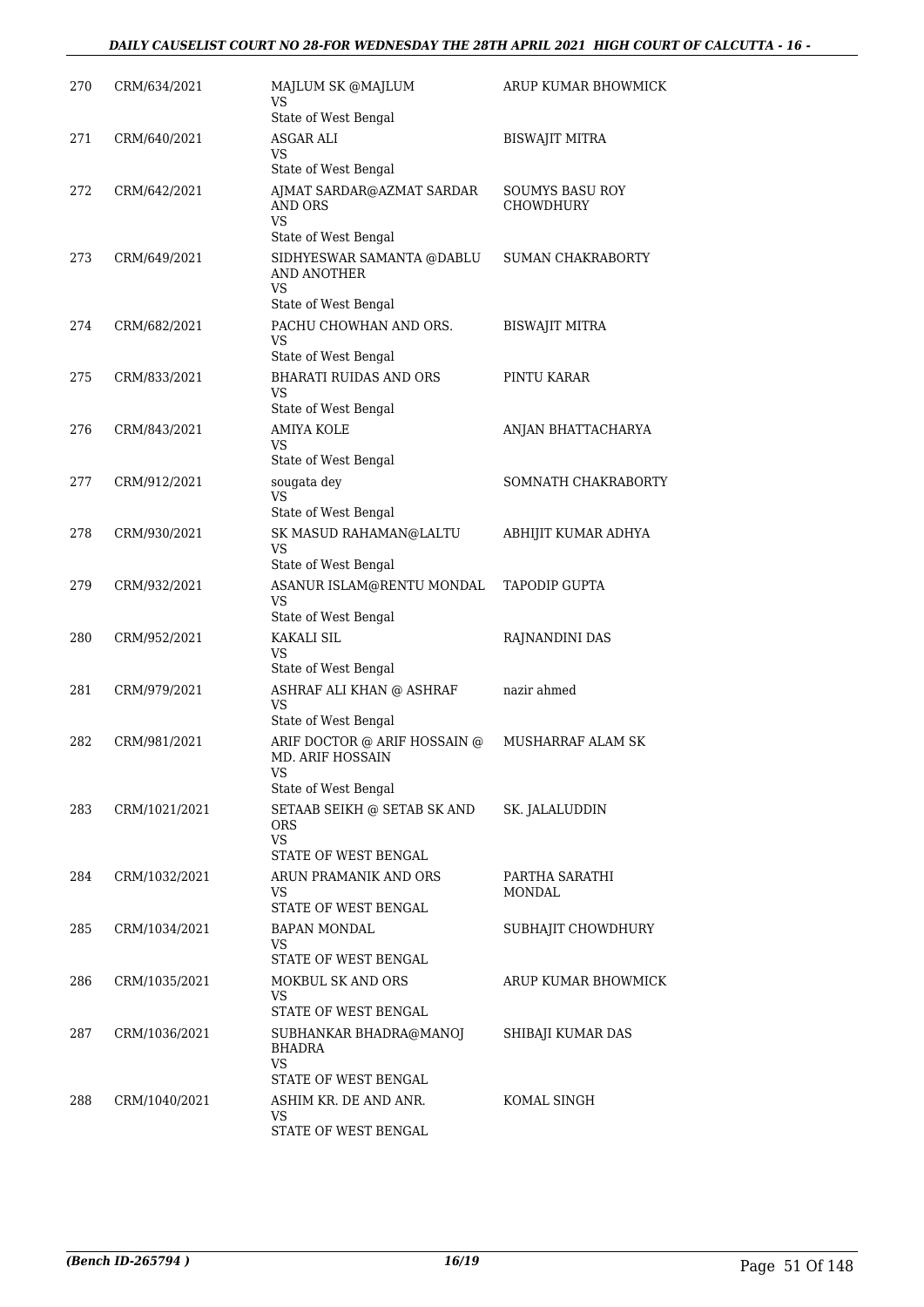| | | | |
|---|---|---|---|
| 270 | CRM/634/2021 | MAJLUM SK @MAJLUM<br>VS<br>State of West Bengal | ARUP KUMAR BHOWMICK |
| 271 | CRM/640/2021 | ASGAR ALI<br>VS<br>State of West Bengal | BISWAJIT MITRA |
| 272 | CRM/642/2021 | AJMAT SARDAR@AZMAT SARDAR AND ORS<br>VS<br>State of West Bengal | SOUMYS BASU ROY CHOWDHURY |
| 273 | CRM/649/2021 | SIDHYESWAR SAMANTA @DABLU AND ANOTHER<br>VS<br>State of West Bengal | SUMAN CHAKRABORTY |
| 274 | CRM/682/2021 | PACHU CHOWHAN AND ORS.<br>VS<br>State of West Bengal | BISWAJIT MITRA |
| 275 | CRM/833/2021 | BHARATI RUIDAS AND ORS<br>VS<br>State of West Bengal | PINTU KARAR |
| 276 | CRM/843/2021 | AMIYA KOLE<br>VS<br>State of West Bengal | ANJAN BHATTACHARYA |
| 277 | CRM/912/2021 | sougata dey<br>VS<br>State of West Bengal | SOMNATH CHAKRABORTY |
| 278 | CRM/930/2021 | SK MASUD RAHAMAN@LALTU<br>VS<br>State of West Bengal | ABHIJIT KUMAR ADHYA |
| 279 | CRM/932/2021 | ASANUR ISLAM@RENTU MONDAL<br>VS<br>State of West Bengal | TAPODIP GUPTA |
| 280 | CRM/952/2021 | KAKALI SIL<br>VS<br>State of West Bengal | RAJNANDINI DAS |
| 281 | CRM/979/2021 | ASHRAF ALI KHAN @ ASHRAF<br>VS<br>State of West Bengal | nazir ahmed |
| 282 | CRM/981/2021 | ARIF DOCTOR @ ARIF HOSSAIN @ MD. ARIF HOSSAIN<br>VS<br>State of West Bengal | MUSHARRAF ALAM SK |
| 283 | CRM/1021/2021 | SETAAB SEIKH @ SETAB SK AND ORS<br>VS<br>STATE OF WEST BENGAL | SK. JALALUDDIN |
| 284 | CRM/1032/2021 | ARUN PRAMANIK AND ORS<br>VS<br>STATE OF WEST BENGAL | PARTHA SARATHI MONDAL |
| 285 | CRM/1034/2021 | BAPAN MONDAL<br>VS<br>STATE OF WEST BENGAL | SUBHAJIT CHOWDHURY |
| 286 | CRM/1035/2021 | MOKBUL SK AND ORS<br>VS<br>STATE OF WEST BENGAL | ARUP KUMAR BHOWMICK |
| 287 | CRM/1036/2021 | SUBHANKAR BHADRA@MANOJ BHADRA<br>VS<br>STATE OF WEST BENGAL | SHIBAJI KUMAR DAS |
| 288 | CRM/1040/2021 | ASHIM KR. DE AND ANR.<br>VS<br>STATE OF WEST BENGAL | KOMAL SINGH |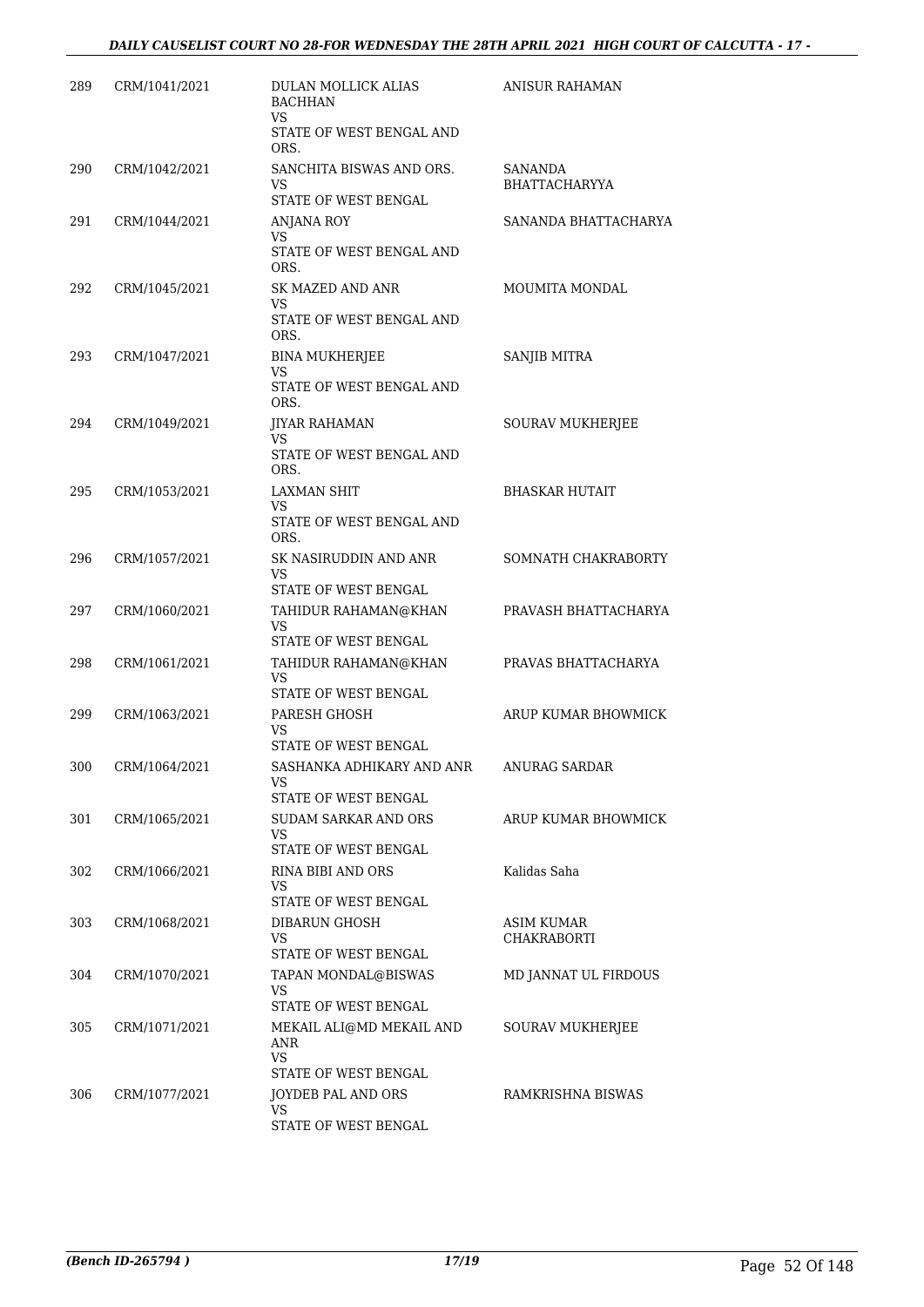| | | | |
|---|---|---|---|
| 289 | CRM/1041/2021 | DULAN MOLLICK ALIAS BACHHAN<br>VS<br>STATE OF WEST BENGAL AND ORS. | ANISUR RAHAMAN |
| 290 | CRM/1042/2021 | SANCHITA BISWAS AND ORS.<br>VS<br>STATE OF WEST BENGAL | SANANDA BHATTACHARYYA |
| 291 | CRM/1044/2021 | ANJANA ROY<br>VS<br>STATE OF WEST BENGAL AND ORS. | SANANDA BHATTACHARYA |
| 292 | CRM/1045/2021 | SK MAZED AND ANR<br>VS<br>STATE OF WEST BENGAL AND ORS. | MOUMITA MONDAL |
| 293 | CRM/1047/2021 | BINA MUKHERJEE<br>VS<br>STATE OF WEST BENGAL AND ORS. | SANJIB MITRA |
| 294 | CRM/1049/2021 | JIYAR RAHAMAN<br>VS<br>STATE OF WEST BENGAL AND ORS. | SOURAV MUKHERJEE |
| 295 | CRM/1053/2021 | LAXMAN SHIT<br>VS<br>STATE OF WEST BENGAL AND ORS. | BHASKAR HUTAIT |
| 296 | CRM/1057/2021 | SK NASIRUDDIN AND ANR<br>VS<br>STATE OF WEST BENGAL | SOMNATH CHAKRABORTY |
| 297 | CRM/1060/2021 | TAHIDUR RAHAMAN@KHAN<br>VS<br>STATE OF WEST BENGAL | PRAVASH BHATTACHARYA |
| 298 | CRM/1061/2021 | TAHIDUR RAHAMAN@KHAN<br>VS<br>STATE OF WEST BENGAL | PRAVAS BHATTACHARYA |
| 299 | CRM/1063/2021 | PARESH GHOSH<br>VS<br>STATE OF WEST BENGAL | ARUP KUMAR BHOWMICK |
| 300 | CRM/1064/2021 | SASHANKA ADHIKARY AND ANR<br>VS<br>STATE OF WEST BENGAL | ANURAG SARDAR |
| 301 | CRM/1065/2021 | SUDAM SARKAR AND ORS<br>VS<br>STATE OF WEST BENGAL | ARUP KUMAR BHOWMICK |
| 302 | CRM/1066/2021 | RINA BIBI AND ORS<br>VS<br>STATE OF WEST BENGAL | Kalidas Saha |
| 303 | CRM/1068/2021 | DIBARUN GHOSH<br>VS<br>STATE OF WEST BENGAL | ASIM KUMAR CHAKRABORTI |
| 304 | CRM/1070/2021 | TAPAN MONDAL@BISWAS<br>VS<br>STATE OF WEST BENGAL | MD JANNAT UL FIRDOUS |
| 305 | CRM/1071/2021 | MEKAIL ALI@MD MEKAIL AND ANR<br>VS<br>STATE OF WEST BENGAL | SOURAV MUKHERJEE |
| 306 | CRM/1077/2021 | JOYDEB PAL AND ORS<br>VS<br>STATE OF WEST BENGAL | RAMKRISHNA BISWAS |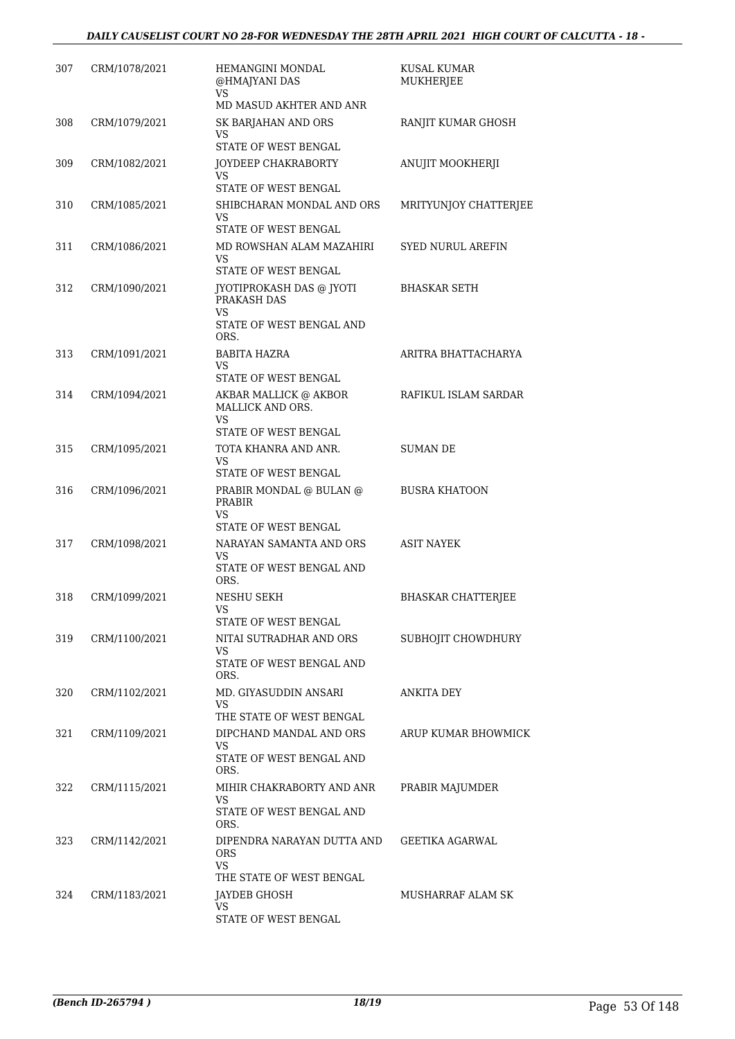| 307 | CRM/1078/2021 | HEMANGINI MONDAL @HMAJYANI DAS VS MD MASUD AKHTER AND ANR | KUSAL KUMAR MUKHERJEE |
|---|---|---|---|
| 308 | CRM/1079/2021 | SK BARJAHAN AND ORS VS STATE OF WEST BENGAL | RANJIT KUMAR GHOSH |
| 309 | CRM/1082/2021 | JOYDEEP CHAKRABORTY VS STATE OF WEST BENGAL | ANUJIT MOOKHERJI |
| 310 | CRM/1085/2021 | SHIBCHARAN MONDAL AND ORS VS STATE OF WEST BENGAL | MRITYUNJOY CHATTERJEE |
| 311 | CRM/1086/2021 | MD ROWSHAN ALAM MAZAHIRI VS STATE OF WEST BENGAL | SYED NURUL AREFIN |
| 312 | CRM/1090/2021 | JYOTIPROKASH DAS @ JYOTI PRAKASH DAS VS STATE OF WEST BENGAL AND ORS. | BHASKAR SETH |
| 313 | CRM/1091/2021 | BABITA HAZRA VS STATE OF WEST BENGAL | ARITRA BHATTACHARYA |
| 314 | CRM/1094/2021 | AKBAR MALLICK @ AKBOR MALLICK AND ORS. VS STATE OF WEST BENGAL | RAFIKUL ISLAM SARDAR |
| 315 | CRM/1095/2021 | TOTA KHANRA AND ANR. VS STATE OF WEST BENGAL | SUMAN DE |
| 316 | CRM/1096/2021 | PRABIR MONDAL @ BULAN @ PRABIR VS STATE OF WEST BENGAL | BUSRA KHATOON |
| 317 | CRM/1098/2021 | NARAYAN SAMANTA AND ORS VS STATE OF WEST BENGAL AND ORS. | ASIT NAYEK |
| 318 | CRM/1099/2021 | NESHU SEKH VS STATE OF WEST BENGAL | BHASKAR CHATTERJEE |
| 319 | CRM/1100/2021 | NITAI SUTRADHAR AND ORS VS STATE OF WEST BENGAL AND ORS. | SUBHOJIT CHOWDHURY |
| 320 | CRM/1102/2021 | MD. GIYASUDDIN ANSARI VS THE STATE OF WEST BENGAL | ANKITA DEY |
| 321 | CRM/1109/2021 | DIPCHAND MANDAL AND ORS VS STATE OF WEST BENGAL AND ORS. | ARUP KUMAR BHOWMICK |
| 322 | CRM/1115/2021 | MIHIR CHAKRABORTY AND ANR VS STATE OF WEST BENGAL AND ORS. | PRABIR MAJUMDER |
| 323 | CRM/1142/2021 | DIPENDRA NARAYAN DUTTA AND ORS VS THE STATE OF WEST BENGAL | GEETIKA AGARWAL |
| 324 | CRM/1183/2021 | JAYDEB GHOSH VS STATE OF WEST BENGAL | MUSHARRAF ALAM SK |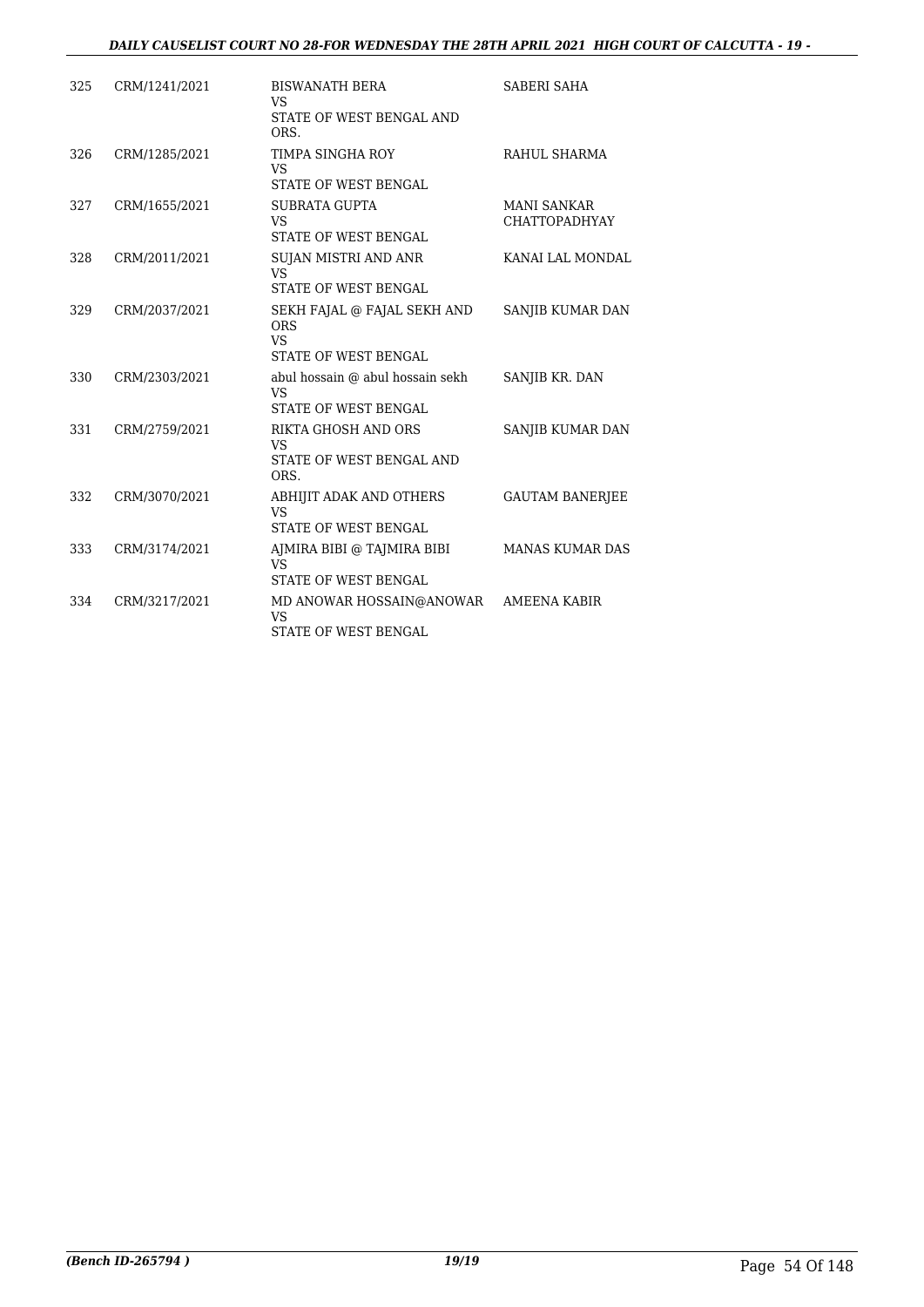| 325 | CRM/1241/2021 | BISWANATH BERA<br>VS<br>STATE OF WEST BENGAL AND ORS. | SABERI SAHA |
|---|---|---|---|
| 326 | CRM/1285/2021 | TIMPA SINGHA ROY<br>VS<br>STATE OF WEST BENGAL | RAHUL SHARMA |
| 327 | CRM/1655/2021 | SUBRATA GUPTA<br>VS<br>STATE OF WEST BENGAL | MANI SANKAR CHATTOPADHYAY |
| 328 | CRM/2011/2021 | SUJAN MISTRI AND ANR<br>VS<br>STATE OF WEST BENGAL | KANAI LAL MONDAL |
| 329 | CRM/2037/2021 | SEKH FAJAL @ FAJAL SEKH AND ORS<br>VS<br>STATE OF WEST BENGAL | SANJIB KUMAR DAN |
| 330 | CRM/2303/2021 | abul hossain @ abul hossain sekh<br>VS<br>STATE OF WEST BENGAL | SANJIB KR. DAN |
| 331 | CRM/2759/2021 | RIKTA GHOSH AND ORS<br>VS<br>STATE OF WEST BENGAL AND ORS. | SANJIB KUMAR DAN |
| 332 | CRM/3070/2021 | ABHIJIT ADAK AND OTHERS<br>VS<br>STATE OF WEST BENGAL | GAUTAM BANERJEE |
| 333 | CRM/3174/2021 | AJMIRA BIBI @ TAJMIRA BIBI<br>VS<br>STATE OF WEST BENGAL | MANAS KUMAR DAS |
| 334 | CRM/3217/2021 | MD ANOWAR HOSSAIN@ANOWAR<br>VS<br>STATE OF WEST BENGAL | AMEENA KABIR |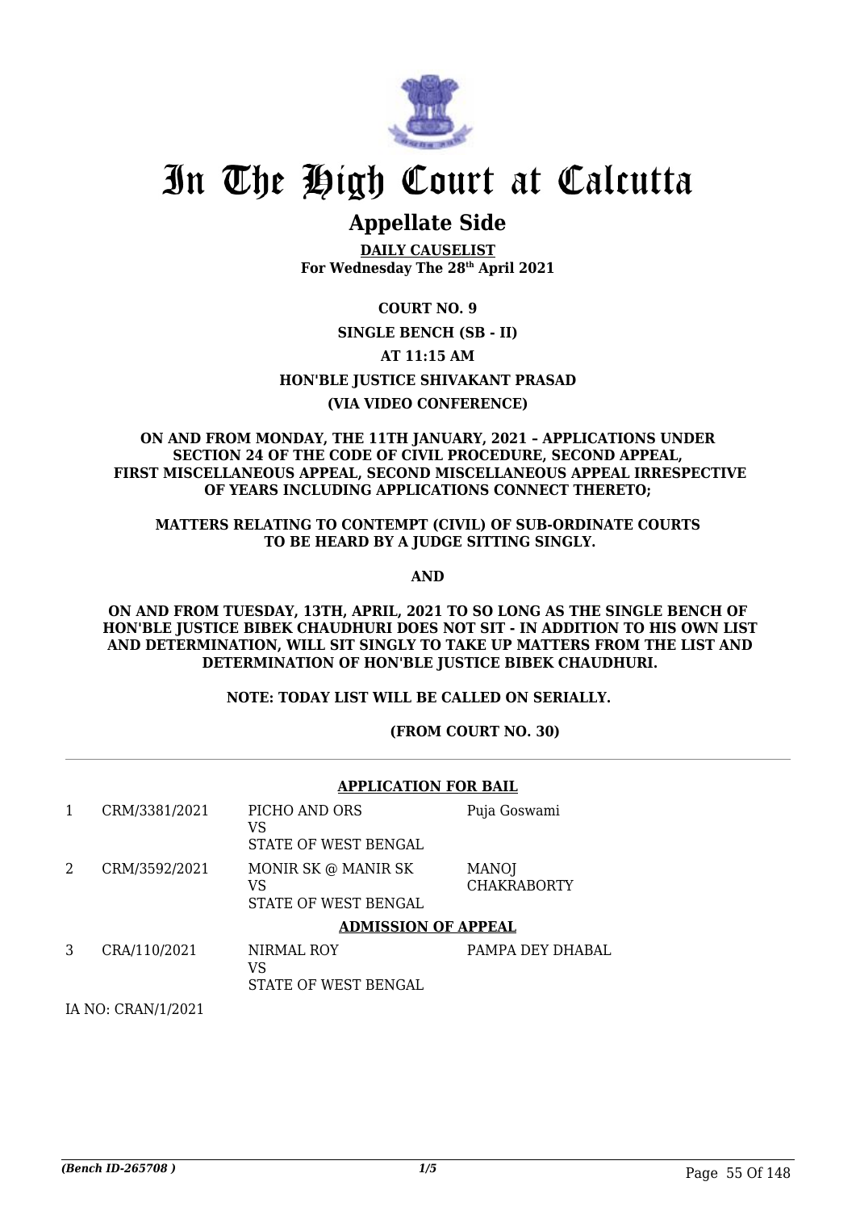# In The High Court at Calcutta

## Appellate Side

**DAILY CAUSELIST**
**For Wednesday The 28th April 2021**

**COURT NO. 9**

**SINGLE BENCH (SB - II)**

**AT 11:15 AM**

**HON'BLE JUSTICE SHIVAKANT PRASAD**

**(VIA VIDEO CONFERENCE)**

**ON AND FROM MONDAY, THE 11TH JANUARY, 2021 – APPLICATIONS UNDER SECTION 24 OF THE CODE OF CIVIL PROCEDURE, SECOND APPEAL, FIRST MISCELLANEOUS APPEAL, SECOND MISCELLANEOUS APPEAL IRRESPECTIVE OF YEARS INCLUDING APPLICATIONS CONNECT THERETO;**

**MATTERS RELATING TO CONTEMPT (CIVIL) OF SUB-ORDINATE COURTS TO BE HEARD BY A JUDGE SITTING SINGLY.**

**AND**

**ON AND FROM TUESDAY, 13TH, APRIL, 2021 TO SO LONG AS THE SINGLE BENCH OF HON'BLE JUSTICE BIBEK CHAUDHURI DOES NOT SIT - IN ADDITION TO HIS OWN LIST AND DETERMINATION, WILL SIT SINGLY TO TAKE UP MATTERS FROM THE LIST AND DETERMINATION OF HON'BLE JUSTICE BIBEK CHAUDHURI.**

**NOTE: TODAY LIST WILL BE CALLED ON SERIALLY.**

**(FROM COURT NO. 30)**

**APPLICATION FOR BAIL**

| | | | |
|---|---|---|---|
| 1 | CRM/3381/2021 | PICHO AND ORS<br>VS<br>STATE OF WEST BENGAL | Puja Goswami |
| 2 | CRM/3592/2021 | MONIR SK @ MANIR SK<br>VS<br>STATE OF WEST BENGAL | MANOJ CHAKRABORTY |

**ADMISSION OF APPEAL**

| | | | |
|---|---|---|---|
| 3 | CRA/110/2021 | NIRMAL ROY<br>VS<br>STATE OF WEST BENGAL | PAMPA DEY DHABAL |

IA NO: CRAN/1/2021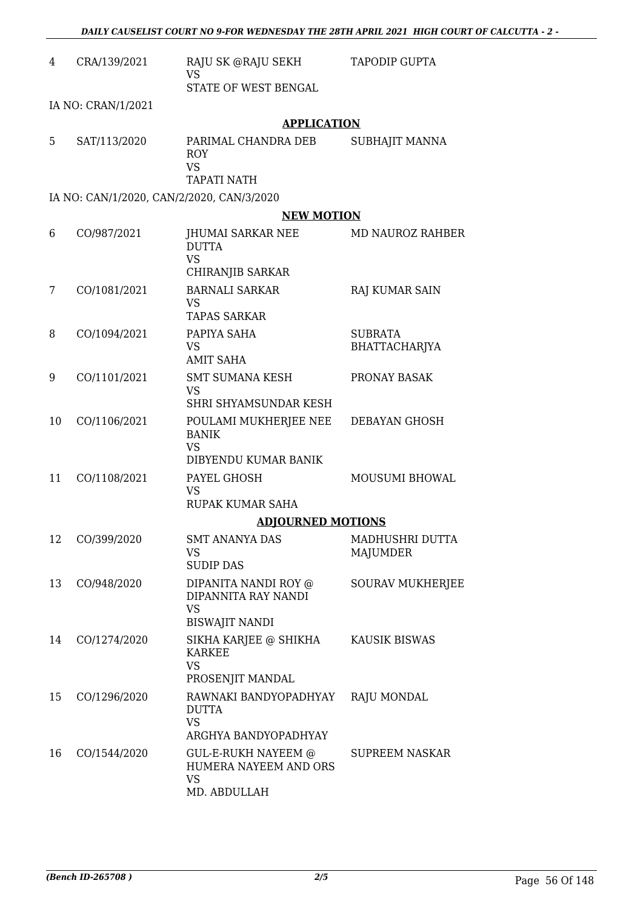| | | | |
|---|---|---|---|
| 4 | CRA/139/2021 | RAJU SK @RAJU SEKH<br>VS<br>STATE OF WEST BENGAL | TAPODIP GUPTA |

IA NO: CRAN/1/2021

**APPLICATION**

| | | | |
|---|---|---|---|
| 5 | SAT/113/2020 | PARIMAL CHANDRA DEB ROY<br>VS<br>TAPATI NATH | SUBHAJIT MANNA |

IA NO: CAN/1/2020, CAN/2/2020, CAN/3/2020

**NEW MOTION**

| | | | |
|---|---|---|---|
| 6 | CO/987/2021 | JHUMAI SARKAR NEE DUTTA<br>VS<br>CHIRANJIB SARKAR | MD NAUROZ RAHBER |
| 7 | CO/1081/2021 | BARNALI SARKAR<br>VS<br>TAPAS SARKAR | RAJ KUMAR SAIN |
| 8 | CO/1094/2021 | PAPIYA SAHA<br>VS<br>AMIT SAHA | SUBRATA BHATTACHARJYA |
| 9 | CO/1101/2021 | SMT SUMANA KESH<br>VS<br>SHRI SHYAMSUNDAR KESH | PRONAY BASAK |
| 10 | CO/1106/2021 | POULAMI MUKHERJEE NEE BANIK<br>VS<br>DIBYENDU KUMAR BANIK | DEBAYAN GHOSH |
| 11 | CO/1108/2021 | PAYEL GHOSH<br>VS<br>RUPAK KUMAR SAHA | MOUSUMI BHOWAL |

**ADJOURNED MOTIONS**

| | | | |
|---|---|---|---|
| 12 | CO/399/2020 | SMT ANANYA DAS<br>VS<br>SUDIP DAS | MADHUSHRI DUTTA MAJUMDER |
| 13 | CO/948/2020 | DIPANITA NANDI ROY @ DIPANNITA RAY NANDI<br>VS<br>BISWAJIT NANDI | SOURAV MUKHERJEE |
| 14 | CO/1274/2020 | SIKHA KARJEE @ SHIKHA KARKEE<br>VS<br>PROSENJIT MANDAL | KAUSIK BISWAS |
| 15 | CO/1296/2020 | RAWNAKI BANDYOPADHYAY DUTTA<br>VS<br>ARGHYA BANDYOPADHYAY | RAJU MONDAL |
| 16 | CO/1544/2020 | GUL-E-RUKH NAYEEM @ HUMERA NAYEEM AND ORS<br>VS<br>MD. ABDULLAH | SUPREEM NASKAR |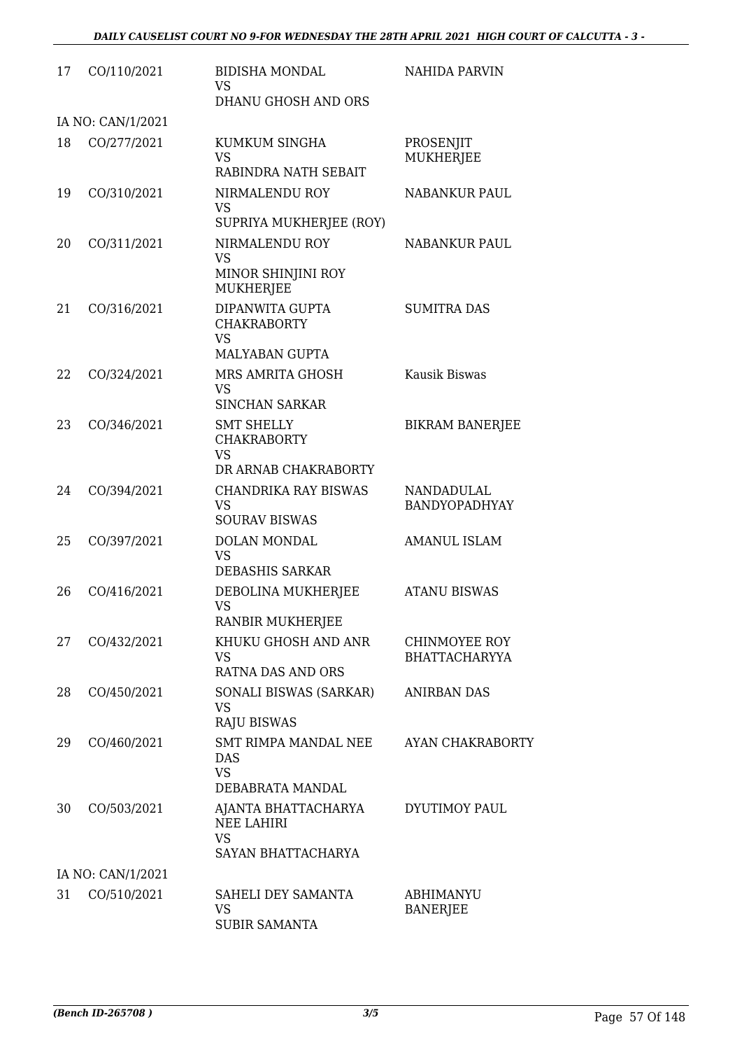| | | | |
|---|---|---|---|
| 17 | CO/110/2021 | BIDISHA MONDAL<br>VS<br>DHANU GHOSH AND ORS | NAHIDA PARVIN |
| | IA NO: CAN/1/2021 | | |
| 18 | CO/277/2021 | KUMKUM SINGHA<br>VS<br>RABINDRA NATH SEBAIT | PROSENJIT MUKHERJEE |
| 19 | CO/310/2021 | NIRMALENDU ROY<br>VS<br>SUPRIYA MUKHERJEE (ROY) | NABANKUR PAUL |
| 20 | CO/311/2021 | NIRMALENDU ROY<br>VS<br>MINOR SHINJINI ROY MUKHERJEE | NABANKUR PAUL |
| 21 | CO/316/2021 | DIPANWITA GUPTA CHAKRABORTY<br>VS<br>MALYABAN GUPTA | SUMITRA DAS |
| 22 | CO/324/2021 | MRS AMRITA GHOSH<br>VS<br>SINCHAN SARKAR | Kausik Biswas |
| 23 | CO/346/2021 | SMT SHELLY CHAKRABORTY<br>VS<br>DR ARNAB CHAKRABORTY | BIKRAM BANERJEE |
| 24 | CO/394/2021 | CHANDRIKA RAY BISWAS<br>VS<br>SOURAV BISWAS | NANDADULAL BANDYOPADHYAY |
| 25 | CO/397/2021 | DOLAN MONDAL<br>VS<br>DEBASHIS SARKAR | AMANUL ISLAM |
| 26 | CO/416/2021 | DEBOLINA MUKHERJEE<br>VS<br>RANBIR MUKHERJEE | ATANU BISWAS |
| 27 | CO/432/2021 | KHUKU GHOSH AND ANR<br>VS<br>RATNA DAS AND ORS | CHINMOYEE ROY BHATTACHARYYA |
| 28 | CO/450/2021 | SONALI BISWAS (SARKAR)<br>VS<br>RAJU BISWAS | ANIRBAN DAS |
| 29 | CO/460/2021 | SMT RIMPA MANDAL NEE DAS<br>VS<br>DEBABRATA MANDAL | AYAN CHAKRABORTY |
| 30 | CO/503/2021 | AJANTA BHATTACHARYA NEE LAHIRI<br>VS<br>SAYAN BHATTACHARYA | DYUTIMOY PAUL |
| | IA NO: CAN/1/2021 | | |
| 31 | CO/510/2021 | SAHELI DEY SAMANTA<br>VS<br>SUBIR SAMANTA | ABHIMANYU BANERJEE |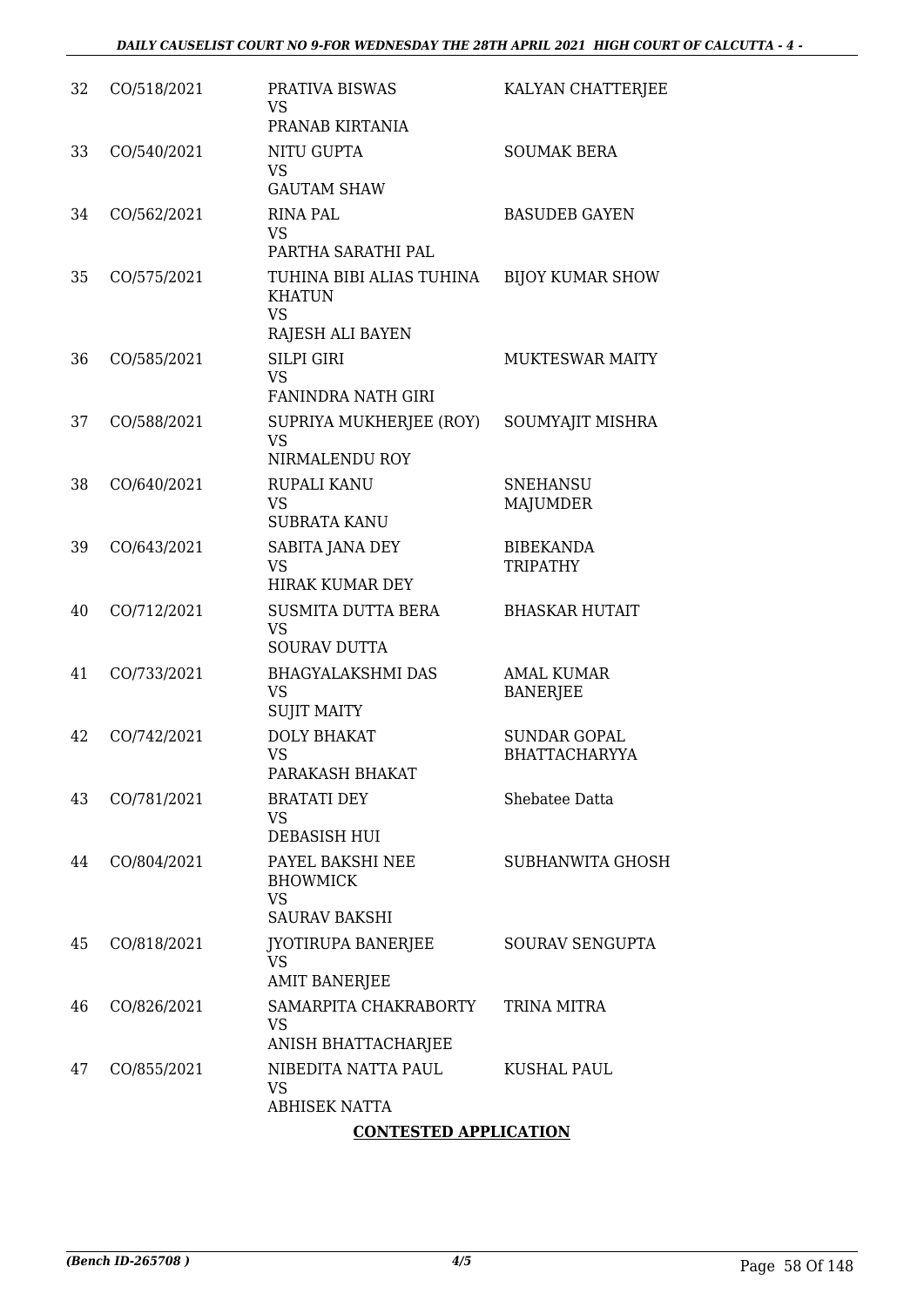| | | | |
|---|---|---|---|
| 32 | CO/518/2021 | PRATIVA BISWAS<br>VS<br>PRANAB KIRTANIA | KALYAN CHATTERJEE |
| 33 | CO/540/2021 | NITU GUPTA<br>VS<br>GAUTAM SHAW | SOUMAK BERA |
| 34 | CO/562/2021 | RINA PAL<br>VS<br>PARTHA SARATHI PAL | BASUDEB GAYEN |
| 35 | CO/575/2021 | TUHINA BIBI ALIAS TUHINA KHATUN<br>VS<br>RAJESH ALI BAYEN | BIJOY KUMAR SHOW |
| 36 | CO/585/2021 | SILPI GIRI<br>VS<br>FANINDRA NATH GIRI | MUKTESWAR MAITY |
| 37 | CO/588/2021 | SUPRIYA MUKHERJEE (ROY)<br>VS<br>NIRMALENDU ROY | SOUMYAJIT MISHRA |
| 38 | CO/640/2021 | RUPALI KANU<br>VS<br>SUBRATA KANU | SNEHANSU MAJUMDER |
| 39 | CO/643/2021 | SABITA JANA DEY<br>VS<br>HIRAK KUMAR DEY | BIBEKANDA TRIPATHY |
| 40 | CO/712/2021 | SUSMITA DUTTA BERA<br>VS<br>SOURAV DUTTA | BHASKAR HUTAIT |
| 41 | CO/733/2021 | BHAGYALAKSHMI DAS<br>VS<br>SUJIT MAITY | AMAL KUMAR BANERJEE |
| 42 | CO/742/2021 | DOLY BHAKAT<br>VS<br>PARAKASH BHAKAT | SUNDAR GOPAL BHATTACHARYYA |
| 43 | CO/781/2021 | BRATATI DEY<br>VS<br>DEBASISH HUI | Shebatee Datta |
| 44 | CO/804/2021 | PAYEL BAKSHI NEE BHOWMICK<br>VS<br>SAURAV BAKSHI | SUBHANWITA GHOSH |
| 45 | CO/818/2021 | JYOTIRUPA BANERJEE<br>VS<br>AMIT BANERJEE | SOURAV SENGUPTA |
| 46 | CO/826/2021 | SAMARPITA CHAKRABORTY<br>VS<br>ANISH BHATTACHARJEE | TRINA MITRA |
| 47 | CO/855/2021 | NIBEDITA NATTA PAUL<br>VS<br>ABHISEK NATTA | KUSHAL PAUL |

**CONTESTED APPLICATION**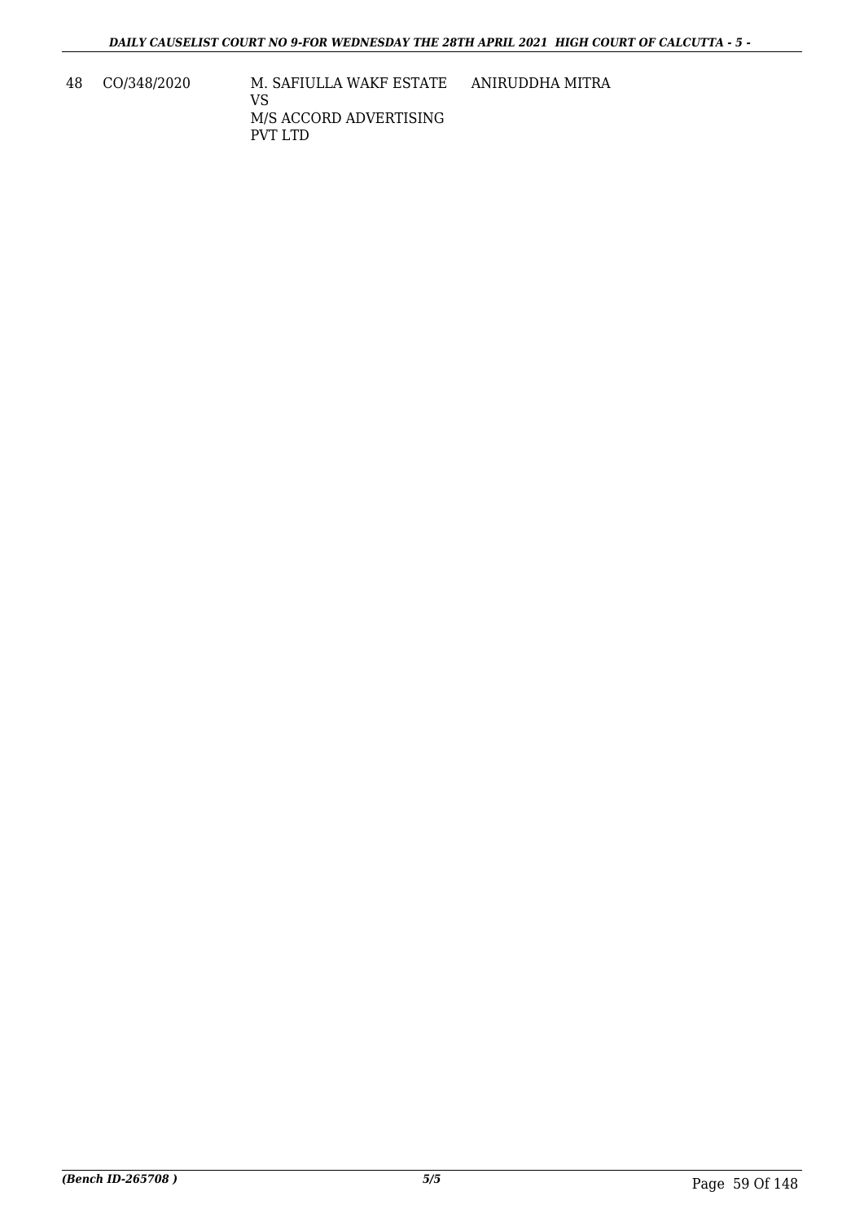| 48 | CO/348/2020 | M. SAFIULLA WAKF ESTATE<br>VS<br>M/S ACCORD ADVERTISING PVT LTD | ANIRUDDHA MITRA |
|---|---|---|---|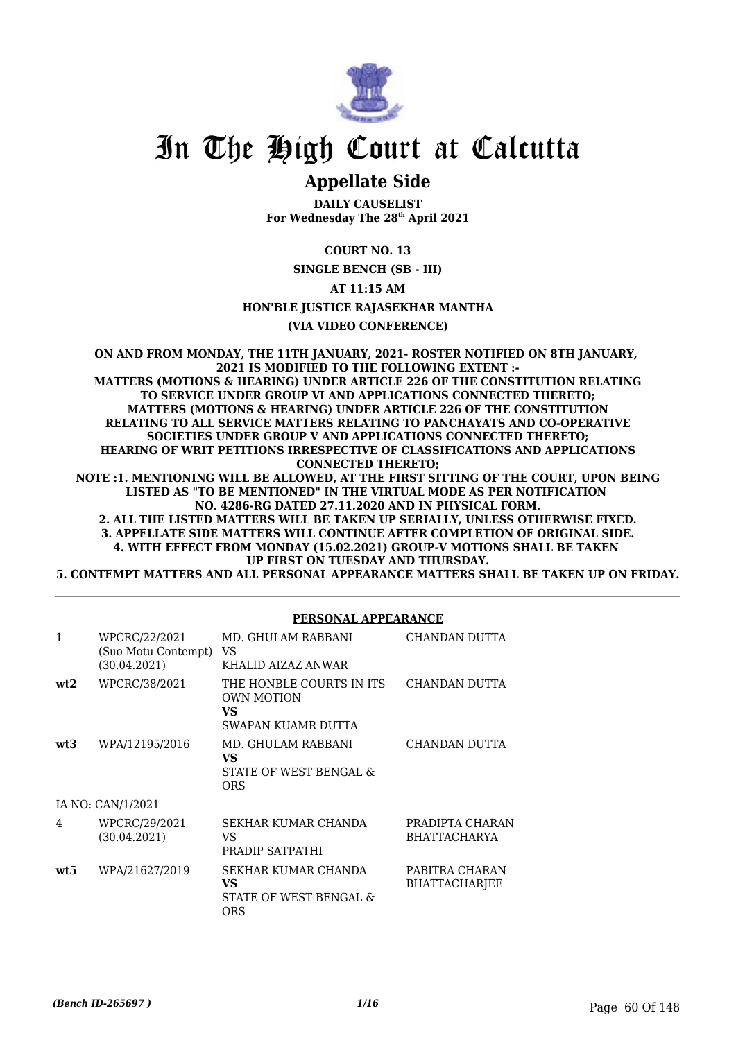# In The High Court at Calcutta

## Appellate Side

**DAILY CAUSELIST**
**For Wednesday The 28th April 2021**

**COURT NO. 13**

**SINGLE BENCH (SB - III)**

**AT 11:15 AM**

**HON'BLE JUSTICE RAJASEKHAR MANTHA**

**(VIA VIDEO CONFERENCE)**

**ON AND FROM MONDAY, THE 11TH JANUARY, 2021- ROSTER NOTIFIED ON 8TH JANUARY, 2021 IS MODIFIED TO THE FOLLOWING EXTENT :-**
**MATTERS (MOTIONS & HEARING) UNDER ARTICLE 226 OF THE CONSTITUTION RELATING TO SERVICE UNDER GROUP VI AND APPLICATIONS CONNECTED THERETO;**
**MATTERS (MOTIONS & HEARING) UNDER ARTICLE 226 OF THE CONSTITUTION RELATING TO ALL SERVICE MATTERS RELATING TO PANCHAYATS AND CO-OPERATIVE SOCIETIES UNDER GROUP V AND APPLICATIONS CONNECTED THERETO;**
**HEARING OF WRIT PETITIONS IRRESPECTIVE OF CLASSIFICATIONS AND APPLICATIONS CONNECTED THERETO;**
**NOTE :1. MENTIONING WILL BE ALLOWED, AT THE FIRST SITTING OF THE COURT, UPON BEING LISTED AS "TO BE MENTIONED" IN THE VIRTUAL MODE AS PER NOTIFICATION NO. 4286-RG DATED 27.11.2020 AND IN PHYSICAL FORM.**
**2. ALL THE LISTED MATTERS WILL BE TAKEN UP SERIALLY, UNLESS OTHERWISE FIXED.**
**3. APPELLATE SIDE MATTERS WILL CONTINUE AFTER COMPLETION OF ORIGINAL SIDE.**
**4. WITH EFFECT FROM MONDAY (15.02.2021) GROUP-V MOTIONS SHALL BE TAKEN UP FIRST ON TUESDAY AND THURSDAY.**
**5. CONTEMPT MATTERS AND ALL PERSONAL APPEARANCE MATTERS SHALL BE TAKEN UP ON FRIDAY.**

**PERSONAL APPEARANCE**

| | | | |
|---|---|---|---|
| 1 | WPCRC/22/2021 (Suo Motu Contempt) (30.04.2021) | MD. GHULAM RABBANI VS KHALID AIZAZ ANWAR | CHANDAN DUTTA |
| **wt2** | WPCRC/38/2021 | THE HONBLE COURTS IN ITS OWN MOTION **VS** SWAPAN KUAMR DUTTA | CHANDAN DUTTA |
| **wt3** | WPA/12195/2016 | MD. GHULAM RABBANI **VS** STATE OF WEST BENGAL & ORS | CHANDAN DUTTA |
| IA NO: CAN/1/2021 | | | |
| 4 | WPCRC/29/2021 (30.04.2021) | SEKHAR KUMAR CHANDA VS PRADIP SATPATHI | PRADIPTA CHARAN BHATTACHARYA |
| **wt5** | WPA/21627/2019 | SEKHAR KUMAR CHANDA **VS** STATE OF WEST BENGAL & ORS | PABITRA CHARAN BHATTACHARJEE |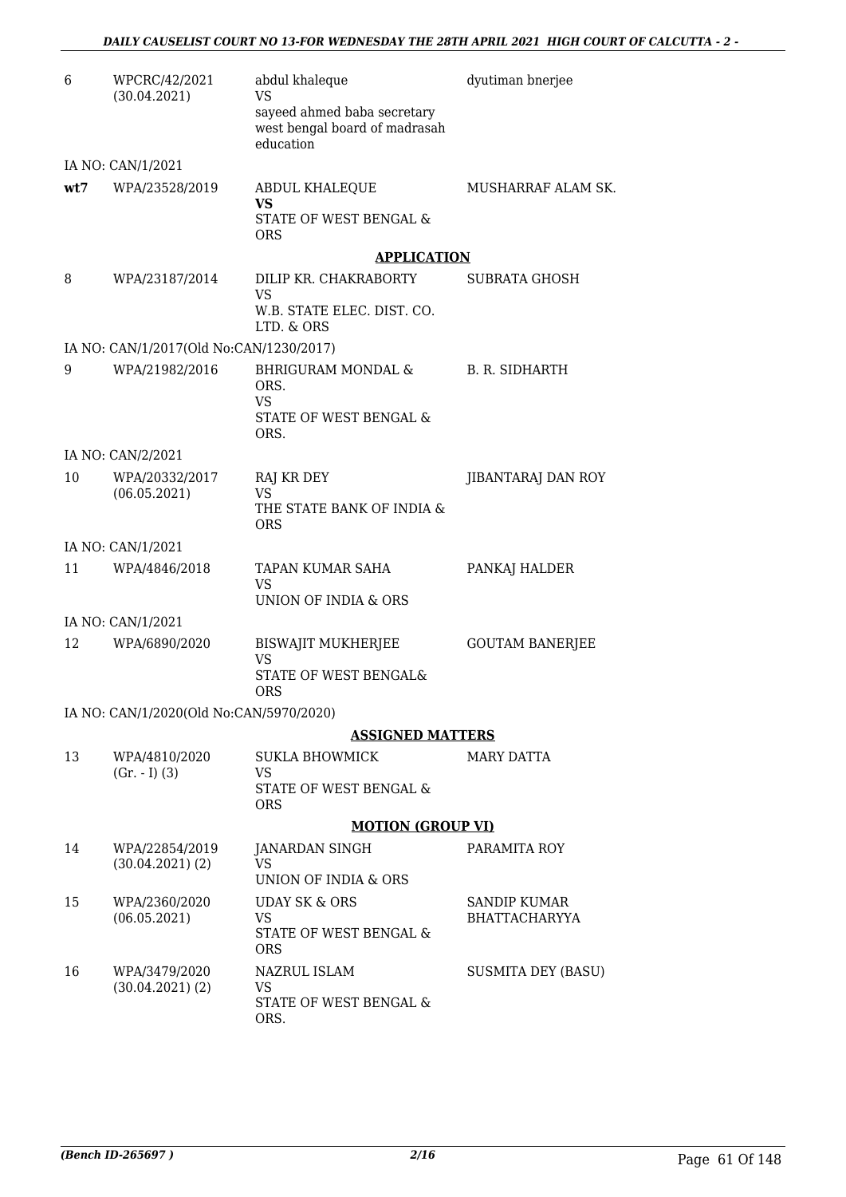| | | | |
|---|---|---|---|
| 6 | WPCRC/42/2021 (30.04.2021) | abdul khaleque VS sayeed ahmed baba secretary west bengal board of madrasah education | dyutiman bnerjee |
| | IA NO: CAN/1/2021 | | |
| **wt7** | WPA/23528/2019 | ABDUL KHALEQUE **VS** STATE OF WEST BENGAL & ORS | MUSHARRAF ALAM SK. |

**APPLICATION**

| | | | |
|---|---|---|---|
| 8 | WPA/23187/2014 | DILIP KR. CHAKRABORTY VS W.B. STATE ELEC. DIST. CO. LTD. & ORS | SUBRATA GHOSH |
| | IA NO: CAN/1/2017(Old No:CAN/1230/2017) | | |
| 9 | WPA/21982/2016 | BHRIGURAM MONDAL & ORS. VS STATE OF WEST BENGAL & ORS. | B. R. SIDHARTH |
| | IA NO: CAN/2/2021 | | |
| 10 | WPA/20332/2017 (06.05.2021) | RAJ KR DEY VS THE STATE BANK OF INDIA & ORS | JIBANTARAJ DAN ROY |
| | IA NO: CAN/1/2021 | | |
| 11 | WPA/4846/2018 | TAPAN KUMAR SAHA VS UNION OF INDIA & ORS | PANKAJ HALDER |
| | IA NO: CAN/1/2021 | | |
| 12 | WPA/6890/2020 | BISWAJIT MUKHERJEE VS STATE OF WEST BENGAL& ORS | GOUTAM BANERJEE |
| | IA NO: CAN/1/2020(Old No:CAN/5970/2020) | | |

**ASSIGNED MATTERS**

| | | | |
|---|---|---|---|
| 13 | WPA/4810/2020 (Gr. - I) (3) | SUKLA BHOWMICK VS STATE OF WEST BENGAL & ORS | MARY DATTA |

**MOTION (GROUP VI)**

| | | | |
|---|---|---|---|
| 14 | WPA/22854/2019 (30.04.2021) (2) | JANARDAN SINGH VS UNION OF INDIA & ORS | PARAMITA ROY |
| 15 | WPA/2360/2020 (06.05.2021) | UDAY SK & ORS VS STATE OF WEST BENGAL & ORS | SANDIP KUMAR BHATTACHARYYA |
| 16 | WPA/3479/2020 (30.04.2021) (2) | NAZRUL ISLAM VS STATE OF WEST BENGAL & ORS. | SUSMITA DEY (BASU) |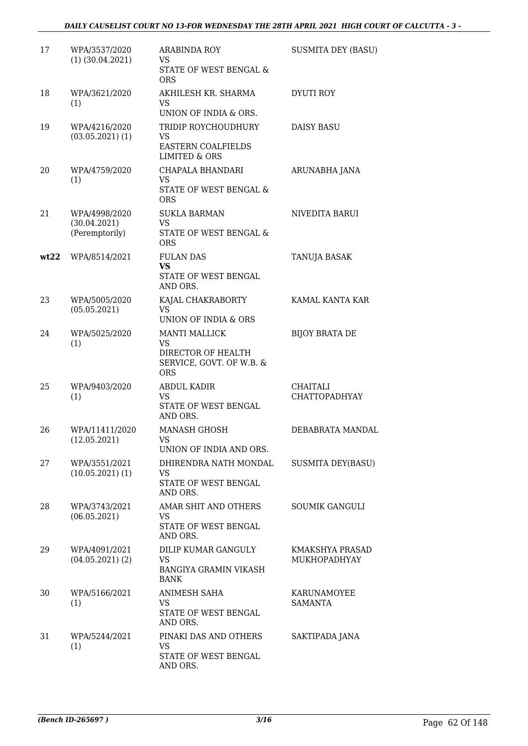| 17 | WPA/3537/2020 (1) (30.04.2021) | ARABINDA ROY VS STATE OF WEST BENGAL & ORS | SUSMITA DEY (BASU) |
|---|---|---|---|
| 18 | WPA/3621/2020 (1) | AKHILESH KR. SHARMA VS UNION OF INDIA & ORS. | DYUTI ROY |
| 19 | WPA/4216/2020 (03.05.2021) (1) | TRIDIP ROYCHOUDHURY VS EASTERN COALFIELDS LIMITED & ORS | DAISY BASU |
| 20 | WPA/4759/2020 (1) | CHAPALA BHANDARI VS STATE OF WEST BENGAL & ORS | ARUNABHA JANA |
| 21 | WPA/4998/2020 (30.04.2021) (Peremptorily) | SUKLA BARMAN VS STATE OF WEST BENGAL & ORS | NIVEDITA BARUI |
| **wt22** | WPA/8514/2021 | FULAN DAS **VS** STATE OF WEST BENGAL AND ORS. | TANUJA BASAK |
| 23 | WPA/5005/2020 (05.05.2021) | KAJAL CHAKRABORTY VS UNION OF INDIA & ORS | KAMAL KANTA KAR |
| 24 | WPA/5025/2020 (1) | MANTI MALLICK VS DIRECTOR OF HEALTH SERVICE, GOVT. OF W.B. & ORS | BIJOY BRATA DE |
| 25 | WPA/9403/2020 (1) | ABDUL KADIR VS STATE OF WEST BENGAL AND ORS. | CHAITALI CHATTOPADHYAY |
| 26 | WPA/11411/2020 (12.05.2021) | MANASH GHOSH VS UNION OF INDIA AND ORS. | DEBABRATA MANDAL |
| 27 | WPA/3551/2021 (10.05.2021) (1) | DHIRENDRA NATH MONDAL VS STATE OF WEST BENGAL AND ORS. | SUSMITA DEY(BASU) |
| 28 | WPA/3743/2021 (06.05.2021) | AMAR SHIT AND OTHERS VS STATE OF WEST BENGAL AND ORS. | SOUMIK GANGULI |
| 29 | WPA/4091/2021 (04.05.2021) (2) | DILIP KUMAR GANGULY VS BANGIYA GRAMIN VIKASH BANK | KMAKSHYA PRASAD MUKHOPADHYAY |
| 30 | WPA/5166/2021 (1) | ANIMESH SAHA VS STATE OF WEST BENGAL AND ORS. | KARUNAMOYEE SAMANTA |
| 31 | WPA/5244/2021 (1) | PINAKI DAS AND OTHERS VS STATE OF WEST BENGAL AND ORS. | SAKTIPADA JANA |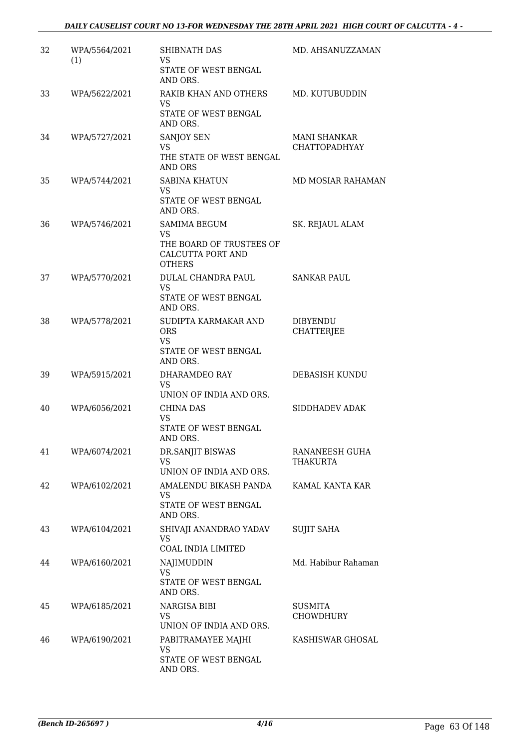| | | | |
|---|---|---|---|
| 32 | WPA/5564/2021 (1) | SHIBNATH DAS<br>VS<br>STATE OF WEST BENGAL AND ORS. | MD. AHSANUZZAMAN |
| 33 | WPA/5622/2021 | RAKIB KHAN AND OTHERS<br>VS<br>STATE OF WEST BENGAL AND ORS. | MD. KUTUBUDDIN |
| 34 | WPA/5727/2021 | SANJOY SEN<br>VS<br>THE STATE OF WEST BENGAL AND ORS | MANI SHANKAR CHATTOPADHYAY |
| 35 | WPA/5744/2021 | SABINA KHATUN<br>VS<br>STATE OF WEST BENGAL AND ORS. | MD MOSIAR RAHAMAN |
| 36 | WPA/5746/2021 | SAMIMA BEGUM<br>VS<br>THE BOARD OF TRUSTEES OF CALCUTTA PORT AND OTHERS | SK. REJAUL ALAM |
| 37 | WPA/5770/2021 | DULAL CHANDRA PAUL<br>VS<br>STATE OF WEST BENGAL AND ORS. | SANKAR PAUL |
| 38 | WPA/5778/2021 | SUDIPTA KARMAKAR AND ORS<br>VS<br>STATE OF WEST BENGAL AND ORS. | DIBYENDU CHATTERJEE |
| 39 | WPA/5915/2021 | DHARAMDEO RAY<br>VS<br>UNION OF INDIA AND ORS. | DEBASISH KUNDU |
| 40 | WPA/6056/2021 | CHINA DAS<br>VS<br>STATE OF WEST BENGAL AND ORS. | SIDDHADEV ADAK |
| 41 | WPA/6074/2021 | DR.SANJIT BISWAS<br>VS<br>UNION OF INDIA AND ORS. | RANANEESH GUHA THAKURTA |
| 42 | WPA/6102/2021 | AMALENDU BIKASH PANDA<br>VS<br>STATE OF WEST BENGAL AND ORS. | KAMAL KANTA KAR |
| 43 | WPA/6104/2021 | SHIVAJI ANANDRAO YADAV<br>VS<br>COAL INDIA LIMITED | SUJIT SAHA |
| 44 | WPA/6160/2021 | NAJIMUDDIN<br>VS<br>STATE OF WEST BENGAL AND ORS. | Md. Habibur Rahaman |
| 45 | WPA/6185/2021 | NARGISA BIBI<br>VS<br>UNION OF INDIA AND ORS. | SUSMITA CHOWDHURY |
| 46 | WPA/6190/2021 | PABITRAMAYEE MAJHI<br>VS<br>STATE OF WEST BENGAL AND ORS. | KASHISWAR GHOSAL |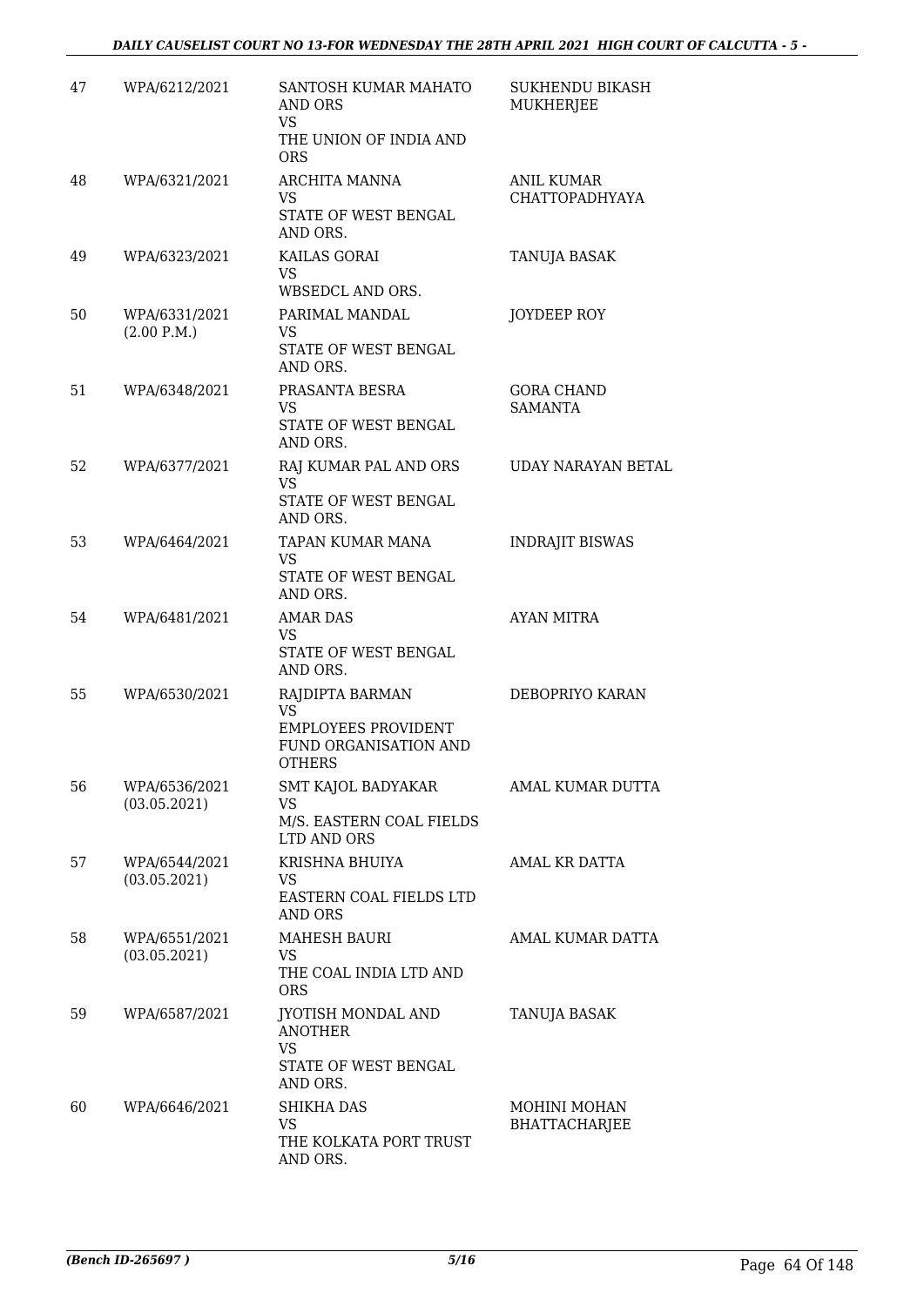| | | | |
|---|---|---|---|
| 47 | WPA/6212/2021 | SANTOSH KUMAR MAHATO AND ORS<br>VS<br>THE UNION OF INDIA AND ORS | SUKHENDU BIKASH MUKHERJEE |
| 48 | WPA/6321/2021 | ARCHITA MANNA<br>VS<br>STATE OF WEST BENGAL AND ORS. | ANIL KUMAR CHATTOPADHYAYA |
| 49 | WPA/6323/2021 | KAILAS GORAI<br>VS<br>WBSEDCL AND ORS. | TANUJA BASAK |
| 50 | WPA/6331/2021<br>(2.00 P.M.) | PARIMAL MANDAL<br>VS<br>STATE OF WEST BENGAL AND ORS. | JOYDEEP ROY |
| 51 | WPA/6348/2021 | PRASANTA BESRA<br>VS<br>STATE OF WEST BENGAL AND ORS. | GORA CHAND SAMANTA |
| 52 | WPA/6377/2021 | RAJ KUMAR PAL AND ORS<br>VS<br>STATE OF WEST BENGAL AND ORS. | UDAY NARAYAN BETAL |
| 53 | WPA/6464/2021 | TAPAN KUMAR MANA<br>VS<br>STATE OF WEST BENGAL AND ORS. | INDRAJIT BISWAS |
| 54 | WPA/6481/2021 | AMAR DAS<br>VS<br>STATE OF WEST BENGAL AND ORS. | AYAN MITRA |
| 55 | WPA/6530/2021 | RAJDIPTA BARMAN<br>VS<br>EMPLOYEES PROVIDENT FUND ORGANISATION AND OTHERS | DEBOPRIYO KARAN |
| 56 | WPA/6536/2021<br>(03.05.2021) | SMT KAJOL BADYAKAR<br>VS<br>M/S. EASTERN COAL FIELDS LTD AND ORS | AMAL KUMAR DUTTA |
| 57 | WPA/6544/2021<br>(03.05.2021) | KRISHNA BHUIYA<br>VS<br>EASTERN COAL FIELDS LTD AND ORS | AMAL KR DATTA |
| 58 | WPA/6551/2021<br>(03.05.2021) | MAHESH BAURI<br>VS<br>THE COAL INDIA LTD AND ORS | AMAL KUMAR DATTA |
| 59 | WPA/6587/2021 | JYOTISH MONDAL AND ANOTHER<br>VS<br>STATE OF WEST BENGAL AND ORS. | TANUJA BASAK |
| 60 | WPA/6646/2021 | SHIKHA DAS<br>VS<br>THE KOLKATA PORT TRUST AND ORS. | MOHINI MOHAN BHATTACHARJEE |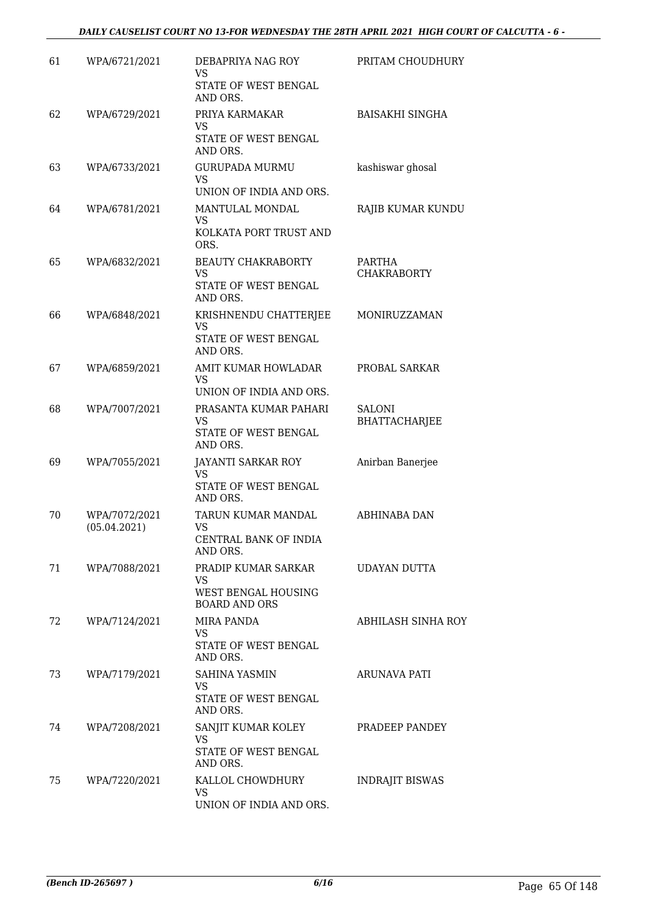| | | | |
|---|---|---|---|
| 61 | WPA/6721/2021 | DEBAPRIYA NAG ROY<br>VS<br>STATE OF WEST BENGAL AND ORS. | PRITAM CHOUDHURY |
| 62 | WPA/6729/2021 | PRIYA KARMAKAR<br>VS<br>STATE OF WEST BENGAL AND ORS. | BAISAKHI SINGHA |
| 63 | WPA/6733/2021 | GURUPADA MURMU<br>VS<br>UNION OF INDIA AND ORS. | kashiswar ghosal |
| 64 | WPA/6781/2021 | MANTULAL MONDAL<br>VS<br>KOLKATA PORT TRUST AND ORS. | RAJIB KUMAR KUNDU |
| 65 | WPA/6832/2021 | BEAUTY CHAKRABORTY<br>VS<br>STATE OF WEST BENGAL AND ORS. | PARTHA CHAKRABORTY |
| 66 | WPA/6848/2021 | KRISHNENDU CHATTERJEE<br>VS<br>STATE OF WEST BENGAL AND ORS. | MONIRUZZAMAN |
| 67 | WPA/6859/2021 | AMIT KUMAR HOWLADAR<br>VS<br>UNION OF INDIA AND ORS. | PROBAL SARKAR |
| 68 | WPA/7007/2021 | PRASANTA KUMAR PAHARI<br>VS<br>STATE OF WEST BENGAL AND ORS. | SALONI BHATTACHARJEE |
| 69 | WPA/7055/2021 | JAYANTI SARKAR ROY<br>VS<br>STATE OF WEST BENGAL AND ORS. | Anirban Banerjee |
| 70 | WPA/7072/2021<br>(05.04.2021) | TARUN KUMAR MANDAL<br>VS<br>CENTRAL BANK OF INDIA AND ORS. | ABHINABA DAN |
| 71 | WPA/7088/2021 | PRADIP KUMAR SARKAR<br>VS<br>WEST BENGAL HOUSING BOARD AND ORS | UDAYAN DUTTA |
| 72 | WPA/7124/2021 | MIRA PANDA<br>VS<br>STATE OF WEST BENGAL AND ORS. | ABHILASH SINHA ROY |
| 73 | WPA/7179/2021 | SAHINA YASMIN<br>VS<br>STATE OF WEST BENGAL AND ORS. | ARUNAVA PATI |
| 74 | WPA/7208/2021 | SANJIT KUMAR KOLEY<br>VS<br>STATE OF WEST BENGAL AND ORS. | PRADEEP PANDEY |
| 75 | WPA/7220/2021 | KALLOL CHOWDHURY<br>VS<br>UNION OF INDIA AND ORS. | INDRAJIT BISWAS |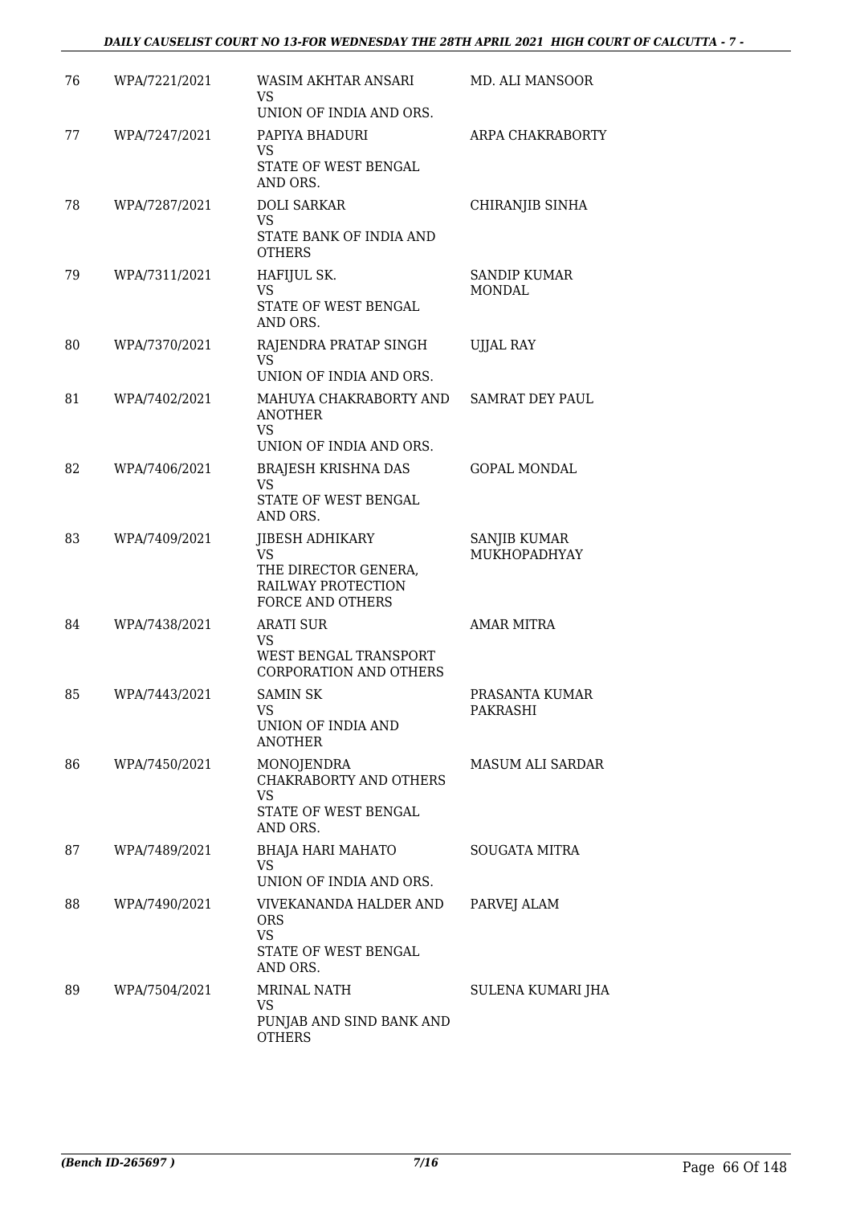| 76 | WPA/7221/2021 | WASIM AKHTAR ANSARI<br>VS<br>UNION OF INDIA AND ORS. | MD. ALI MANSOOR |
|---|---|---|---|
| 77 | WPA/7247/2021 | PAPIYA BHADURI<br>VS<br>STATE OF WEST BENGAL AND ORS. | ARPA CHAKRABORTY |
| 78 | WPA/7287/2021 | DOLI SARKAR<br>VS<br>STATE BANK OF INDIA AND OTHERS | CHIRANJIB SINHA |
| 79 | WPA/7311/2021 | HAFIJUL SK.<br>VS<br>STATE OF WEST BENGAL AND ORS. | SANDIP KUMAR MONDAL |
| 80 | WPA/7370/2021 | RAJENDRA PRATAP SINGH<br>VS<br>UNION OF INDIA AND ORS. | UJJAL RAY |
| 81 | WPA/7402/2021 | MAHUYA CHAKRABORTY AND ANOTHER<br>VS<br>UNION OF INDIA AND ORS. | SAMRAT DEY PAUL |
| 82 | WPA/7406/2021 | BRAJESH KRISHNA DAS<br>VS<br>STATE OF WEST BENGAL AND ORS. | GOPAL MONDAL |
| 83 | WPA/7409/2021 | JIBESH ADHIKARY<br>VS<br>THE DIRECTOR GENERA, RAILWAY PROTECTION FORCE AND OTHERS | SANJIB KUMAR MUKHOPADHYAY |
| 84 | WPA/7438/2021 | ARATI SUR<br>VS<br>WEST BENGAL TRANSPORT CORPORATION AND OTHERS | AMAR MITRA |
| 85 | WPA/7443/2021 | SAMIN SK<br>VS<br>UNION OF INDIA AND ANOTHER | PRASANTA KUMAR PAKRASHI |
| 86 | WPA/7450/2021 | MONOJENDRA CHAKRABORTY AND OTHERS<br>VS<br>STATE OF WEST BENGAL AND ORS. | MASUM ALI SARDAR |
| 87 | WPA/7489/2021 | BHAJA HARI MAHATO<br>VS<br>UNION OF INDIA AND ORS. | SOUGATA MITRA |
| 88 | WPA/7490/2021 | VIVEKANANDA HALDER AND ORS<br>VS<br>STATE OF WEST BENGAL AND ORS. | PARVEJ ALAM |
| 89 | WPA/7504/2021 | MRINAL NATH<br>VS<br>PUNJAB AND SIND BANK AND OTHERS | SULENA KUMARI JHA |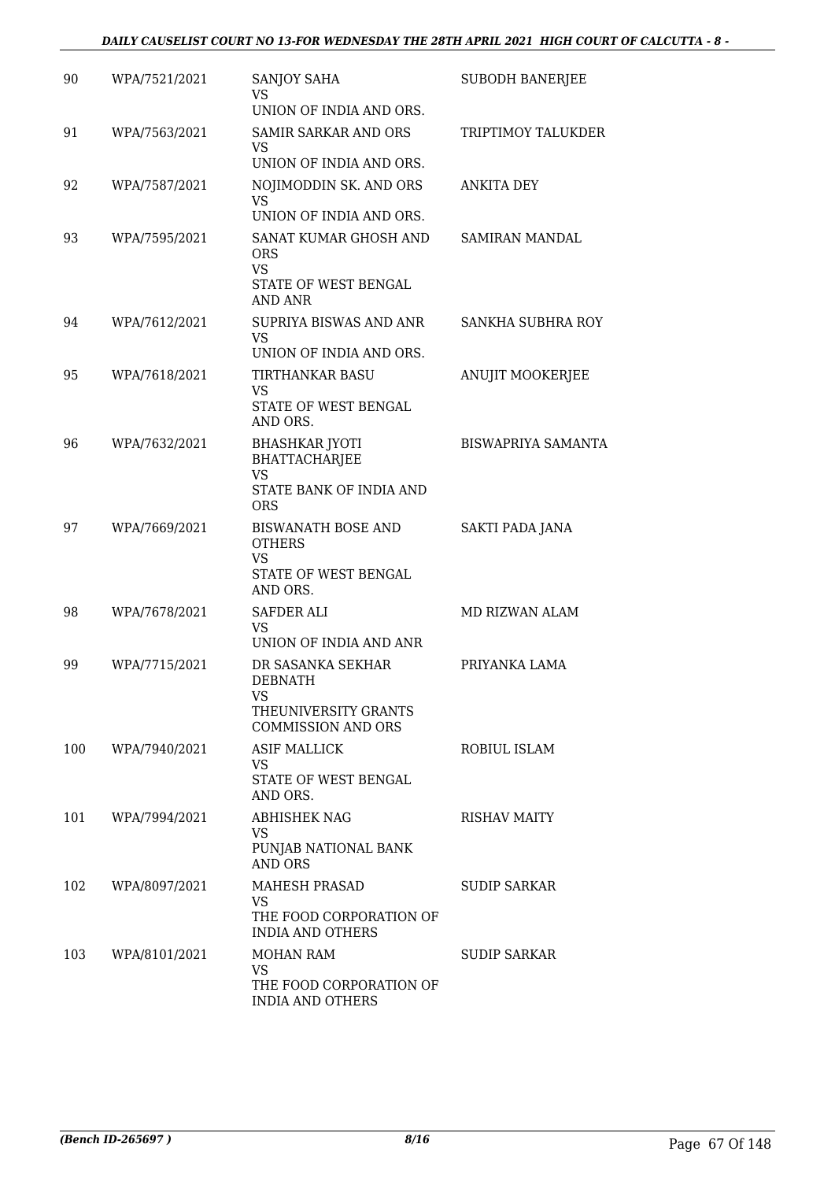| 90 | WPA/7521/2021 | SANJOY SAHA<br>VS<br>UNION OF INDIA AND ORS. | SUBODH BANERJEE |
|---|---|---|---|
| 91 | WPA/7563/2021 | SAMIR SARKAR AND ORS<br>VS<br>UNION OF INDIA AND ORS. | TRIPTIMOY TALUKDER |
| 92 | WPA/7587/2021 | NOJIMODDIN SK. AND ORS<br>VS<br>UNION OF INDIA AND ORS. | ANKITA DEY |
| 93 | WPA/7595/2021 | SANAT KUMAR GHOSH AND ORS<br>VS<br>STATE OF WEST BENGAL AND ANR | SAMIRAN MANDAL |
| 94 | WPA/7612/2021 | SUPRIYA BISWAS AND ANR<br>VS<br>UNION OF INDIA AND ORS. | SANKHA SUBHRA ROY |
| 95 | WPA/7618/2021 | TIRTHANKAR BASU<br>VS<br>STATE OF WEST BENGAL AND ORS. | ANUJIT MOOKERJEE |
| 96 | WPA/7632/2021 | BHASHKAR JYOTI BHATTACHARJEE<br>VS<br>STATE BANK OF INDIA AND ORS | BISWAPRIYA SAMANTA |
| 97 | WPA/7669/2021 | BISWANATH BOSE AND OTHERS<br>VS<br>STATE OF WEST BENGAL AND ORS. | SAKTI PADA JANA |
| 98 | WPA/7678/2021 | SAFDER ALI<br>VS<br>UNION OF INDIA AND ANR | MD RIZWAN ALAM |
| 99 | WPA/7715/2021 | DR SASANKA SEKHAR DEBNATH<br>VS<br>THEUNIVERSITY GRANTS COMMISSION AND ORS | PRIYANKA LAMA |
| 100 | WPA/7940/2021 | ASIF MALLICK<br>VS<br>STATE OF WEST BENGAL AND ORS. | ROBIUL ISLAM |
| 101 | WPA/7994/2021 | ABHISHEK NAG<br>VS<br>PUNJAB NATIONAL BANK AND ORS | RISHAV MAITY |
| 102 | WPA/8097/2021 | MAHESH PRASAD<br>VS<br>THE FOOD CORPORATION OF INDIA AND OTHERS | SUDIP SARKAR |
| 103 | WPA/8101/2021 | MOHAN RAM<br>VS<br>THE FOOD CORPORATION OF INDIA AND OTHERS | SUDIP SARKAR |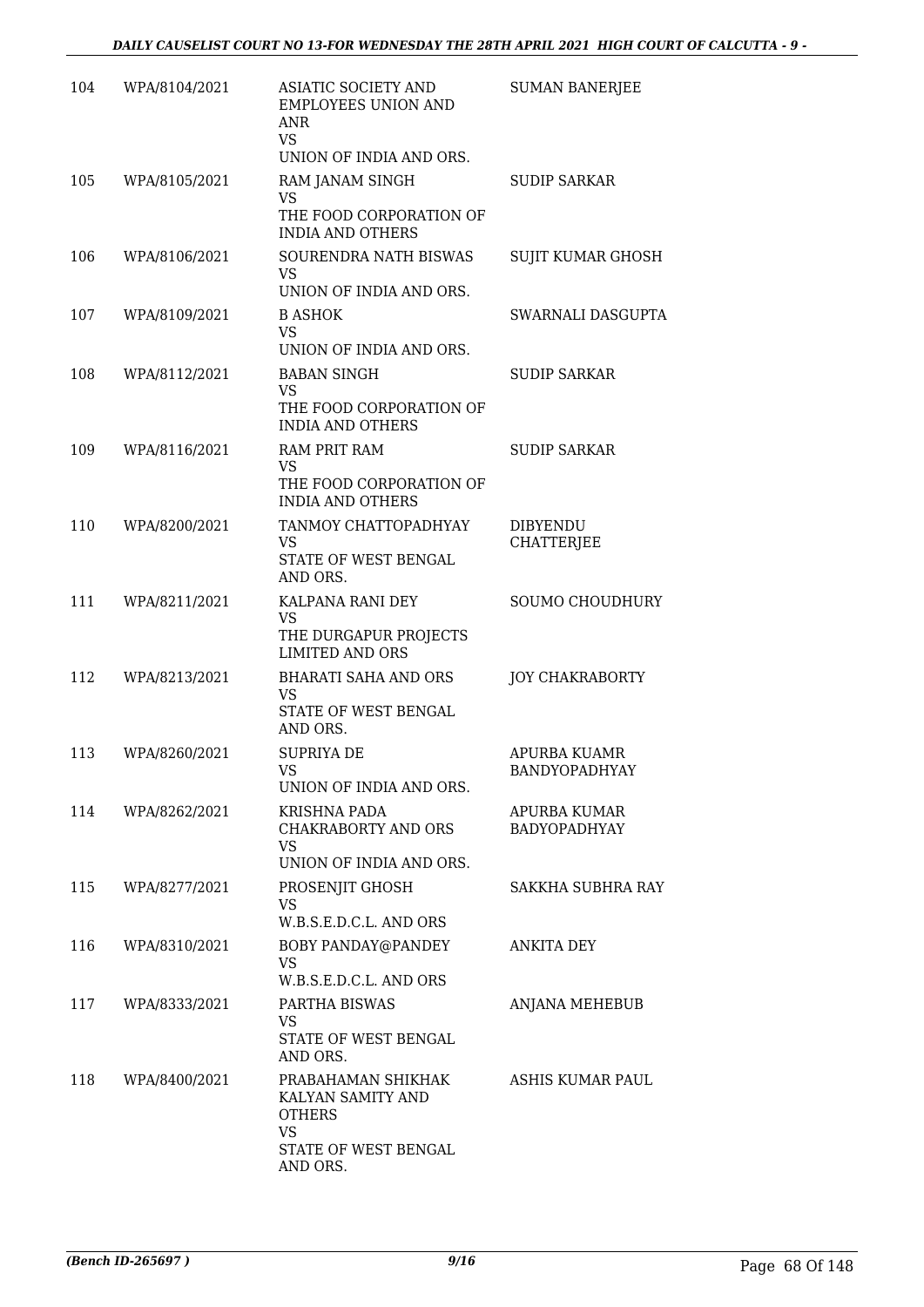| | | | |
|---|---|---|---|
| 104 | WPA/8104/2021 | ASIATIC SOCIETY AND EMPLOYEES UNION AND ANR<br>VS<br>UNION OF INDIA AND ORS. | SUMAN BANERJEE |
| 105 | WPA/8105/2021 | RAM JANAM SINGH<br>VS<br>THE FOOD CORPORATION OF INDIA AND OTHERS | SUDIP SARKAR |
| 106 | WPA/8106/2021 | SOURENDRA NATH BISWAS<br>VS<br>UNION OF INDIA AND ORS. | SUJIT KUMAR GHOSH |
| 107 | WPA/8109/2021 | B ASHOK<br>VS<br>UNION OF INDIA AND ORS. | SWARNALI DASGUPTA |
| 108 | WPA/8112/2021 | BABAN SINGH<br>VS<br>THE FOOD CORPORATION OF INDIA AND OTHERS | SUDIP SARKAR |
| 109 | WPA/8116/2021 | RAM PRIT RAM<br>VS<br>THE FOOD CORPORATION OF INDIA AND OTHERS | SUDIP SARKAR |
| 110 | WPA/8200/2021 | TANMOY CHATTOPADHYAY<br>VS<br>STATE OF WEST BENGAL AND ORS. | DIBYENDU CHATTERJEE |
| 111 | WPA/8211/2021 | KALPANA RANI DEY<br>VS<br>THE DURGAPUR PROJECTS LIMITED AND ORS | SOUMO CHOUDHURY |
| 112 | WPA/8213/2021 | BHARATI SAHA AND ORS<br>VS<br>STATE OF WEST BENGAL AND ORS. | JOY CHAKRABORTY |
| 113 | WPA/8260/2021 | SUPRIYA DE<br>VS<br>UNION OF INDIA AND ORS. | APURBA KUAMR BANDYOPADHYAY |
| 114 | WPA/8262/2021 | KRISHNA PADA CHAKRABORTY AND ORS<br>VS<br>UNION OF INDIA AND ORS. | APURBA KUMAR BADYOPADHYAY |
| 115 | WPA/8277/2021 | PROSENJIT GHOSH<br>VS<br>W.B.S.E.D.C.L. AND ORS | SAKKHA SUBHRA RAY |
| 116 | WPA/8310/2021 | BOBY PANDAY@PANDEY<br>VS<br>W.B.S.E.D.C.L. AND ORS | ANKITA DEY |
| 117 | WPA/8333/2021 | PARTHA BISWAS<br>VS<br>STATE OF WEST BENGAL AND ORS. | ANJANA MEHEBUB |
| 118 | WPA/8400/2021 | PRABAHAMAN SHIKHAK KALYAN SAMITY AND OTHERS<br>VS<br>STATE OF WEST BENGAL AND ORS. | ASHIS KUMAR PAUL |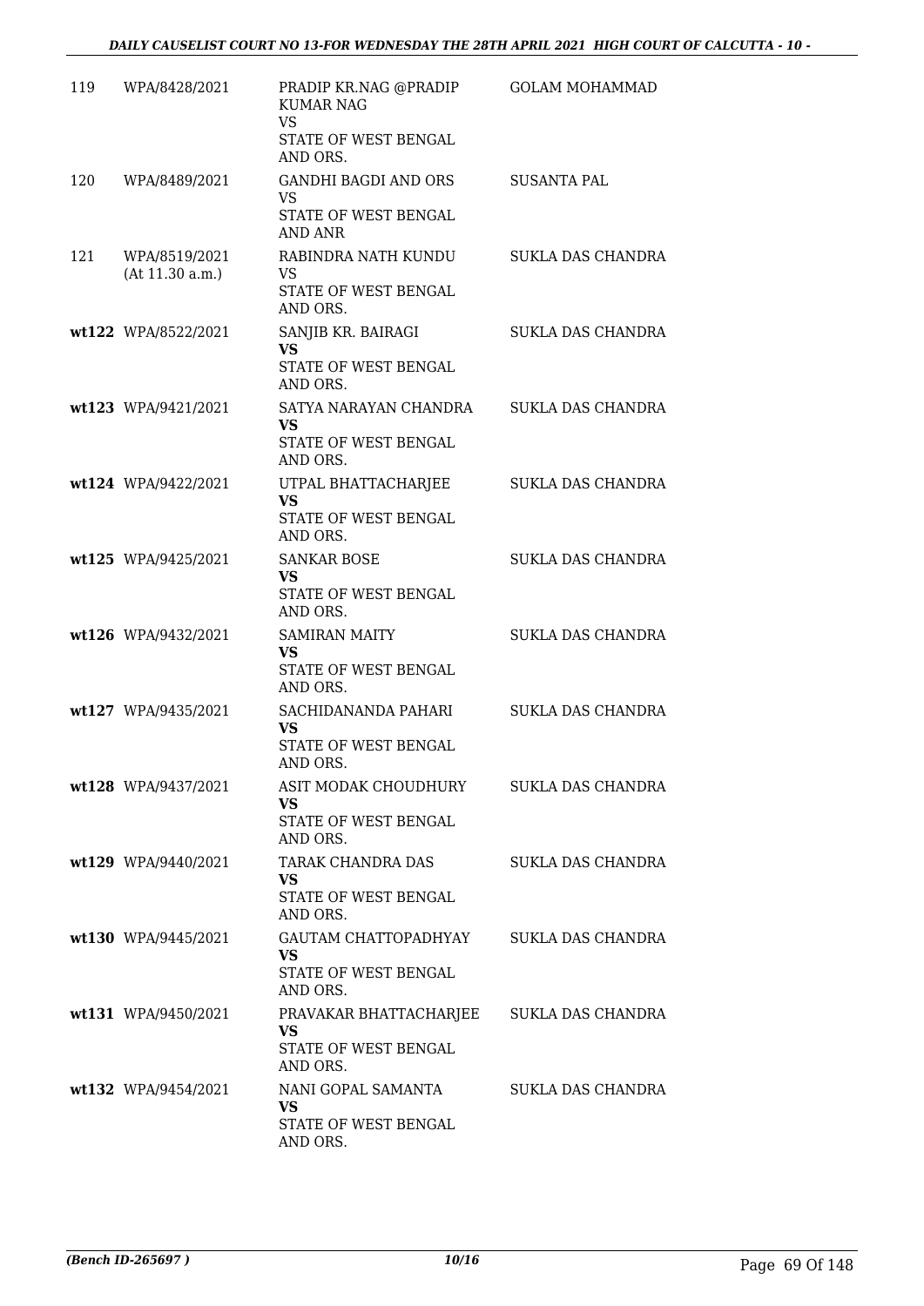| | | | |
|---|---|---|---|
| 119 | WPA/8428/2021 | PRADIP KR.NAG @PRADIP KUMAR NAG<br>VS<br>STATE OF WEST BENGAL AND ORS. | GOLAM MOHAMMAD |
| 120 | WPA/8489/2021 | GANDHI BAGDI AND ORS<br>VS<br>STATE OF WEST BENGAL AND ANR | SUSANTA PAL |
| 121 | WPA/8519/2021<br>(At 11.30 a.m.) | RABINDRA NATH KUNDU<br>VS<br>STATE OF WEST BENGAL AND ORS. | SUKLA DAS CHANDRA |
| wt122 | WPA/8522/2021 | SANJIB KR. BAIRAGI<br>**VS**<br>STATE OF WEST BENGAL AND ORS. | SUKLA DAS CHANDRA |
| wt123 | WPA/9421/2021 | SATYA NARAYAN CHANDRA<br>**VS**<br>STATE OF WEST BENGAL AND ORS. | SUKLA DAS CHANDRA |
| wt124 | WPA/9422/2021 | UTPAL BHATTACHARJEE<br>**VS**<br>STATE OF WEST BENGAL AND ORS. | SUKLA DAS CHANDRA |
| wt125 | WPA/9425/2021 | SANKAR BOSE<br>**VS**<br>STATE OF WEST BENGAL AND ORS. | SUKLA DAS CHANDRA |
| wt126 | WPA/9432/2021 | SAMIRAN MAITY<br>**VS**<br>STATE OF WEST BENGAL AND ORS. | SUKLA DAS CHANDRA |
| wt127 | WPA/9435/2021 | SACHIDANANDA PAHARI<br>**VS**<br>STATE OF WEST BENGAL AND ORS. | SUKLA DAS CHANDRA |
| wt128 | WPA/9437/2021 | ASIT MODAK CHOUDHURY<br>**VS**<br>STATE OF WEST BENGAL AND ORS. | SUKLA DAS CHANDRA |
| wt129 | WPA/9440/2021 | TARAK CHANDRA DAS<br>**VS**<br>STATE OF WEST BENGAL AND ORS. | SUKLA DAS CHANDRA |
| wt130 | WPA/9445/2021 | GAUTAM CHATTOPADHYAY<br>**VS**<br>STATE OF WEST BENGAL AND ORS. | SUKLA DAS CHANDRA |
| wt131 | WPA/9450/2021 | PRAVAKAR BHATTACHARJEE<br>**VS**<br>STATE OF WEST BENGAL AND ORS. | SUKLA DAS CHANDRA |
| wt132 | WPA/9454/2021 | NANI GOPAL SAMANTA<br>**VS**<br>STATE OF WEST BENGAL AND ORS. | SUKLA DAS CHANDRA |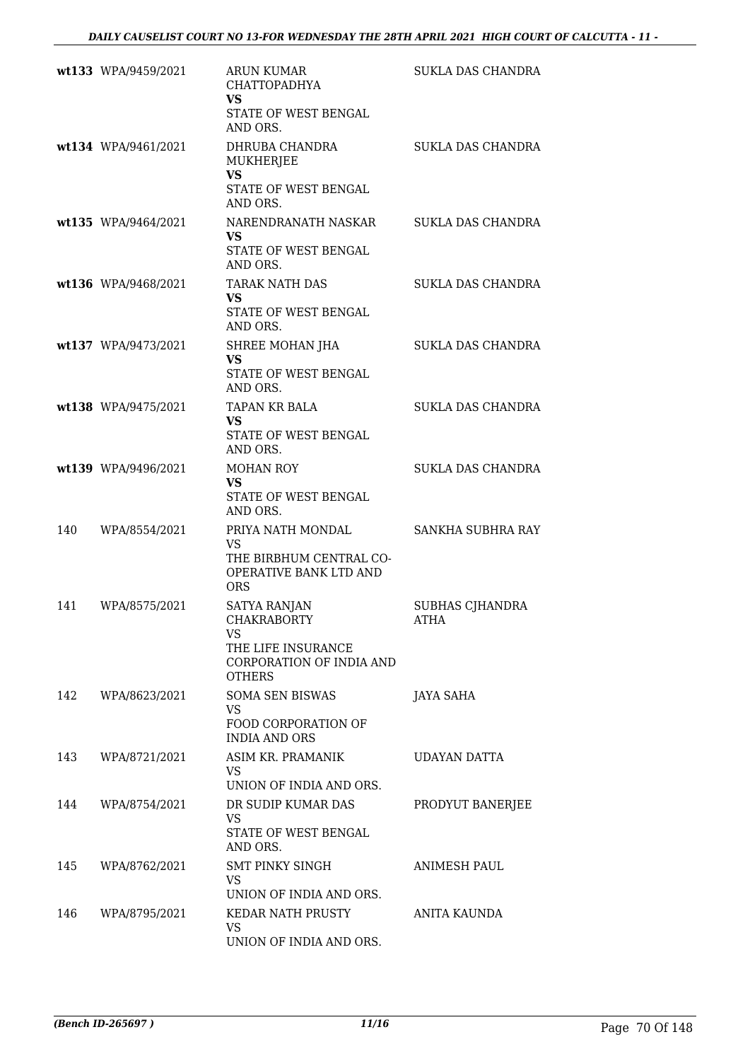| | | | |
|---|---|---|---|
| **wt133** | WPA/9459/2021 | ARUN KUMAR CHATTOPADHYA **VS** STATE OF WEST BENGAL AND ORS. | SUKLA DAS CHANDRA |
| **wt134** | WPA/9461/2021 | DHRUBA CHANDRA MUKHERJEE **VS** STATE OF WEST BENGAL AND ORS. | SUKLA DAS CHANDRA |
| **wt135** | WPA/9464/2021 | NARENDRANATH NASKAR **VS** STATE OF WEST BENGAL AND ORS. | SUKLA DAS CHANDRA |
| **wt136** | WPA/9468/2021 | TARAK NATH DAS **VS** STATE OF WEST BENGAL AND ORS. | SUKLA DAS CHANDRA |
| **wt137** | WPA/9473/2021 | SHREE MOHAN JHA **VS** STATE OF WEST BENGAL AND ORS. | SUKLA DAS CHANDRA |
| **wt138** | WPA/9475/2021 | TAPAN KR BALA **VS** STATE OF WEST BENGAL AND ORS. | SUKLA DAS CHANDRA |
| **wt139** | WPA/9496/2021 | MOHAN ROY **VS** STATE OF WEST BENGAL AND ORS. | SUKLA DAS CHANDRA |
| 140 | WPA/8554/2021 | PRIYA NATH MONDAL VS THE BIRBHUM CENTRAL CO-OPERATIVE BANK LTD AND ORS | SANKHA SUBHRA RAY |
| 141 | WPA/8575/2021 | SATYA RANJAN CHAKRABORTY VS THE LIFE INSURANCE CORPORATION OF INDIA AND OTHERS | SUBHAS CJHANDRA ATHA |
| 142 | WPA/8623/2021 | SOMA SEN BISWAS VS FOOD CORPORATION OF INDIA AND ORS | JAYA SAHA |
| 143 | WPA/8721/2021 | ASIM KR. PRAMANIK VS UNION OF INDIA AND ORS. | UDAYAN DATTA |
| 144 | WPA/8754/2021 | DR SUDIP KUMAR DAS VS STATE OF WEST BENGAL AND ORS. | PRODYUT BANERJEE |
| 145 | WPA/8762/2021 | SMT PINKY SINGH VS UNION OF INDIA AND ORS. | ANIMESH PAUL |
| 146 | WPA/8795/2021 | KEDAR NATH PRUSTY VS UNION OF INDIA AND ORS. | ANITA KAUNDA |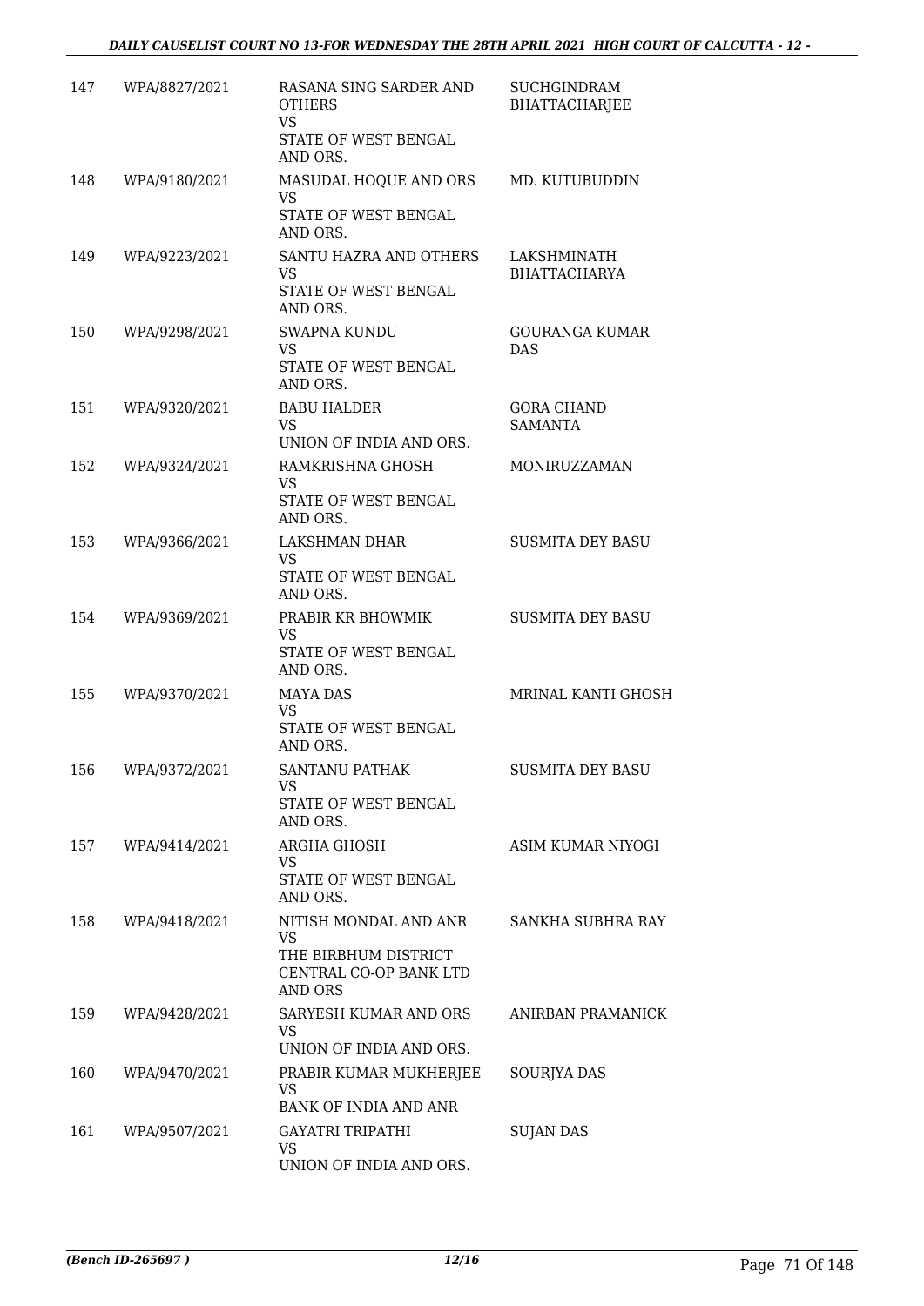| | | | |
|---|---|---|---|
| 147 | WPA/8827/2021 | RASANA SING SARDER AND OTHERS<br>VS<br>STATE OF WEST BENGAL AND ORS. | SUCHGINDRAM BHATTACHARJEE |
| 148 | WPA/9180/2021 | MASUDAL HOQUE AND ORS<br>VS<br>STATE OF WEST BENGAL AND ORS. | MD. KUTUBUDDIN |
| 149 | WPA/9223/2021 | SANTU HAZRA AND OTHERS<br>VS<br>STATE OF WEST BENGAL AND ORS. | LAKSHMINATH BHATTACHARYA |
| 150 | WPA/9298/2021 | SWAPNA KUNDU<br>VS<br>STATE OF WEST BENGAL AND ORS. | GOURANGA KUMAR DAS |
| 151 | WPA/9320/2021 | BABU HALDER<br>VS<br>UNION OF INDIA AND ORS. | GORA CHAND SAMANTA |
| 152 | WPA/9324/2021 | RAMKRISHNA GHOSH<br>VS<br>STATE OF WEST BENGAL AND ORS. | MONIRUZZAMAN |
| 153 | WPA/9366/2021 | LAKSHMAN DHAR<br>VS<br>STATE OF WEST BENGAL AND ORS. | SUSMITA DEY BASU |
| 154 | WPA/9369/2021 | PRABIR KR BHOWMIK<br>VS<br>STATE OF WEST BENGAL AND ORS. | SUSMITA DEY BASU |
| 155 | WPA/9370/2021 | MAYA DAS<br>VS<br>STATE OF WEST BENGAL AND ORS. | MRINAL KANTI GHOSH |
| 156 | WPA/9372/2021 | SANTANU PATHAK<br>VS<br>STATE OF WEST BENGAL AND ORS. | SUSMITA DEY BASU |
| 157 | WPA/9414/2021 | ARGHA GHOSH<br>VS<br>STATE OF WEST BENGAL AND ORS. | ASIM KUMAR NIYOGI |
| 158 | WPA/9418/2021 | NITISH MONDAL AND ANR<br>VS<br>THE BIRBHUM DISTRICT CENTRAL CO-OP BANK LTD AND ORS | SANKHA SUBHRA RAY |
| 159 | WPA/9428/2021 | SARYESH KUMAR AND ORS<br>VS<br>UNION OF INDIA AND ORS. | ANIRBAN PRAMANICK |
| 160 | WPA/9470/2021 | PRABIR KUMAR MUKHERJEE<br>VS<br>BANK OF INDIA AND ANR | SOURJYA DAS |
| 161 | WPA/9507/2021 | GAYATRI TRIPATHI<br>VS<br>UNION OF INDIA AND ORS. | SUJAN DAS |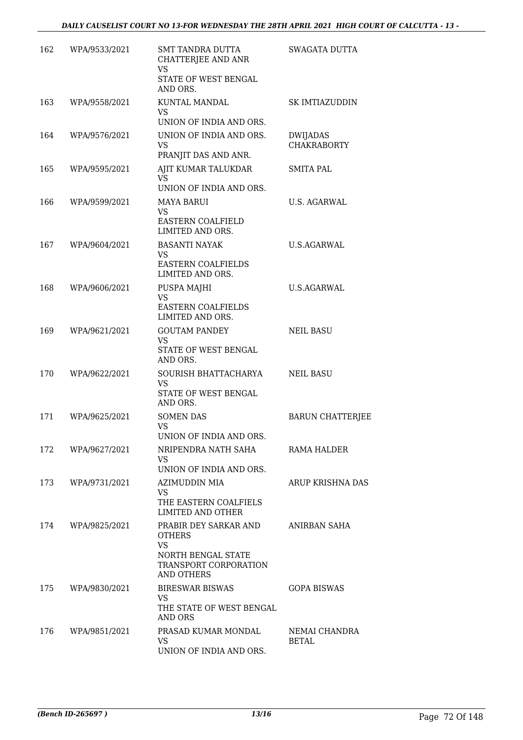| 162 | WPA/9533/2021 | SMT TANDRA DUTTA CHATTERJEE AND ANR<br>VS<br>STATE OF WEST BENGAL AND ORS. | SWAGATA DUTTA |
|---|---|---|---|
| 163 | WPA/9558/2021 | KUNTAL MANDAL<br>VS<br>UNION OF INDIA AND ORS. | SK IMTIAZUDDIN |
| 164 | WPA/9576/2021 | UNION OF INDIA AND ORS.<br>VS<br>PRANJIT DAS AND ANR. | DWIJADAS CHAKRABORTY |
| 165 | WPA/9595/2021 | AJIT KUMAR TALUKDAR<br>VS<br>UNION OF INDIA AND ORS. | SMITA PAL |
| 166 | WPA/9599/2021 | MAYA BARUI<br>VS<br>EASTERN COALFIELD LIMITED AND ORS. | U.S. AGARWAL |
| 167 | WPA/9604/2021 | BASANTI NAYAK<br>VS<br>EASTERN COALFIELDS LIMITED AND ORS. | U.S.AGARWAL |
| 168 | WPA/9606/2021 | PUSPA MAJHI<br>VS<br>EASTERN COALFIELDS LIMITED AND ORS. | U.S.AGARWAL |
| 169 | WPA/9621/2021 | GOUTAM PANDEY<br>VS<br>STATE OF WEST BENGAL AND ORS. | NEIL BASU |
| 170 | WPA/9622/2021 | SOURISH BHATTACHARYA<br>VS<br>STATE OF WEST BENGAL AND ORS. | NEIL BASU |
| 171 | WPA/9625/2021 | SOMEN DAS<br>VS<br>UNION OF INDIA AND ORS. | BARUN CHATTERJEE |
| 172 | WPA/9627/2021 | NRIPENDRA NATH SAHA<br>VS<br>UNION OF INDIA AND ORS. | RAMA HALDER |
| 173 | WPA/9731/2021 | AZIMUDDIN MIA<br>VS<br>THE EASTERN COALFIELS LIMITED AND OTHER | ARUP KRISHNA DAS |
| 174 | WPA/9825/2021 | PRABIR DEY SARKAR AND OTHERS<br>VS<br>NORTH BENGAL STATE TRANSPORT CORPORATION AND OTHERS | ANIRBAN SAHA |
| 175 | WPA/9830/2021 | BIRESWAR BISWAS<br>VS<br>THE STATE OF WEST BENGAL AND ORS | GOPA BISWAS |
| 176 | WPA/9851/2021 | PRASAD KUMAR MONDAL<br>VS<br>UNION OF INDIA AND ORS. | NEMAI CHANDRA BETAL |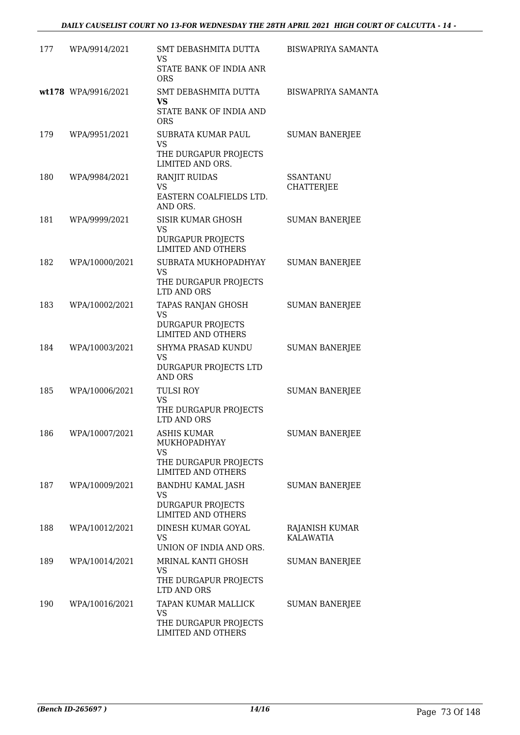| | | | |
|---|---|---|---|
| 177 | WPA/9914/2021 | SMT DEBASHMITA DUTTA<br>VS<br>STATE BANK OF INDIA ANR ORS | BISWAPRIYA SAMANTA |
| wt178 | WPA/9916/2021 | SMT DEBASHMITA DUTTA<br>**VS**<br>STATE BANK OF INDIA AND ORS | BISWAPRIYA SAMANTA |
| 179 | WPA/9951/2021 | SUBRATA KUMAR PAUL<br>VS<br>THE DURGAPUR PROJECTS LIMITED AND ORS. | SUMAN BANERJEE |
| 180 | WPA/9984/2021 | RANJIT RUIDAS<br>VS<br>EASTERN COALFIELDS LTD. AND ORS. | SSANTANU CHATTERJEE |
| 181 | WPA/9999/2021 | SISIR KUMAR GHOSH<br>VS<br>DURGAPUR PROJECTS LIMITED AND OTHERS | SUMAN BANERJEE |
| 182 | WPA/10000/2021 | SUBRATA MUKHOPADHYAY<br>VS<br>THE DURGAPUR PROJECTS LTD AND ORS | SUMAN BANERJEE |
| 183 | WPA/10002/2021 | TAPAS RANJAN GHOSH<br>VS<br>DURGAPUR PROJECTS LIMITED AND OTHERS | SUMAN BANERJEE |
| 184 | WPA/10003/2021 | SHYMA PRASAD KUNDU<br>VS<br>DURGAPUR PROJECTS LTD AND ORS | SUMAN BANERJEE |
| 185 | WPA/10006/2021 | TULSI ROY<br>VS<br>THE DURGAPUR PROJECTS LTD AND ORS | SUMAN BANERJEE |
| 186 | WPA/10007/2021 | ASHIS KUMAR MUKHOPADHYAY<br>VS<br>THE DURGAPUR PROJECTS LIMITED AND OTHERS | SUMAN BANERJEE |
| 187 | WPA/10009/2021 | BANDHU KAMAL JASH<br>VS<br>DURGAPUR PROJECTS LIMITED AND OTHERS | SUMAN BANERJEE |
| 188 | WPA/10012/2021 | DINESH KUMAR GOYAL<br>VS<br>UNION OF INDIA AND ORS. | RAJANISH KUMAR KALAWATIA |
| 189 | WPA/10014/2021 | MRINAL KANTI GHOSH<br>VS<br>THE DURGAPUR PROJECTS LTD AND ORS | SUMAN BANERJEE |
| 190 | WPA/10016/2021 | TAPAN KUMAR MALLICK<br>VS<br>THE DURGAPUR PROJECTS LIMITED AND OTHERS | SUMAN BANERJEE |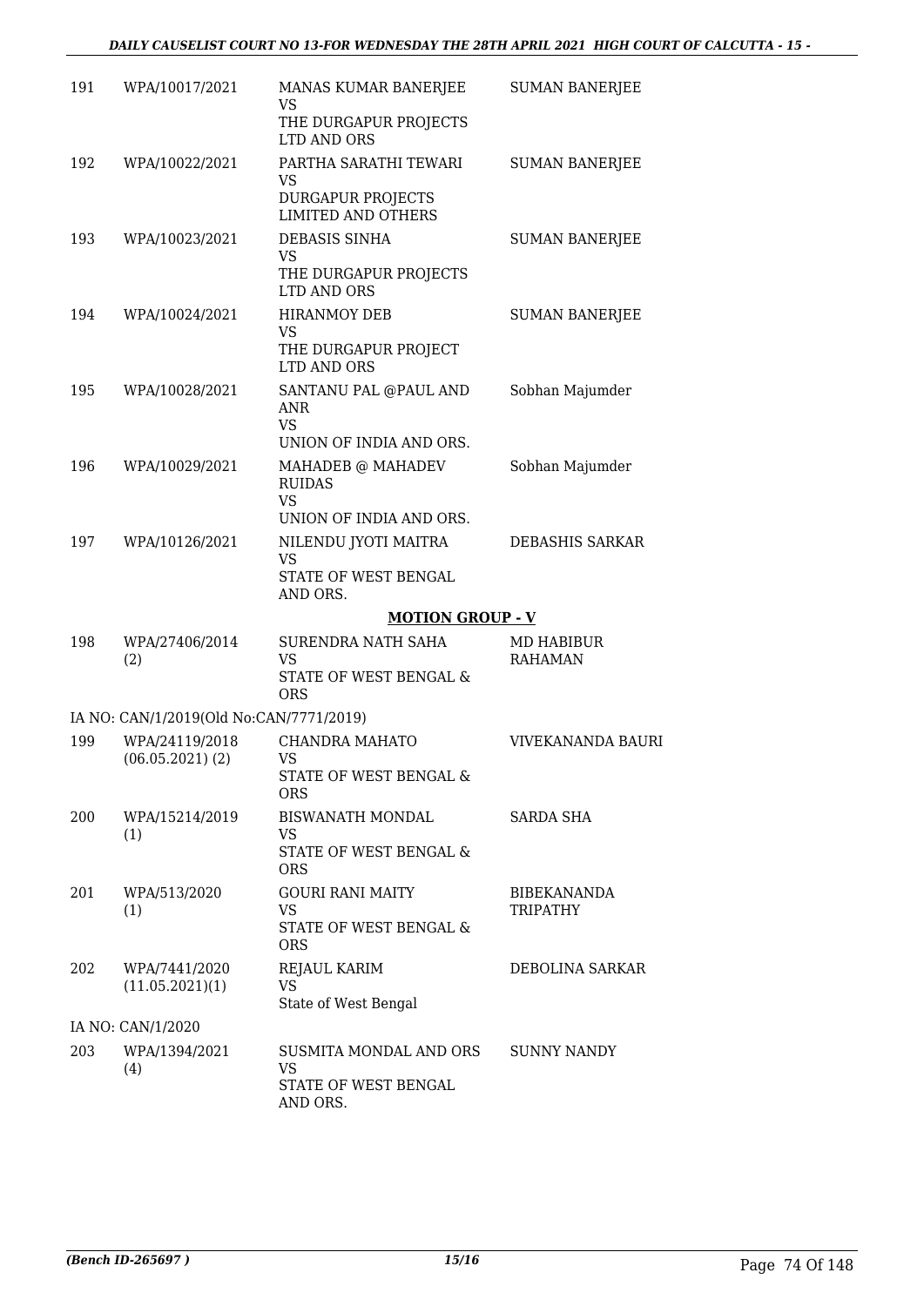| | | | |
|---|---|---|---|
| 191 | WPA/10017/2021 | MANAS KUMAR BANERJEE<br>VS<br>THE DURGAPUR PROJECTS LTD AND ORS | SUMAN BANERJEE |
| 192 | WPA/10022/2021 | PARTHA SARATHI TEWARI<br>VS<br>DURGAPUR PROJECTS LIMITED AND OTHERS | SUMAN BANERJEE |
| 193 | WPA/10023/2021 | DEBASIS SINHA<br>VS<br>THE DURGAPUR PROJECTS LTD AND ORS | SUMAN BANERJEE |
| 194 | WPA/10024/2021 | HIRANMOY DEB<br>VS<br>THE DURGAPUR PROJECT LTD AND ORS | SUMAN BANERJEE |
| 195 | WPA/10028/2021 | SANTANU PAL @PAUL AND ANR<br>VS<br>UNION OF INDIA AND ORS. | Sobhan Majumder |
| 196 | WPA/10029/2021 | MAHADEB @ MAHADEV RUIDAS<br>VS<br>UNION OF INDIA AND ORS. | Sobhan Majumder |
| 197 | WPA/10126/2021 | NILENDU JYOTI MAITRA<br>VS<br>STATE OF WEST BENGAL AND ORS. | DEBASHIS SARKAR |

**MOTION GROUP - V**

| | | | |
|---|---|---|---|
| 198 | WPA/27406/2014 (2) | SURENDRA NATH SAHA<br>VS<br>STATE OF WEST BENGAL & ORS | MD HABIBUR RAHAMAN |
| | IA NO: CAN/1/2019(Old No:CAN/7771/2019) | | |
| 199 | WPA/24119/2018 (06.05.2021) (2) | CHANDRA MAHATO<br>VS<br>STATE OF WEST BENGAL & ORS | VIVEKANANDA BAURI |
| 200 | WPA/15214/2019 (1) | BISWANATH MONDAL<br>VS<br>STATE OF WEST BENGAL & ORS | SARDA SHA |
| 201 | WPA/513/2020 (1) | GOURI RANI MAITY<br>VS<br>STATE OF WEST BENGAL & ORS | BIBEKANANDA TRIPATHY |
| 202 | WPA/7441/2020 (11.05.2021)(1) | REJAUL KARIM<br>VS<br>State of West Bengal | DEBOLINA SARKAR |
| | IA NO: CAN/1/2020 | | |
| 203 | WPA/1394/2021 (4) | SUSMITA MONDAL AND ORS<br>VS<br>STATE OF WEST BENGAL AND ORS. | SUNNY NANDY |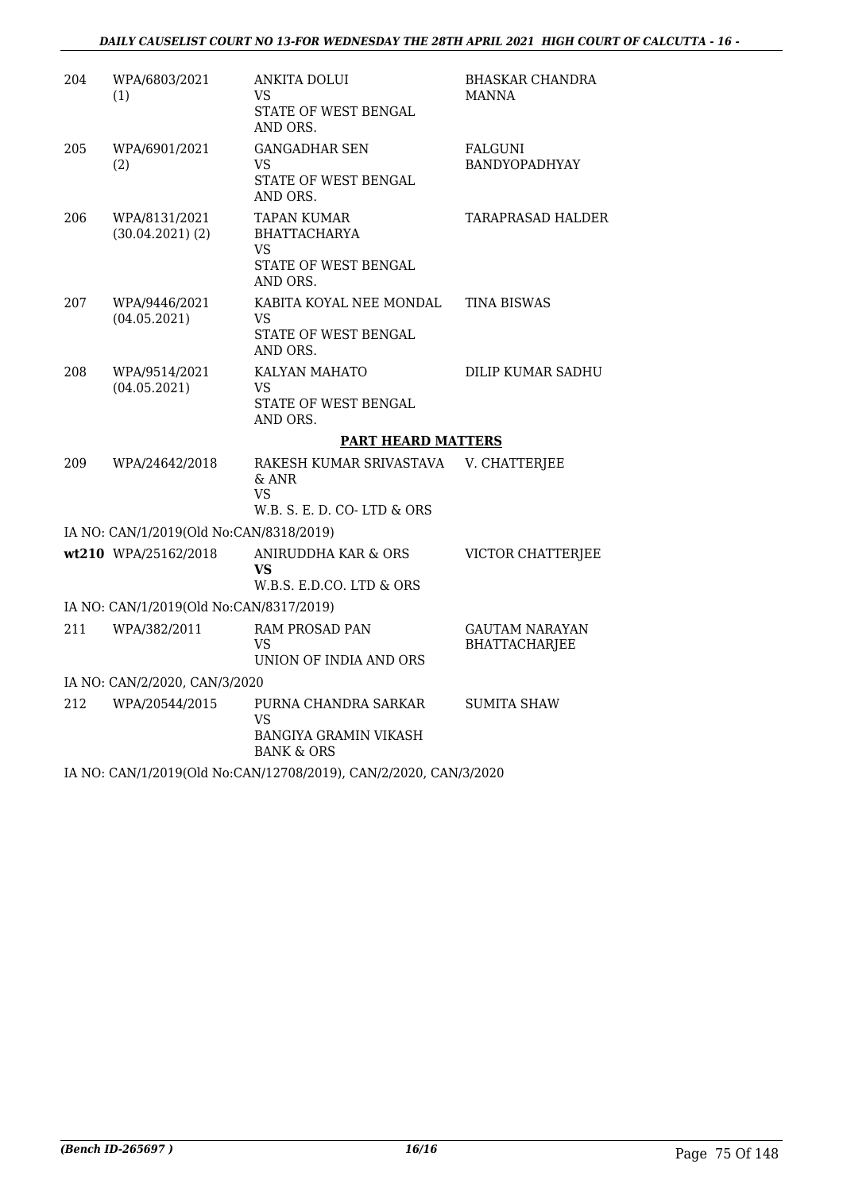| | | | |
|---|---|---|---|
| 204 | WPA/6803/2021 (1) | ANKITA DOLUI VS STATE OF WEST BENGAL AND ORS. | BHASKAR CHANDRA MANNA |
| 205 | WPA/6901/2021 (2) | GANGADHAR SEN VS STATE OF WEST BENGAL AND ORS. | FALGUNI BANDYOPADHYAY |
| 206 | WPA/8131/2021 (30.04.2021) (2) | TAPAN KUMAR BHATTACHARYA VS STATE OF WEST BENGAL AND ORS. | TARAPRASAD HALDER |
| 207 | WPA/9446/2021 (04.05.2021) | KABITA KOYAL NEE MONDAL VS STATE OF WEST BENGAL AND ORS. | TINA BISWAS |
| 208 | WPA/9514/2021 (04.05.2021) | KALYAN MAHATO VS STATE OF WEST BENGAL AND ORS. | DILIP KUMAR SADHU |

## PART HEARD MATTERS

| | | | |
|---|---|---|---|
| 209 | WPA/24642/2018 | RAKESH KUMAR SRIVASTAVA & ANR VS W.B. S. E. D. CO- LTD & ORS | V. CHATTERJEE |
| | IA NO: CAN/1/2019(Old No:CAN/8318/2019) | | |
| **wt210** | WPA/25162/2018 | ANIRUDDHA KAR & ORS **VS** W.B.S. E.D.CO. LTD & ORS | VICTOR CHATTERJEE |
| | IA NO: CAN/1/2019(Old No:CAN/8317/2019) | | |
| 211 | WPA/382/2011 | RAM PROSAD PAN VS UNION OF INDIA AND ORS | GAUTAM NARAYAN BHATTACHARJEE |
| | IA NO: CAN/2/2020, CAN/3/2020 | | |
| 212 | WPA/20544/2015 | PURNA CHANDRA SARKAR VS BANGIYA GRAMIN VIKASH BANK & ORS | SUMITA SHAW |
| | IA NO: CAN/1/2019(Old No:CAN/12708/2019), CAN/2/2020, CAN/3/2020 | | |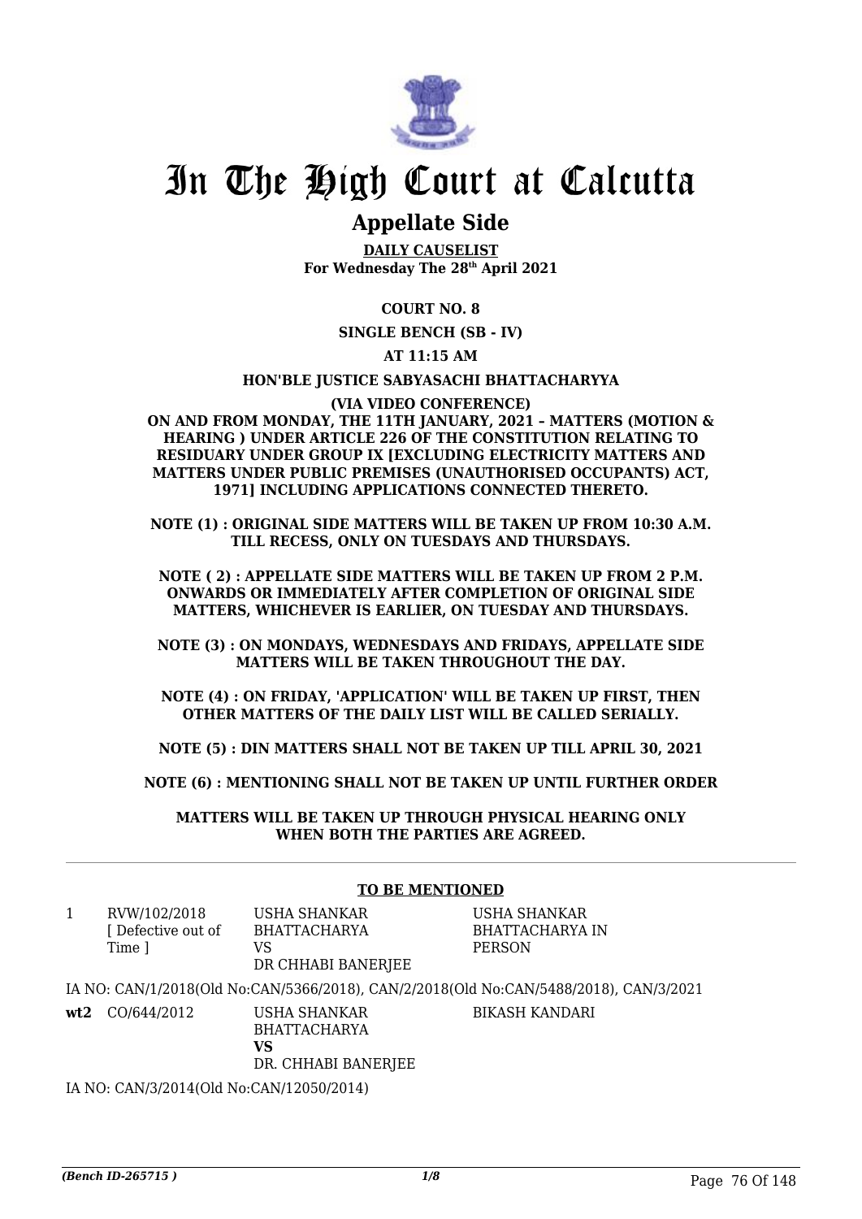# In The High Court at Calcutta

## Appellate Side

**DAILY CAUSELIST**
**For Wednesday The 28th April 2021**

**COURT NO. 8**

**SINGLE BENCH (SB - IV)**

**AT 11:15 AM**

**HON'BLE JUSTICE SABYASACHI BHATTACHARYYA**

**(VIA VIDEO CONFERENCE)**
**ON AND FROM MONDAY, THE 11TH JANUARY, 2021 – MATTERS (MOTION & HEARING ) UNDER ARTICLE 226 OF THE CONSTITUTION RELATING TO RESIDUARY UNDER GROUP IX [EXCLUDING ELECTRICITY MATTERS AND MATTERS UNDER PUBLIC PREMISES (UNAUTHORISED OCCUPANTS) ACT, 1971] INCLUDING APPLICATIONS CONNECTED THERETO.**

**NOTE (1) : ORIGINAL SIDE MATTERS WILL BE TAKEN UP FROM 10:30 A.M. TILL RECESS, ONLY ON TUESDAYS AND THURSDAYS.**

**NOTE ( 2) : APPELLATE SIDE MATTERS WILL BE TAKEN UP FROM 2 P.M. ONWARDS OR IMMEDIATELY AFTER COMPLETION OF ORIGINAL SIDE MATTERS, WHICHEVER IS EARLIER, ON TUESDAY AND THURSDAYS.**

**NOTE (3) : ON MONDAYS, WEDNESDAYS AND FRIDAYS, APPELLATE SIDE MATTERS WILL BE TAKEN THROUGHOUT THE DAY.**

**NOTE (4) : ON FRIDAY, 'APPLICATION' WILL BE TAKEN UP FIRST, THEN OTHER MATTERS OF THE DAILY LIST WILL BE CALLED SERIALLY.**

**NOTE (5) : DIN MATTERS SHALL NOT BE TAKEN UP TILL APRIL 30, 2021**

**NOTE (6) : MENTIONING SHALL NOT BE TAKEN UP UNTIL FURTHER ORDER**

**MATTERS WILL BE TAKEN UP THROUGH PHYSICAL HEARING ONLY WHEN BOTH THE PARTIES ARE AGREED.**

**TO BE MENTIONED**

| | | | |
|---|---|---|---|
| 1 | RVW/102/2018 [ Defective out of Time ] | USHA SHANKAR BHATTACHARYA VS DR CHHABI BANERJEE | USHA SHANKAR BHATTACHARYA IN PERSON |

IA NO: CAN/1/2018(Old No:CAN/5366/2018), CAN/2/2018(Old No:CAN/5488/2018), CAN/3/2021

| | | | |
|---|---|---|---|
| **wt2** | CO/644/2012 | USHA SHANKAR BHATTACHARYA **VS** DR. CHHABI BANERJEE | BIKASH KANDARI |

IA NO: CAN/3/2014(Old No:CAN/12050/2014)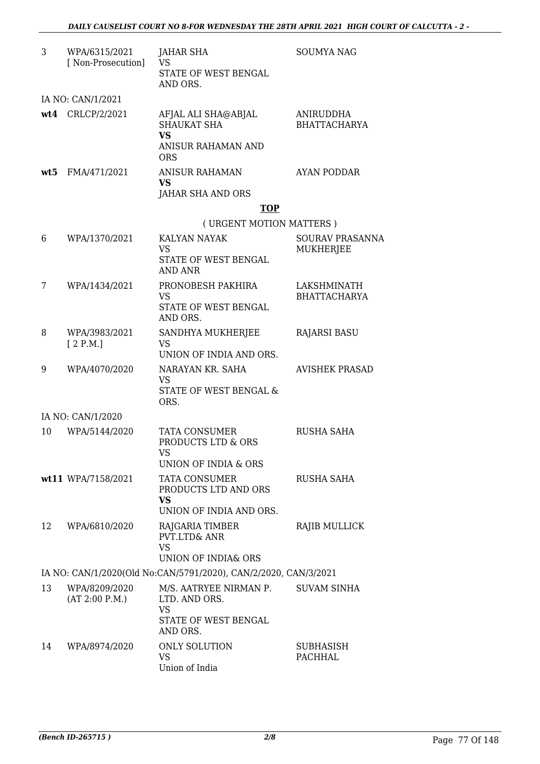| | | | |
|---|---|---|---|
| 3 | WPA/6315/2021 [ Non-Prosecution] | JAHAR SHA VS STATE OF WEST BENGAL AND ORS. | SOUMYA NAG |
| | IA NO: CAN/1/2021 | | |
| **wt4** | CRLCP/2/2021 | AFJAL ALI SHA@ABJAL SHAUKAT SHA **VS** ANISUR RAHAMAN AND ORS | ANIRUDDHA BHATTACHARYA |
| **wt5** | FMA/471/2021 | ANISUR RAHAMAN **VS** JAHAR SHA AND ORS | AYAN PODDAR |

**TOP**

( URGENT MOTION MATTERS )

| | | | |
|---|---|---|---|
| 6 | WPA/1370/2021 | KALYAN NAYAK VS STATE OF WEST BENGAL AND ANR | SOURAV PRASANNA MUKHERJEE |
| 7 | WPA/1434/2021 | PRONOBESH PAKHIRA VS STATE OF WEST BENGAL AND ORS. | LAKSHMINATH BHATTACHARYA |
| 8 | WPA/3983/2021 [ 2 P.M.] | SANDHYA MUKHERJEE VS UNION OF INDIA AND ORS. | RAJARSI BASU |
| 9 | WPA/4070/2020 | NARAYAN KR. SAHA VS STATE OF WEST BENGAL & ORS. | AVISHEK PRASAD |
| | IA NO: CAN/1/2020 | | |
| 10 | WPA/5144/2020 | TATA CONSUMER PRODUCTS LTD & ORS VS UNION OF INDIA & ORS | RUSHA SAHA |
| **wt11** | WPA/7158/2021 | TATA CONSUMER PRODUCTS LTD AND ORS **VS** UNION OF INDIA AND ORS. | RUSHA SAHA |
| 12 | WPA/6810/2020 | RAJGARIA TIMBER PVT.LTD& ANR VS UNION OF INDIA& ORS | RAJIB MULLICK |
| | IA NO: CAN/1/2020(Old No:CAN/5791/2020), CAN/2/2020, CAN/3/2021 | | |
| 13 | WPA/8209/2020 (AT 2:00 P.M.) | M/S. AATRYEE NIRMAN P. LTD. AND ORS. VS STATE OF WEST BENGAL AND ORS. | SUVAM SINHA |
| 14 | WPA/8974/2020 | ONLY SOLUTION VS Union of India | SUBHASISH PACHHAL |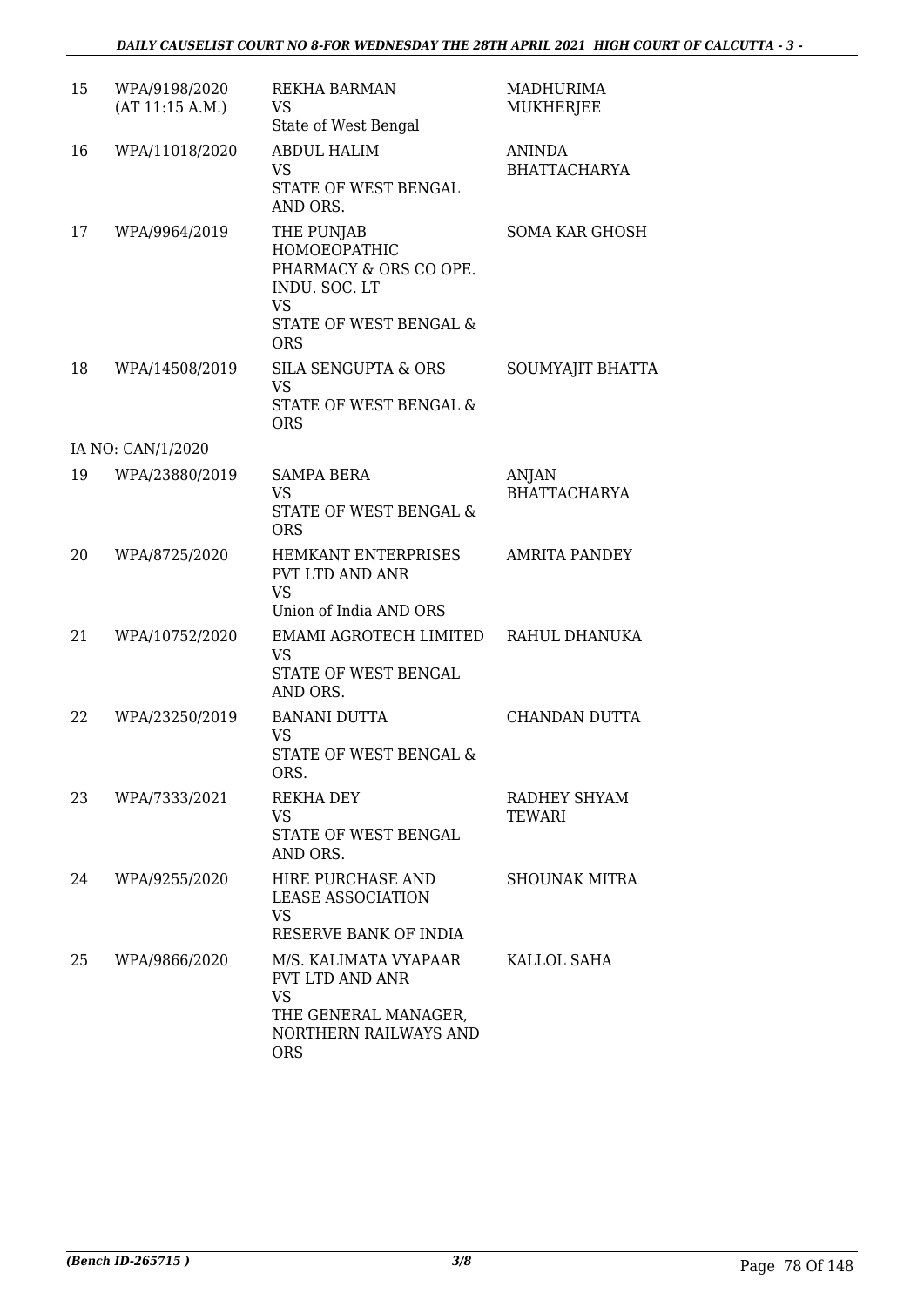| | | | |
|---|---|---|---|
| 15 | WPA/9198/2020 (AT 11:15 A.M.) | REKHA BARMAN VS State of West Bengal | MADHURIMA MUKHERJEE |
| 16 | WPA/11018/2020 | ABDUL HALIM VS STATE OF WEST BENGAL AND ORS. | ANINDA BHATTACHARYA |
| 17 | WPA/9964/2019 | THE PUNJAB HOMOEOPATHIC PHARMACY & ORS CO OPE. INDU. SOC. LT VS STATE OF WEST BENGAL & ORS | SOMA KAR GHOSH |
| 18 | WPA/14508/2019 | SILA SENGUPTA & ORS VS STATE OF WEST BENGAL & ORS | SOUMYAJIT BHATTA |
| | IA NO: CAN/1/2020 | | |
| 19 | WPA/23880/2019 | SAMPA BERA VS STATE OF WEST BENGAL & ORS | ANJAN BHATTACHARYA |
| 20 | WPA/8725/2020 | HEMKANT ENTERPRISES PVT LTD AND ANR VS Union of India AND ORS | AMRITA PANDEY |
| 21 | WPA/10752/2020 | EMAMI AGROTECH LIMITED VS STATE OF WEST BENGAL AND ORS. | RAHUL DHANUKA |
| 22 | WPA/23250/2019 | BANANI DUTTA VS STATE OF WEST BENGAL & ORS. | CHANDAN DUTTA |
| 23 | WPA/7333/2021 | REKHA DEY VS STATE OF WEST BENGAL AND ORS. | RADHEY SHYAM TEWARI |
| 24 | WPA/9255/2020 | HIRE PURCHASE AND LEASE ASSOCIATION VS RESERVE BANK OF INDIA | SHOUNAK MITRA |
| 25 | WPA/9866/2020 | M/S. KALIMATA VYAPAAR PVT LTD AND ANR VS THE GENERAL MANAGER, NORTHERN RAILWAYS AND ORS | KALLOL SAHA |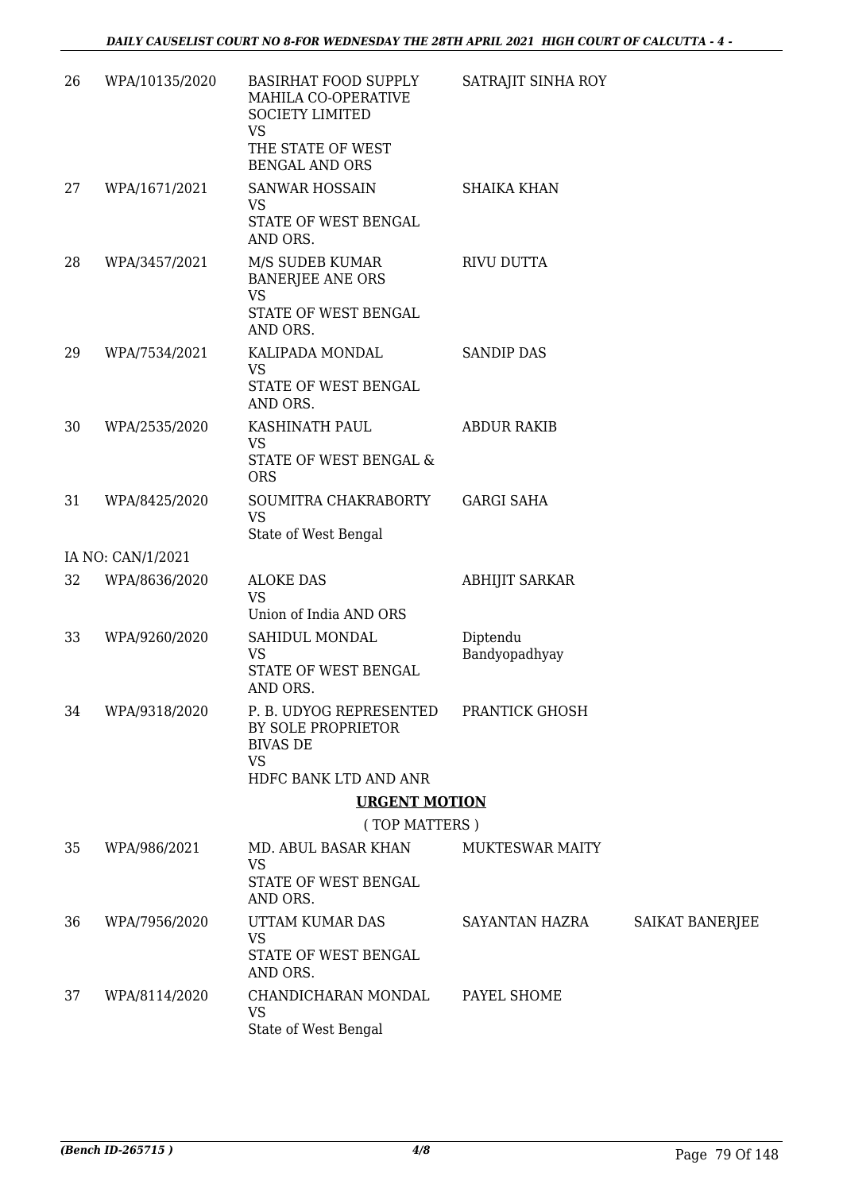| | | | | |
|---|---|---|---|---|
| 26 | WPA/10135/2020 | BASIRHAT FOOD SUPPLY MAHILA CO-OPERATIVE SOCIETY LIMITED<br>VS<br>THE STATE OF WEST BENGAL AND ORS | SATRAJIT SINHA ROY | |
| 27 | WPA/1671/2021 | SANWAR HOSSAIN<br>VS<br>STATE OF WEST BENGAL AND ORS. | SHAIKA KHAN | |
| 28 | WPA/3457/2021 | M/S SUDEB KUMAR BANERJEE ANE ORS<br>VS<br>STATE OF WEST BENGAL AND ORS. | RIVU DUTTA | |
| 29 | WPA/7534/2021 | KALIPADA MONDAL<br>VS<br>STATE OF WEST BENGAL AND ORS. | SANDIP DAS | |
| 30 | WPA/2535/2020 | KASHINATH PAUL<br>VS<br>STATE OF WEST BENGAL & ORS | ABDUR RAKIB | |
| 31 | WPA/8425/2020 | SOUMITRA CHAKRABORTY<br>VS<br>State of West Bengal | GARGI SAHA | |
| | IA NO: CAN/1/2021 | | | |
| 32 | WPA/8636/2020 | ALOKE DAS<br>VS<br>Union of India AND ORS | ABHIJIT SARKAR | |
| 33 | WPA/9260/2020 | SAHIDUL MONDAL<br>VS<br>STATE OF WEST BENGAL AND ORS. | Diptendu Bandyopadhyay | |
| 34 | WPA/9318/2020 | P. B. UDYOG REPRESENTED BY SOLE PROPRIETOR BIVAS DE<br>VS<br>HDFC BANK LTD AND ANR | PRANTICK GHOSH | |

## URGENT MOTION

( TOP MATTERS )

| | | | | |
|---|---|---|---|---|
| 35 | WPA/986/2021 | MD. ABUL BASAR KHAN<br>VS<br>STATE OF WEST BENGAL AND ORS. | MUKTESWAR MAITY | |
| 36 | WPA/7956/2020 | UTTAM KUMAR DAS<br>VS<br>STATE OF WEST BENGAL AND ORS. | SAYANTAN HAZRA | SAIKAT BANERJEE |
| 37 | WPA/8114/2020 | CHANDICHARAN MONDAL<br>VS<br>State of West Bengal | PAYEL SHOME | |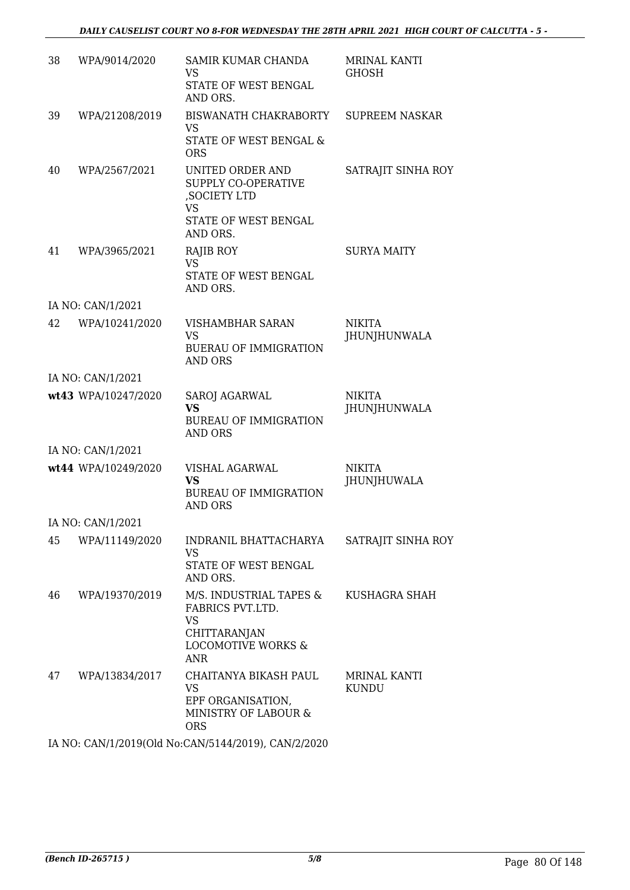| | | | |
|---|---|---|---|
| 38 | WPA/9014/2020 | SAMIR KUMAR CHANDA<br>VS<br>STATE OF WEST BENGAL AND ORS. | MRINAL KANTI GHOSH |
| 39 | WPA/21208/2019 | BISWANATH CHAKRABORTY<br>VS<br>STATE OF WEST BENGAL & ORS | SUPREEM NASKAR |
| 40 | WPA/2567/2021 | UNITED ORDER AND SUPPLY CO-OPERATIVE ,SOCIETY LTD<br>VS<br>STATE OF WEST BENGAL AND ORS. | SATRAJIT SINHA ROY |
| 41 | WPA/3965/2021 | RAJIB ROY<br>VS<br>STATE OF WEST BENGAL AND ORS. | SURYA MAITY |
| | IA NO: CAN/1/2021 | | |
| 42 | WPA/10241/2020 | VISHAMBHAR SARAN<br>VS<br>BUERAU OF IMMIGRATION AND ORS | NIKITA JHUNJHUNWALA |
| | IA NO: CAN/1/2021 | | |
| **wt43** | WPA/10247/2020 | SAROJ AGARWAL<br>**VS**<br>BUREAU OF IMMIGRATION AND ORS | NIKITA JHUNJHUNWALA |
| | IA NO: CAN/1/2021 | | |
| **wt44** | WPA/10249/2020 | VISHAL AGARWAL<br>**VS**<br>BUREAU OF IMMIGRATION AND ORS | NIKITA JHUNJHUWALA |
| | IA NO: CAN/1/2021 | | |
| 45 | WPA/11149/2020 | INDRANIL BHATTACHARYA<br>VS<br>STATE OF WEST BENGAL AND ORS. | SATRAJIT SINHA ROY |
| 46 | WPA/19370/2019 | M/S. INDUSTRIAL TAPES & FABRICS PVT.LTD.<br>VS<br>CHITTARANJAN LOCOMOTIVE WORKS & ANR | KUSHAGRA SHAH |
| 47 | WPA/13834/2017 | CHAITANYA BIKASH PAUL<br>VS<br>EPF ORGANISATION, MINISTRY OF LABOUR & ORS | MRINAL KANTI KUNDU |

IA NO: CAN/1/2019(Old No:CAN/5144/2019), CAN/2/2020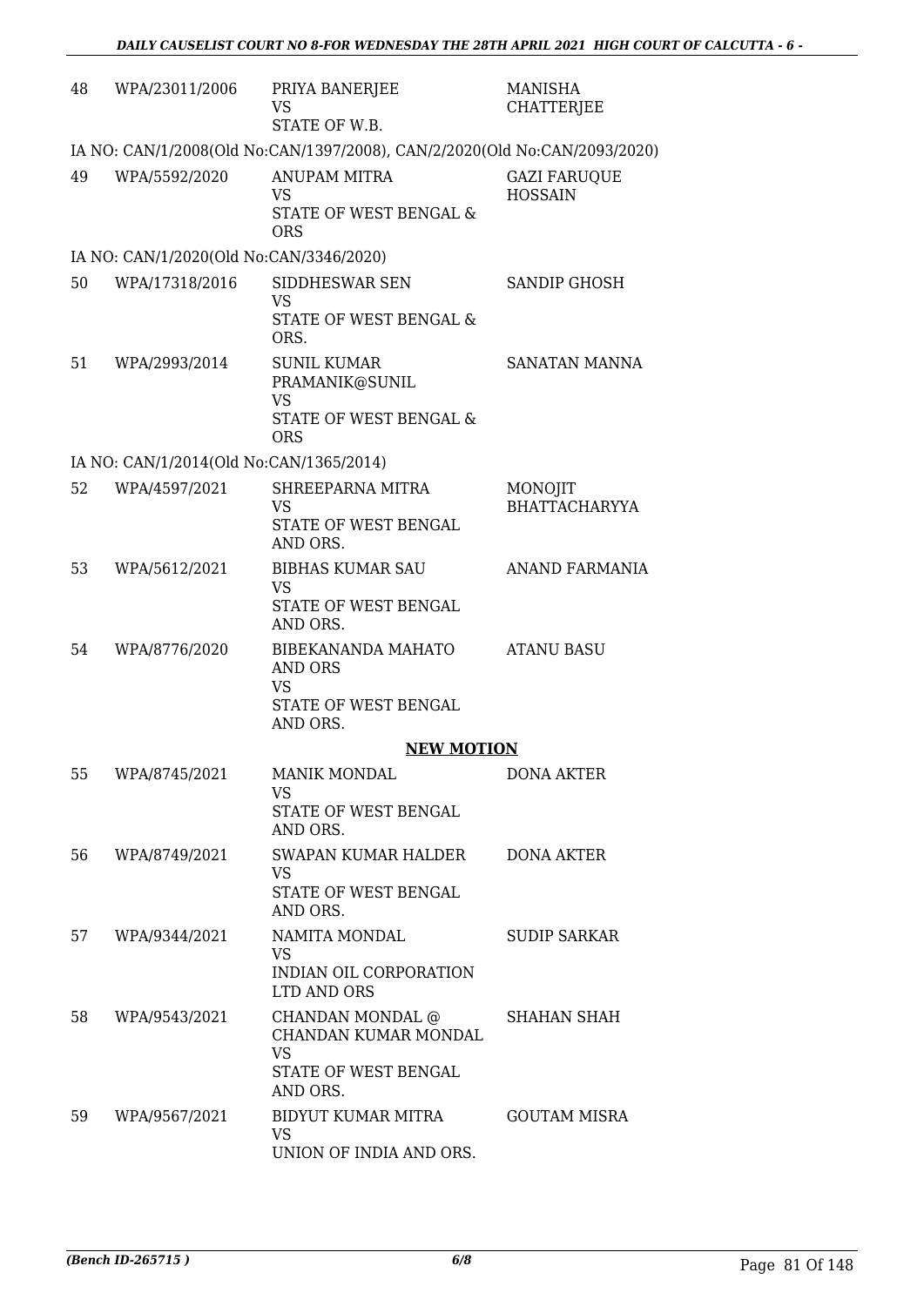| 48 | WPA/23011/2006 | PRIYA BANERJEE<br>VS<br>STATE OF W.B. | MANISHA CHATTERJEE |
|---|---|---|---|

IA NO: CAN/1/2008(Old No:CAN/1397/2008), CAN/2/2020(Old No:CAN/2093/2020)

| 49 | WPA/5592/2020 | ANUPAM MITRA<br>VS<br>STATE OF WEST BENGAL & ORS | GAZI FARUQUE HOSSAIN |
|---|---|---|---|

IA NO: CAN/1/2020(Old No:CAN/3346/2020)

| 50 | WPA/17318/2016 | SIDDHESWAR SEN<br>VS<br>STATE OF WEST BENGAL & ORS. | SANDIP GHOSH |
|---|---|---|---|
| 51 | WPA/2993/2014 | SUNIL KUMAR PRAMANIK@SUNIL<br>VS<br>STATE OF WEST BENGAL & ORS | SANATAN MANNA |

IA NO: CAN/1/2014(Old No:CAN/1365/2014)

| 52 | WPA/4597/2021 | SHREEPARNA MITRA<br>VS<br>STATE OF WEST BENGAL AND ORS. | MONOJIT BHATTACHARYYA |
|---|---|---|---|
| 53 | WPA/5612/2021 | BIBHAS KUMAR SAU<br>VS<br>STATE OF WEST BENGAL AND ORS. | ANAND FARMANIA |
| 54 | WPA/8776/2020 | BIBEKANANDA MAHATO AND ORS<br>VS<br>STATE OF WEST BENGAL AND ORS. | ATANU BASU |

**NEW MOTION**

| 55 | WPA/8745/2021 | MANIK MONDAL<br>VS<br>STATE OF WEST BENGAL AND ORS. | DONA AKTER |
|---|---|---|---|
| 56 | WPA/8749/2021 | SWAPAN KUMAR HALDER<br>VS<br>STATE OF WEST BENGAL AND ORS. | DONA AKTER |
| 57 | WPA/9344/2021 | NAMITA MONDAL<br>VS<br>INDIAN OIL CORPORATION LTD AND ORS | SUDIP SARKAR |
| 58 | WPA/9543/2021 | CHANDAN MONDAL @ CHANDAN KUMAR MONDAL<br>VS<br>STATE OF WEST BENGAL AND ORS. | SHAHAN SHAH |
| 59 | WPA/9567/2021 | BIDYUT KUMAR MITRA<br>VS<br>UNION OF INDIA AND ORS. | GOUTAM MISRA |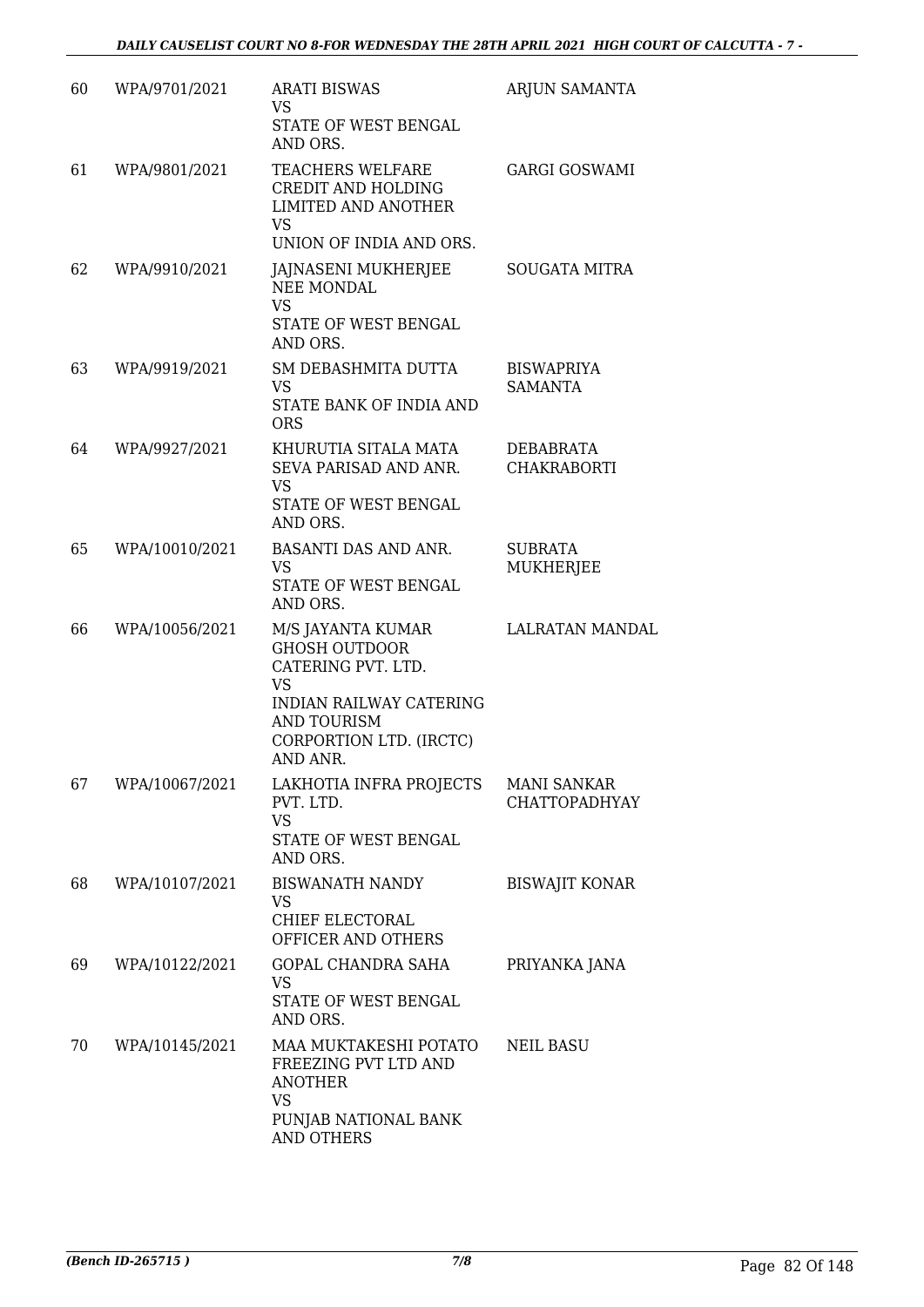| | | | |
|---|---|---|---|
| 60 | WPA/9701/2021 | ARATI BISWAS<br>VS<br>STATE OF WEST BENGAL AND ORS. | ARJUN SAMANTA |
| 61 | WPA/9801/2021 | TEACHERS WELFARE CREDIT AND HOLDING LIMITED AND ANOTHER<br>VS<br>UNION OF INDIA AND ORS. | GARGI GOSWAMI |
| 62 | WPA/9910/2021 | JAJNASENI MUKHERJEE NEE MONDAL<br>VS<br>STATE OF WEST BENGAL AND ORS. | SOUGATA MITRA |
| 63 | WPA/9919/2021 | SM DEBASHMITA DUTTA<br>VS<br>STATE BANK OF INDIA AND ORS | BISWAPRIYA SAMANTA |
| 64 | WPA/9927/2021 | KHURUTIA SITALA MATA SEVA PARISAD AND ANR.<br>VS<br>STATE OF WEST BENGAL AND ORS. | DEBABRATA CHAKRABORTI |
| 65 | WPA/10010/2021 | BASANTI DAS AND ANR.<br>VS<br>STATE OF WEST BENGAL AND ORS. | SUBRATA MUKHERJEE |
| 66 | WPA/10056/2021 | M/S JAYANTA KUMAR GHOSH OUTDOOR CATERING PVT. LTD.<br>VS<br>INDIAN RAILWAY CATERING AND TOURISM CORPORTION LTD. (IRCTC) AND ANR. | LALRATAN MANDAL |
| 67 | WPA/10067/2021 | LAKHOTIA INFRA PROJECTS PVT. LTD.<br>VS<br>STATE OF WEST BENGAL AND ORS. | MANI SANKAR CHATTOPADHYAY |
| 68 | WPA/10107/2021 | BISWANATH NANDY<br>VS<br>CHIEF ELECTORAL OFFICER AND OTHERS | BISWAJIT KONAR |
| 69 | WPA/10122/2021 | GOPAL CHANDRA SAHA<br>VS<br>STATE OF WEST BENGAL AND ORS. | PRIYANKA JANA |
| 70 | WPA/10145/2021 | MAA MUKTAKESHI POTATO FREEZING PVT LTD AND ANOTHER<br>VS<br>PUNJAB NATIONAL BANK AND OTHERS | NEIL BASU |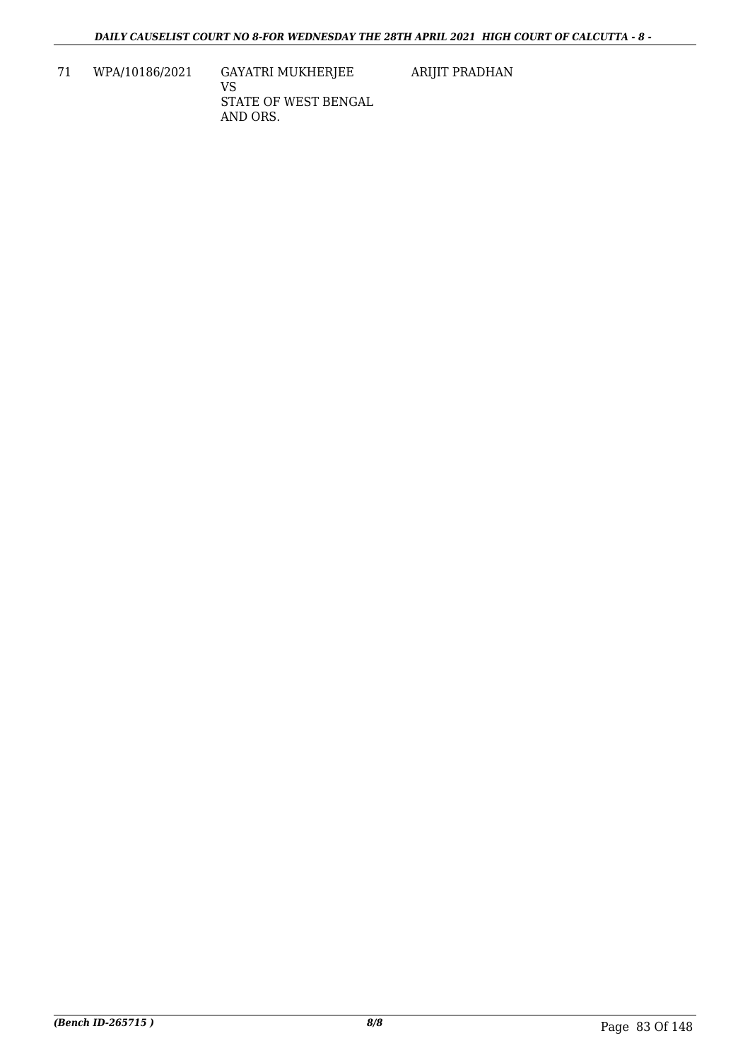| 71 | WPA/10186/2021 | GAYATRI MUKHERJEE<br>VS<br>STATE OF WEST BENGAL AND ORS. | ARIJIT PRADHAN |
|---|---|---|---|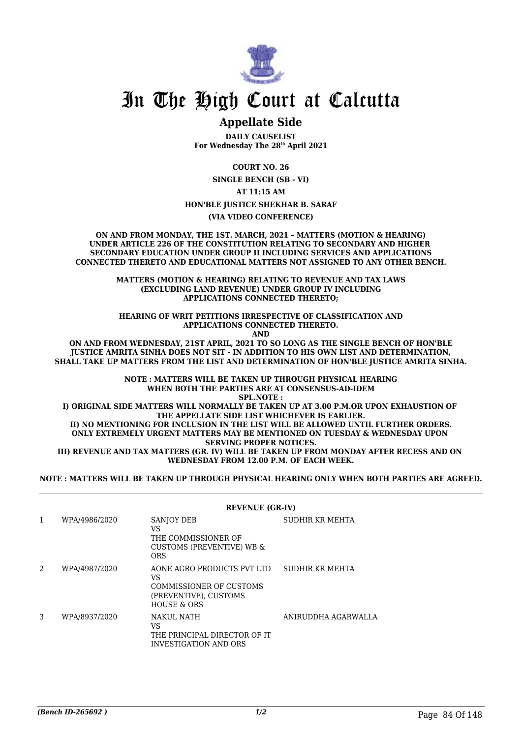# In The High Court at Calcutta

## Appellate Side

**DAILY CAUSELIST**
**For Wednesday The 28th April 2021**

**COURT NO. 26**

**SINGLE BENCH (SB - VI)**

**AT 11:15 AM**

**HON'BLE JUSTICE SHEKHAR B. SARAF**

**(VIA VIDEO CONFERENCE)**

**ON AND FROM MONDAY, THE 1ST. MARCH, 2021 – MATTERS (MOTION & HEARING) UNDER ARTICLE 226 OF THE CONSTITUTION RELATING TO SECONDARY AND HIGHER SECONDARY EDUCATION UNDER GROUP II INCLUDING SERVICES AND APPLICATIONS CONNECTED THERETO AND EDUCATIONAL MATTERS NOT ASSIGNED TO ANY OTHER BENCH.**

**MATTERS (MOTION & HEARING) RELATING TO REVENUE AND TAX LAWS (EXCLUDING LAND REVENUE) UNDER GROUP IV INCLUDING APPLICATIONS CONNECTED THERETO;**

**HEARING OF WRIT PETITIONS IRRESPECTIVE OF CLASSIFICATION AND APPLICATIONS CONNECTED THERETO.**

**AND**

**ON AND FROM WEDNESDAY, 21ST APRIL, 2021 TO SO LONG AS THE SINGLE BENCH OF HON'BLE JUSTICE AMRITA SINHA DOES NOT SIT - IN ADDITION TO HIS OWN LIST AND DETERMINATION, SHALL TAKE UP MATTERS FROM THE LIST AND DETERMINATION OF HON'BLE JUSTICE AMRITA SINHA.**

**NOTE : MATTERS WILL BE TAKEN UP THROUGH PHYSICAL HEARING WHEN BOTH THE PARTIES ARE AT CONSENSUS-AD-IDEM**

**SPL.NOTE :**

**I) ORIGINAL SIDE MATTERS WILL NORMALLY BE TAKEN UP AT 3.00 P.M.OR UPON EXHAUSTION OF THE APPELLATE SIDE LIST WHICHEVER IS EARLIER.**

**II) NO MENTIONING FOR INCLUSION IN THE LIST WILL BE ALLOWED UNTIL FURTHER ORDERS. ONLY EXTREMELY URGENT MATTERS MAY BE MENTIONED ON TUESDAY & WEDNESDAY UPON SERVING PROPER NOTICES.**

**III) REVENUE AND TAX MATTERS (GR. IV) WILL BE TAKEN UP FROM MONDAY AFTER RECESS AND ON WEDNESDAY FROM 12.00 P.M. OF EACH WEEK.**

**NOTE : MATTERS WILL BE TAKEN UP THROUGH PHYSICAL HEARING ONLY WHEN BOTH PARTIES ARE AGREED.**

**REVENUE (GR-IV)**

| | | | |
|---|---|---|---|
| 1 | WPA/4986/2020 | SANJOY DEB<br>VS<br>THE COMMISSIONER OF CUSTOMS (PREVENTIVE) WB & ORS | SUDHIR KR MEHTA |
| 2 | WPA/4987/2020 | AONE AGRO PRODUCTS PVT LTD<br>VS<br>COMMISSIONER OF CUSTOMS (PREVENTIVE), CUSTOMS HOUSE & ORS | SUDHIR KR MEHTA |
| 3 | WPA/8937/2020 | NAKUL NATH<br>VS<br>THE PRINCIPAL DIRECTOR OF IT INVESTIGATION AND ORS | ANIRUDDHA AGARWALLA |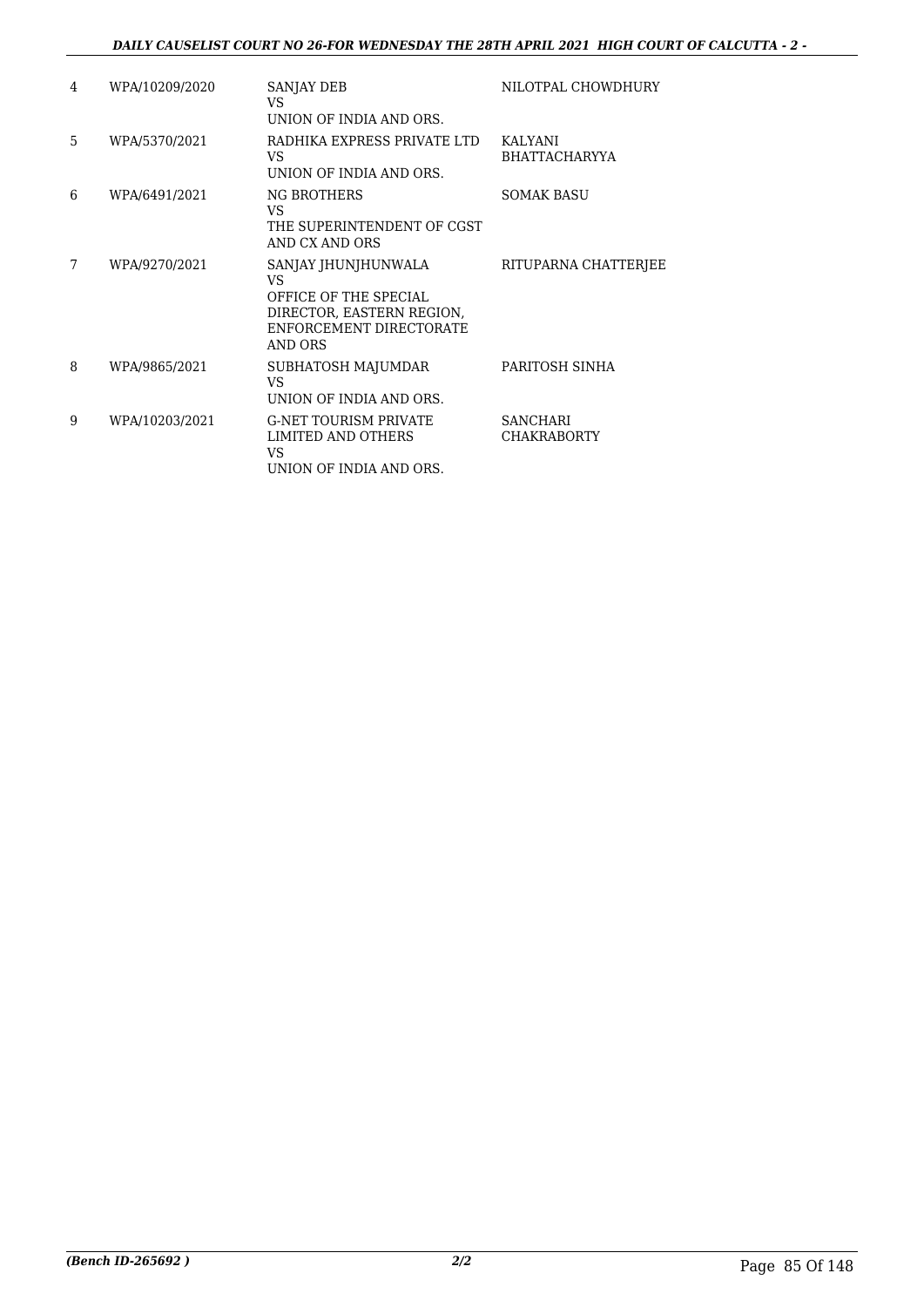| | | | |
|---|---|---|---|
| 4 | WPA/10209/2020 | SANJAY DEB<br>VS<br>UNION OF INDIA AND ORS. | NILOTPAL CHOWDHURY |
| 5 | WPA/5370/2021 | RADHIKA EXPRESS PRIVATE LTD<br>VS<br>UNION OF INDIA AND ORS. | KALYANI BHATTACHARYYA |
| 6 | WPA/6491/2021 | NG BROTHERS<br>VS<br>THE SUPERINTENDENT OF CGST AND CX AND ORS | SOMAK BASU |
| 7 | WPA/9270/2021 | SANJAY JHUNJHUNWALA<br>VS<br>OFFICE OF THE SPECIAL DIRECTOR, EASTERN REGION, ENFORCEMENT DIRECTORATE AND ORS | RITUPARNA CHATTERJEE |
| 8 | WPA/9865/2021 | SUBHATOSH MAJUMDAR<br>VS<br>UNION OF INDIA AND ORS. | PARITOSH SINHA |
| 9 | WPA/10203/2021 | G-NET TOURISM PRIVATE LIMITED AND OTHERS<br>VS<br>UNION OF INDIA AND ORS. | SANCHARI CHAKRABORTY |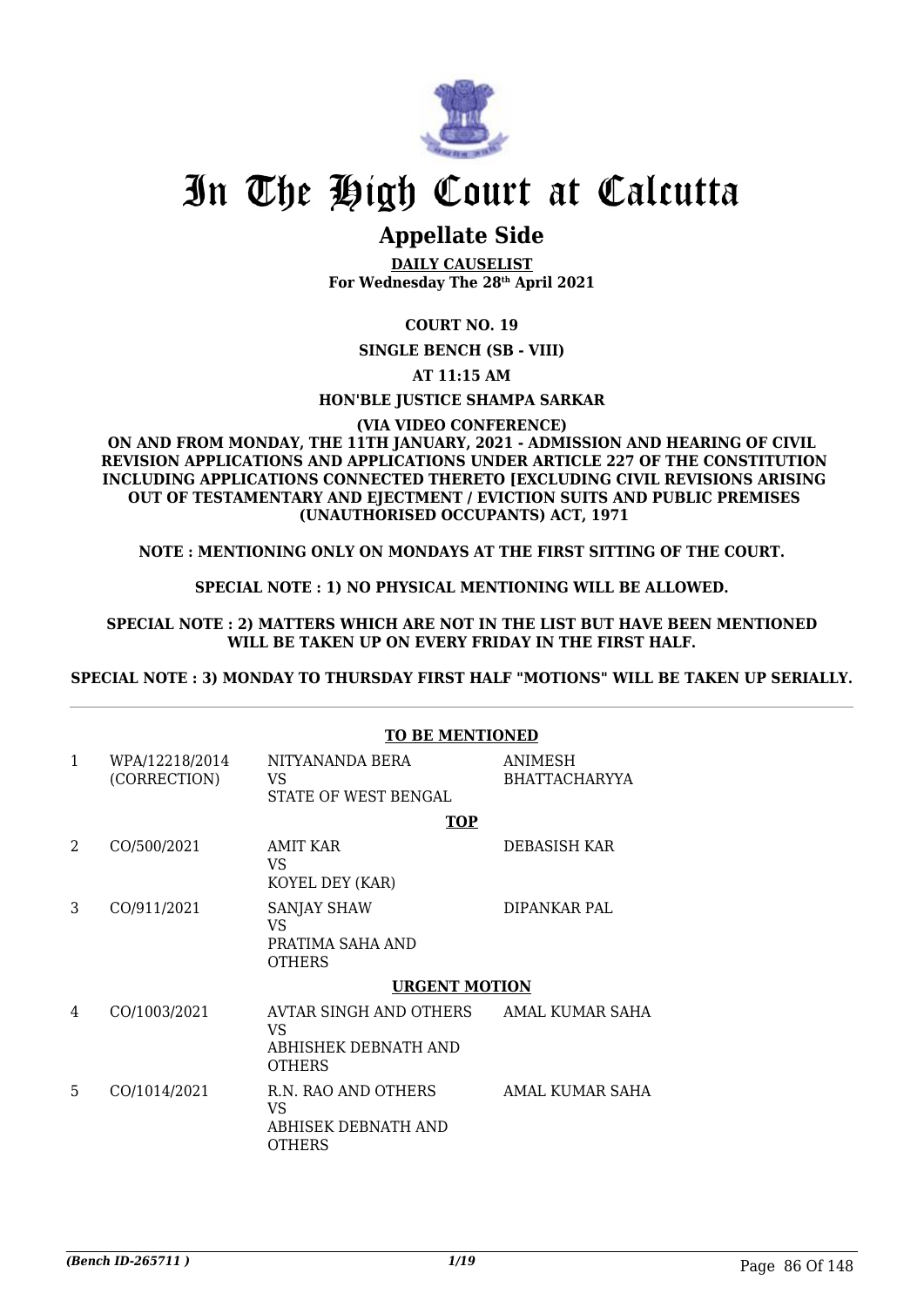# In The High Court at Calcutta

## Appellate Side

**DAILY CAUSELIST**
**For Wednesday The 28th April 2021**

**COURT NO. 19**

**SINGLE BENCH (SB - VIII)**

**AT 11:15 AM**

**HON'BLE JUSTICE SHAMPA SARKAR**

**(VIA VIDEO CONFERENCE)**

**ON AND FROM MONDAY, THE 11TH JANUARY, 2021 - ADMISSION AND HEARING OF CIVIL REVISION APPLICATIONS AND APPLICATIONS UNDER ARTICLE 227 OF THE CONSTITUTION INCLUDING APPLICATIONS CONNECTED THERETO [EXCLUDING CIVIL REVISIONS ARISING OUT OF TESTAMENTARY AND EJECTMENT / EVICTION SUITS AND PUBLIC PREMISES (UNAUTHORISED OCCUPANTS) ACT, 1971**

**NOTE : MENTIONING ONLY ON MONDAYS AT THE FIRST SITTING OF THE COURT.**

**SPECIAL NOTE : 1) NO PHYSICAL MENTIONING WILL BE ALLOWED.**

**SPECIAL NOTE : 2) MATTERS WHICH ARE NOT IN THE LIST BUT HAVE BEEN MENTIONED WILL BE TAKEN UP ON EVERY FRIDAY IN THE FIRST HALF.**

**SPECIAL NOTE : 3) MONDAY TO THURSDAY FIRST HALF "MOTIONS" WILL BE TAKEN UP SERIALLY.**

**TO BE MENTIONED**

| | | | |
|---|---|---|---|
| 1 | WPA/12218/2014 (CORRECTION) | NITYANANDA BERA VS STATE OF WEST BENGAL | ANIMESH BHATTACHARYYA |

**TOP**

| | | | |
|---|---|---|---|
| 2 | CO/500/2021 | AMIT KAR VS KOYEL DEY (KAR) | DEBASISH KAR |
| 3 | CO/911/2021 | SANJAY SHAW VS PRATIMA SAHA AND OTHERS | DIPANKAR PAL |

**URGENT MOTION**

| | | | |
|---|---|---|---|
| 4 | CO/1003/2021 | AVTAR SINGH AND OTHERS VS ABHISHEK DEBNATH AND OTHERS | AMAL KUMAR SAHA |
| 5 | CO/1014/2021 | R.N. RAO AND OTHERS VS ABHISEK DEBNATH AND OTHERS | AMAL KUMAR SAHA |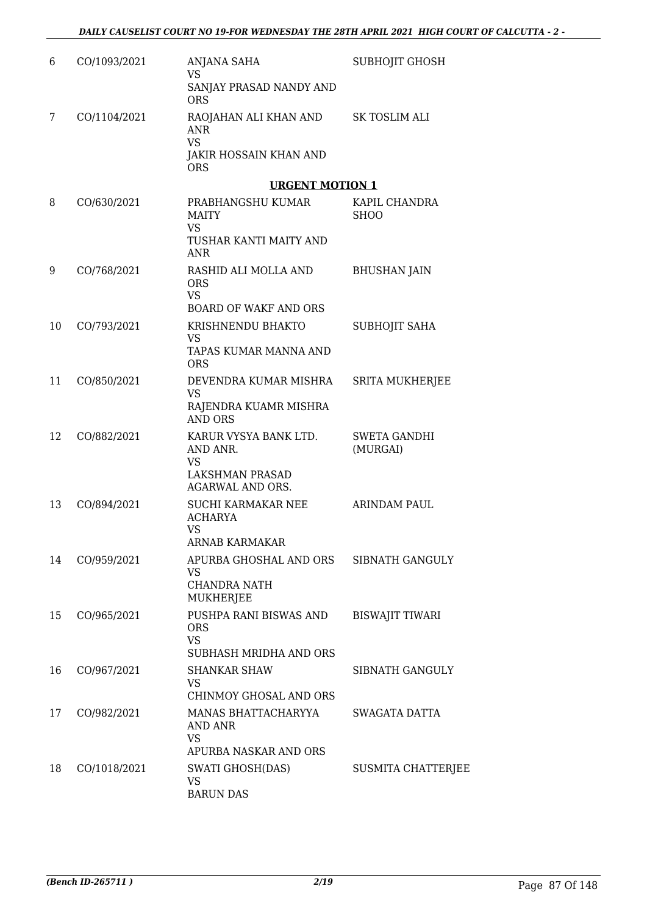| | | | |
|---|---|---|---|
| 6 | CO/1093/2021 | ANJANA SAHA<br>VS<br>SANJAY PRASAD NANDY AND ORS | SUBHOJIT GHOSH |
| 7 | CO/1104/2021 | RAOJAHAN ALI KHAN AND ANR<br>VS<br>JAKIR HOSSAIN KHAN AND ORS | SK TOSLIM ALI |

**URGENT MOTION 1**

| | | | |
|---|---|---|---|
| 8 | CO/630/2021 | PRABHANGSHU KUMAR MAITY<br>VS<br>TUSHAR KANTI MAITY AND ANR | KAPIL CHANDRA SHOO |
| 9 | CO/768/2021 | RASHID ALI MOLLA AND ORS<br>VS<br>BOARD OF WAKF AND ORS | BHUSHAN JAIN |
| 10 | CO/793/2021 | KRISHNENDU BHAKTO<br>VS<br>TAPAS KUMAR MANNA AND ORS | SUBHOJIT SAHA |
| 11 | CO/850/2021 | DEVENDRA KUMAR MISHRA<br>VS<br>RAJENDRA KUAMR MISHRA AND ORS | SRITA MUKHERJEE |
| 12 | CO/882/2021 | KARUR VYSYA BANK LTD. AND ANR.<br>VS<br>LAKSHMAN PRASAD AGARWAL AND ORS. | SWETA GANDHI (MURGAI) |
| 13 | CO/894/2021 | SUCHI KARMAKAR NEE ACHARYA<br>VS<br>ARNAB KARMAKAR | ARINDAM PAUL |
| 14 | CO/959/2021 | APURBA GHOSHAL AND ORS<br>VS<br>CHANDRA NATH MUKHERJEE | SIBNATH GANGULY |
| 15 | CO/965/2021 | PUSHPA RANI BISWAS AND ORS<br>VS<br>SUBHASH MRIDHA AND ORS | BISWAJIT TIWARI |
| 16 | CO/967/2021 | SHANKAR SHAW<br>VS<br>CHINMOY GHOSAL AND ORS | SIBNATH GANGULY |
| 17 | CO/982/2021 | MANAS BHATTACHARYYA AND ANR<br>VS<br>APURBA NASKAR AND ORS | SWAGATA DATTA |
| 18 | CO/1018/2021 | SWATI GHOSH(DAS)<br>VS<br>BARUN DAS | SUSMITA CHATTERJEE |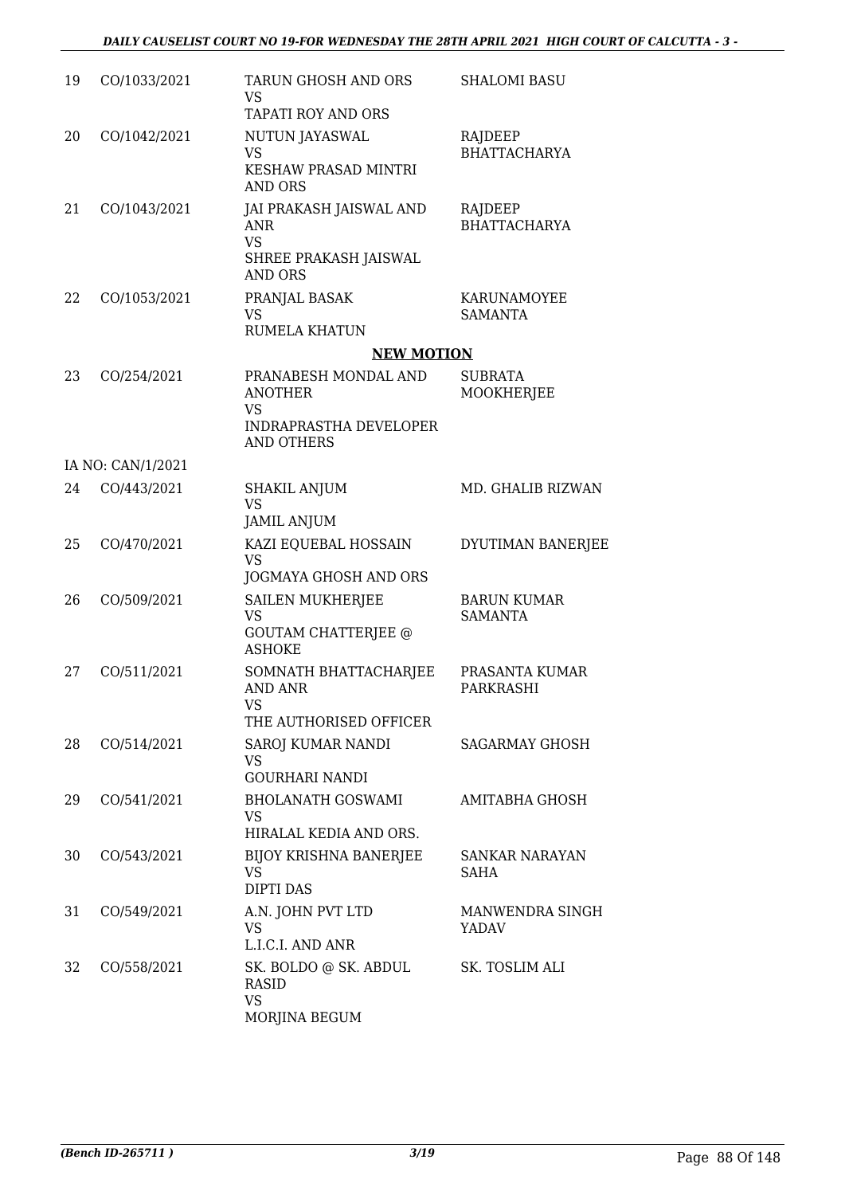| | | | |
|---|---|---|---|
| 19 | CO/1033/2021 | TARUN GHOSH AND ORS<br>VS<br>TAPATI ROY AND ORS | SHALOMI BASU |
| 20 | CO/1042/2021 | NUTUN JAYASWAL<br>VS<br>KESHAW PRASAD MINTRI AND ORS | RAJDEEP BHATTACHARYA |
| 21 | CO/1043/2021 | JAI PRAKASH JAISWAL AND ANR<br>VS<br>SHREE PRAKASH JAISWAL AND ORS | RAJDEEP BHATTACHARYA |
| 22 | CO/1053/2021 | PRANJAL BASAK<br>VS<br>RUMELA KHATUN | KARUNAMOYEE SAMANTA |

**NEW MOTION**

| | | | |
|---|---|---|---|
| 23 | CO/254/2021 | PRANABESH MONDAL AND ANOTHER<br>VS<br>INDRAPRASTHA DEVELOPER AND OTHERS | SUBRATA MOOKHERJEE |
| | IA NO: CAN/1/2021 | | |
| 24 | CO/443/2021 | SHAKIL ANJUM<br>VS<br>JAMIL ANJUM | MD. GHALIB RIZWAN |
| 25 | CO/470/2021 | KAZI EQUEBAL HOSSAIN<br>VS<br>JOGMAYA GHOSH AND ORS | DYUTIMAN BANERJEE |
| 26 | CO/509/2021 | SAILEN MUKHERJEE<br>VS<br>GOUTAM CHATTERJEE @ ASHOKE | BARUN KUMAR SAMANTA |
| 27 | CO/511/2021 | SOMNATH BHATTACHARJEE AND ANR<br>VS<br>THE AUTHORISED OFFICER | PRASANTA KUMAR PARKRASHI |
| 28 | CO/514/2021 | SAROJ KUMAR NANDI<br>VS<br>GOURHARI NANDI | SAGARMAY GHOSH |
| 29 | CO/541/2021 | BHOLANATH GOSWAMI<br>VS<br>HIRALAL KEDIA AND ORS. | AMITABHA GHOSH |
| 30 | CO/543/2021 | BIJOY KRISHNA BANERJEE<br>VS<br>DIPTI DAS | SANKAR NARAYAN SAHA |
| 31 | CO/549/2021 | A.N. JOHN PVT LTD<br>VS<br>L.I.C.I. AND ANR | MANWENDRA SINGH YADAV |
| 32 | CO/558/2021 | SK. BOLDO @ SK. ABDUL RASID<br>VS<br>MORJINA BEGUM | SK. TOSLIM ALI |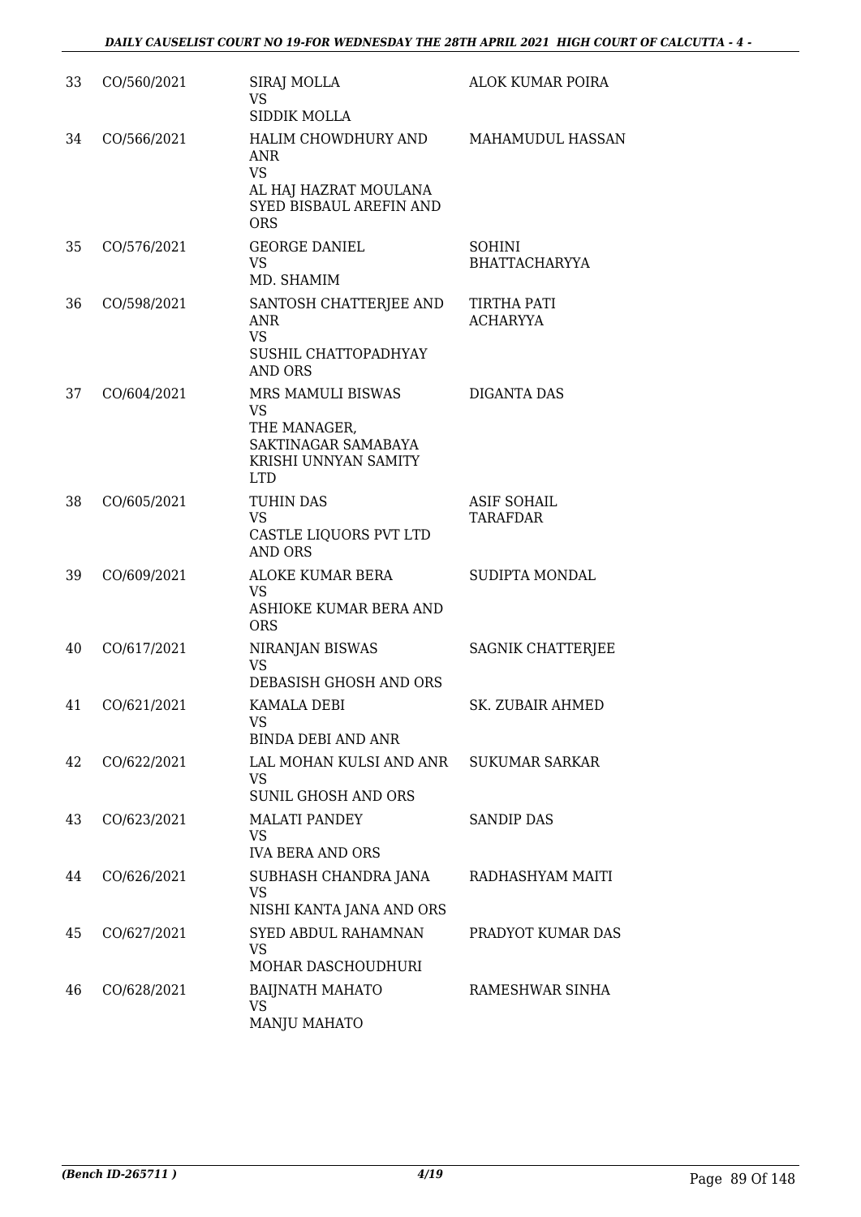| 33 | CO/560/2021 | SIRAJ MOLLA<br>VS<br>SIDDIK MOLLA | ALOK KUMAR POIRA |
|---|---|---|---|
| 34 | CO/566/2021 | HALIM CHOWDHURY AND ANR<br>VS<br>AL HAJ HAZRAT MOULANA SYED BISBAUL AREFIN AND ORS | MAHAMUDUL HASSAN |
| 35 | CO/576/2021 | GEORGE DANIEL<br>VS<br>MD. SHAMIM | SOHINI BHATTACHARYYA |
| 36 | CO/598/2021 | SANTOSH CHATTERJEE AND ANR<br>VS<br>SUSHIL CHATTOPADHYAY AND ORS | TIRTHA PATI ACHARYYA |
| 37 | CO/604/2021 | MRS MAMULI BISWAS<br>VS<br>THE MANAGER, SAKTINAGAR SAMABAYA KRISHI UNNYAN SAMITY LTD | DIGANTA DAS |
| 38 | CO/605/2021 | TUHIN DAS<br>VS<br>CASTLE LIQUORS PVT LTD AND ORS | ASIF SOHAIL TARAFDAR |
| 39 | CO/609/2021 | ALOKE KUMAR BERA<br>VS<br>ASHIOKE KUMAR BERA AND ORS | SUDIPTA MONDAL |
| 40 | CO/617/2021 | NIRANJAN BISWAS<br>VS<br>DEBASISH GHOSH AND ORS | SAGNIK CHATTERJEE |
| 41 | CO/621/2021 | KAMALA DEBI<br>VS<br>BINDA DEBI AND ANR | SK. ZUBAIR AHMED |
| 42 | CO/622/2021 | LAL MOHAN KULSI AND ANR<br>VS<br>SUNIL GHOSH AND ORS | SUKUMAR SARKAR |
| 43 | CO/623/2021 | MALATI PANDEY<br>VS<br>IVA BERA AND ORS | SANDIP DAS |
| 44 | CO/626/2021 | SUBHASH CHANDRA JANA<br>VS<br>NISHI KANTA JANA AND ORS | RADHASHYAM MAITI |
| 45 | CO/627/2021 | SYED ABDUL RAHAMNAN<br>VS<br>MOHAR DASCHOUDHURI | PRADYOT KUMAR DAS |
| 46 | CO/628/2021 | BAIJNATH MAHATO<br>VS<br>MANJU MAHATO | RAMESHWAR SINHA |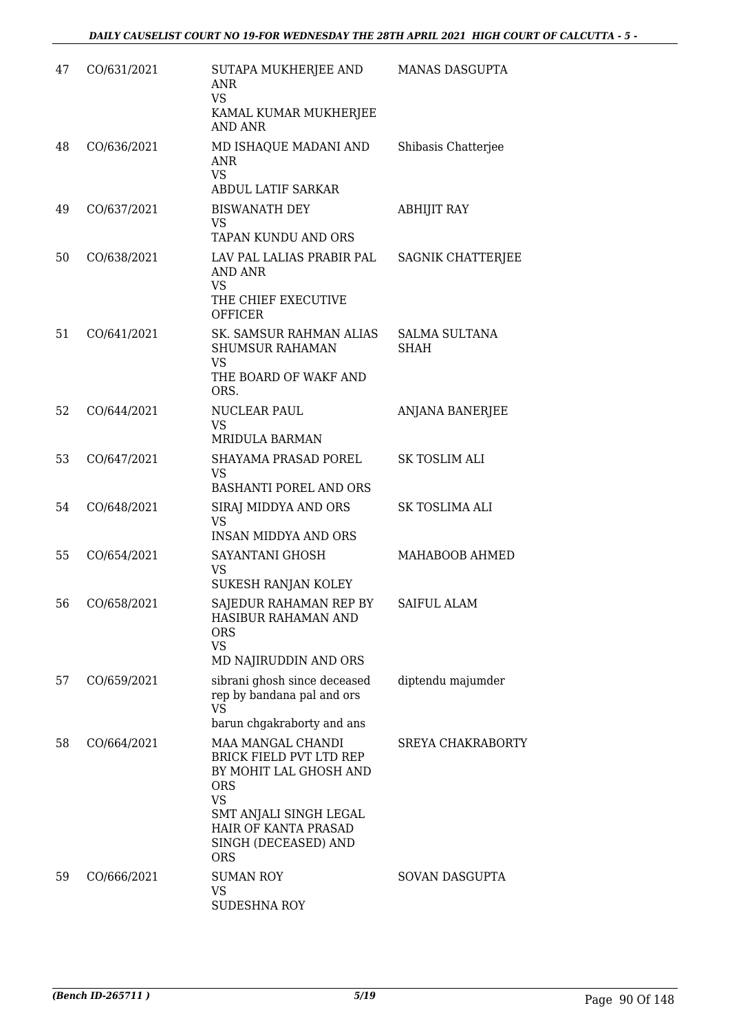| 47 | CO/631/2021 | SUTAPA MUKHERJEE AND ANR<br>VS<br>KAMAL KUMAR MUKHERJEE AND ANR | MANAS DASGUPTA |
|---|---|---|---|
| 48 | CO/636/2021 | MD ISHAQUE MADANI AND ANR<br>VS<br>ABDUL LATIF SARKAR | Shibasis Chatterjee |
| 49 | CO/637/2021 | BISWANATH DEY<br>VS<br>TAPAN KUNDU AND ORS | ABHIJIT RAY |
| 50 | CO/638/2021 | LAV PAL LALIAS PRABIR PAL AND ANR<br>VS<br>THE CHIEF EXECUTIVE OFFICER | SAGNIK CHATTERJEE |
| 51 | CO/641/2021 | SK. SAMSUR RAHMAN ALIAS SHUMSUR RAHAMAN<br>VS<br>THE BOARD OF WAKF AND ORS. | SALMA SULTANA SHAH |
| 52 | CO/644/2021 | NUCLEAR PAUL<br>VS<br>MRIDULA BARMAN | ANJANA BANERJEE |
| 53 | CO/647/2021 | SHAYAMA PRASAD POREL<br>VS<br>BASHANTI POREL AND ORS | SK TOSLIM ALI |
| 54 | CO/648/2021 | SIRAJ MIDDYA AND ORS<br>VS<br>INSAN MIDDYA AND ORS | SK TOSLIMA ALI |
| 55 | CO/654/2021 | SAYANTANI GHOSH<br>VS<br>SUKESH RANJAN KOLEY | MAHABOOB AHMED |
| 56 | CO/658/2021 | SAJEDUR RAHAMAN REP BY HASIBUR RAHAMAN AND ORS<br>VS<br>MD NAJIRUDDIN AND ORS | SAIFUL ALAM |
| 57 | CO/659/2021 | sibrani ghosh since deceased rep by bandana pal and ors<br>VS<br>barun chgakraborty and ans | diptendu majumder |
| 58 | CO/664/2021 | MAA MANGAL CHANDI BRICK FIELD PVT LTD REP BY MOHIT LAL GHOSH AND ORS<br>VS<br>SMT ANJALI SINGH LEGAL HAIR OF KANTA PRASAD SINGH (DECEASED) AND ORS | SREYA CHAKRABORTY |
| 59 | CO/666/2021 | SUMAN ROY<br>VS<br>SUDESHNA ROY | SOVAN DASGUPTA |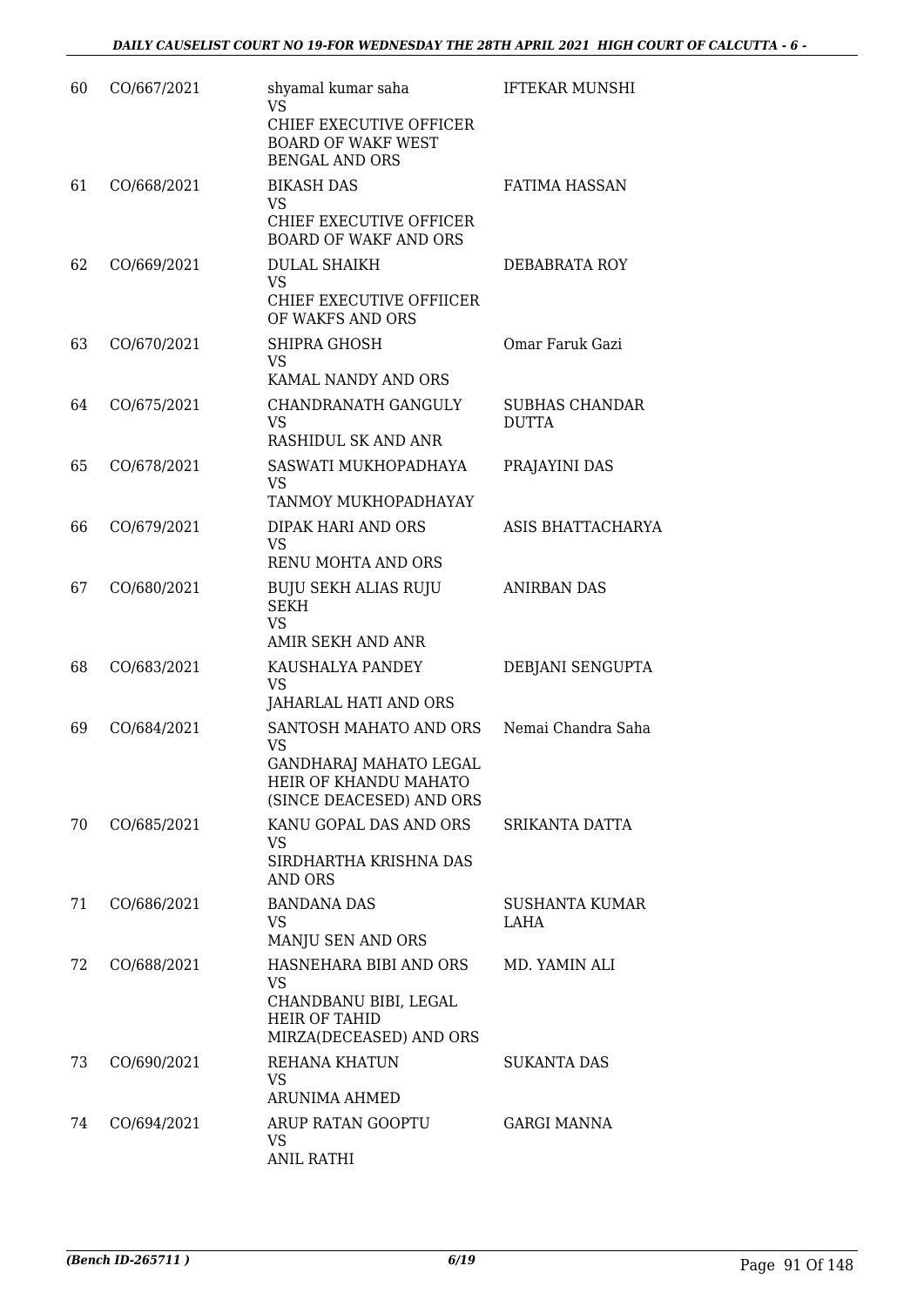| | | | |
|---|---|---|---|
| 60 | CO/667/2021 | shyamal kumar saha<br>VS<br>CHIEF EXECUTIVE OFFICER BOARD OF WAKF WEST BENGAL AND ORS | IFTEKAR MUNSHI |
| 61 | CO/668/2021 | BIKASH DAS<br>VS<br>CHIEF EXECUTIVE OFFICER BOARD OF WAKF AND ORS | FATIMA HASSAN |
| 62 | CO/669/2021 | DULAL SHAIKH<br>VS<br>CHIEF EXECUTIVE OFFIICER OF WAKFS AND ORS | DEBABRATA ROY |
| 63 | CO/670/2021 | SHIPRA GHOSH<br>VS<br>KAMAL NANDY AND ORS | Omar Faruk Gazi |
| 64 | CO/675/2021 | CHANDRANATH GANGULY<br>VS<br>RASHIDUL SK AND ANR | SUBHAS CHANDAR DUTTA |
| 65 | CO/678/2021 | SASWATI MUKHOPADHAYA<br>VS<br>TANMOY MUKHOPADHAYAY | PRAJAYINI DAS |
| 66 | CO/679/2021 | DIPAK HARI AND ORS<br>VS<br>RENU MOHTA AND ORS | ASIS BHATTACHARYA |
| 67 | CO/680/2021 | BUJU SEKH ALIAS RUJU SEKH<br>VS<br>AMIR SEKH AND ANR | ANIRBAN DAS |
| 68 | CO/683/2021 | KAUSHALYA PANDEY<br>VS<br>JAHARLAL HATI AND ORS | DEBJANI SENGUPTA |
| 69 | CO/684/2021 | SANTOSH MAHATO AND ORS<br>VS<br>GANDHARAJ MAHATO LEGAL HEIR OF KHANDU MAHATO (SINCE DEACESED) AND ORS | Nemai Chandra Saha |
| 70 | CO/685/2021 | KANU GOPAL DAS AND ORS<br>VS<br>SIRDHARTHA KRISHNA DAS AND ORS | SRIKANTA DATTA |
| 71 | CO/686/2021 | BANDANA DAS<br>VS<br>MANJU SEN AND ORS | SUSHANTA KUMAR LAHA |
| 72 | CO/688/2021 | HASNEHARA BIBI AND ORS<br>VS<br>CHANDBANU BIBI, LEGAL HEIR OF TAHID MIRZA(DECEASED) AND ORS | MD. YAMIN ALI |
| 73 | CO/690/2021 | REHANA KHATUN<br>VS<br>ARUNIMA AHMED | SUKANTA DAS |
| 74 | CO/694/2021 | ARUP RATAN GOOPTU<br>VS<br>ANIL RATHI | GARGI MANNA |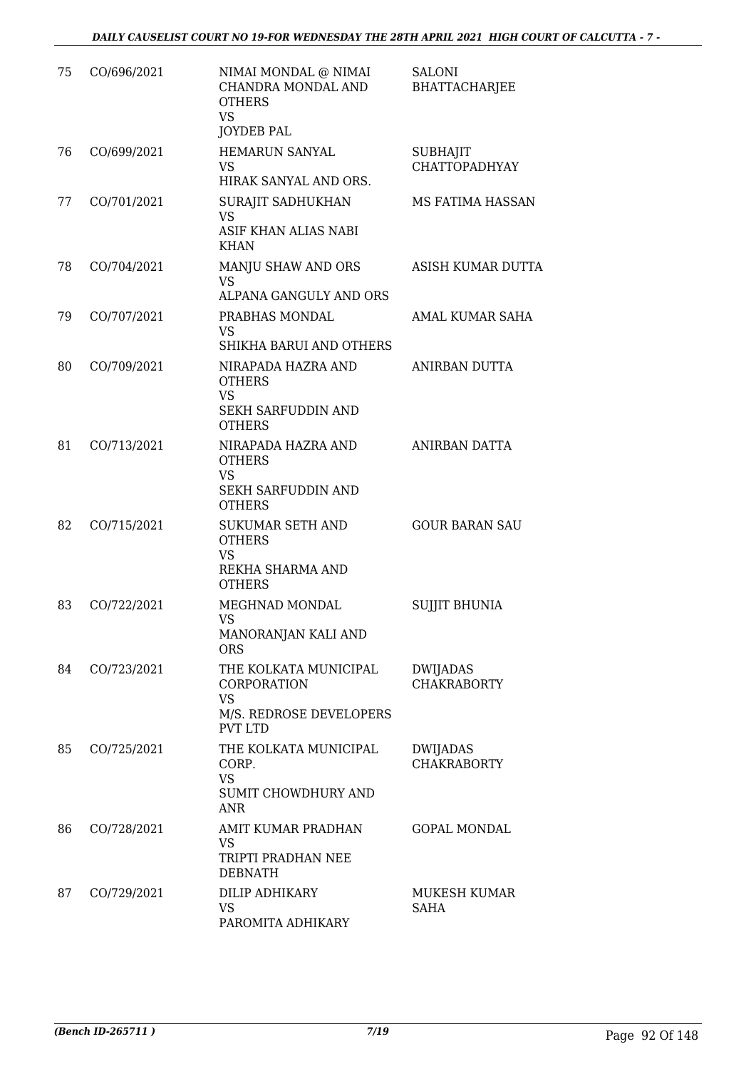| 75 | CO/696/2021 | NIMAI MONDAL @ NIMAI CHANDRA MONDAL AND OTHERS<br>VS<br>JOYDEB PAL | SALONI BHATTACHARJEE |
|---|---|---|---|
| 76 | CO/699/2021 | HEMARUN SANYAL<br>VS<br>HIRAK SANYAL AND ORS. | SUBHAJIT CHATTOPADHYAY |
| 77 | CO/701/2021 | SURAJIT SADHUKHAN<br>VS<br>ASIF KHAN ALIAS NABI KHAN | MS FATIMA HASSAN |
| 78 | CO/704/2021 | MANJU SHAW AND ORS<br>VS<br>ALPANA GANGULY AND ORS | ASISH KUMAR DUTTA |
| 79 | CO/707/2021 | PRABHAS MONDAL<br>VS<br>SHIKHA BARUI AND OTHERS | AMAL KUMAR SAHA |
| 80 | CO/709/2021 | NIRAPADA HAZRA AND OTHERS<br>VS<br>SEKH SARFUDDIN AND OTHERS | ANIRBAN DUTTA |
| 81 | CO/713/2021 | NIRAPADA HAZRA AND OTHERS<br>VS<br>SEKH SARFUDDIN AND OTHERS | ANIRBAN DATTA |
| 82 | CO/715/2021 | SUKUMAR SETH AND OTHERS<br>VS<br>REKHA SHARMA AND OTHERS | GOUR BARAN SAU |
| 83 | CO/722/2021 | MEGHNAD MONDAL<br>VS<br>MANORANJAN KALI AND ORS | SUJJIT BHUNIA |
| 84 | CO/723/2021 | THE KOLKATA MUNICIPAL CORPORATION<br>VS<br>M/S. REDROSE DEVELOPERS PVT LTD | DWIJADAS CHAKRABORTY |
| 85 | CO/725/2021 | THE KOLKATA MUNICIPAL CORP.<br>VS<br>SUMIT CHOWDHURY AND ANR | DWIJADAS CHAKRABORTY |
| 86 | CO/728/2021 | AMIT KUMAR PRADHAN<br>VS<br>TRIPTI PRADHAN NEE DEBNATH | GOPAL MONDAL |
| 87 | CO/729/2021 | DILIP ADHIKARY<br>VS<br>PAROMITA ADHIKARY | MUKESH KUMAR SAHA |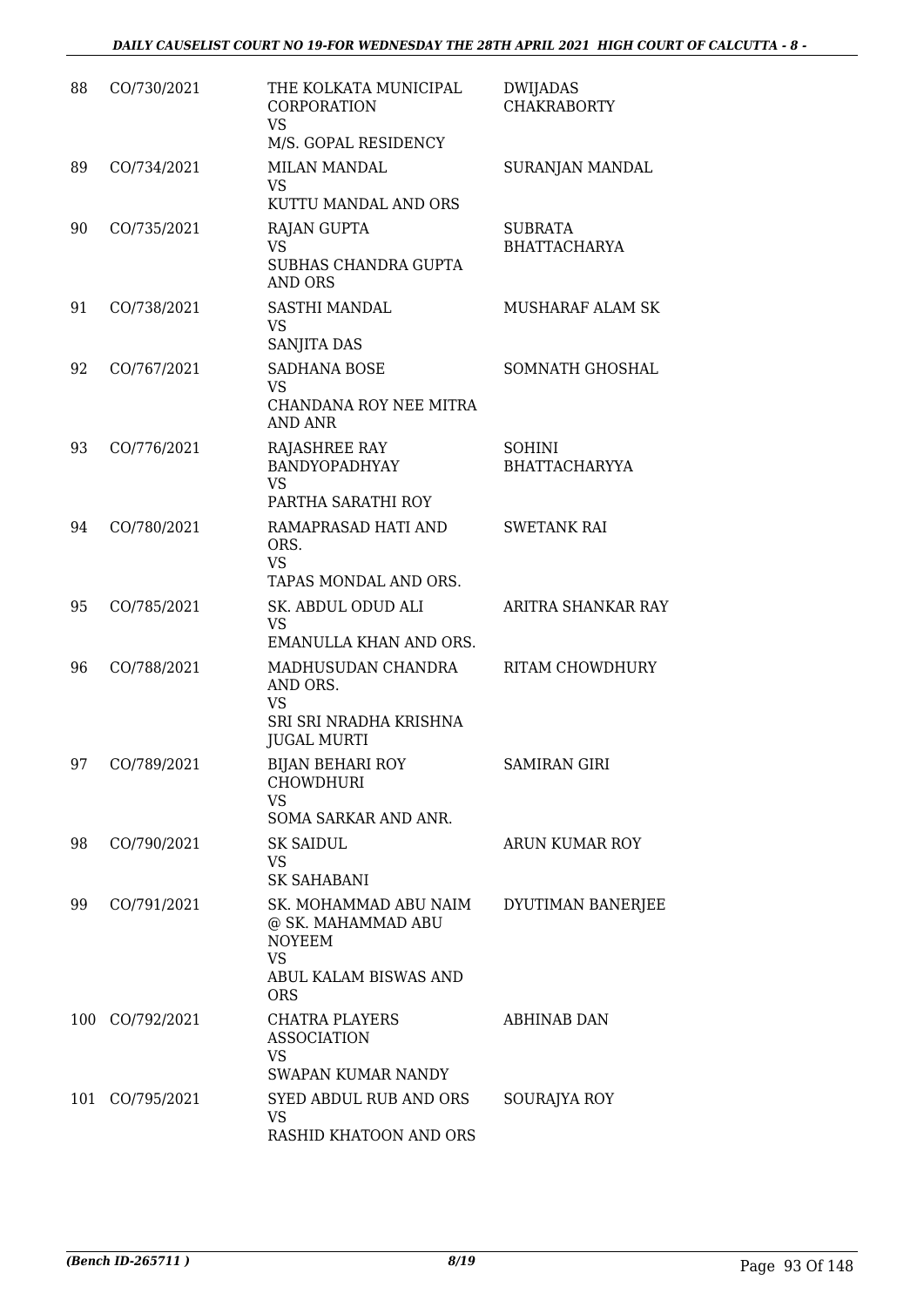| | | | |
|---|---|---|---|
| 88 | CO/730/2021 | THE KOLKATA MUNICIPAL CORPORATION<br>VS<br>M/S. GOPAL RESIDENCY | DWIJADAS CHAKRABORTY |
| 89 | CO/734/2021 | MILAN MANDAL<br>VS<br>KUTTU MANDAL AND ORS | SURANJAN MANDAL |
| 90 | CO/735/2021 | RAJAN GUPTA<br>VS<br>SUBHAS CHANDRA GUPTA AND ORS | SUBRATA BHATTACHARYA |
| 91 | CO/738/2021 | SASTHI MANDAL<br>VS<br>SANJITA DAS | MUSHARAF ALAM SK |
| 92 | CO/767/2021 | SADHANA BOSE<br>VS<br>CHANDANA ROY NEE MITRA AND ANR | SOMNATH GHOSHAL |
| 93 | CO/776/2021 | RAJASHREE RAY BANDYOPADHYAY<br>VS<br>PARTHA SARATHI ROY | SOHINI BHATTACHARYYA |
| 94 | CO/780/2021 | RAMAPRASAD HATI AND ORS.<br>VS<br>TAPAS MONDAL AND ORS. | SWETANK RAI |
| 95 | CO/785/2021 | SK. ABDUL ODUD ALI<br>VS<br>EMANULLA KHAN AND ORS. | ARITRA SHANKAR RAY |
| 96 | CO/788/2021 | MADHUSUDAN CHANDRA AND ORS.<br>VS<br>SRI SRI NRADHA KRISHNA JUGAL MURTI | RITAM CHOWDHURY |
| 97 | CO/789/2021 | BIJAN BEHARI ROY CHOWDHURI<br>VS<br>SOMA SARKAR AND ANR. | SAMIRAN GIRI |
| 98 | CO/790/2021 | SK SAIDUL<br>VS<br>SK SAHABANI | ARUN KUMAR ROY |
| 99 | CO/791/2021 | SK. MOHAMMAD ABU NAIM @ SK. MAHAMMAD ABU NOYEEM<br>VS<br>ABUL KALAM BISWAS AND ORS | DYUTIMAN BANERJEE |
| 100 | CO/792/2021 | CHATRA PLAYERS ASSOCIATION<br>VS<br>SWAPAN KUMAR NANDY | ABHINAB DAN |
| 101 | CO/795/2021 | SYED ABDUL RUB AND ORS<br>VS<br>RASHID KHATOON AND ORS | SOURAJYA ROY |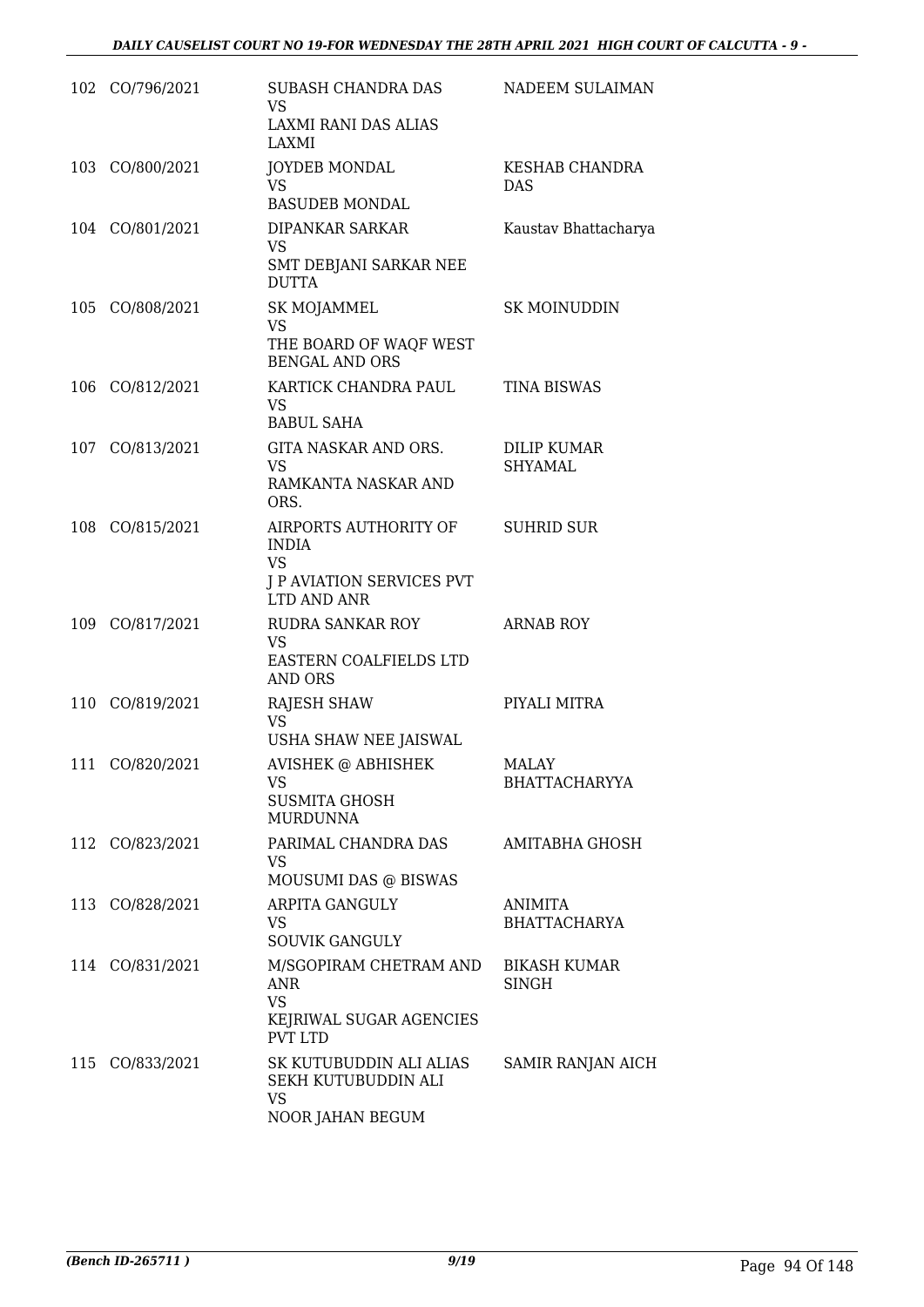| | | | |
|---|---|---|---|
| 102 | CO/796/2021 | SUBASH CHANDRA DAS<br>VS<br>LAXMI RANI DAS ALIAS LAXMI | NADEEM SULAIMAN |
| 103 | CO/800/2021 | JOYDEB MONDAL<br>VS<br>BASUDEB MONDAL | KESHAB CHANDRA DAS |
| 104 | CO/801/2021 | DIPANKAR SARKAR<br>VS<br>SMT DEBJANI SARKAR NEE DUTTA | Kaustav Bhattacharya |
| 105 | CO/808/2021 | SK MOJAMMEL<br>VS<br>THE BOARD OF WAQF WEST BENGAL AND ORS | SK MOINUDDIN |
| 106 | CO/812/2021 | KARTICK CHANDRA PAUL<br>VS<br>BABUL SAHA | TINA BISWAS |
| 107 | CO/813/2021 | GITA NASKAR AND ORS.<br>VS<br>RAMKANTA NASKAR AND ORS. | DILIP KUMAR SHYAMAL |
| 108 | CO/815/2021 | AIRPORTS AUTHORITY OF INDIA<br>VS<br>J P AVIATION SERVICES PVT LTD AND ANR | SUHRID SUR |
| 109 | CO/817/2021 | RUDRA SANKAR ROY<br>VS<br>EASTERN COALFIELDS LTD AND ORS | ARNAB ROY |
| 110 | CO/819/2021 | RAJESH SHAW<br>VS<br>USHA SHAW NEE JAISWAL | PIYALI MITRA |
| 111 | CO/820/2021 | AVISHEK @ ABHISHEK<br>VS<br>SUSMITA GHOSH MURDUNNA | MALAY BHATTACHARYYA |
| 112 | CO/823/2021 | PARIMAL CHANDRA DAS<br>VS<br>MOUSUMI DAS @ BISWAS | AMITABHA GHOSH |
| 113 | CO/828/2021 | ARPITA GANGULY<br>VS<br>SOUVIK GANGULY | ANIMITA BHATTACHARYA |
| 114 | CO/831/2021 | M/SGOPIRAM CHETRAM AND ANR<br>VS<br>KEJRIWAL SUGAR AGENCIES PVT LTD | BIKASH KUMAR SINGH |
| 115 | CO/833/2021 | SK KUTUBUDDIN ALI ALIAS SEKH KUTUBUDDIN ALI<br>VS<br>NOOR JAHAN BEGUM | SAMIR RANJAN AICH |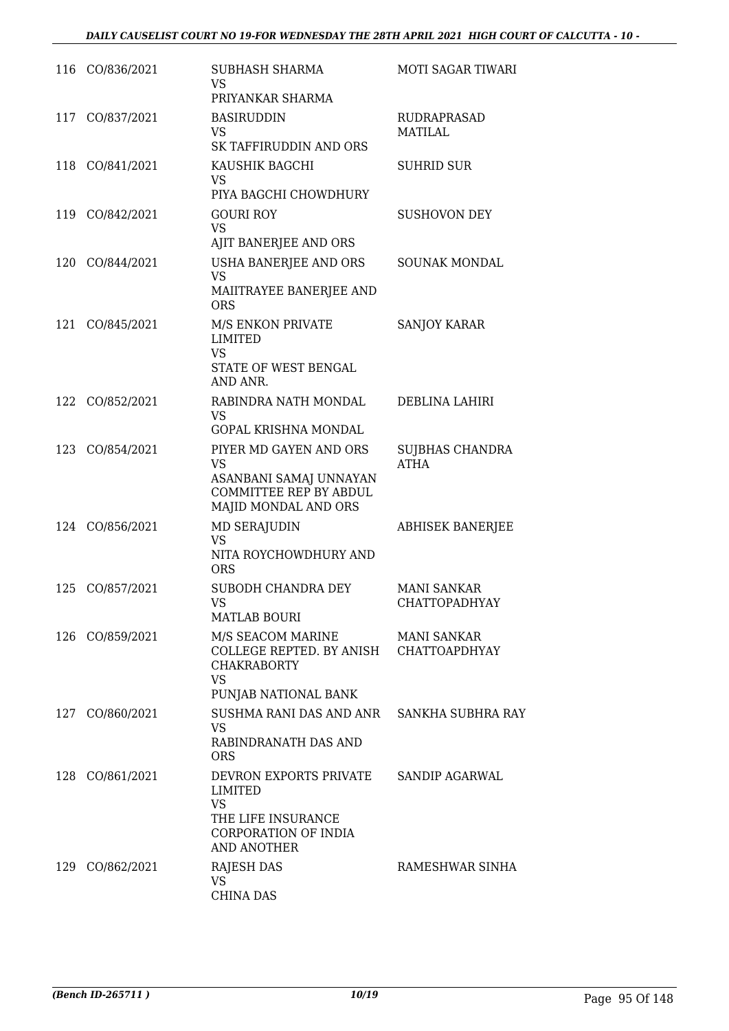| | | | |
|---|---|---|---|
| 116 | CO/836/2021 | SUBHASH SHARMA<br>VS<br>PRIYANKAR SHARMA | MOTI SAGAR TIWARI |
| 117 | CO/837/2021 | BASIRUDDIN<br>VS<br>SK TAFFIRUDDIN AND ORS | RUDRAPRASAD MATILAL |
| 118 | CO/841/2021 | KAUSHIK BAGCHI<br>VS<br>PIYA BAGCHI CHOWDHURY | SUHRID SUR |
| 119 | CO/842/2021 | GOURI ROY<br>VS<br>AJIT BANERJEE AND ORS | SUSHOVON DEY |
| 120 | CO/844/2021 | USHA BANERJEE AND ORS<br>VS<br>MAIITRAYEE BANERJEE AND ORS | SOUNAK MONDAL |
| 121 | CO/845/2021 | M/S ENKON PRIVATE LIMITED<br>VS<br>STATE OF WEST BENGAL AND ANR. | SANJOY KARAR |
| 122 | CO/852/2021 | RABINDRA NATH MONDAL<br>VS<br>GOPAL KRISHNA MONDAL | DEBLINA LAHIRI |
| 123 | CO/854/2021 | PIYER MD GAYEN AND ORS<br>VS<br>ASANBANI SAMAJ UNNAYAN COMMITTEE REP BY ABDUL MAJID MONDAL AND ORS | SUJBHAS CHANDRA ATHA |
| 124 | CO/856/2021 | MD SERAJUDIN<br>VS<br>NITA ROYCHOWDHURY AND ORS | ABHISEK BANERJEE |
| 125 | CO/857/2021 | SUBODH CHANDRA DEY<br>VS<br>MATLAB BOURI | MANI SANKAR CHATTOPADHYAY |
| 126 | CO/859/2021 | M/S SEACOM MARINE COLLEGE REPTED. BY ANISH CHAKRABORTY<br>VS<br>PUNJAB NATIONAL BANK | MANI SANKAR CHATTOAPDHYAY |
| 127 | CO/860/2021 | SUSHMA RANI DAS AND ANR<br>VS<br>RABINDRANATH DAS AND ORS | SANKHA SUBHRA RAY |
| 128 | CO/861/2021 | DEVRON EXPORTS PRIVATE LIMITED<br>VS<br>THE LIFE INSURANCE CORPORATION OF INDIA AND ANOTHER | SANDIP AGARWAL |
| 129 | CO/862/2021 | RAJESH DAS<br>VS<br>CHINA DAS | RAMESHWAR SINHA |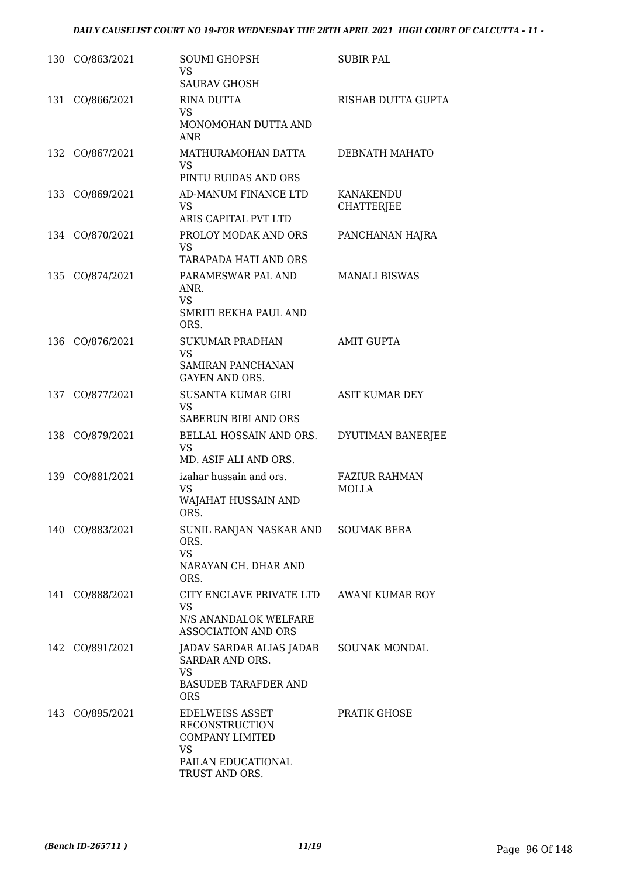| | | | |
|---|---|---|---|
| 130 | CO/863/2021 | SOUMI GHOPSH<br>VS<br>SAURAV GHOSH | SUBIR PAL |
| 131 | CO/866/2021 | RINA DUTTA<br>VS<br>MONOMOHAN DUTTA AND ANR | RISHAB DUTTA GUPTA |
| 132 | CO/867/2021 | MATHURAMOHAN DATTA<br>VS<br>PINTU RUIDAS AND ORS | DEBNATH MAHATO |
| 133 | CO/869/2021 | AD-MANUM FINANCE LTD<br>VS<br>ARIS CAPITAL PVT LTD | KANAKENDU CHATTERJEE |
| 134 | CO/870/2021 | PROLOY MODAK AND ORS<br>VS<br>TARAPADA HATI AND ORS | PANCHANAN HAJRA |
| 135 | CO/874/2021 | PARAMESWAR PAL AND ANR.<br>VS<br>SMRITI REKHA PAUL AND ORS. | MANALI BISWAS |
| 136 | CO/876/2021 | SUKUMAR PRADHAN<br>VS<br>SAMIRAN PANCHANAN GAYEN AND ORS. | AMIT GUPTA |
| 137 | CO/877/2021 | SUSANTA KUMAR GIRI<br>VS<br>SABERUN BIBI AND ORS | ASIT KUMAR DEY |
| 138 | CO/879/2021 | BELLAL HOSSAIN AND ORS.<br>VS<br>MD. ASIF ALI AND ORS. | DYUTIMAN BANERJEE |
| 139 | CO/881/2021 | izahar hussain and ors.<br>VS<br>WAJAHAT HUSSAIN AND ORS. | FAZIUR RAHMAN MOLLA |
| 140 | CO/883/2021 | SUNIL RANJAN NASKAR AND ORS.<br>VS<br>NARAYAN CH. DHAR AND ORS. | SOUMAK BERA |
| 141 | CO/888/2021 | CITY ENCLAVE PRIVATE LTD<br>VS<br>N/S ANANDALOK WELFARE ASSOCIATION AND ORS | AWANI KUMAR ROY |
| 142 | CO/891/2021 | JADAV SARDAR ALIAS JADAB SARDAR AND ORS.<br>VS<br>BASUDEB TARAFDER AND ORS | SOUNAK MONDAL |
| 143 | CO/895/2021 | EDELWEISS ASSET RECONSTRUCTION COMPANY LIMITED<br>VS<br>PAILAN EDUCATIONAL TRUST AND ORS. | PRATIK GHOSE |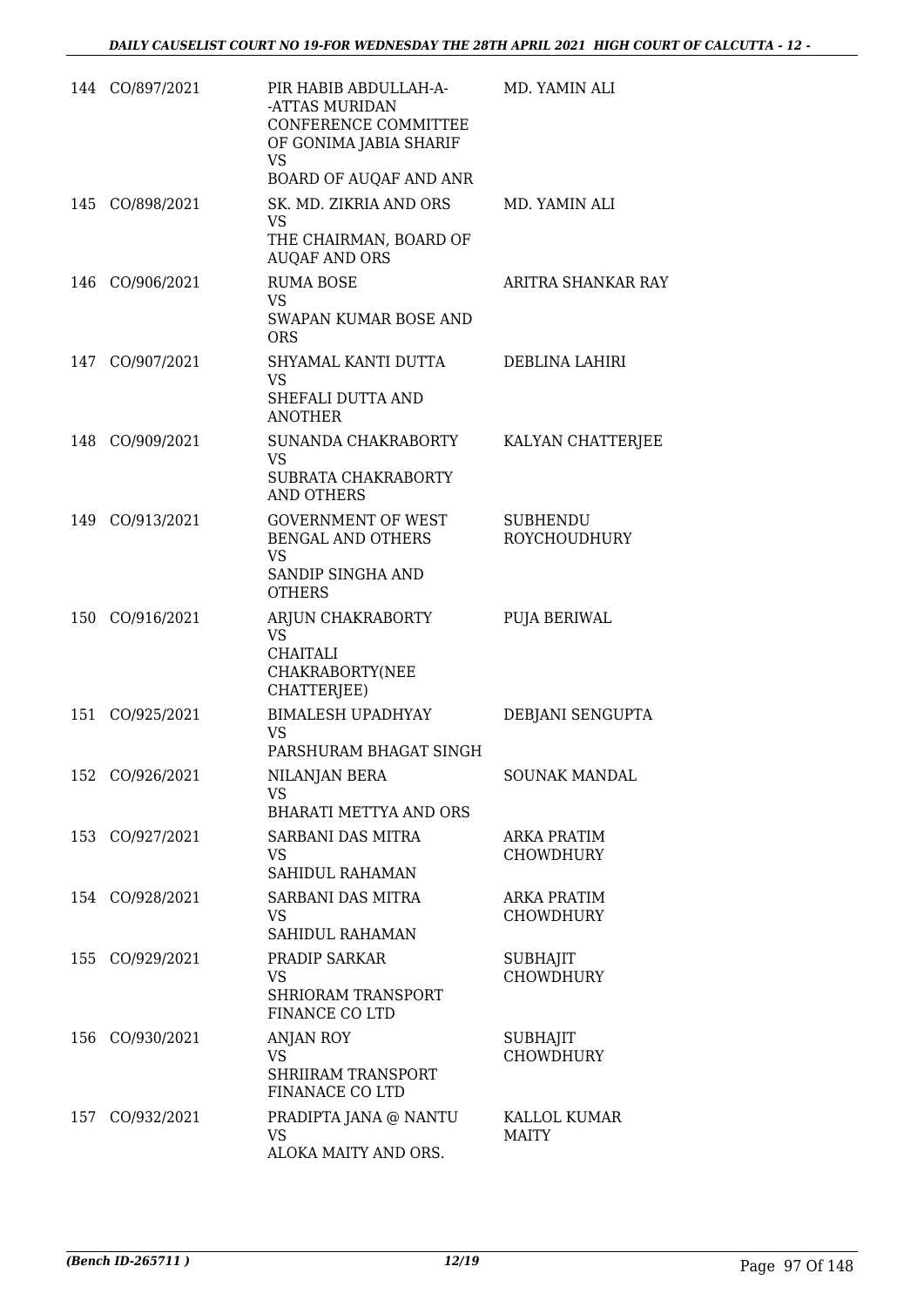| | | | |
|---|---|---|---|
| 144 | CO/897/2021 | PIR HABIB ABDULLAH-A--ATTAS MURIDAN CONFERENCE COMMITTEE OF GONIMA JABIA SHARIF<br>VS<br>BOARD OF AUQAF AND ANR | MD. YAMIN ALI |
| 145 | CO/898/2021 | SK. MD. ZIKRIA AND ORS<br>VS<br>THE CHAIRMAN, BOARD OF AUQAF AND ORS | MD. YAMIN ALI |
| 146 | CO/906/2021 | RUMA BOSE<br>VS<br>SWAPAN KUMAR BOSE AND ORS | ARITRA SHANKAR RAY |
| 147 | CO/907/2021 | SHYAMAL KANTI DUTTA<br>VS<br>SHEFALI DUTTA AND ANOTHER | DEBLINA LAHIRI |
| 148 | CO/909/2021 | SUNANDA CHAKRABORTY<br>VS<br>SUBRATA CHAKRABORTY AND OTHERS | KALYAN CHATTERJEE |
| 149 | CO/913/2021 | GOVERNMENT OF WEST BENGAL AND OTHERS<br>VS<br>SANDIP SINGHA AND OTHERS | SUBHENDU ROYCHOUDHURY |
| 150 | CO/916/2021 | ARJUN CHAKRABORTY<br>VS<br>CHAITALI CHAKRABORTY(NEE CHATTERJEE) | PUJA BERIWAL |
| 151 | CO/925/2021 | BIMALESH UPADHYAY<br>VS<br>PARSHURAM BHAGAT SINGH | DEBJANI SENGUPTA |
| 152 | CO/926/2021 | NILANJAN BERA<br>VS<br>BHARATI METTYA AND ORS | SOUNAK MANDAL |
| 153 | CO/927/2021 | SARBANI DAS MITRA<br>VS<br>SAHIDUL RAHAMAN | ARKA PRATIM CHOWDHURY |
| 154 | CO/928/2021 | SARBANI DAS MITRA<br>VS<br>SAHIDUL RAHAMAN | ARKA PRATIM CHOWDHURY |
| 155 | CO/929/2021 | PRADIP SARKAR<br>VS<br>SHRIORAM TRANSPORT FINANCE CO LTD | SUBHAJIT CHOWDHURY |
| 156 | CO/930/2021 | ANJAN ROY<br>VS<br>SHRIIRAM TRANSPORT FINANACE CO LTD | SUBHAJIT CHOWDHURY |
| 157 | CO/932/2021 | PRADIPTA JANA @ NANTU<br>VS<br>ALOKA MAITY AND ORS. | KALLOL KUMAR MAITY |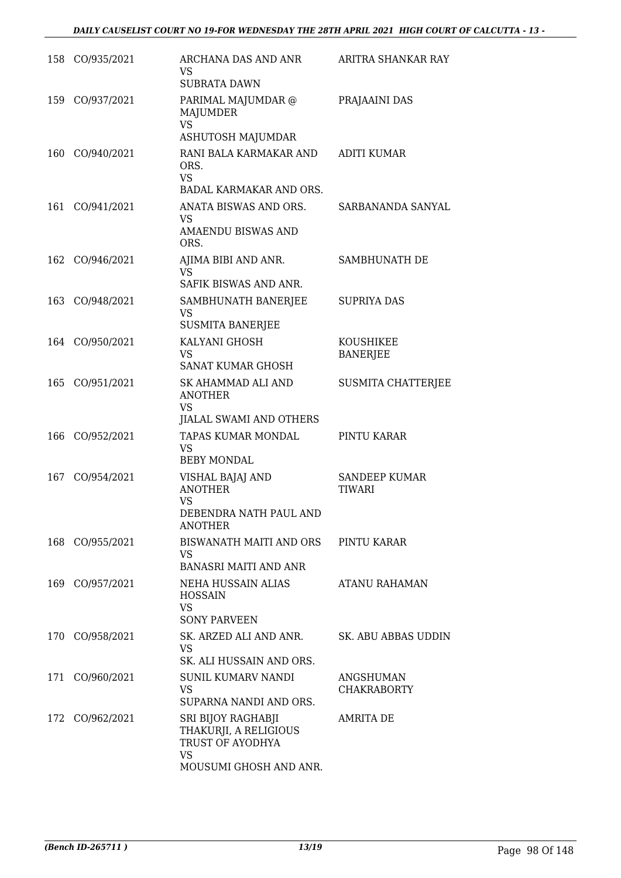| | | | |
|---|---|---|---|
| 158 | CO/935/2021 | ARCHANA DAS AND ANR<br>VS<br>SUBRATA DAWN | ARITRA SHANKAR RAY |
| 159 | CO/937/2021 | PARIMAL MAJUMDAR @ MAJUMDER<br>VS<br>ASHUTOSH MAJUMDAR | PRAJAAINI DAS |
| 160 | CO/940/2021 | RANI BALA KARMAKAR AND ORS.<br>VS<br>BADAL KARMAKAR AND ORS. | ADITI KUMAR |
| 161 | CO/941/2021 | ANATA BISWAS AND ORS.<br>VS<br>AMAENDU BISWAS AND ORS. | SARBANANDA SANYAL |
| 162 | CO/946/2021 | AJIMA BIBI AND ANR.<br>VS<br>SAFIK BISWAS AND ANR. | SAMBHUNATH DE |
| 163 | CO/948/2021 | SAMBHUNATH BANERJEE<br>VS<br>SUSMITA BANERJEE | SUPRIYA DAS |
| 164 | CO/950/2021 | KALYANI GHOSH<br>VS<br>SANAT KUMAR GHOSH | KOUSHIKEE BANERJEE |
| 165 | CO/951/2021 | SK AHAMMAD ALI AND ANOTHER<br>VS<br>JIALAL SWAMI AND OTHERS | SUSMITA CHATTERJEE |
| 166 | CO/952/2021 | TAPAS KUMAR MONDAL<br>VS<br>BEBY MONDAL | PINTU KARAR |
| 167 | CO/954/2021 | VISHAL BAJAJ AND ANOTHER<br>VS<br>DEBENDRA NATH PAUL AND ANOTHER | SANDEEP KUMAR TIWARI |
| 168 | CO/955/2021 | BISWANATH MAITI AND ORS<br>VS<br>BANASRI MAITI AND ANR | PINTU KARAR |
| 169 | CO/957/2021 | NEHA HUSSAIN ALIAS HOSSAIN<br>VS<br>SONY PARVEEN | ATANU RAHAMAN |
| 170 | CO/958/2021 | SK. ARZED ALI AND ANR.<br>VS<br>SK. ALI HUSSAIN AND ORS. | SK. ABU ABBAS UDDIN |
| 171 | CO/960/2021 | SUNIL KUMARV NANDI<br>VS<br>SUPARNA NANDI AND ORS. | ANGSHUMAN CHAKRABORTY |
| 172 | CO/962/2021 | SRI BIJOY RAGHABJI THAKURJI, A RELIGIOUS TRUST OF AYODHYA<br>VS<br>MOUSUMI GHOSH AND ANR. | AMRITA DE |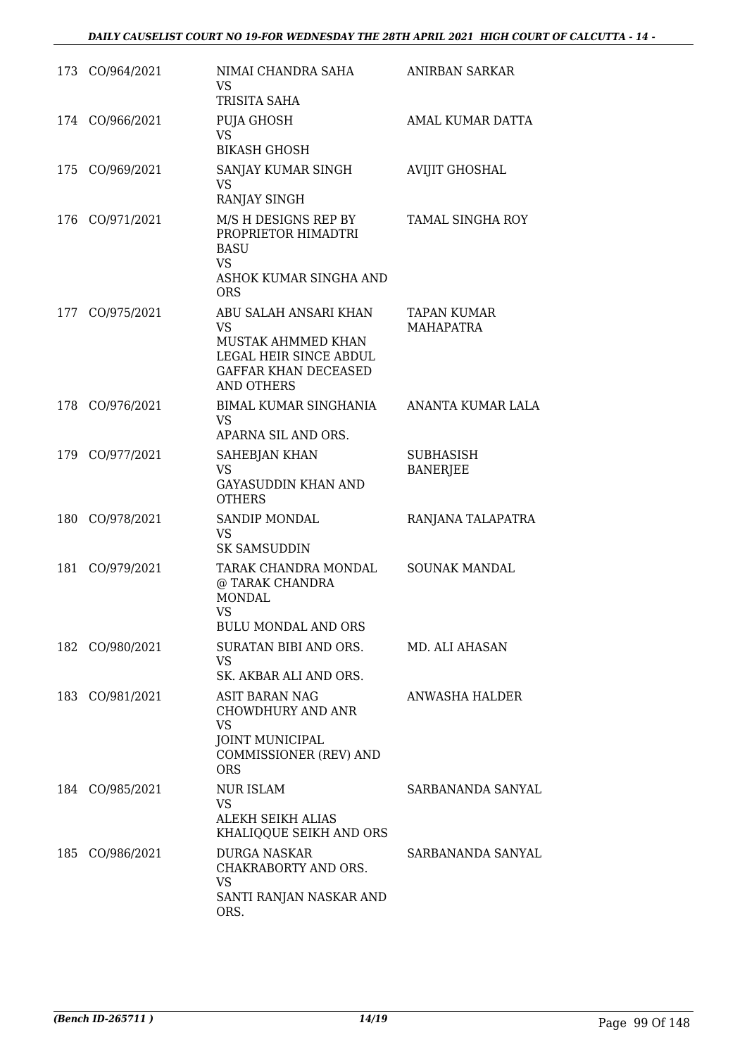| | | | |
|---|---|---|---|
| 173 | CO/964/2021 | NIMAI CHANDRA SAHA<br>VS<br>TRISITA SAHA | ANIRBAN SARKAR |
| 174 | CO/966/2021 | PUJA GHOSH<br>VS<br>BIKASH GHOSH | AMAL KUMAR DATTA |
| 175 | CO/969/2021 | SANJAY KUMAR SINGH<br>VS<br>RANJAY SINGH | AVIJIT GHOSHAL |
| 176 | CO/971/2021 | M/S H DESIGNS REP BY PROPRIETOR HIMADTRI BASU<br>VS<br>ASHOK KUMAR SINGHA AND ORS | TAMAL SINGHA ROY |
| 177 | CO/975/2021 | ABU SALAH ANSARI KHAN<br>VS<br>MUSTAK AHMMED KHAN LEGAL HEIR SINCE ABDUL GAFFAR KHAN DECEASED AND OTHERS | TAPAN KUMAR MAHAPATRA |
| 178 | CO/976/2021 | BIMAL KUMAR SINGHANIA<br>VS<br>APARNA SIL AND ORS. | ANANTA KUMAR LALA |
| 179 | CO/977/2021 | SAHEBJAN KHAN<br>VS<br>GAYASUDDIN KHAN AND OTHERS | SUBHASISH BANERJEE |
| 180 | CO/978/2021 | SANDIP MONDAL<br>VS<br>SK SAMSUDDIN | RANJANA TALAPATRA |
| 181 | CO/979/2021 | TARAK CHANDRA MONDAL @ TARAK CHANDRA MONDAL<br>VS<br>BULU MONDAL AND ORS | SOUNAK MANDAL |
| 182 | CO/980/2021 | SURATAN BIBI AND ORS.<br>VS<br>SK. AKBAR ALI AND ORS. | MD. ALI AHASAN |
| 183 | CO/981/2021 | ASIT BARAN NAG CHOWDHURY AND ANR<br>VS<br>JOINT MUNICIPAL COMMISSIONER (REV) AND ORS | ANWASHA HALDER |
| 184 | CO/985/2021 | NUR ISLAM<br>VS<br>ALEKH SEIKH ALIAS KHALIQQUE SEIKH AND ORS | SARBANANDA SANYAL |
| 185 | CO/986/2021 | DURGA NASKAR CHAKRABORTY AND ORS.<br>VS<br>SANTI RANJAN NASKAR AND ORS. | SARBANANDA SANYAL |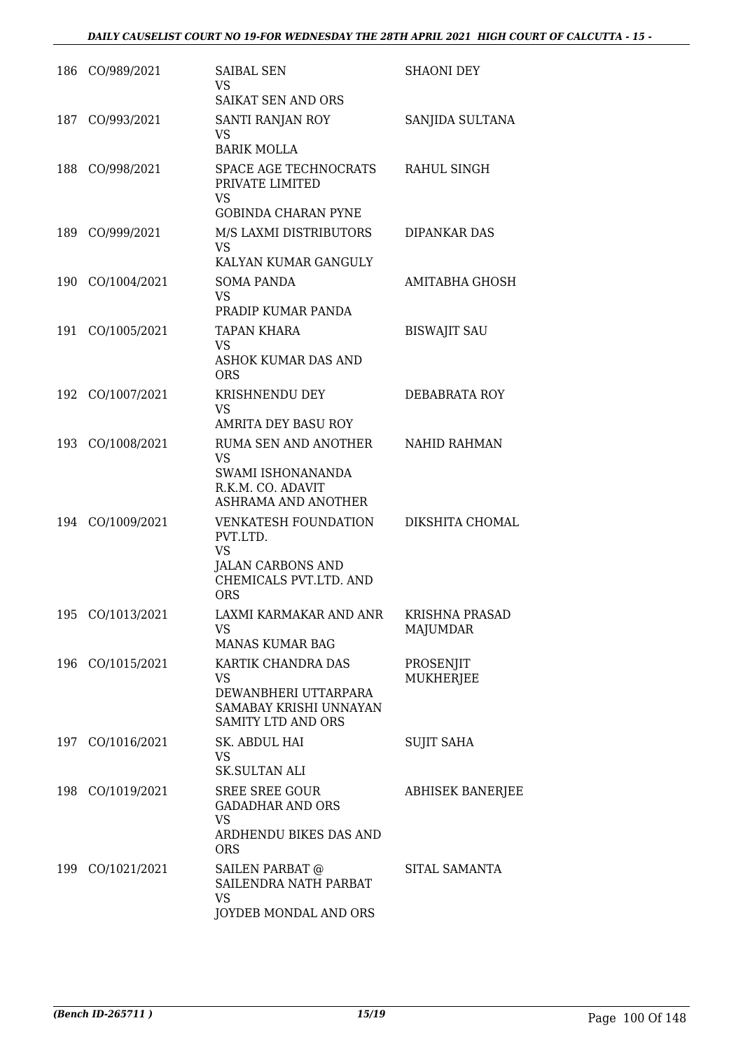| | | | |
|---|---|---|---|
| 186 | CO/989/2021 | SAIBAL SEN<br>VS<br>SAIKAT SEN AND ORS | SHAONI DEY |
| 187 | CO/993/2021 | SANTI RANJAN ROY<br>VS<br>BARIK MOLLA | SANJIDA SULTANA |
| 188 | CO/998/2021 | SPACE AGE TECHNOCRATS PRIVATE LIMITED<br>VS<br>GOBINDA CHARAN PYNE | RAHUL SINGH |
| 189 | CO/999/2021 | M/S LAXMI DISTRIBUTORS<br>VS<br>KALYAN KUMAR GANGULY | DIPANKAR DAS |
| 190 | CO/1004/2021 | SOMA PANDA<br>VS<br>PRADIP KUMAR PANDA | AMITABHA GHOSH |
| 191 | CO/1005/2021 | TAPAN KHARA<br>VS<br>ASHOK KUMAR DAS AND ORS | BISWAJIT SAU |
| 192 | CO/1007/2021 | KRISHNENDU DEY<br>VS<br>AMRITA DEY BASU ROY | DEBABRATA ROY |
| 193 | CO/1008/2021 | RUMA SEN AND ANOTHER<br>VS<br>SWAMI ISHONANANDA R.K.M. CO. ADAVIT ASHRAMA AND ANOTHER | NAHID RAHMAN |
| 194 | CO/1009/2021 | VENKATESH FOUNDATION PVT.LTD.<br>VS<br>JALAN CARBONS AND CHEMICALS PVT.LTD. AND ORS | DIKSHITA CHOMAL |
| 195 | CO/1013/2021 | LAXMI KARMAKAR AND ANR<br>VS<br>MANAS KUMAR BAG | KRISHNA PRASAD MAJUMDAR |
| 196 | CO/1015/2021 | KARTIK CHANDRA DAS<br>VS<br>DEWANBHERI UTTARPARA SAMABAY KRISHI UNNAYAN SAMITY LTD AND ORS | PROSENJIT MUKHERJEE |
| 197 | CO/1016/2021 | SK. ABDUL HAI<br>VS<br>SK.SULTAN ALI | SUJIT SAHA |
| 198 | CO/1019/2021 | SREE SREE GOUR GADADHAR AND ORS<br>VS<br>ARDHENDU BIKES DAS AND ORS | ABHISEK BANERJEE |
| 199 | CO/1021/2021 | SAILEN PARBAT @ SAILENDRA NATH PARBAT<br>VS<br>JOYDEB MONDAL AND ORS | SITAL SAMANTA |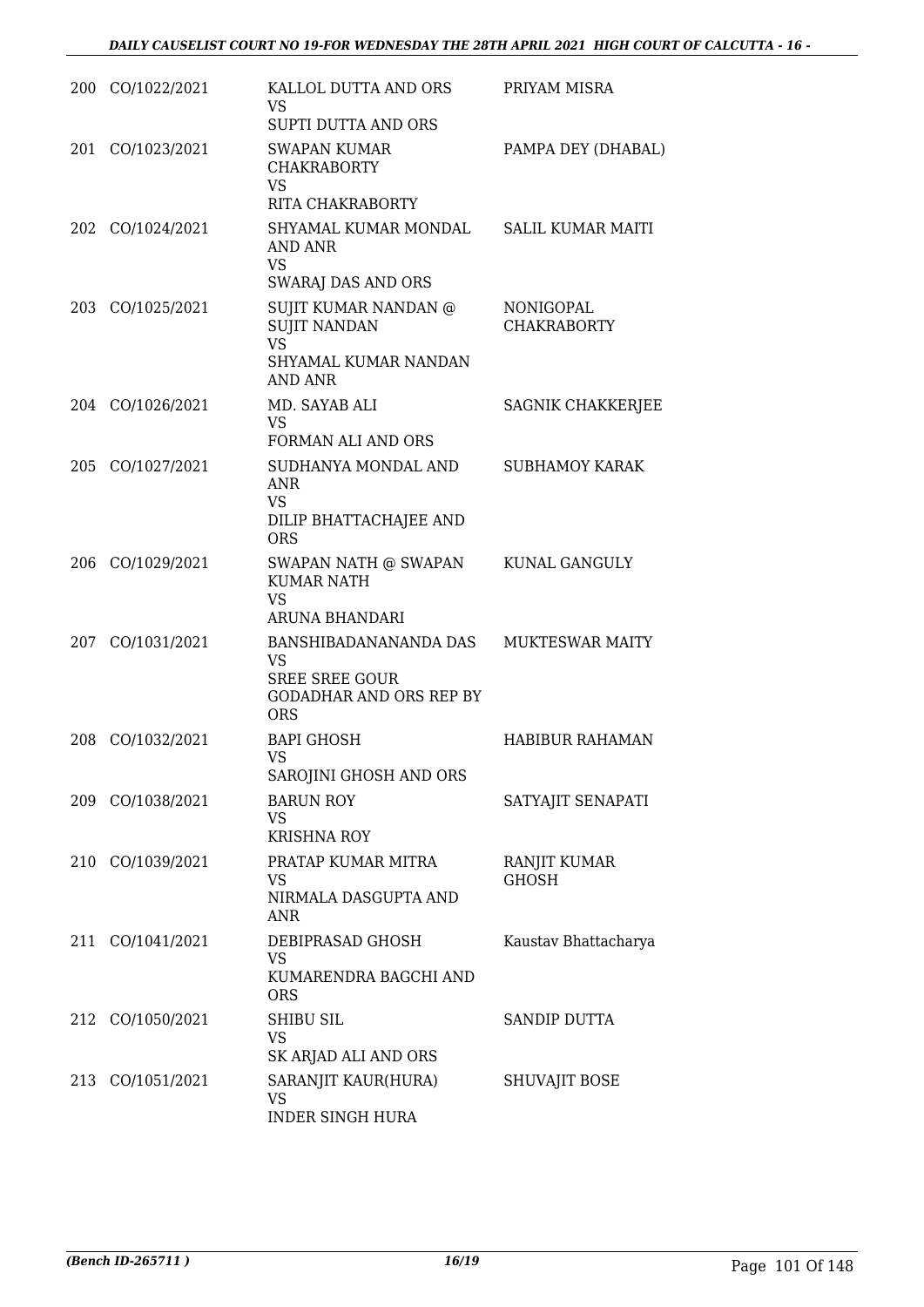| | | | |
|---|---|---|---|
| 200 | CO/1022/2021 | KALLOL DUTTA AND ORS<br>VS<br>SUPTI DUTTA AND ORS | PRIYAM MISRA |
| 201 | CO/1023/2021 | SWAPAN KUMAR CHAKRABORTY<br>VS<br>RITA CHAKRABORTY | PAMPA DEY (DHABAL) |
| 202 | CO/1024/2021 | SHYAMAL KUMAR MONDAL AND ANR<br>VS<br>SWARAJ DAS AND ORS | SALIL KUMAR MAITI |
| 203 | CO/1025/2021 | SUJIT KUMAR NANDAN @ SUJIT NANDAN<br>VS<br>SHYAMAL KUMAR NANDAN AND ANR | NONIGOPAL CHAKRABORTY |
| 204 | CO/1026/2021 | MD. SAYAB ALI<br>VS<br>FORMAN ALI AND ORS | SAGNIK CHAKKERJEE |
| 205 | CO/1027/2021 | SUDHANYA MONDAL AND ANR<br>VS<br>DILIP BHATTACHAJEE AND ORS | SUBHAMOY KARAK |
| 206 | CO/1029/2021 | SWAPAN NATH @ SWAPAN KUMAR NATH<br>VS<br>ARUNA BHANDARI | KUNAL GANGULY |
| 207 | CO/1031/2021 | BANSHIBADANANANDA DAS<br>VS<br>SREE SREE GOUR GODADHAR AND ORS REP BY ORS | MUKTESWAR MAITY |
| 208 | CO/1032/2021 | BAPI GHOSH<br>VS<br>SAROJINI GHOSH AND ORS | HABIBUR RAHAMAN |
| 209 | CO/1038/2021 | BARUN ROY<br>VS<br>KRISHNA ROY | SATYAJIT SENAPATI |
| 210 | CO/1039/2021 | PRATAP KUMAR MITRA<br>VS<br>NIRMALA DASGUPTA AND ANR | RANJIT KUMAR GHOSH |
| 211 | CO/1041/2021 | DEBIPRASAD GHOSH<br>VS<br>KUMARENDRA BAGCHI AND ORS | Kaustav Bhattacharya |
| 212 | CO/1050/2021 | SHIBU SIL<br>VS<br>SK ARJAD ALI AND ORS | SANDIP DUTTA |
| 213 | CO/1051/2021 | SARANJIT KAUR(HURA)<br>VS<br>INDER SINGH HURA | SHUVAJIT BOSE |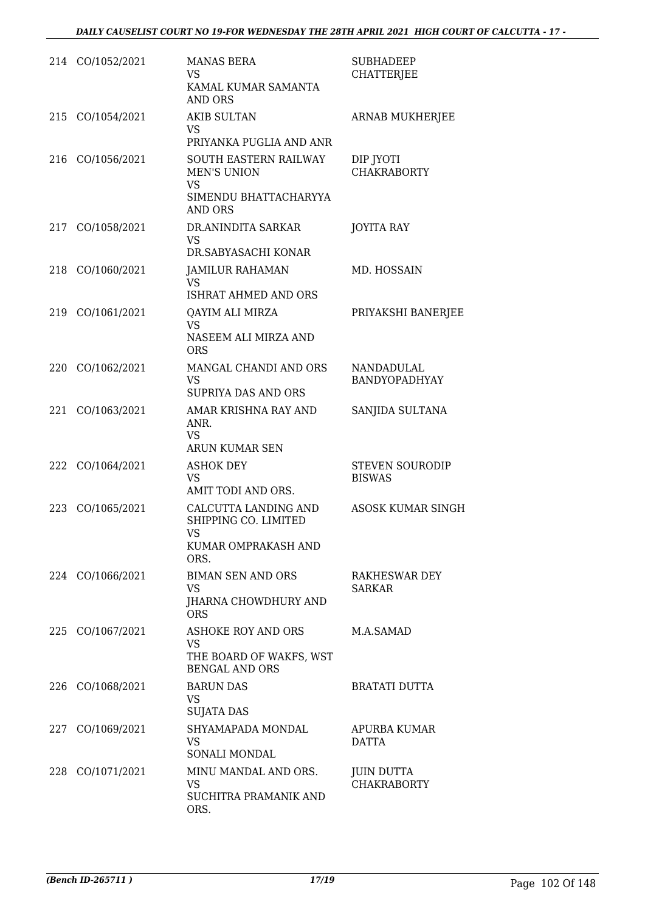| | | | |
|---|---|---|---|
| 214 | CO/1052/2021 | MANAS BERA<br>VS<br>KAMAL KUMAR SAMANTA AND ORS | SUBHADEEP CHATTERJEE |
| 215 | CO/1054/2021 | AKIB SULTAN<br>VS<br>PRIYANKA PUGLIA AND ANR | ARNAB MUKHERJEE |
| 216 | CO/1056/2021 | SOUTH EASTERN RAILWAY MEN'S UNION<br>VS<br>SIMENDU BHATTACHARYYA AND ORS | DIP JYOTI CHAKRABORTY |
| 217 | CO/1058/2021 | DR.ANINDITA SARKAR<br>VS<br>DR.SABYASACHI KONAR | JOYITA RAY |
| 218 | CO/1060/2021 | JAMILUR RAHAMAN<br>VS<br>ISHRAT AHMED AND ORS | MD. HOSSAIN |
| 219 | CO/1061/2021 | QAYIM ALI MIRZA<br>VS<br>NASEEM ALI MIRZA AND ORS | PRIYAKSHI BANERJEE |
| 220 | CO/1062/2021 | MANGAL CHANDI AND ORS<br>VS<br>SUPRIYA DAS AND ORS | NANDADULAL BANDYOPADHYAY |
| 221 | CO/1063/2021 | AMAR KRISHNA RAY AND ANR.<br>VS<br>ARUN KUMAR SEN | SANJIDA SULTANA |
| 222 | CO/1064/2021 | ASHOK DEY<br>VS<br>AMIT TODI AND ORS. | STEVEN SOURODIP BISWAS |
| 223 | CO/1065/2021 | CALCUTTA LANDING AND SHIPPING CO. LIMITED<br>VS<br>KUMAR OMPRAKASH AND ORS. | ASOSK KUMAR SINGH |
| 224 | CO/1066/2021 | BIMAN SEN AND ORS<br>VS<br>JHARNA CHOWDHURY AND ORS | RAKHESWAR DEY SARKAR |
| 225 | CO/1067/2021 | ASHOKE ROY AND ORS<br>VS<br>THE BOARD OF WAKFS, WST BENGAL AND ORS | M.A.SAMAD |
| 226 | CO/1068/2021 | BARUN DAS<br>VS<br>SUJATA DAS | BRATATI DUTTA |
| 227 | CO/1069/2021 | SHYAMAPADA MONDAL<br>VS<br>SONALI MONDAL | APURBA KUMAR DATTA |
| 228 | CO/1071/2021 | MINU MANDAL AND ORS.<br>VS<br>SUCHITRA PRAMANIK AND ORS. | JUIN DUTTA CHAKRABORTY |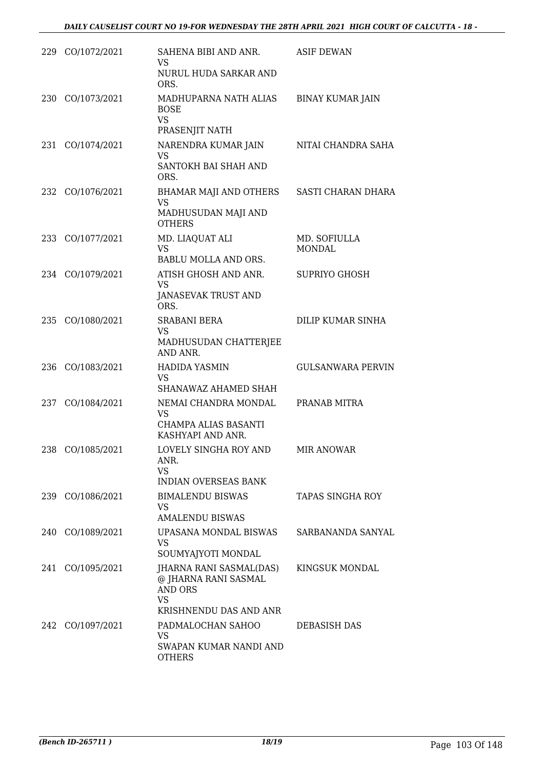| | | | |
|---|---|---|---|
| 229 | CO/1072/2021 | SAHENA BIBI AND ANR.<br>VS<br>NURUL HUDA SARKAR AND ORS. | ASIF DEWAN |
| 230 | CO/1073/2021 | MADHUPARNA NATH ALIAS BOSE<br>VS<br>PRASENJIT NATH | BINAY KUMAR JAIN |
| 231 | CO/1074/2021 | NARENDRA KUMAR JAIN<br>VS<br>SANTOKH BAI SHAH AND ORS. | NITAI CHANDRA SAHA |
| 232 | CO/1076/2021 | BHAMAR MAJI AND OTHERS<br>VS<br>MADHUSUDAN MAJI AND OTHERS | SASTI CHARAN DHARA |
| 233 | CO/1077/2021 | MD. LIAQUAT ALI<br>VS<br>BABLU MOLLA AND ORS. | MD. SOFIULLA MONDAL |
| 234 | CO/1079/2021 | ATISH GHOSH AND ANR.<br>VS<br>JANASEVAK TRUST AND ORS. | SUPRIYO GHOSH |
| 235 | CO/1080/2021 | SRABANI BERA<br>VS<br>MADHUSUDAN CHATTERJEE AND ANR. | DILIP KUMAR SINHA |
| 236 | CO/1083/2021 | HADIDA YASMIN<br>VS<br>SHANAWAZ AHAMED SHAH | GULSANWARA PERVIN |
| 237 | CO/1084/2021 | NEMAI CHANDRA MONDAL<br>VS<br>CHAMPA ALIAS BASANTI KASHYAPI AND ANR. | PRANAB MITRA |
| 238 | CO/1085/2021 | LOVELY SINGHA ROY AND ANR.<br>VS<br>INDIAN OVERSEAS BANK | MIR ANOWAR |
| 239 | CO/1086/2021 | BIMALENDU BISWAS<br>VS<br>AMALENDU BISWAS | TAPAS SINGHA ROY |
| 240 | CO/1089/2021 | UPASANA MONDAL BISWAS<br>VS<br>SOUMYAJYOTI MONDAL | SARBANANDA SANYAL |
| 241 | CO/1095/2021 | JHARNA RANI SASMAL(DAS) @ JHARNA RANI SASMAL AND ORS<br>VS<br>KRISHNENDU DAS AND ANR | KINGSUK MONDAL |
| 242 | CO/1097/2021 | PADMALOCHAN SAHOO<br>VS<br>SWAPAN KUMAR NANDI AND OTHERS | DEBASISH DAS |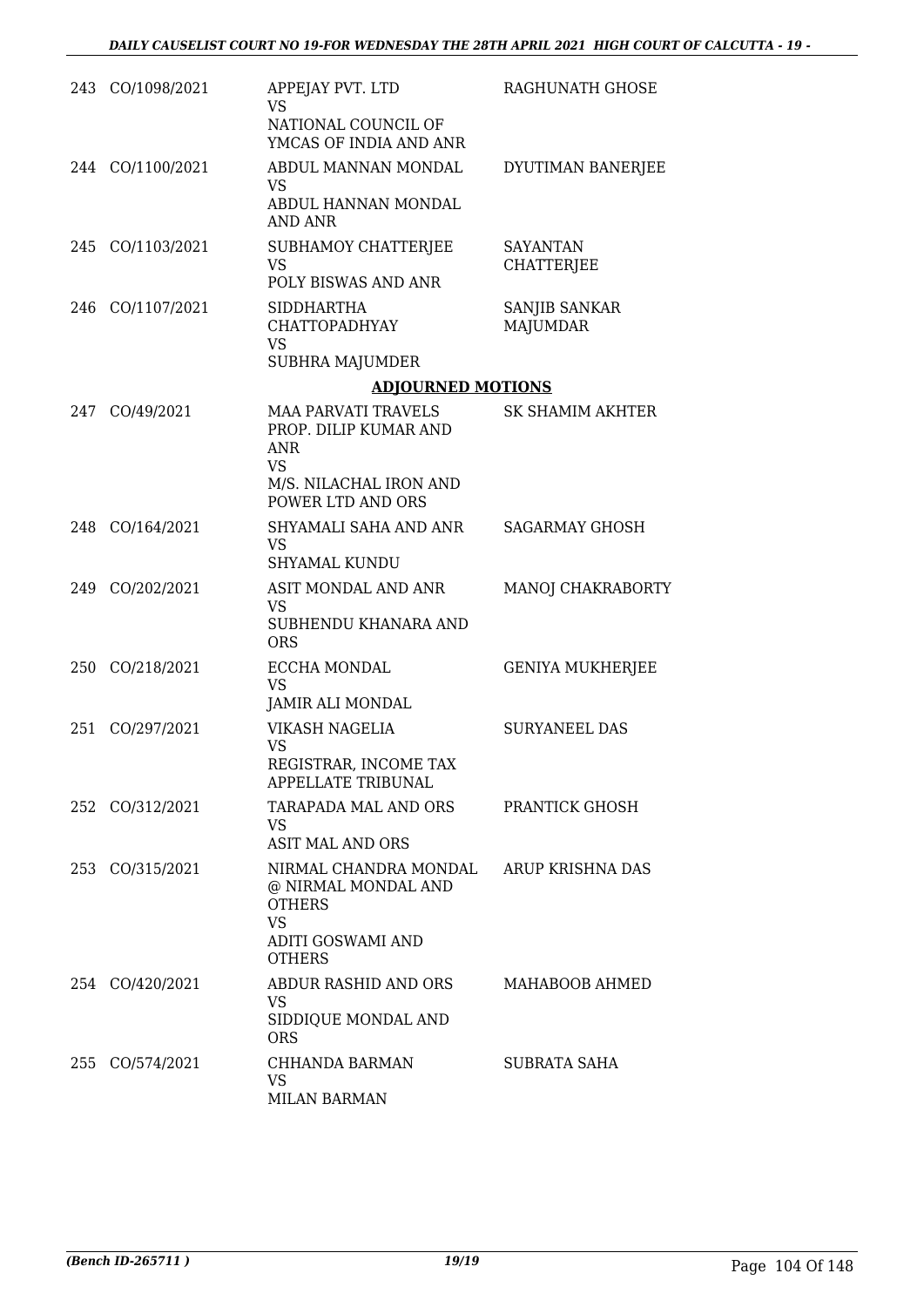| | | | |
|---|---|---|---|
| 243 | CO/1098/2021 | APPEJAY PVT. LTD<br>VS<br>NATIONAL COUNCIL OF YMCAS OF INDIA AND ANR | RAGHUNATH GHOSE |
| 244 | CO/1100/2021 | ABDUL MANNAN MONDAL<br>VS<br>ABDUL HANNAN MONDAL AND ANR | DYUTIMAN BANERJEE |
| 245 | CO/1103/2021 | SUBHAMOY CHATTERJEE<br>VS<br>POLY BISWAS AND ANR | SAYANTAN CHATTERJEE |
| 246 | CO/1107/2021 | SIDDHARTHA CHATTOPADHYAY<br>VS<br>SUBHRA MAJUMDER | SANJIB SANKAR MAJUMDAR |

## ADJOURNED MOTIONS

| | | | |
|---|---|---|---|
| 247 | CO/49/2021 | MAA PARVATI TRAVELS PROP. DILIP KUMAR AND ANR<br>VS<br>M/S. NILACHAL IRON AND POWER LTD AND ORS | SK SHAMIM AKHTER |
| 248 | CO/164/2021 | SHYAMALI SAHA AND ANR<br>VS<br>SHYAMAL KUNDU | SAGARMAY GHOSH |
| 249 | CO/202/2021 | ASIT MONDAL AND ANR<br>VS<br>SUBHENDU KHANARA AND ORS | MANOJ CHAKRABORTY |
| 250 | CO/218/2021 | ECCHA MONDAL<br>VS<br>JAMIR ALI MONDAL | GENIYA MUKHERJEE |
| 251 | CO/297/2021 | VIKASH NAGELIA<br>VS<br>REGISTRAR, INCOME TAX APPELLATE TRIBUNAL | SURYANEEL DAS |
| 252 | CO/312/2021 | TARAPADA MAL AND ORS<br>VS<br>ASIT MAL AND ORS | PRANTICK GHOSH |
| 253 | CO/315/2021 | NIRMAL CHANDRA MONDAL @ NIRMAL MONDAL AND OTHERS<br>VS<br>ADITI GOSWAMI AND OTHERS | ARUP KRISHNA DAS |
| 254 | CO/420/2021 | ABDUR RASHID AND ORS<br>VS<br>SIDDIQUE MONDAL AND ORS | MAHABOOB AHMED |
| 255 | CO/574/2021 | CHHANDA BARMAN<br>VS<br>MILAN BARMAN | SUBRATA SAHA |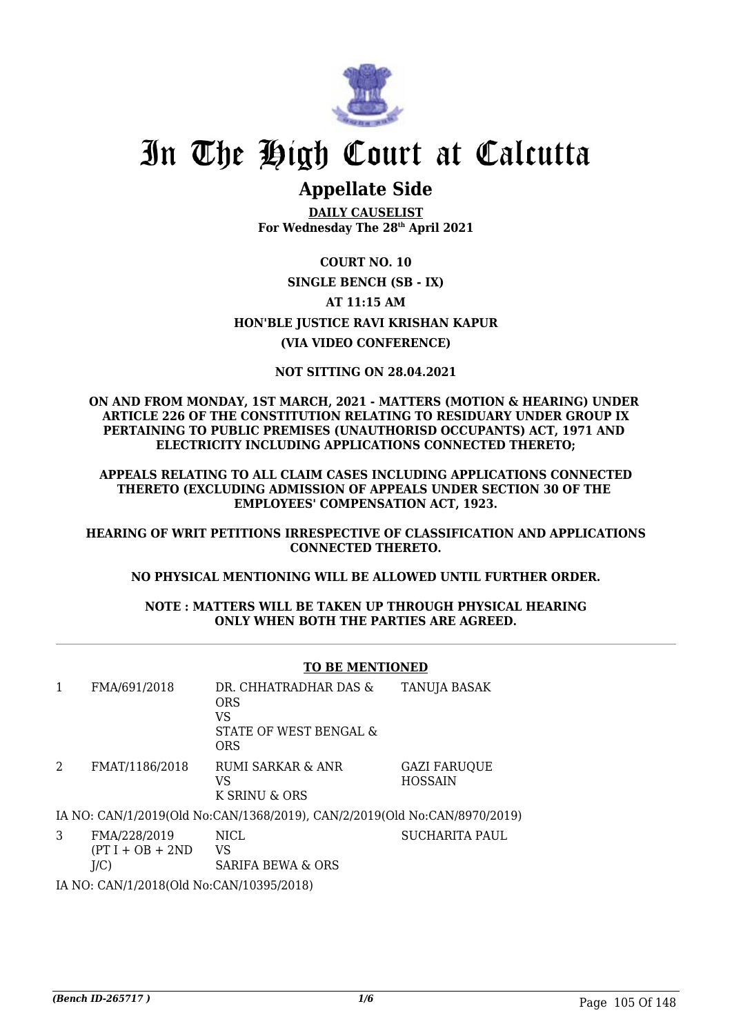# In The High Court at Calcutta

## Appellate Side

**DAILY CAUSELIST**
**For Wednesday The 28th April 2021**

**COURT NO. 10**
**SINGLE BENCH (SB - IX)**
**AT 11:15 AM**
**HON'BLE JUSTICE RAVI KRISHAN KAPUR**
**(VIA VIDEO CONFERENCE)**

**NOT SITTING ON 28.04.2021**

**ON AND FROM MONDAY, 1ST MARCH, 2021 - MATTERS (MOTION & HEARING) UNDER ARTICLE 226 OF THE CONSTITUTION RELATING TO RESIDUARY UNDER GROUP IX PERTAINING TO PUBLIC PREMISES (UNAUTHORISD OCCUPANTS) ACT, 1971 AND ELECTRICITY INCLUDING APPLICATIONS CONNECTED THERETO;**

**APPEALS RELATING TO ALL CLAIM CASES INCLUDING APPLICATIONS CONNECTED THERETO (EXCLUDING ADMISSION OF APPEALS UNDER SECTION 30 OF THE EMPLOYEES' COMPENSATION ACT, 1923.**

**HEARING OF WRIT PETITIONS IRRESPECTIVE OF CLASSIFICATION AND APPLICATIONS CONNECTED THERETO.**

**NO PHYSICAL MENTIONING WILL BE ALLOWED UNTIL FURTHER ORDER.**

**NOTE : MATTERS WILL BE TAKEN UP THROUGH PHYSICAL HEARING ONLY WHEN BOTH THE PARTIES ARE AGREED.**

**TO BE MENTIONED**

| | | | |
|---|---|---|---|
| 1 | FMA/691/2018 | DR. CHHATRADHAR DAS & ORS<br>VS<br>STATE OF WEST BENGAL & ORS | TANUJA BASAK |
| 2 | FMAT/1186/2018 | RUMI SARKAR & ANR<br>VS<br>K SRINU & ORS | GAZI FARUQUE HOSSAIN |

IA NO: CAN/1/2019(Old No:CAN/1368/2019), CAN/2/2019(Old No:CAN/8970/2019)

| | | | |
|---|---|---|---|
| 3 | FMA/228/2019<br>(PT I + OB + 2ND J/C) | NICL<br>VS<br>SARIFA BEWA & ORS | SUCHARITA PAUL |

IA NO: CAN/1/2018(Old No:CAN/10395/2018)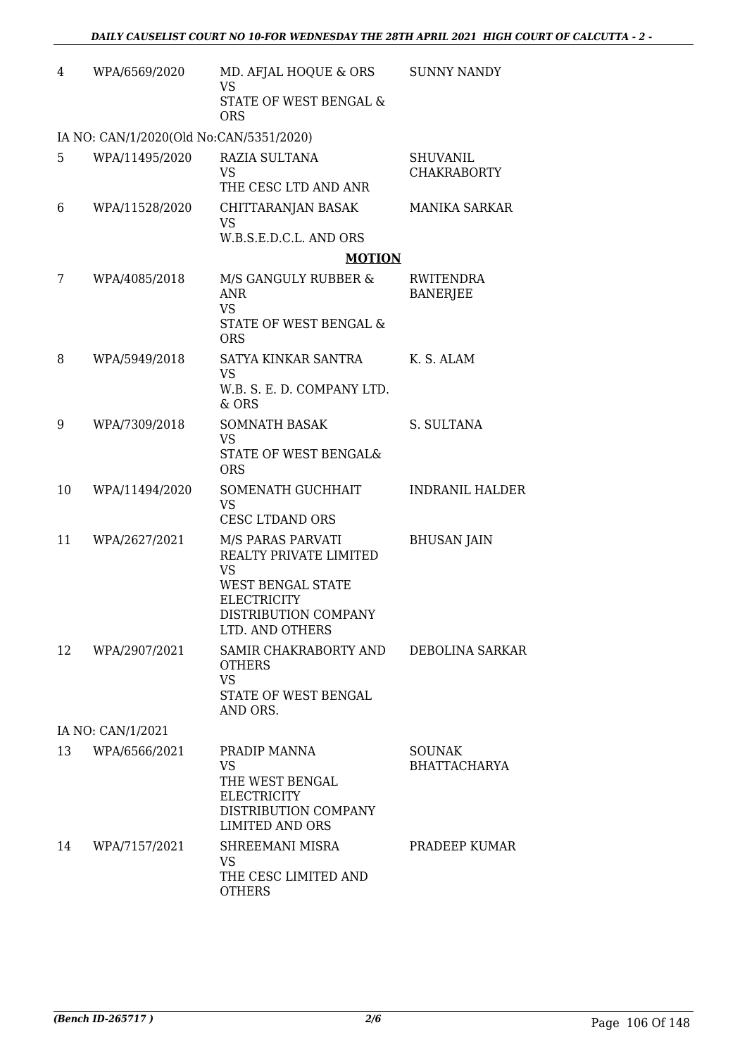| | | | |
|---|---|---|---|
| 4 | WPA/6569/2020 | MD. AFJAL HOQUE & ORS<br>VS<br>STATE OF WEST BENGAL & ORS | SUNNY NANDY |
| IA NO: CAN/1/2020(Old No:CAN/5351/2020) | | | |
| 5 | WPA/11495/2020 | RAZIA SULTANA<br>VS<br>THE CESC LTD AND ANR | SHUVANIL CHAKRABORTY |
| 6 | WPA/11528/2020 | CHITTARANJAN BASAK<br>VS<br>W.B.S.E.D.C.L. AND ORS | MANIKA SARKAR |

## MOTION

| | | | |
|---|---|---|---|
| 7 | WPA/4085/2018 | M/S GANGULY RUBBER & ANR<br>VS<br>STATE OF WEST BENGAL & ORS | RWITENDRA BANERJEE |
| 8 | WPA/5949/2018 | SATYA KINKAR SANTRA<br>VS<br>W.B. S. E. D. COMPANY LTD. & ORS | K. S. ALAM |
| 9 | WPA/7309/2018 | SOMNATH BASAK<br>VS<br>STATE OF WEST BENGAL& ORS | S. SULTANA |
| 10 | WPA/11494/2020 | SOMENATH GUCHHAIT<br>VS<br>CESC LTDAND ORS | INDRANIL HALDER |
| 11 | WPA/2627/2021 | M/S PARAS PARVATI REALTY PRIVATE LIMITED<br>VS<br>WEST BENGAL STATE ELECTRICITY DISTRIBUTION COMPANY LTD. AND OTHERS | BHUSAN JAIN |
| 12 | WPA/2907/2021 | SAMIR CHAKRABORTY AND OTHERS<br>VS<br>STATE OF WEST BENGAL AND ORS. | DEBOLINA SARKAR |
| IA NO: CAN/1/2021 | | | |
| 13 | WPA/6566/2021 | PRADIP MANNA<br>VS<br>THE WEST BENGAL ELECTRICITY DISTRIBUTION COMPANY LIMITED AND ORS | SOUNAK BHATTACHARYA |
| 14 | WPA/7157/2021 | SHREEMANI MISRA<br>VS<br>THE CESC LIMITED AND OTHERS | PRADEEP KUMAR |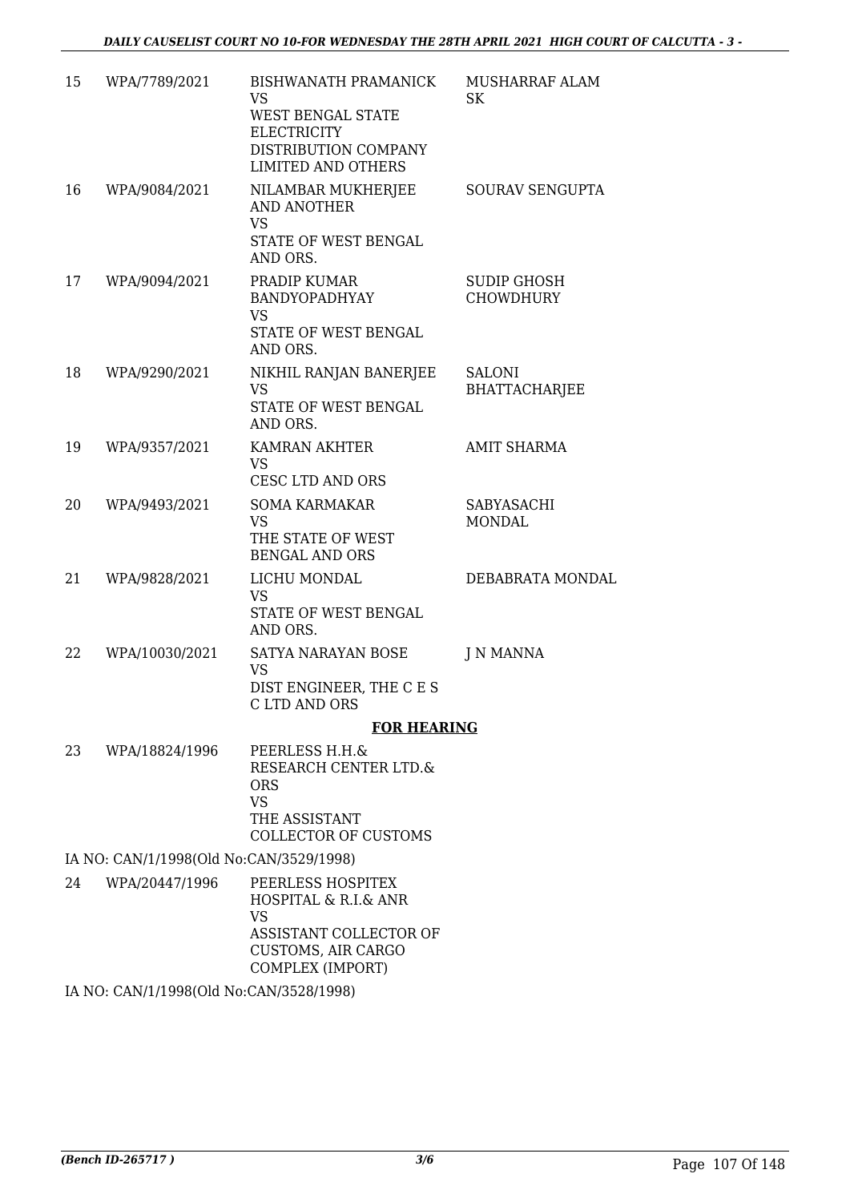| | | | |
|---|---|---|---|
| 15 | WPA/7789/2021 | BISHWANATH PRAMANICK VS WEST BENGAL STATE ELECTRICITY DISTRIBUTION COMPANY LIMITED AND OTHERS | MUSHARRAF ALAM SK |
| 16 | WPA/9084/2021 | NILAMBAR MUKHERJEE AND ANOTHER VS STATE OF WEST BENGAL AND ORS. | SOURAV SENGUPTA |
| 17 | WPA/9094/2021 | PRADIP KUMAR BANDYOPADHYAY VS STATE OF WEST BENGAL AND ORS. | SUDIP GHOSH CHOWDHURY |
| 18 | WPA/9290/2021 | NIKHIL RANJAN BANERJEE VS STATE OF WEST BENGAL AND ORS. | SALONI BHATTACHARJEE |
| 19 | WPA/9357/2021 | KAMRAN AKHTER VS CESC LTD AND ORS | AMIT SHARMA |
| 20 | WPA/9493/2021 | SOMA KARMAKAR VS THE STATE OF WEST BENGAL AND ORS | SABYASACHI MONDAL |
| 21 | WPA/9828/2021 | LICHU MONDAL VS STATE OF WEST BENGAL AND ORS. | DEBABRATA MONDAL |
| 22 | WPA/10030/2021 | SATYA NARAYAN BOSE VS DIST ENGINEER, THE C E S C LTD AND ORS | J N MANNA |

**FOR HEARING**

| | | | |
|---|---|---|---|
| 23 | WPA/18824/1996 | PEERLESS H.H.& RESEARCH CENTER LTD.& ORS VS THE ASSISTANT COLLECTOR OF CUSTOMS | |

IA NO: CAN/1/1998(Old No:CAN/3529/1998)

| | | | |
|---|---|---|---|
| 24 | WPA/20447/1996 | PEERLESS HOSPITEX HOSPITAL & R.I.& ANR VS ASSISTANT COLLECTOR OF CUSTOMS, AIR CARGO COMPLEX (IMPORT) | |

IA NO: CAN/1/1998(Old No:CAN/3528/1998)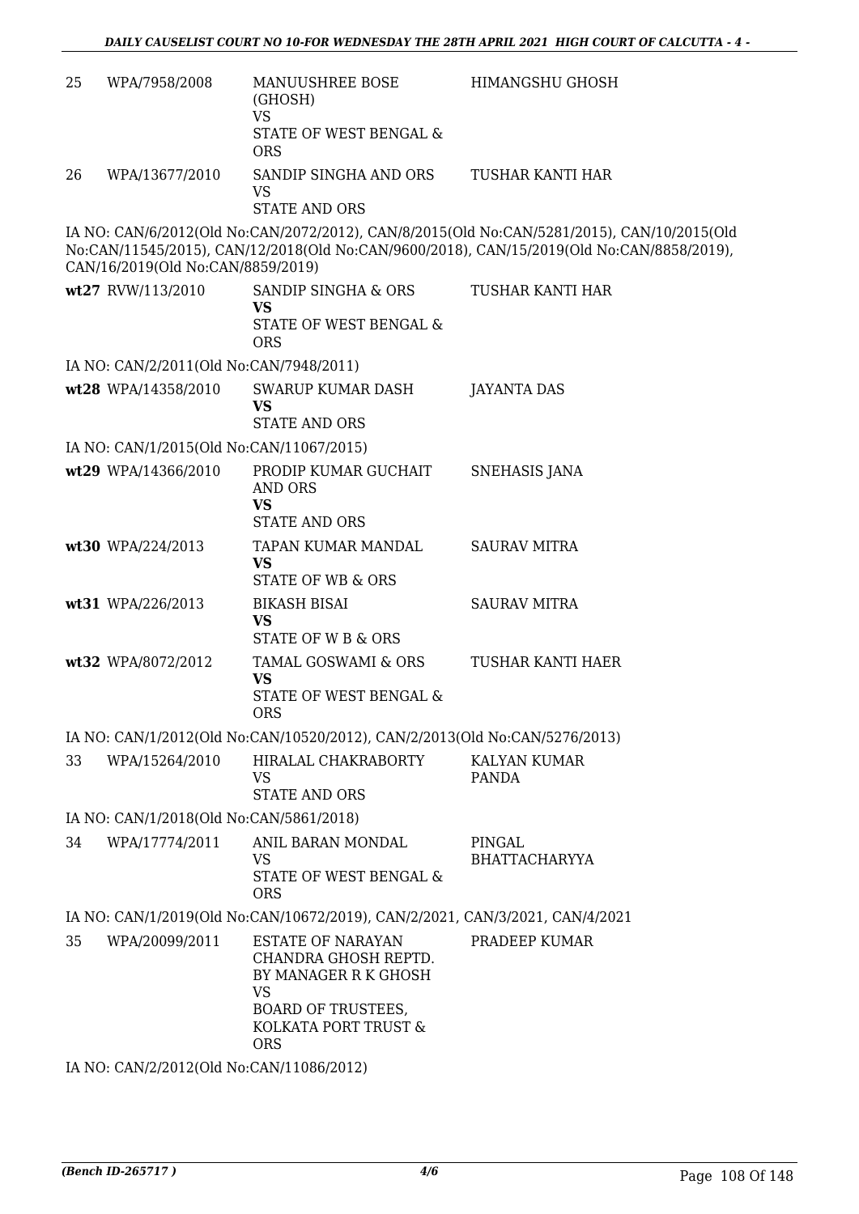| | | | |
|---|---|---|---|
| 25 | WPA/7958/2008 | MANUUSHREE BOSE (GHOSH)<br>VS<br>STATE OF WEST BENGAL & ORS | HIMANGSHU GHOSH |
| 26 | WPA/13677/2010 | SANDIP SINGHA AND ORS<br>VS<br>STATE AND ORS | TUSHAR KANTI HAR |

IA NO: CAN/6/2012(Old No:CAN/2072/2012), CAN/8/2015(Old No:CAN/5281/2015), CAN/10/2015(Old No:CAN/11545/2015), CAN/12/2018(Old No:CAN/9600/2018), CAN/15/2019(Old No:CAN/8858/2019), CAN/16/2019(Old No:CAN/8859/2019)

| | | | |
|---|---|---|---|
| **wt27** | RVW/113/2010 | SANDIP SINGHA & ORS<br>**VS**<br>STATE OF WEST BENGAL & ORS | TUSHAR KANTI HAR |

IA NO: CAN/2/2011(Old No:CAN/7948/2011)

| | | | |
|---|---|---|---|
| **wt28** | WPA/14358/2010 | SWARUP KUMAR DASH<br>**VS**<br>STATE AND ORS | JAYANTA DAS |

IA NO: CAN/1/2015(Old No:CAN/11067/2015)

| | | | |
|---|---|---|---|
| **wt29** | WPA/14366/2010 | PRODIP KUMAR GUCHAIT AND ORS<br>**VS**<br>STATE AND ORS | SNEHASIS JANA |
| **wt30** | WPA/224/2013 | TAPAN KUMAR MANDAL<br>**VS**<br>STATE OF WB & ORS | SAURAV MITRA |
| **wt31** | WPA/226/2013 | BIKASH BISAI<br>**VS**<br>STATE OF W B & ORS | SAURAV MITRA |
| **wt32** | WPA/8072/2012 | TAMAL GOSWAMI & ORS<br>**VS**<br>STATE OF WEST BENGAL & ORS | TUSHAR KANTI HAER |

IA NO: CAN/1/2012(Old No:CAN/10520/2012), CAN/2/2013(Old No:CAN/5276/2013)

| | | | |
|---|---|---|---|
| 33 | WPA/15264/2010 | HIRALAL CHAKRABORTY<br>VS<br>STATE AND ORS | KALYAN KUMAR PANDA |

IA NO: CAN/1/2018(Old No:CAN/5861/2018)

| | | | |
|---|---|---|---|
| 34 | WPA/17774/2011 | ANIL BARAN MONDAL<br>VS<br>STATE OF WEST BENGAL & ORS | PINGAL BHATTACHARYYA |

IA NO: CAN/1/2019(Old No:CAN/10672/2019), CAN/2/2021, CAN/3/2021, CAN/4/2021

| | | | |
|---|---|---|---|
| 35 | WPA/20099/2011 | ESTATE OF NARAYAN CHANDRA GHOSH REPTD. BY MANAGER R K GHOSH<br>VS<br>BOARD OF TRUSTEES, KOLKATA PORT TRUST & ORS | PRADEEP KUMAR |

IA NO: CAN/2/2012(Old No:CAN/11086/2012)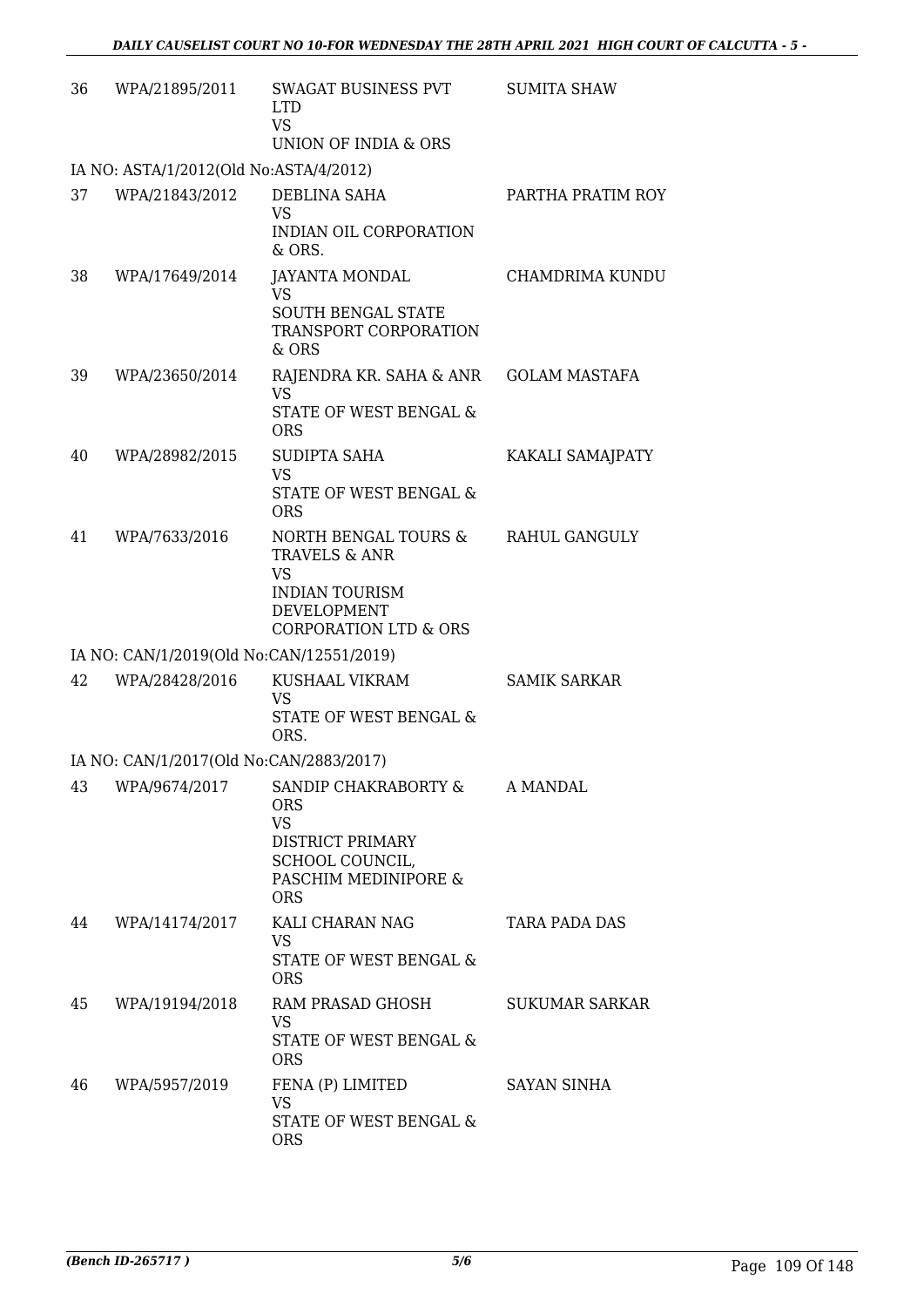| | | | |
|---|---|---|---|
| 36 | WPA/21895/2011 | SWAGAT BUSINESS PVT LTD<br>VS<br>UNION OF INDIA & ORS | SUMITA SHAW |
| IA NO: ASTA/1/2012(Old No:ASTA/4/2012) | | | |
| 37 | WPA/21843/2012 | DEBLINA SAHA<br>VS<br>INDIAN OIL CORPORATION & ORS. | PARTHA PRATIM ROY |
| 38 | WPA/17649/2014 | JAYANTA MONDAL<br>VS<br>SOUTH BENGAL STATE TRANSPORT CORPORATION & ORS | CHAMDRIMA KUNDU |
| 39 | WPA/23650/2014 | RAJENDRA KR. SAHA & ANR<br>VS<br>STATE OF WEST BENGAL & ORS | GOLAM MASTAFA |
| 40 | WPA/28982/2015 | SUDIPTA SAHA<br>VS<br>STATE OF WEST BENGAL & ORS | KAKALI SAMAJPATY |
| 41 | WPA/7633/2016 | NORTH BENGAL TOURS & TRAVELS & ANR<br>VS<br>INDIAN TOURISM DEVELOPMENT CORPORATION LTD & ORS | RAHUL GANGULY |
| IA NO: CAN/1/2019(Old No:CAN/12551/2019) | | | |
| 42 | WPA/28428/2016 | KUSHAAL VIKRAM<br>VS<br>STATE OF WEST BENGAL & ORS. | SAMIK SARKAR |
| IA NO: CAN/1/2017(Old No:CAN/2883/2017) | | | |
| 43 | WPA/9674/2017 | SANDIP CHAKRABORTY & ORS<br>VS<br>DISTRICT PRIMARY SCHOOL COUNCIL, PASCHIM MEDINIPORE & ORS | A MANDAL |
| 44 | WPA/14174/2017 | KALI CHARAN NAG<br>VS<br>STATE OF WEST BENGAL & ORS | TARA PADA DAS |
| 45 | WPA/19194/2018 | RAM PRASAD GHOSH<br>VS<br>STATE OF WEST BENGAL & ORS | SUKUMAR SARKAR |
| 46 | WPA/5957/2019 | FENA (P) LIMITED<br>VS<br>STATE OF WEST BENGAL & ORS | SAYAN SINHA |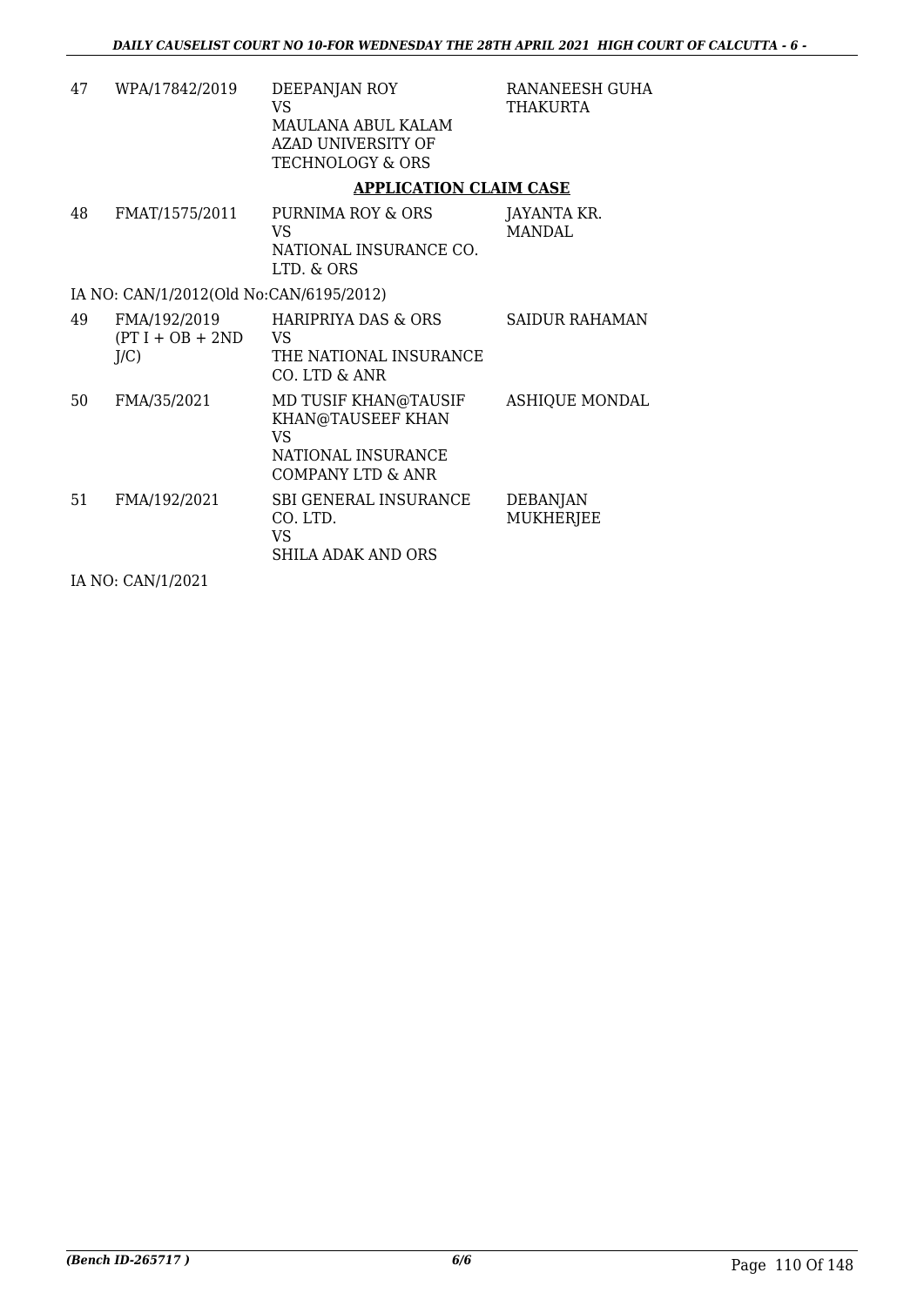| | | | |
|---|---|---|---|
| 47 | WPA/17842/2019 | DEEPANJAN ROY<br>VS<br>MAULANA ABUL KALAM AZAD UNIVERSITY OF TECHNOLOGY & ORS | RANANEESH GUHA THAKURTA |

**APPLICATION CLAIM CASE**

| | | | |
|---|---|---|---|
| 48 | FMAT/1575/2011 | PURNIMA ROY & ORS<br>VS<br>NATIONAL INSURANCE CO. LTD. & ORS | JAYANTA KR. MANDAL |

IA NO: CAN/1/2012(Old No:CAN/6195/2012)

| | | | |
|---|---|---|---|
| 49 | FMA/192/2019 (PT I + OB + 2ND J/C) | HARIPRIYA DAS & ORS<br>VS<br>THE NATIONAL INSURANCE CO. LTD & ANR | SAIDUR RAHAMAN |
| 50 | FMA/35/2021 | MD TUSIF KHAN@TAUSIF KHAN@TAUSEEF KHAN<br>VS<br>NATIONAL INSURANCE COMPANY LTD & ANR | ASHIQUE MONDAL |
| 51 | FMA/192/2021 | SBI GENERAL INSURANCE CO. LTD.<br>VS<br>SHILA ADAK AND ORS | DEBANJAN MUKHERJEE |

IA NO: CAN/1/2021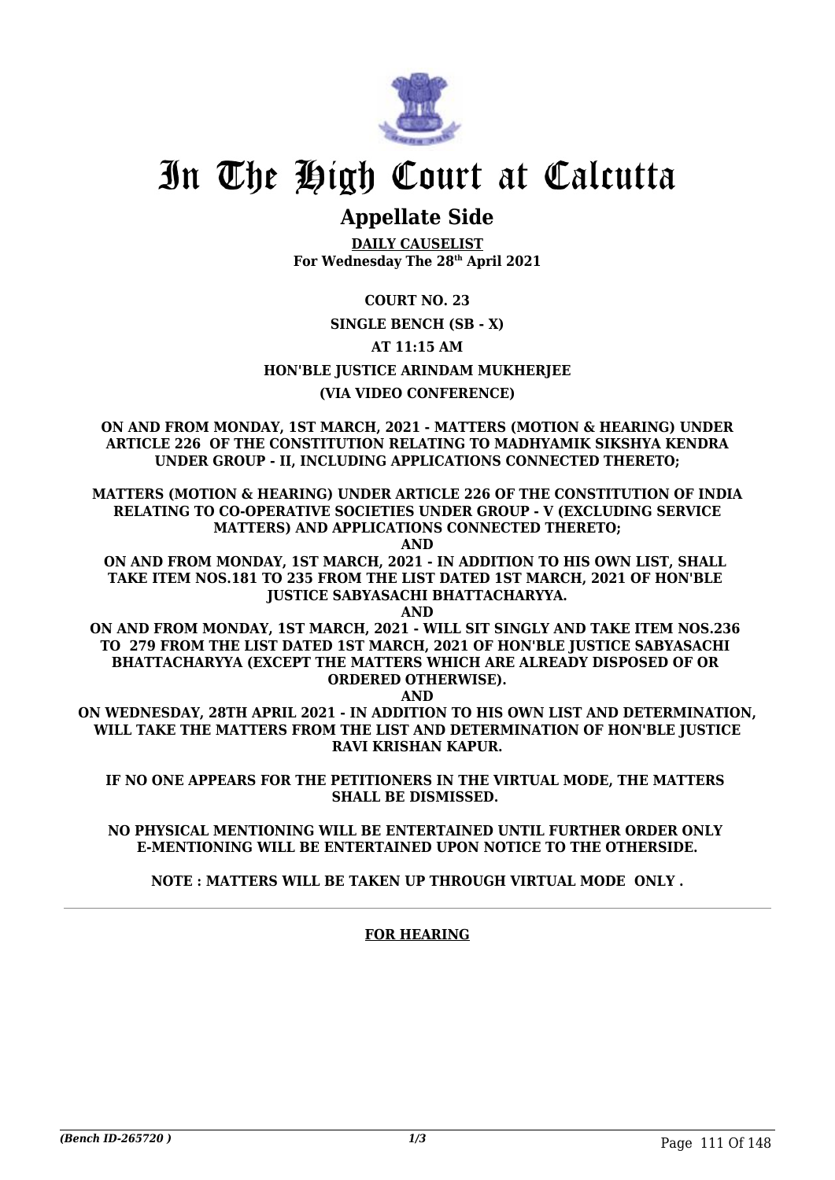# In The High Court at Calcutta

## Appellate Side

**DAILY CAUSELIST**
**For Wednesday The 28th April 2021**

**COURT NO. 23**

**SINGLE BENCH (SB - X)**

**AT 11:15 AM**

**HON'BLE JUSTICE ARINDAM MUKHERJEE**

**(VIA VIDEO CONFERENCE)**

**ON AND FROM MONDAY, 1ST MARCH, 2021 - MATTERS (MOTION & HEARING) UNDER ARTICLE 226 OF THE CONSTITUTION RELATING TO MADHYAMIK SIKSHYA KENDRA UNDER GROUP - II, INCLUDING APPLICATIONS CONNECTED THERETO;**

**MATTERS (MOTION & HEARING) UNDER ARTICLE 226 OF THE CONSTITUTION OF INDIA RELATING TO CO-OPERATIVE SOCIETIES UNDER GROUP - V (EXCLUDING SERVICE MATTERS) AND APPLICATIONS CONNECTED THERETO;**
**AND**
**ON AND FROM MONDAY, 1ST MARCH, 2021 - IN ADDITION TO HIS OWN LIST, SHALL TAKE ITEM NOS.181 TO 235 FROM THE LIST DATED 1ST MARCH, 2021 OF HON'BLE JUSTICE SABYASACHI BHATTACHARYYA.**
**AND**
**ON AND FROM MONDAY, 1ST MARCH, 2021 - WILL SIT SINGLY AND TAKE ITEM NOS.236 TO 279 FROM THE LIST DATED 1ST MARCH, 2021 OF HON'BLE JUSTICE SABYASACHI BHATTACHARYYA (EXCEPT THE MATTERS WHICH ARE ALREADY DISPOSED OF OR ORDERED OTHERWISE).**
**AND**
**ON WEDNESDAY, 28TH APRIL 2021 - IN ADDITION TO HIS OWN LIST AND DETERMINATION, WILL TAKE THE MATTERS FROM THE LIST AND DETERMINATION OF HON'BLE JUSTICE RAVI KRISHAN KAPUR.**

**IF NO ONE APPEARS FOR THE PETITIONERS IN THE VIRTUAL MODE, THE MATTERS SHALL BE DISMISSED.**

**NO PHYSICAL MENTIONING WILL BE ENTERTAINED UNTIL FURTHER ORDER ONLY E-MENTIONING WILL BE ENTERTAINED UPON NOTICE TO THE OTHERSIDE.**

**NOTE : MATTERS WILL BE TAKEN UP THROUGH VIRTUAL MODE ONLY .**

---

**FOR HEARING**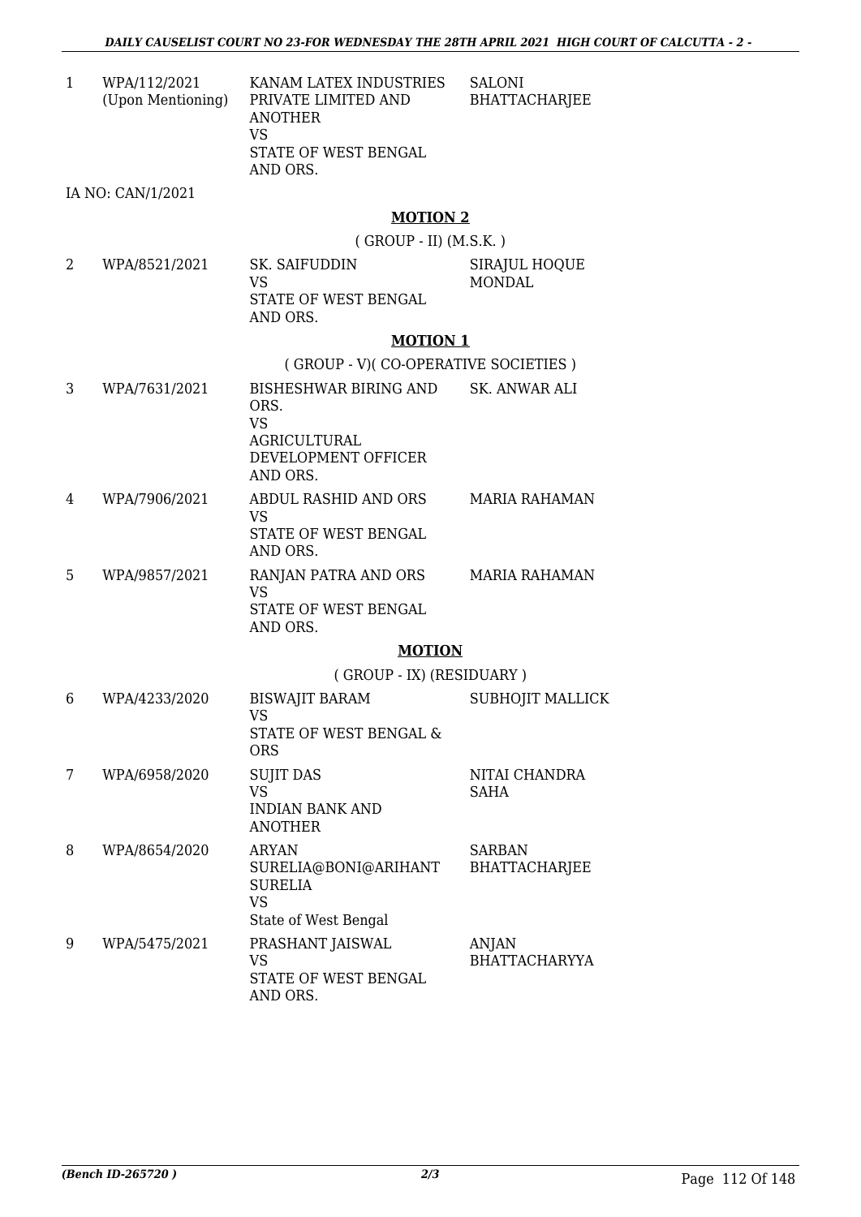| | | | |
|---|---|---|---|
| 1 | WPA/112/2021 (Upon Mentioning) | KANAM LATEX INDUSTRIES PRIVATE LIMITED AND ANOTHER VS STATE OF WEST BENGAL AND ORS. | SALONI BHATTACHARJEE |

IA NO: CAN/1/2021

## MOTION 2

( GROUP - II) (M.S.K. )

| | | | |
|---|---|---|---|
| 2 | WPA/8521/2021 | SK. SAIFUDDIN VS STATE OF WEST BENGAL AND ORS. | SIRAJUL HOQUE MONDAL |

## MOTION 1

( GROUP - V)( CO-OPERATIVE SOCIETIES )

| | | | |
|---|---|---|---|
| 3 | WPA/7631/2021 | BISHESHWAR BIRING AND ORS. VS AGRICULTURAL DEVELOPMENT OFFICER AND ORS. | SK. ANWAR ALI |
| 4 | WPA/7906/2021 | ABDUL RASHID AND ORS VS STATE OF WEST BENGAL AND ORS. | MARIA RAHAMAN |
| 5 | WPA/9857/2021 | RANJAN PATRA AND ORS VS STATE OF WEST BENGAL AND ORS. | MARIA RAHAMAN |

## MOTION

( GROUP - IX) (RESIDUARY )

| | | | |
|---|---|---|---|
| 6 | WPA/4233/2020 | BISWAJIT BARAM VS STATE OF WEST BENGAL & ORS | SUBHOJIT MALLICK |
| 7 | WPA/6958/2020 | SUJIT DAS VS INDIAN BANK AND ANOTHER | NITAI CHANDRA SAHA |
| 8 | WPA/8654/2020 | ARYAN SURELIA@BONI@ARIHANT SURELIA VS State of West Bengal | SARBAN BHATTACHARJEE |
| 9 | WPA/5475/2021 | PRASHANT JAISWAL VS STATE OF WEST BENGAL AND ORS. | ANJAN BHATTACHARYYA |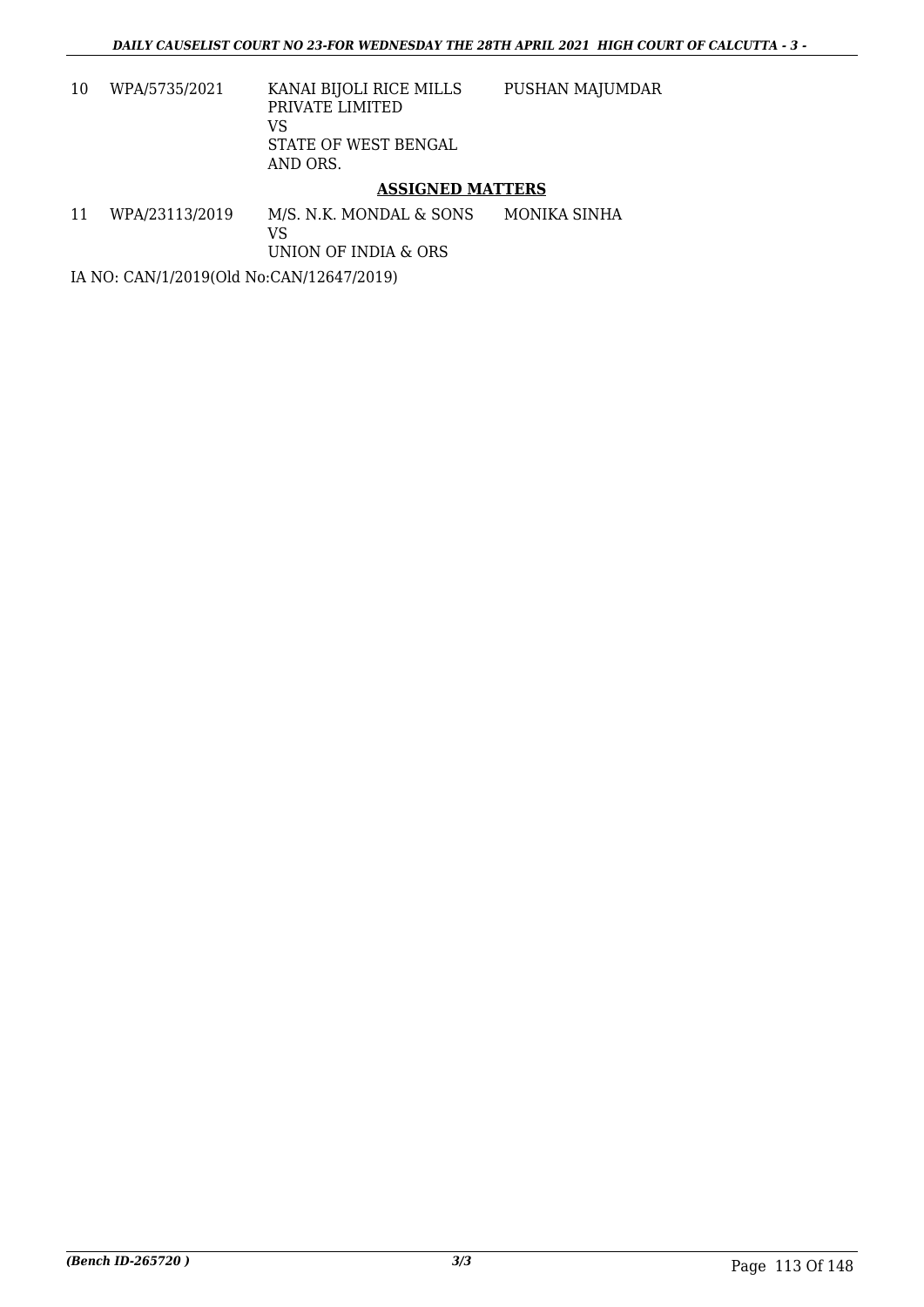| | | | |
|---|---|---|---|
| 10 | WPA/5735/2021 | KANAI BIJOLI RICE MILLS PRIVATE LIMITED<br>VS<br>STATE OF WEST BENGAL AND ORS. | PUSHAN MAJUMDAR |

**ASSIGNED MATTERS**

| | | | |
|---|---|---|---|
| 11 | WPA/23113/2019 | M/S. N.K. MONDAL & SONS<br>VS<br>UNION OF INDIA & ORS | MONIKA SINHA |

IA NO: CAN/1/2019(Old No:CAN/12647/2019)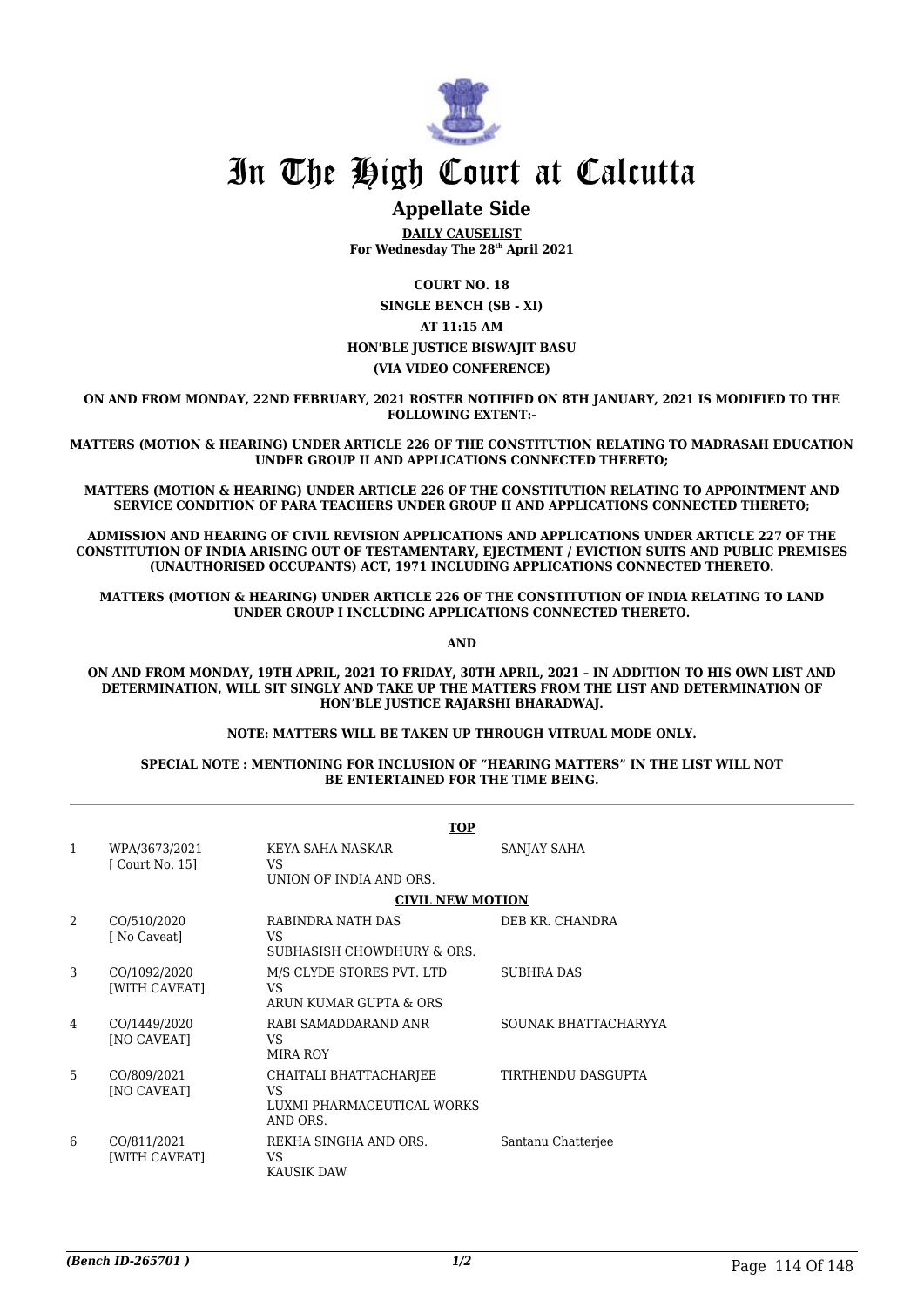# In The High Court at Calcutta

## Appellate Side

**DAILY CAUSELIST**
**For Wednesday The 28th April 2021**

**COURT NO. 18**

**SINGLE BENCH (SB - XI)**

**AT 11:15 AM**

**HON'BLE JUSTICE BISWAJIT BASU**

**(VIA VIDEO CONFERENCE)**

**ON AND FROM MONDAY, 22ND FEBRUARY, 2021 ROSTER NOTIFIED ON 8TH JANUARY, 2021 IS MODIFIED TO THE FOLLOWING EXTENT:-**

**MATTERS (MOTION & HEARING) UNDER ARTICLE 226 OF THE CONSTITUTION RELATING TO MADRASAH EDUCATION UNDER GROUP II AND APPLICATIONS CONNECTED THERETO;**

**MATTERS (MOTION & HEARING) UNDER ARTICLE 226 OF THE CONSTITUTION RELATING TO APPOINTMENT AND SERVICE CONDITION OF PARA TEACHERS UNDER GROUP II AND APPLICATIONS CONNECTED THERETO;**

**ADMISSION AND HEARING OF CIVIL REVISION APPLICATIONS AND APPLICATIONS UNDER ARTICLE 227 OF THE CONSTITUTION OF INDIA ARISING OUT OF TESTAMENTARY, EJECTMENT / EVICTION SUITS AND PUBLIC PREMISES (UNAUTHORISED OCCUPANTS) ACT, 1971 INCLUDING APPLICATIONS CONNECTED THERETO.**

**MATTERS (MOTION & HEARING) UNDER ARTICLE 226 OF THE CONSTITUTION OF INDIA RELATING TO LAND UNDER GROUP I INCLUDING APPLICATIONS CONNECTED THERETO.**

**AND**

**ON AND FROM MONDAY, 19TH APRIL, 2021 TO FRIDAY, 30TH APRIL, 2021 – IN ADDITION TO HIS OWN LIST AND DETERMINATION, WILL SIT SINGLY AND TAKE UP THE MATTERS FROM THE LIST AND DETERMINATION OF HON'BLE JUSTICE RAJARSHI BHARADWAJ.**

**NOTE: MATTERS WILL BE TAKEN UP THROUGH VITRUAL MODE ONLY.**

**SPECIAL NOTE : MENTIONING FOR INCLUSION OF "HEARING MATTERS" IN THE LIST WILL NOT BE ENTERTAINED FOR THE TIME BEING.**

**TOP**

| | | | |
|---|---|---|---|
| 1 | WPA/3673/2021 [ Court No. 15] | KEYA SAHA NASKAR VS UNION OF INDIA AND ORS. | SANJAY SAHA |

**CIVIL NEW MOTION**

| | | | |
|---|---|---|---|
| 2 | CO/510/2020 [ No Caveat] | RABINDRA NATH DAS VS SUBHASISH CHOWDHURY & ORS. | DEB KR. CHANDRA |
| 3 | CO/1092/2020 [WITH CAVEAT] | M/S CLYDE STORES PVT. LTD VS ARUN KUMAR GUPTA & ORS | SUBHRA DAS |
| 4 | CO/1449/2020 [NO CAVEAT] | RABI SAMADDARAND ANR VS MIRA ROY | SOUNAK BHATTACHARYYA |
| 5 | CO/809/2021 [NO CAVEAT] | CHAITALI BHATTACHARJEE VS LUXMI PHARMACEUTICAL WORKS AND ORS. | TIRTHENDU DASGUPTA |
| 6 | CO/811/2021 [WITH CAVEAT] | REKHA SINGHA AND ORS. VS KAUSIK DAW | Santanu Chatterjee |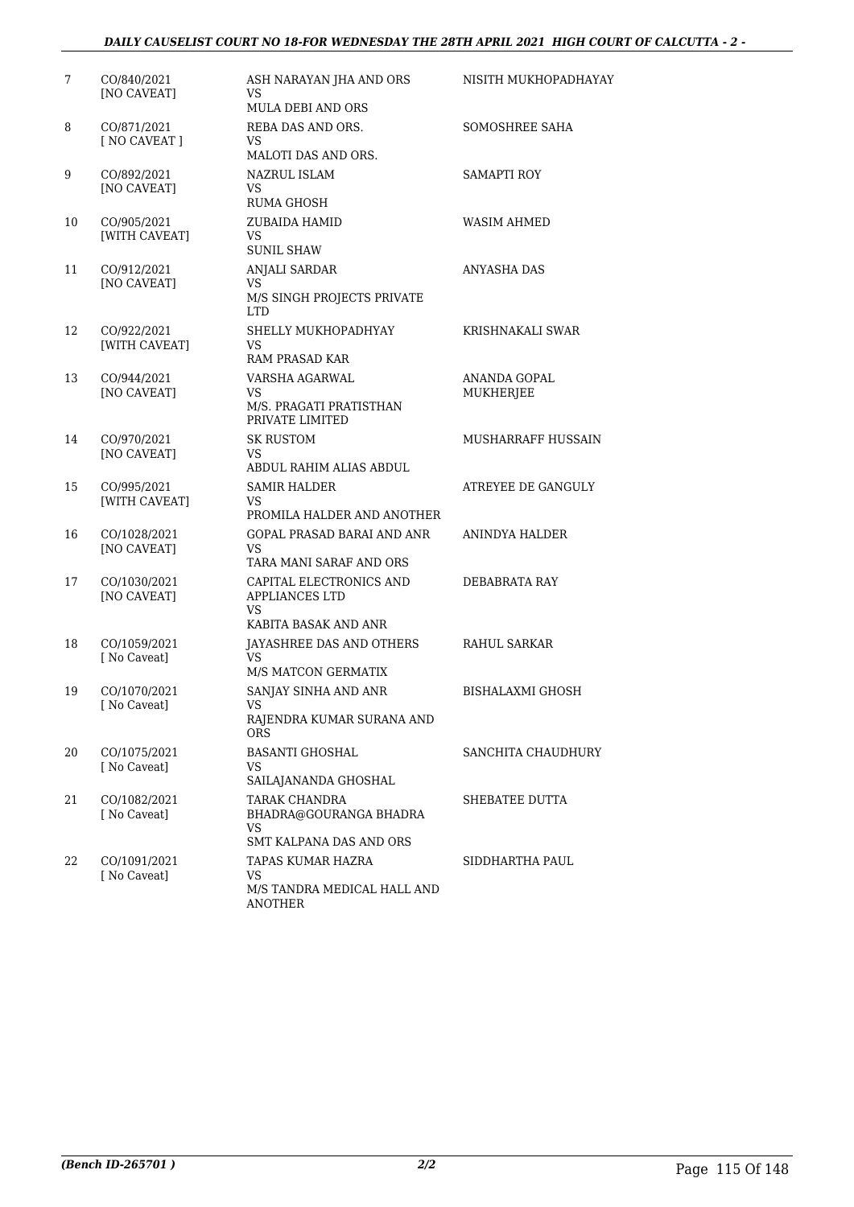| 7 | CO/840/2021 [NO CAVEAT] | ASH NARAYAN JHA AND ORS VS MULA DEBI AND ORS | NISITH MUKHOPADHAYAY |
|---|---|---|---|
| 8 | CO/871/2021 [ NO CAVEAT ] | REBA DAS AND ORS. VS MALOTI DAS AND ORS. | SOMOSHREE SAHA |
| 9 | CO/892/2021 [NO CAVEAT] | NAZRUL ISLAM VS RUMA GHOSH | SAMAPTI ROY |
| 10 | CO/905/2021 [WITH CAVEAT] | ZUBAIDA HAMID VS SUNIL SHAW | WASIM AHMED |
| 11 | CO/912/2021 [NO CAVEAT] | ANJALI SARDAR VS M/S SINGH PROJECTS PRIVATE LTD | ANYASHA DAS |
| 12 | CO/922/2021 [WITH CAVEAT] | SHELLY MUKHOPADHYAY VS RAM PRASAD KAR | KRISHNAKALI SWAR |
| 13 | CO/944/2021 [NO CAVEAT] | VARSHA AGARWAL VS M/S. PRAGATI PRATISTHAN PRIVATE LIMITED | ANANDA GOPAL MUKHERJEE |
| 14 | CO/970/2021 [NO CAVEAT] | SK RUSTOM VS ABDUL RAHIM ALIAS ABDUL | MUSHARRAFF HUSSAIN |
| 15 | CO/995/2021 [WITH CAVEAT] | SAMIR HALDER VS PROMILA HALDER AND ANOTHER | ATREYEE DE GANGULY |
| 16 | CO/1028/2021 [NO CAVEAT] | GOPAL PRASAD BARAI AND ANR VS TARA MANI SARAF AND ORS | ANINDYA HALDER |
| 17 | CO/1030/2021 [NO CAVEAT] | CAPITAL ELECTRONICS AND APPLIANCES LTD VS KABITA BASAK AND ANR | DEBABRATA RAY |
| 18 | CO/1059/2021 [ No Caveat] | JAYASHREE DAS AND OTHERS VS M/S MATCON GERMATIX | RAHUL SARKAR |
| 19 | CO/1070/2021 [ No Caveat] | SANJAY SINHA AND ANR VS RAJENDRA KUMAR SURANA AND ORS | BISHALAXMI GHOSH |
| 20 | CO/1075/2021 [ No Caveat] | BASANTI GHOSHAL VS SAILAJANANDA GHOSHAL | SANCHITA CHAUDHURY |
| 21 | CO/1082/2021 [ No Caveat] | TARAK CHANDRA BHADRA@GOURANGA BHADRA VS SMT KALPANA DAS AND ORS | SHEBATEE DUTTA |
| 22 | CO/1091/2021 [ No Caveat] | TAPAS KUMAR HAZRA VS M/S TANDRA MEDICAL HALL AND ANOTHER | SIDDHARTHA PAUL |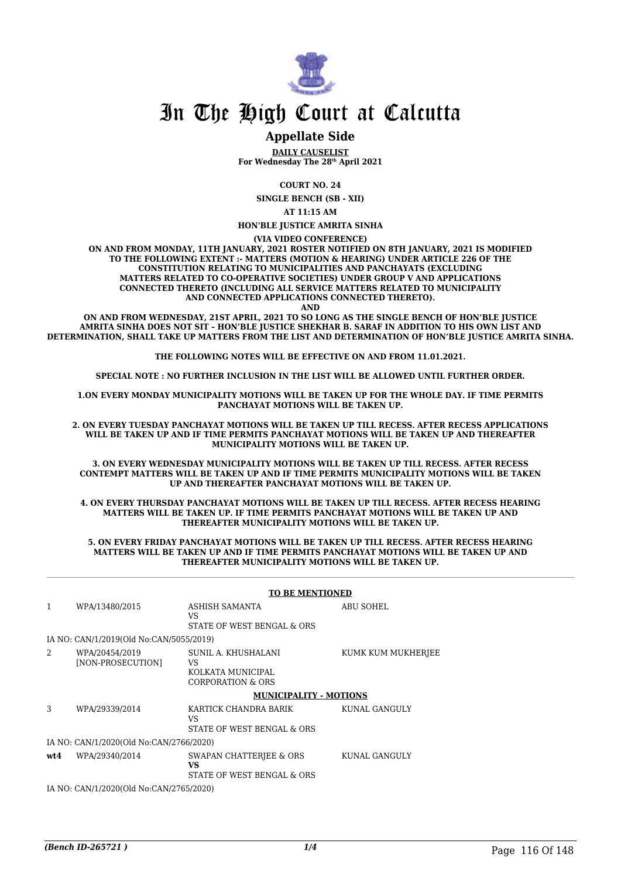# In The High Court at Calcutta

## Appellate Side

**DAILY CAUSELIST**
**For Wednesday The 28th April 2021**

**COURT NO. 24**

**SINGLE BENCH (SB - XII)**

**AT 11:15 AM**

**HON'BLE JUSTICE AMRITA SINHA**

**(VIA VIDEO CONFERENCE)**

**ON AND FROM MONDAY, 11TH JANUARY, 2021 ROSTER NOTIFIED ON 8TH JANUARY, 2021 IS MODIFIED TO THE FOLLOWING EXTENT :- MATTERS (MOTION & HEARING) UNDER ARTICLE 226 OF THE CONSTITUTION RELATING TO MUNICIPALITIES AND PANCHAYATS (EXCLUDING MATTERS RELATED TO CO-OPERATIVE SOCIETIES) UNDER GROUP V AND APPLICATIONS CONNECTED THERETO (INCLUDING ALL SERVICE MATTERS RELATED TO MUNICIPALITY AND CONNECTED APPLICATIONS CONNECTED THERETO).**

**AND**

**ON AND FROM WEDNESDAY, 21ST APRIL, 2021 TO SO LONG AS THE SINGLE BENCH OF HON'BLE JUSTICE AMRITA SINHA DOES NOT SIT – HON'BLE JUSTICE SHEKHAR B. SARAF IN ADDITION TO HIS OWN LIST AND DETERMINATION, SHALL TAKE UP MATTERS FROM THE LIST AND DETERMINATION OF HON'BLE JUSTICE AMRITA SINHA.**

**THE FOLLOWING NOTES WILL BE EFFECTIVE ON AND FROM 11.01.2021.**

**SPECIAL NOTE : NO FURTHER INCLUSION IN THE LIST WILL BE ALLOWED UNTIL FURTHER ORDER.**

**1.ON EVERY MONDAY MUNICIPALITY MOTIONS WILL BE TAKEN UP FOR THE WHOLE DAY. IF TIME PERMITS PANCHAYAT MOTIONS WILL BE TAKEN UP.**

**2. ON EVERY TUESDAY PANCHAYAT MOTIONS WILL BE TAKEN UP TILL RECESS. AFTER RECESS APPLICATIONS WILL BE TAKEN UP AND IF TIME PERMITS PANCHAYAT MOTIONS WILL BE TAKEN UP AND THEREAFTER MUNICIPALITY MOTIONS WILL BE TAKEN UP.**

**3. ON EVERY WEDNESDAY MUNICIPALITY MOTIONS WILL BE TAKEN UP TILL RECESS. AFTER RECESS CONTEMPT MATTERS WILL BE TAKEN UP AND IF TIME PERMITS MUNICIPALITY MOTIONS WILL BE TAKEN UP AND THEREAFTER PANCHAYAT MOTIONS WILL BE TAKEN UP.**

**4. ON EVERY THURSDAY PANCHAYAT MOTIONS WILL BE TAKEN UP TILL RECESS. AFTER RECESS HEARING MATTERS WILL BE TAKEN UP. IF TIME PERMITS PANCHAYAT MOTIONS WILL BE TAKEN UP AND THEREAFTER MUNICIPALITY MOTIONS WILL BE TAKEN UP.**

**5. ON EVERY FRIDAY PANCHAYAT MOTIONS WILL BE TAKEN UP TILL RECESS. AFTER RECESS HEARING MATTERS WILL BE TAKEN UP AND IF TIME PERMITS PANCHAYAT MOTIONS WILL BE TAKEN UP AND THEREAFTER MUNICIPALITY MOTIONS WILL BE TAKEN UP.**

**TO BE MENTIONED**

| | | | |
|---|---|---|---|
| 1 | WPA/13480/2015 | ASHISH SAMANTA<br>VS<br>STATE OF WEST BENGAL & ORS | ABU SOHEL |
| | IA NO: CAN/1/2019(Old No:CAN/5055/2019) | | |
| 2 | WPA/20454/2019<br>[NON-PROSECUTION] | SUNIL A. KHUSHALANI<br>VS<br>KOLKATA MUNICIPAL CORPORATION & ORS | KUMK KUM MUKHERJEE |

**MUNICIPALITY - MOTIONS**

| | | | |
|---|---|---|---|
| 3 | WPA/29339/2014 | KARTICK CHANDRA BARIK<br>VS<br>STATE OF WEST BENGAL & ORS | KUNAL GANGULY |
| | IA NO: CAN/1/2020(Old No:CAN/2766/2020) | | |
| wt4 | WPA/29340/2014 | SWAPAN CHATTERJEE & ORS<br>**VS**<br>STATE OF WEST BENGAL & ORS | KUNAL GANGULY |
| | IA NO: CAN/1/2020(Old No:CAN/2765/2020) | | |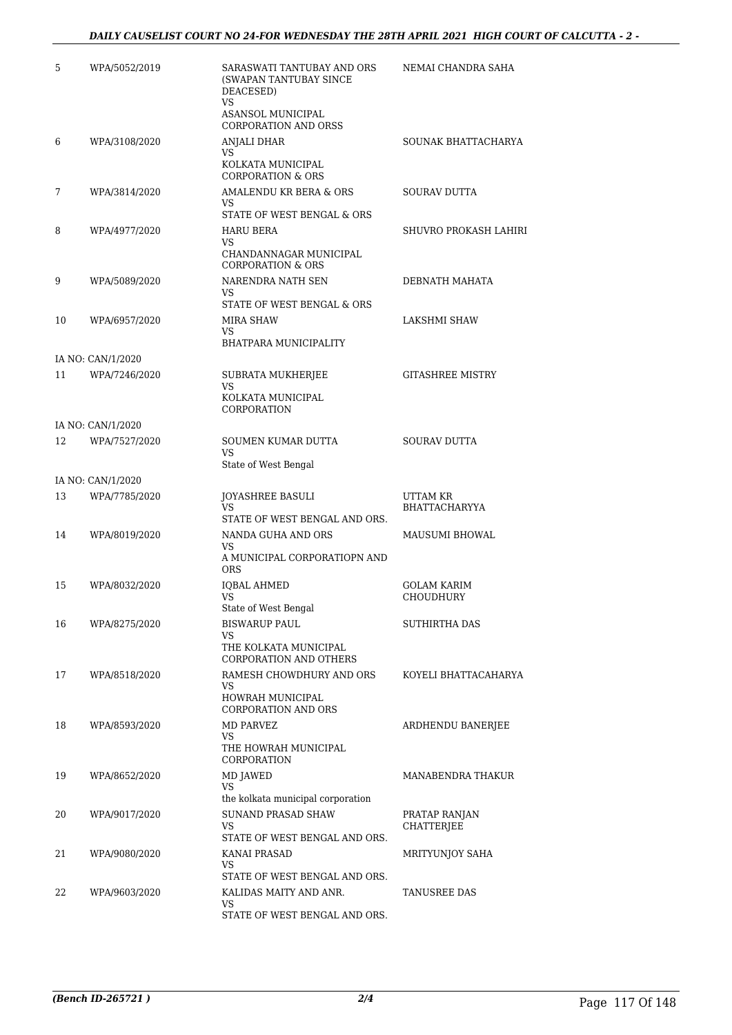| | | | |
|---|---|---|---|
| 5 | WPA/5052/2019 | SARASWATI TANTUBAY AND ORS (SWAPAN TANTUBAY SINCE DEACESED)<br>VS<br>ASANSOL MUNICIPAL CORPORATION AND ORSS | NEMAI CHANDRA SAHA |
| 6 | WPA/3108/2020 | ANJALI DHAR<br>VS<br>KOLKATA MUNICIPAL CORPORATION & ORS | SOUNAK BHATTACHARYA |
| 7 | WPA/3814/2020 | AMALENDU KR BERA & ORS<br>VS<br>STATE OF WEST BENGAL & ORS | SOURAV DUTTA |
| 8 | WPA/4977/2020 | HARU BERA<br>VS<br>CHANDANNAGAR MUNICIPAL CORPORATION & ORS | SHUVRO PROKASH LAHIRI |
| 9 | WPA/5089/2020 | NARENDRA NATH SEN<br>VS<br>STATE OF WEST BENGAL & ORS | DEBNATH MAHATA |
| 10 | WPA/6957/2020 | MIRA SHAW<br>VS<br>BHATPARA MUNICIPALITY | LAKSHMI SHAW |
| | IA NO: CAN/1/2020 | | |
| 11 | WPA/7246/2020 | SUBRATA MUKHERJEE<br>VS<br>KOLKATA MUNICIPAL CORPORATION | GITASHREE MISTRY |
| | IA NO: CAN/1/2020 | | |
| 12 | WPA/7527/2020 | SOUMEN KUMAR DUTTA<br>VS<br>State of West Bengal | SOURAV DUTTA |
| | IA NO: CAN/1/2020 | | |
| 13 | WPA/7785/2020 | JOYASHREE BASULI<br>VS<br>STATE OF WEST BENGAL AND ORS. | UTTAM KR BHATTACHARYYA |
| 14 | WPA/8019/2020 | NANDA GUHA AND ORS<br>VS<br>A MUNICIPAL CORPORATIOPN AND ORS | MAUSUMI BHOWAL |
| 15 | WPA/8032/2020 | IQBAL AHMED<br>VS<br>State of West Bengal | GOLAM KARIM CHOUDHURY |
| 16 | WPA/8275/2020 | BISWARUP PAUL<br>VS<br>THE KOLKATA MUNICIPAL CORPORATION AND OTHERS | SUTHIRTHA DAS |
| 17 | WPA/8518/2020 | RAMESH CHOWDHURY AND ORS<br>VS<br>HOWRAH MUNICIPAL CORPORATION AND ORS | KOYELI BHATTACAHARYA |
| 18 | WPA/8593/2020 | MD PARVEZ<br>VS<br>THE HOWRAH MUNICIPAL CORPORATION | ARDHENDU BANERJEE |
| 19 | WPA/8652/2020 | MD JAWED<br>VS<br>the kolkata municipal corporation | MANABENDRA THAKUR |
| 20 | WPA/9017/2020 | SUNAND PRASAD SHAW<br>VS<br>STATE OF WEST BENGAL AND ORS. | PRATAP RANJAN CHATTERJEE |
| 21 | WPA/9080/2020 | KANAI PRASAD<br>VS<br>STATE OF WEST BENGAL AND ORS. | MRITYUNJOY SAHA |
| 22 | WPA/9603/2020 | KALIDAS MAITY AND ANR.<br>VS<br>STATE OF WEST BENGAL AND ORS. | TANUSREE DAS |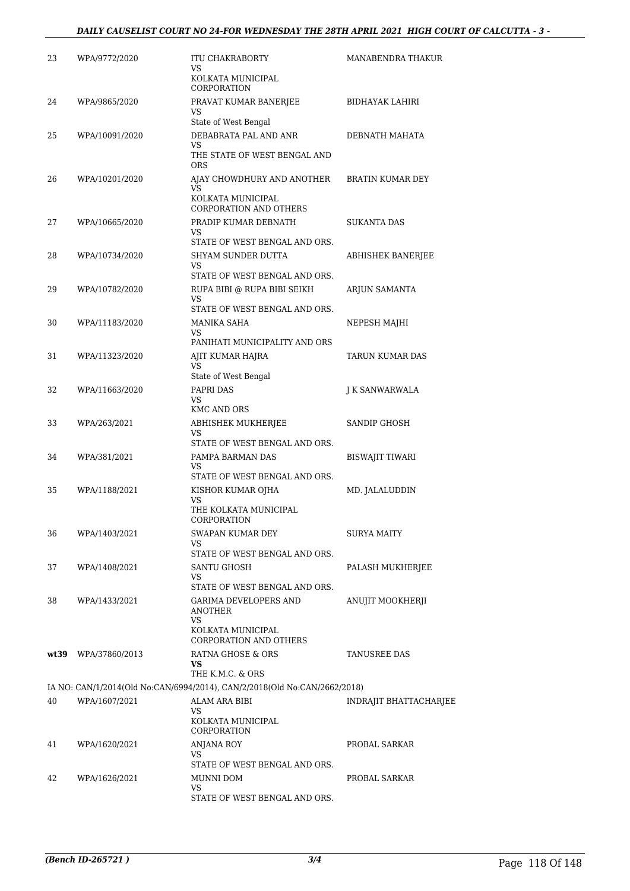| 23 | WPA/9772/2020 | ITU CHAKRABORTY<br>VS<br>KOLKATA MUNICIPAL CORPORATION | MANABENDRA THAKUR |
|---|---|---|---|
| 24 | WPA/9865/2020 | PRAVAT KUMAR BANERJEE<br>VS<br>State of West Bengal | BIDHAYAK LAHIRI |
| 25 | WPA/10091/2020 | DEBABRATA PAL AND ANR<br>VS<br>THE STATE OF WEST BENGAL AND ORS | DEBNATH MAHATA |
| 26 | WPA/10201/2020 | AJAY CHOWDHURY AND ANOTHER<br>VS<br>KOLKATA MUNICIPAL CORPORATION AND OTHERS | BRATIN KUMAR DEY |
| 27 | WPA/10665/2020 | PRADIP KUMAR DEBNATH<br>VS<br>STATE OF WEST BENGAL AND ORS. | SUKANTA DAS |
| 28 | WPA/10734/2020 | SHYAM SUNDER DUTTA<br>VS<br>STATE OF WEST BENGAL AND ORS. | ABHISHEK BANERJEE |
| 29 | WPA/10782/2020 | RUPA BIBI @ RUPA BIBI SEIKH<br>VS<br>STATE OF WEST BENGAL AND ORS. | ARJUN SAMANTA |
| 30 | WPA/11183/2020 | MANIKA SAHA<br>VS<br>PANIHATI MUNICIPALITY AND ORS | NEPESH MAJHI |
| 31 | WPA/11323/2020 | AJIT KUMAR HAJRA<br>VS<br>State of West Bengal | TARUN KUMAR DAS |
| 32 | WPA/11663/2020 | PAPRI DAS<br>VS<br>KMC AND ORS | J K SANWARWALA |
| 33 | WPA/263/2021 | ABHISHEK MUKHERJEE<br>VS<br>STATE OF WEST BENGAL AND ORS. | SANDIP GHOSH |
| 34 | WPA/381/2021 | PAMPA BARMAN DAS<br>VS<br>STATE OF WEST BENGAL AND ORS. | BISWAJIT TIWARI |
| 35 | WPA/1188/2021 | KISHOR KUMAR OJHA<br>VS<br>THE KOLKATA MUNICIPAL CORPORATION | MD. JALALUDDIN |
| 36 | WPA/1403/2021 | SWAPAN KUMAR DEY<br>VS<br>STATE OF WEST BENGAL AND ORS. | SURYA MAITY |
| 37 | WPA/1408/2021 | SANTU GHOSH<br>VS<br>STATE OF WEST BENGAL AND ORS. | PALASH MUKHERJEE |
| 38 | WPA/1433/2021 | GARIMA DEVELOPERS AND ANOTHER<br>VS<br>KOLKATA MUNICIPAL CORPORATION AND OTHERS | ANUJIT MOOKHERJI |
| wt39 | WPA/37860/2013 | RATNA GHOSE & ORS<br>**VS**<br>THE K.M.C. & ORS | TANUSREE DAS |
| | IA NO: CAN/1/2014(Old No:CAN/6994/2014), CAN/2/2018(Old No:CAN/2662/2018) | | |
| 40 | WPA/1607/2021 | ALAM ARA BIBI<br>VS<br>KOLKATA MUNICIPAL CORPORATION | INDRAJIT BHATTACHARJEE |
| 41 | WPA/1620/2021 | ANJANA ROY<br>VS<br>STATE OF WEST BENGAL AND ORS. | PROBAL SARKAR |
| 42 | WPA/1626/2021 | MUNNI DOM<br>VS<br>STATE OF WEST BENGAL AND ORS. | PROBAL SARKAR |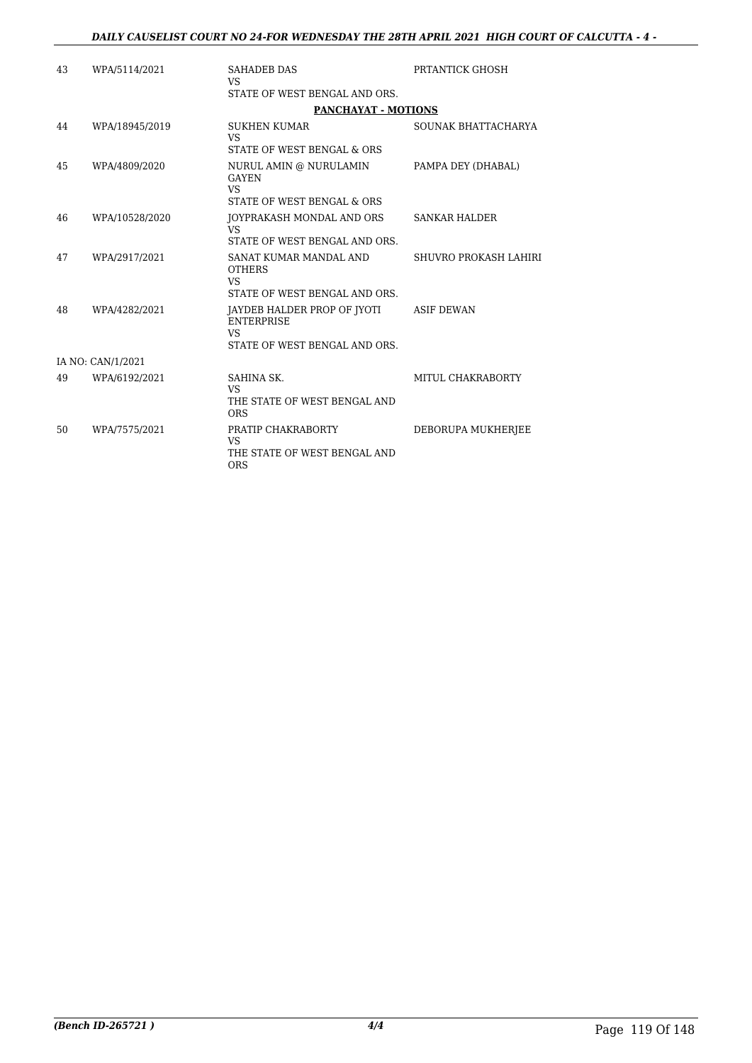| | | | |
|---|---|---|---|
| 43 | WPA/5114/2021 | SAHADEB DAS<br>VS<br>STATE OF WEST BENGAL AND ORS. | PRTANTICK GHOSH |
| | | **PANCHAYAT - MOTIONS** | |
| 44 | WPA/18945/2019 | SUKHEN KUMAR<br>VS<br>STATE OF WEST BENGAL & ORS | SOUNAK BHATTACHARYA |
| 45 | WPA/4809/2020 | NURUL AMIN @ NURULAMIN GAYEN<br>VS<br>STATE OF WEST BENGAL & ORS | PAMPA DEY (DHABAL) |
| 46 | WPA/10528/2020 | JOYPRAKASH MONDAL AND ORS<br>VS<br>STATE OF WEST BENGAL AND ORS. | SANKAR HALDER |
| 47 | WPA/2917/2021 | SANAT KUMAR MANDAL AND OTHERS<br>VS<br>STATE OF WEST BENGAL AND ORS. | SHUVRO PROKASH LAHIRI |
| 48 | WPA/4282/2021 | JAYDEB HALDER PROP OF JYOTI ENTERPRISE<br>VS<br>STATE OF WEST BENGAL AND ORS. | ASIF DEWAN |
| | IA NO: CAN/1/2021 | | |
| 49 | WPA/6192/2021 | SAHINA SK.<br>VS<br>THE STATE OF WEST BENGAL AND ORS | MITUL CHAKRABORTY |
| 50 | WPA/7575/2021 | PRATIP CHAKRABORTY<br>VS<br>THE STATE OF WEST BENGAL AND ORS | DEBORUPA MUKHERJEE |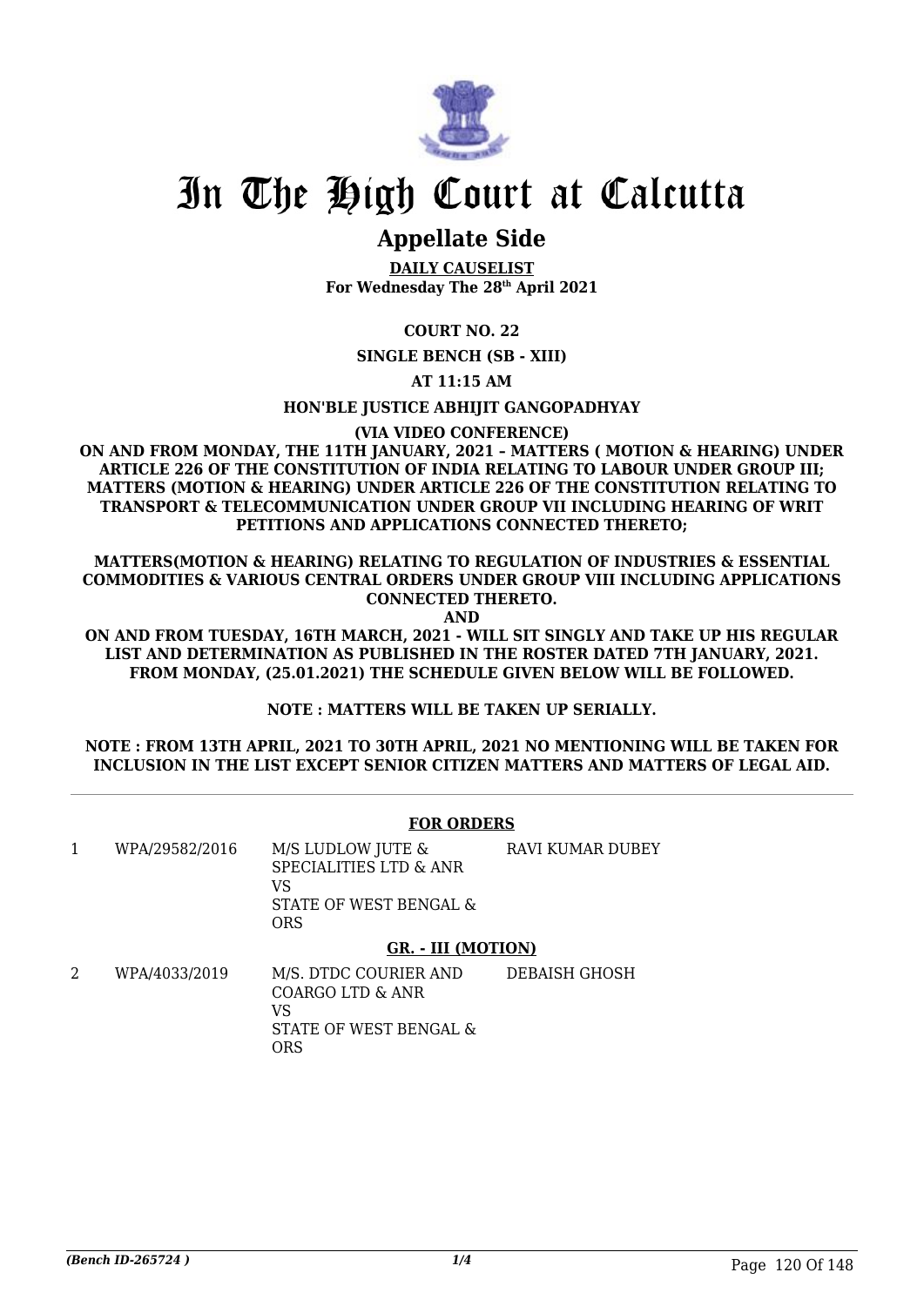# In The High Court at Calcutta

## Appellate Side

**DAILY CAUSELIST**
**For Wednesday The 28th April 2021**

**COURT NO. 22**

**SINGLE BENCH (SB - XIII)**

**AT 11:15 AM**

**HON'BLE JUSTICE ABHIJIT GANGOPADHYAY**

**(VIA VIDEO CONFERENCE)**

**ON AND FROM MONDAY, THE 11TH JANUARY, 2021 – MATTERS ( MOTION & HEARING) UNDER ARTICLE 226 OF THE CONSTITUTION OF INDIA RELATING TO LABOUR UNDER GROUP III; MATTERS (MOTION & HEARING) UNDER ARTICLE 226 OF THE CONSTITUTION RELATING TO TRANSPORT & TELECOMMUNICATION UNDER GROUP VII INCLUDING HEARING OF WRIT PETITIONS AND APPLICATIONS CONNECTED THERETO;**

**MATTERS(MOTION & HEARING) RELATING TO REGULATION OF INDUSTRIES & ESSENTIAL COMMODITIES & VARIOUS CENTRAL ORDERS UNDER GROUP VIII INCLUDING APPLICATIONS CONNECTED THERETO.**

**AND**

**ON AND FROM TUESDAY, 16TH MARCH, 2021 - WILL SIT SINGLY AND TAKE UP HIS REGULAR LIST AND DETERMINATION AS PUBLISHED IN THE ROSTER DATED 7TH JANUARY, 2021. FROM MONDAY, (25.01.2021) THE SCHEDULE GIVEN BELOW WILL BE FOLLOWED.**

**NOTE : MATTERS WILL BE TAKEN UP SERIALLY.**

**NOTE : FROM 13TH APRIL, 2021 TO 30TH APRIL, 2021 NO MENTIONING WILL BE TAKEN FOR INCLUSION IN THE LIST EXCEPT SENIOR CITIZEN MATTERS AND MATTERS OF LEGAL AID.**

---

**FOR ORDERS**

| | | | |
|---|---|---|---|
| 1 | WPA/29582/2016 | M/S LUDLOW JUTE & SPECIALITIES LTD & ANR VS STATE OF WEST BENGAL & ORS | RAVI KUMAR DUBEY |

**GR. - III (MOTION)**

| | | | |
|---|---|---|---|
| 2 | WPA/4033/2019 | M/S. DTDC COURIER AND COARGO LTD & ANR VS STATE OF WEST BENGAL & ORS | DEBAISH GHOSH |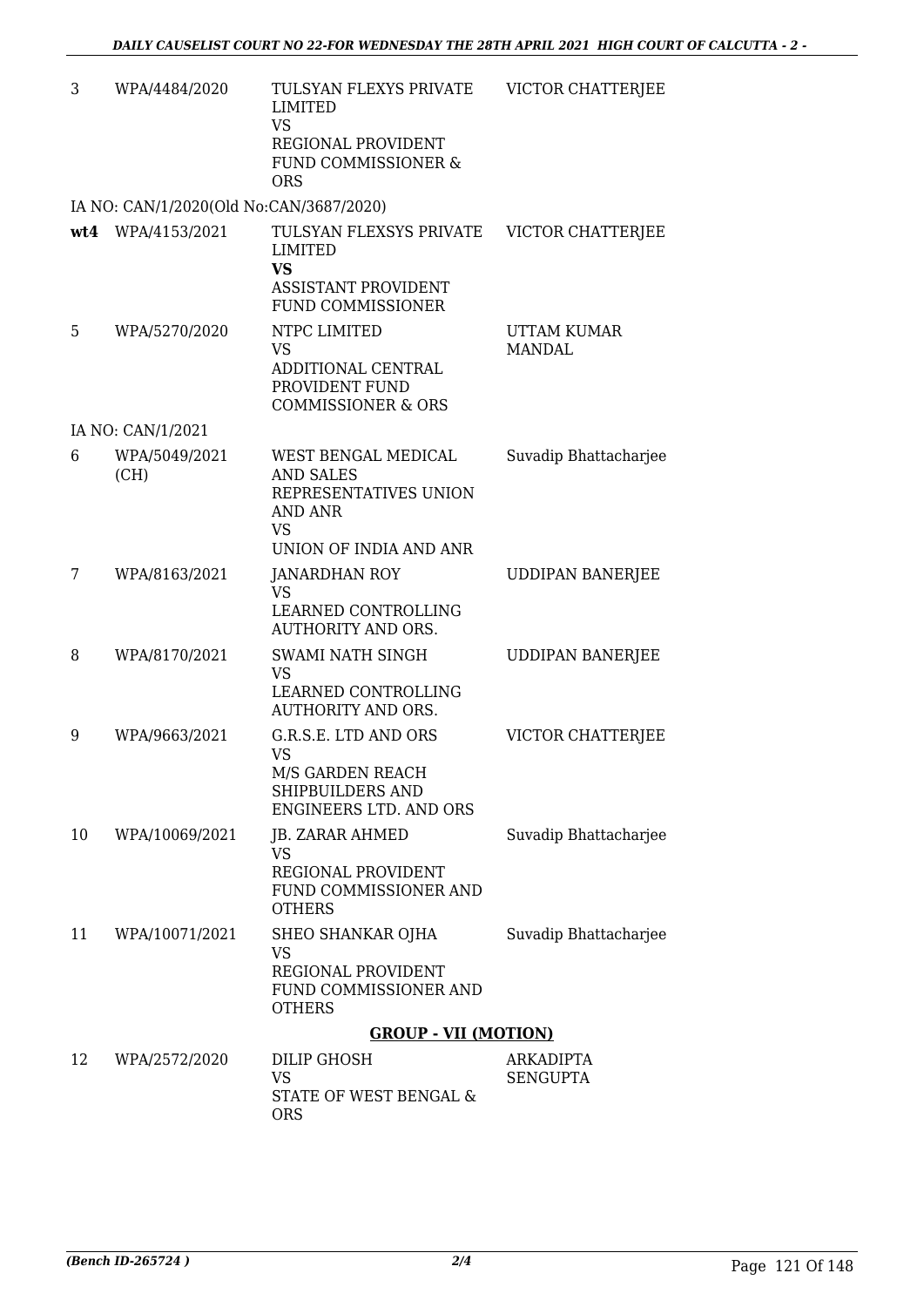| | | | |
|---|---|---|---|
| 3 | WPA/4484/2020 | TULSYAN FLEXYS PRIVATE LIMITED<br>VS<br>REGIONAL PROVIDENT FUND COMMISSIONER & ORS | VICTOR CHATTERJEE |
| | IA NO: CAN/1/2020(Old No:CAN/3687/2020) | | |
| **wt4** | WPA/4153/2021 | TULSYAN FLEXSYS PRIVATE LIMITED<br>**VS**<br>ASSISTANT PROVIDENT FUND COMMISSIONER | VICTOR CHATTERJEE |
| 5 | WPA/5270/2020 | NTPC LIMITED<br>VS<br>ADDITIONAL CENTRAL PROVIDENT FUND COMMISSIONER & ORS | UTTAM KUMAR MANDAL |
| | IA NO: CAN/1/2021 | | |
| 6 | WPA/5049/2021 (CH) | WEST BENGAL MEDICAL AND SALES REPRESENTATIVES UNION AND ANR<br>VS<br>UNION OF INDIA AND ANR | Suvadip Bhattacharjee |
| 7 | WPA/8163/2021 | JANARDHAN ROY<br>VS<br>LEARNED CONTROLLING AUTHORITY AND ORS. | UDDIPAN BANERJEE |
| 8 | WPA/8170/2021 | SWAMI NATH SINGH<br>VS<br>LEARNED CONTROLLING AUTHORITY AND ORS. | UDDIPAN BANERJEE |
| 9 | WPA/9663/2021 | G.R.S.E. LTD AND ORS<br>VS<br>M/S GARDEN REACH SHIPBUILDERS AND ENGINEERS LTD. AND ORS | VICTOR CHATTERJEE |
| 10 | WPA/10069/2021 | JB. ZARAR AHMED<br>VS<br>REGIONAL PROVIDENT FUND COMMISSIONER AND OTHERS | Suvadip Bhattacharjee |
| 11 | WPA/10071/2021 | SHEO SHANKAR OJHA<br>VS<br>REGIONAL PROVIDENT FUND COMMISSIONER AND OTHERS | Suvadip Bhattacharjee |

## GROUP - VII (MOTION)

| | | | |
|---|---|---|---|
| 12 | WPA/2572/2020 | DILIP GHOSH<br>VS<br>STATE OF WEST BENGAL & ORS | ARKADIPTA SENGUPTA |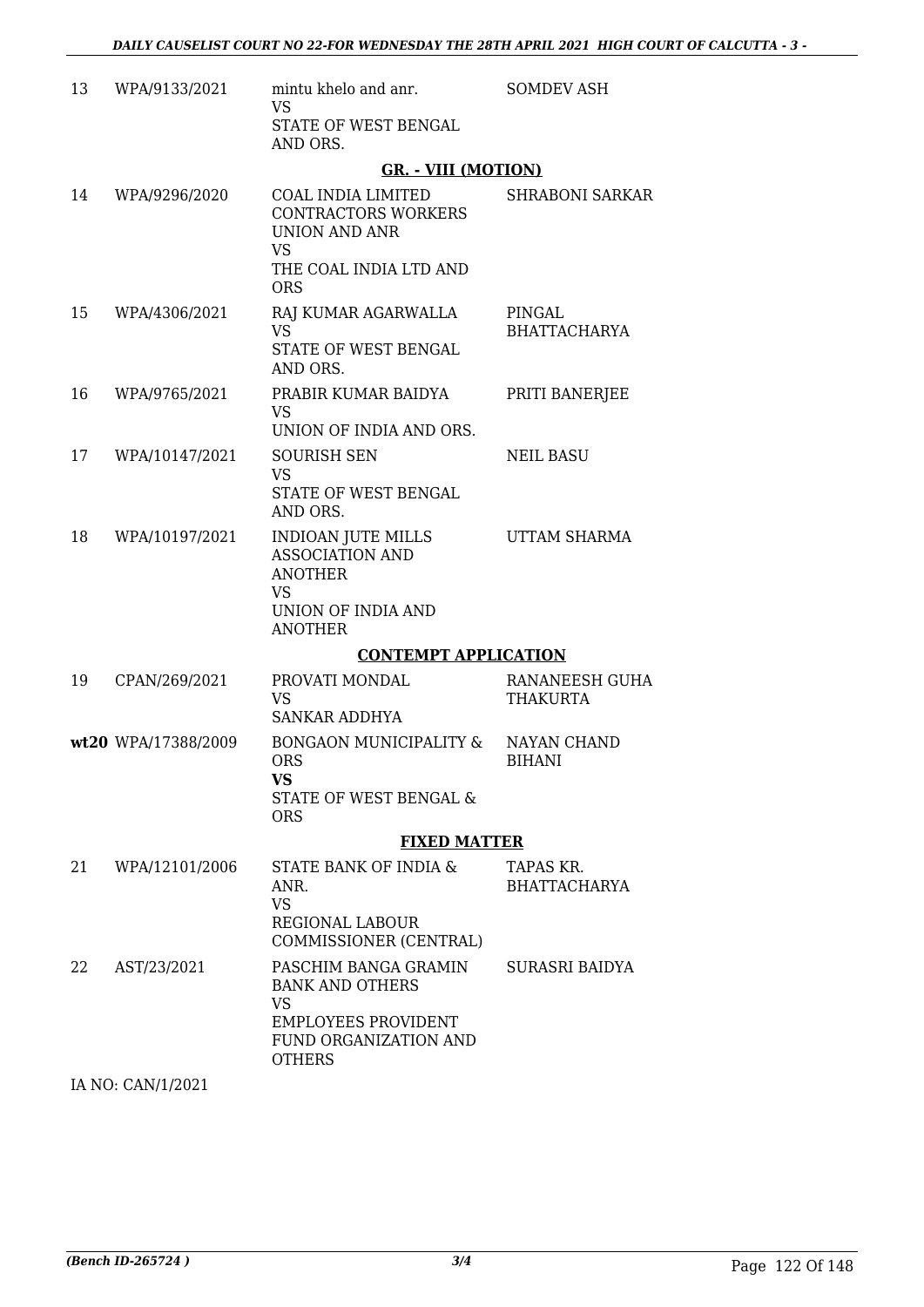| | | | |
|---|---|---|---|
| 13 | WPA/9133/2021 | mintu khelo and anr.<br>VS<br>STATE OF WEST BENGAL AND ORS. | SOMDEV ASH |

**GR. - VIII (MOTION)**

| | | | |
|---|---|---|---|
| 14 | WPA/9296/2020 | COAL INDIA LIMITED CONTRACTORS WORKERS UNION AND ANR<br>VS<br>THE COAL INDIA LTD AND ORS | SHRABONI SARKAR |
| 15 | WPA/4306/2021 | RAJ KUMAR AGARWALLA<br>VS<br>STATE OF WEST BENGAL AND ORS. | PINGAL BHATTACHARYA |
| 16 | WPA/9765/2021 | PRABIR KUMAR BAIDYA<br>VS<br>UNION OF INDIA AND ORS. | PRITI BANERJEE |
| 17 | WPA/10147/2021 | SOURISH SEN<br>VS<br>STATE OF WEST BENGAL AND ORS. | NEIL BASU |
| 18 | WPA/10197/2021 | INDIOAN JUTE MILLS ASSOCIATION AND ANOTHER<br>VS<br>UNION OF INDIA AND ANOTHER | UTTAM SHARMA |

**CONTEMPT APPLICATION**

| | | | |
|---|---|---|---|
| 19 | CPAN/269/2021 | PROVATI MONDAL<br>VS<br>SANKAR ADDHYA | RANANEESH GUHA THAKURTA |
| **wt20** | WPA/17388/2009 | BONGAON MUNICIPALITY & ORS<br>**VS**<br>STATE OF WEST BENGAL & ORS | NAYAN CHAND BIHANI |

**FIXED MATTER**

| | | | |
|---|---|---|---|
| 21 | WPA/12101/2006 | STATE BANK OF INDIA & ANR.<br>VS<br>REGIONAL LABOUR COMMISSIONER (CENTRAL) | TAPAS KR. BHATTACHARYA |
| 22 | AST/23/2021 | PASCHIM BANGA GRAMIN BANK AND OTHERS<br>VS<br>EMPLOYEES PROVIDENT FUND ORGANIZATION AND OTHERS | SURASRI BAIDYA |

IA NO: CAN/1/2021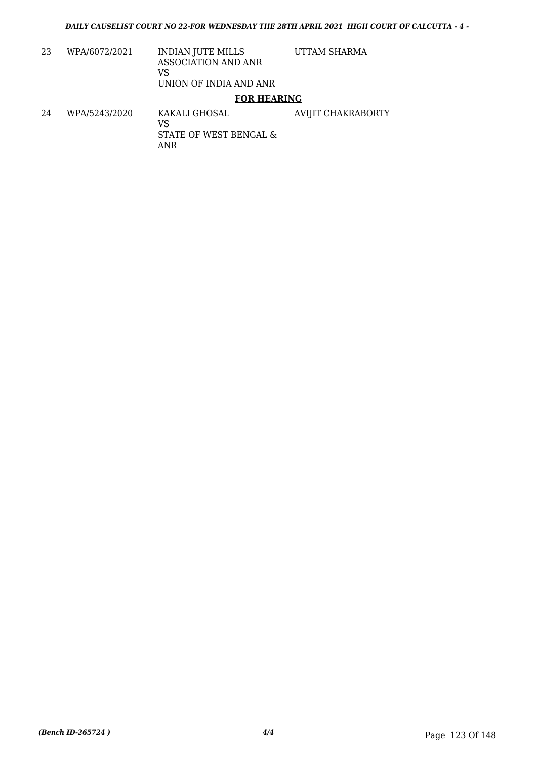| | | | |
|---|---|---|---|
| 23 | WPA/6072/2021 | INDIAN JUTE MILLS ASSOCIATION AND ANR<br>VS<br>UNION OF INDIA AND ANR | UTTAM SHARMA |

**FOR HEARING**

| | | | |
|---|---|---|---|
| 24 | WPA/5243/2020 | KAKALI GHOSAL<br>VS<br>STATE OF WEST BENGAL & ANR | AVIJIT CHAKRABORTY |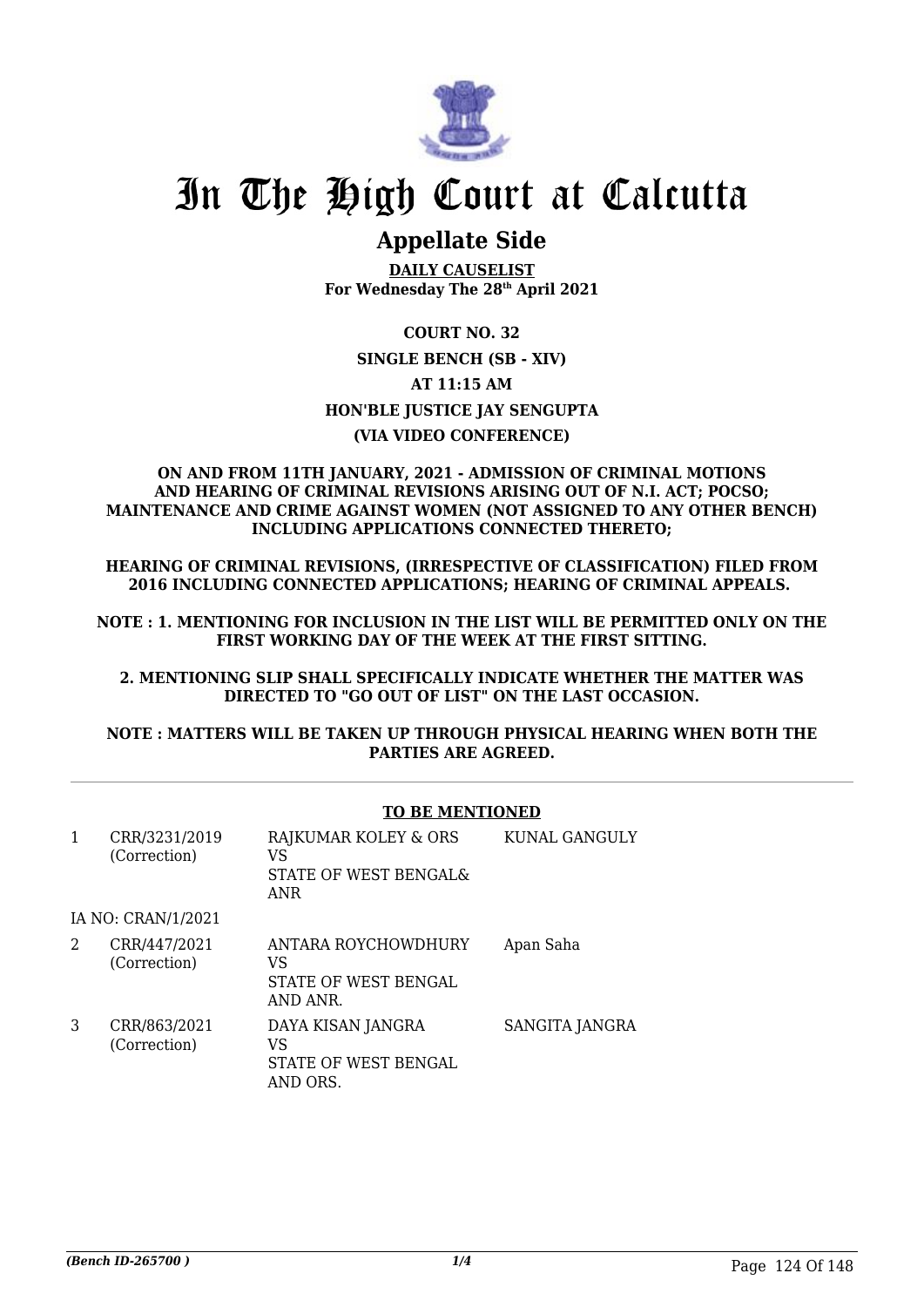# In The High Court at Calcutta

## Appellate Side

**DAILY CAUSELIST**
**For Wednesday The 28th April 2021**

**COURT NO. 32**

**SINGLE BENCH (SB - XIV)**

**AT 11:15 AM**

**HON'BLE JUSTICE JAY SENGUPTA**

**(VIA VIDEO CONFERENCE)**

**ON AND FROM 11TH JANUARY, 2021 - ADMISSION OF CRIMINAL MOTIONS AND HEARING OF CRIMINAL REVISIONS ARISING OUT OF N.I. ACT; POCSO; MAINTENANCE AND CRIME AGAINST WOMEN (NOT ASSIGNED TO ANY OTHER BENCH) INCLUDING APPLICATIONS CONNECTED THERETO;**

**HEARING OF CRIMINAL REVISIONS, (IRRESPECTIVE OF CLASSIFICATION) FILED FROM 2016 INCLUDING CONNECTED APPLICATIONS; HEARING OF CRIMINAL APPEALS.**

**NOTE : 1. MENTIONING FOR INCLUSION IN THE LIST WILL BE PERMITTED ONLY ON THE FIRST WORKING DAY OF THE WEEK AT THE FIRST SITTING.**

**2. MENTIONING SLIP SHALL SPECIFICALLY INDICATE WHETHER THE MATTER WAS DIRECTED TO "GO OUT OF LIST" ON THE LAST OCCASION.**

**NOTE : MATTERS WILL BE TAKEN UP THROUGH PHYSICAL HEARING WHEN BOTH THE PARTIES ARE AGREED.**

**TO BE MENTIONED**

| | | | |
|---|---|---|---|
| 1 | CRR/3231/2019 (Correction) | RAJKUMAR KOLEY & ORS VS STATE OF WEST BENGAL& ANR | KUNAL GANGULY |
| | IA NO: CRAN/1/2021 | | |
| 2 | CRR/447/2021 (Correction) | ANTARA ROYCHOWDHURY VS STATE OF WEST BENGAL AND ANR. | Apan Saha |
| 3 | CRR/863/2021 (Correction) | DAYA KISAN JANGRA VS STATE OF WEST BENGAL AND ORS. | SANGITA JANGRA |

*(Bench ID-265700 )*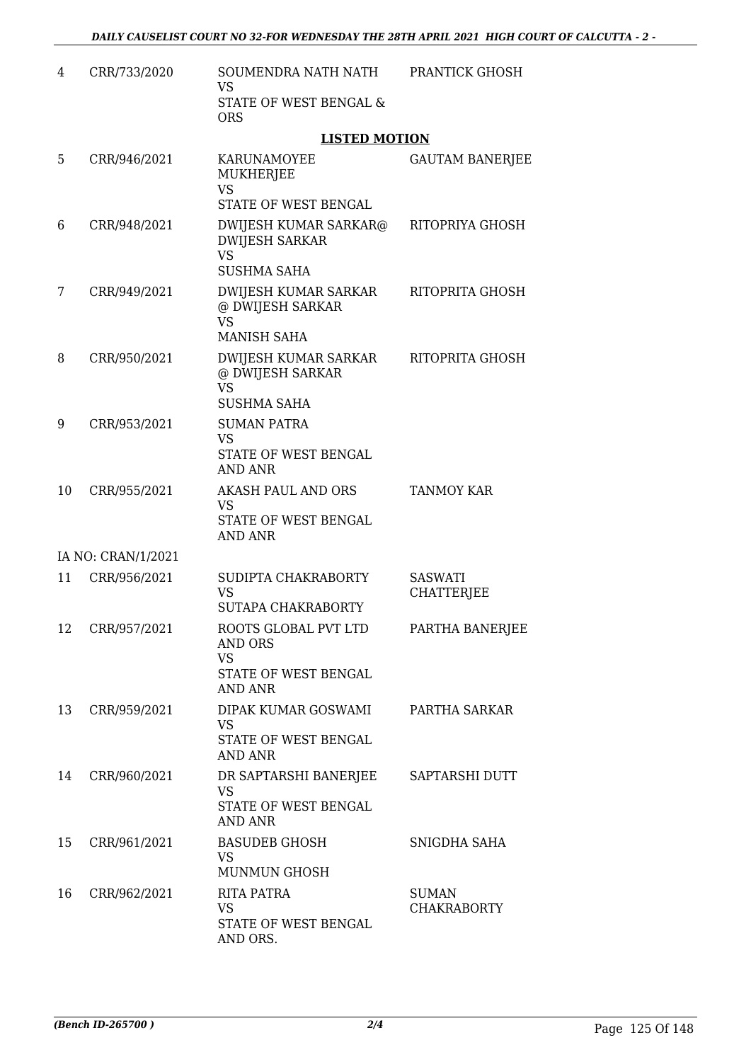| | | | |
|---|---|---|---|
| 4 | CRR/733/2020 | SOUMENDRA NATH NATH<br>VS<br>STATE OF WEST BENGAL & ORS | PRANTICK GHOSH |

**LISTED MOTION**

| | | | |
|---|---|---|---|
| 5 | CRR/946/2021 | KARUNAMOYEE MUKHERJEE<br>VS<br>STATE OF WEST BENGAL | GAUTAM BANERJEE |
| 6 | CRR/948/2021 | DWIJESH KUMAR SARKAR@ DWIJESH SARKAR<br>VS<br>SUSHMA SAHA | RITOPRIYA GHOSH |
| 7 | CRR/949/2021 | DWIJESH KUMAR SARKAR @ DWIJESH SARKAR<br>VS<br>MANISH SAHA | RITOPRITA GHOSH |
| 8 | CRR/950/2021 | DWIJESH KUMAR SARKAR @ DWIJESH SARKAR<br>VS<br>SUSHMA SAHA | RITOPRITA GHOSH |
| 9 | CRR/953/2021 | SUMAN PATRA<br>VS<br>STATE OF WEST BENGAL AND ANR | |
| 10 | CRR/955/2021 | AKASH PAUL AND ORS<br>VS<br>STATE OF WEST BENGAL AND ANR | TANMOY KAR |
| | IA NO: CRAN/1/2021 | | |
| 11 | CRR/956/2021 | SUDIPTA CHAKRABORTY<br>VS<br>SUTAPA CHAKRABORTY | SASWATI CHATTERJEE |
| 12 | CRR/957/2021 | ROOTS GLOBAL PVT LTD AND ORS<br>VS<br>STATE OF WEST BENGAL AND ANR | PARTHA BANERJEE |
| 13 | CRR/959/2021 | DIPAK KUMAR GOSWAMI<br>VS<br>STATE OF WEST BENGAL AND ANR | PARTHA SARKAR |
| 14 | CRR/960/2021 | DR SAPTARSHI BANERJEE<br>VS<br>STATE OF WEST BENGAL AND ANR | SAPTARSHI DUTT |
| 15 | CRR/961/2021 | BASUDEB GHOSH<br>VS<br>MUNMUN GHOSH | SNIGDHA SAHA |
| 16 | CRR/962/2021 | RITA PATRA<br>VS<br>STATE OF WEST BENGAL AND ORS. | SUMAN CHAKRABORTY |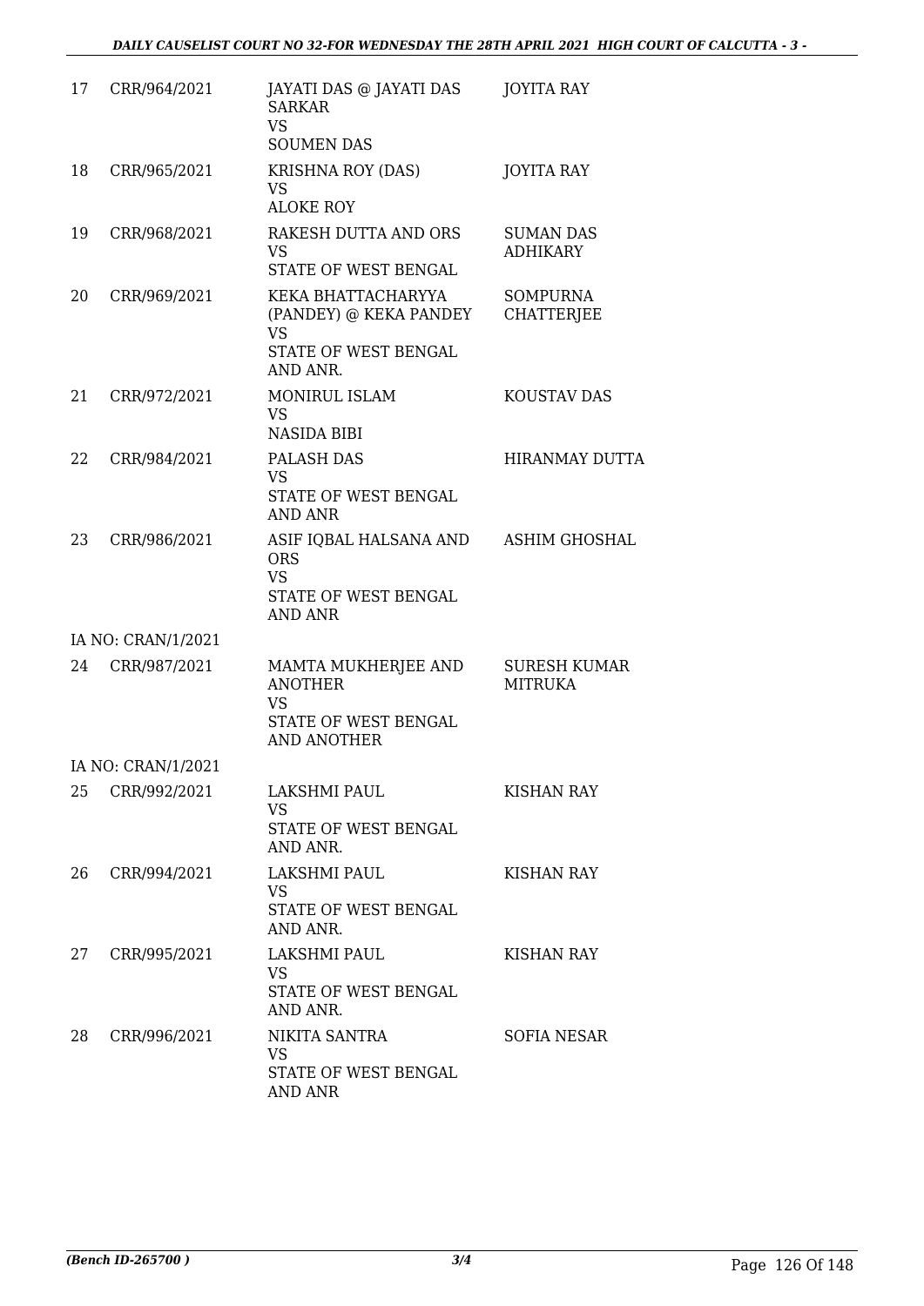| | | | |
|---|---|---|---|
| 17 | CRR/964/2021 | JAYATI DAS @ JAYATI DAS SARKAR<br>VS<br>SOUMEN DAS | JOYITA RAY |
| 18 | CRR/965/2021 | KRISHNA ROY (DAS)<br>VS<br>ALOKE ROY | JOYITA RAY |
| 19 | CRR/968/2021 | RAKESH DUTTA AND ORS<br>VS<br>STATE OF WEST BENGAL | SUMAN DAS ADHIKARY |
| 20 | CRR/969/2021 | KEKA BHATTACHARYYA (PANDEY) @ KEKA PANDEY<br>VS<br>STATE OF WEST BENGAL AND ANR. | SOMPURNA CHATTERJEE |
| 21 | CRR/972/2021 | MONIRUL ISLAM<br>VS<br>NASIDA BIBI | KOUSTAV DAS |
| 22 | CRR/984/2021 | PALASH DAS<br>VS<br>STATE OF WEST BENGAL AND ANR | HIRANMAY DUTTA |
| 23 | CRR/986/2021 | ASIF IQBAL HALSANA AND ORS<br>VS<br>STATE OF WEST BENGAL AND ANR | ASHIM GHOSHAL |
| | IA NO: CRAN/1/2021 | | |
| 24 | CRR/987/2021 | MAMTA MUKHERJEE AND ANOTHER<br>VS<br>STATE OF WEST BENGAL AND ANOTHER | SURESH KUMAR MITRUKA |
| | IA NO: CRAN/1/2021 | | |
| 25 | CRR/992/2021 | LAKSHMI PAUL<br>VS<br>STATE OF WEST BENGAL AND ANR. | KISHAN RAY |
| 26 | CRR/994/2021 | LAKSHMI PAUL<br>VS<br>STATE OF WEST BENGAL AND ANR. | KISHAN RAY |
| 27 | CRR/995/2021 | LAKSHMI PAUL<br>VS<br>STATE OF WEST BENGAL AND ANR. | KISHAN RAY |
| 28 | CRR/996/2021 | NIKITA SANTRA<br>VS<br>STATE OF WEST BENGAL AND ANR | SOFIA NESAR |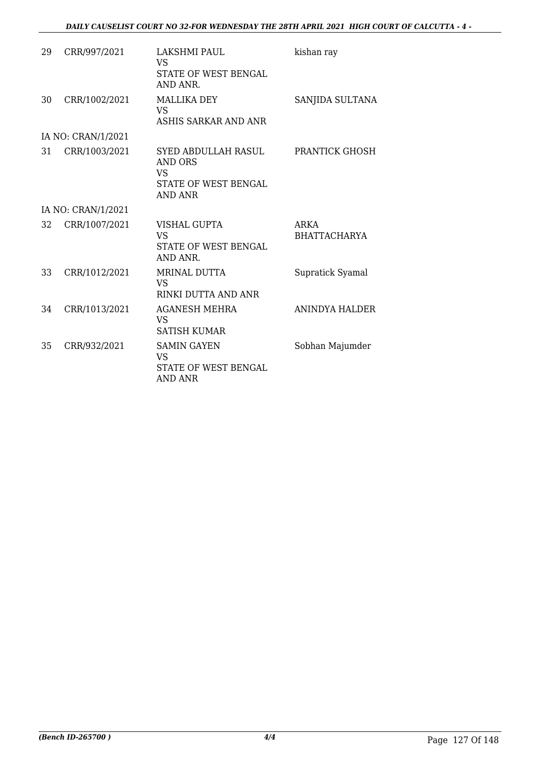| | | | |
|---|---|---|---|
| 29 | CRR/997/2021 | LAKSHMI PAUL<br>VS<br>STATE OF WEST BENGAL AND ANR. | kishan ray |
| 30 | CRR/1002/2021 | MALLIKA DEY<br>VS<br>ASHIS SARKAR AND ANR | SANJIDA SULTANA |
| | IA NO: CRAN/1/2021 | | |
| 31 | CRR/1003/2021 | SYED ABDULLAH RASUL AND ORS<br>VS<br>STATE OF WEST BENGAL AND ANR | PRANTICK GHOSH |
| | IA NO: CRAN/1/2021 | | |
| 32 | CRR/1007/2021 | VISHAL GUPTA<br>VS<br>STATE OF WEST BENGAL AND ANR. | ARKA BHATTACHARYA |
| 33 | CRR/1012/2021 | MRINAL DUTTA<br>VS<br>RINKI DUTTA AND ANR | Supratick Syamal |
| 34 | CRR/1013/2021 | AGANESH MEHRA<br>VS<br>SATISH KUMAR | ANINDYA HALDER |
| 35 | CRR/932/2021 | SAMIN GAYEN<br>VS<br>STATE OF WEST BENGAL AND ANR | Sobhan Majumder |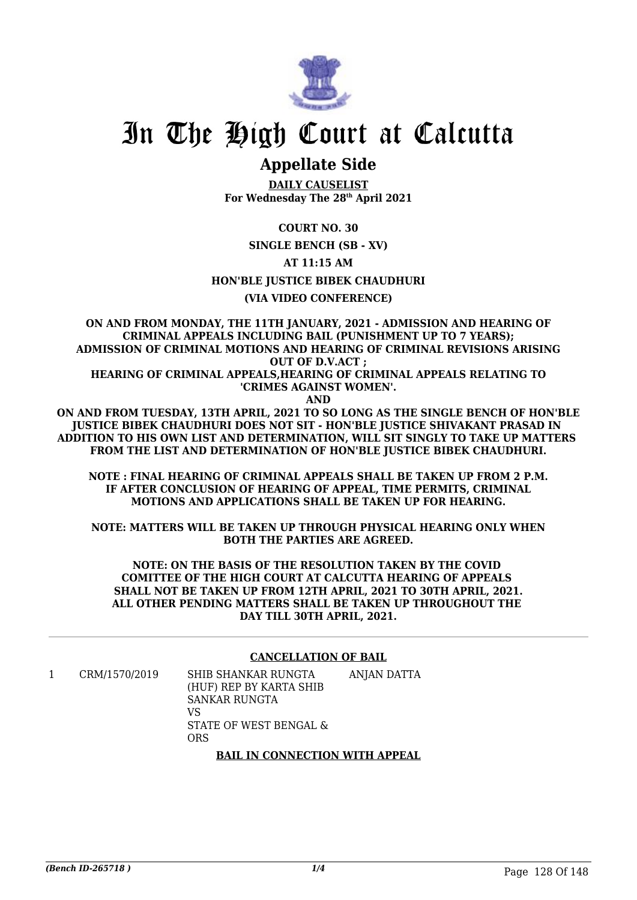# In The High Court at Calcutta

## Appellate Side

**DAILY CAUSELIST**
**For Wednesday The 28th April 2021**

**COURT NO. 30**

**SINGLE BENCH (SB - XV)**

**AT 11:15 AM**

**HON'BLE JUSTICE BIBEK CHAUDHURI**

**(VIA VIDEO CONFERENCE)**

**ON AND FROM MONDAY, THE 11TH JANUARY, 2021 - ADMISSION AND HEARING OF CRIMINAL APPEALS INCLUDING BAIL (PUNISHMENT UP TO 7 YEARS); ADMISSION OF CRIMINAL MOTIONS AND HEARING OF CRIMINAL REVISIONS ARISING OUT OF D.V.ACT ;**
**HEARING OF CRIMINAL APPEALS,HEARING OF CRIMINAL APPEALS RELATING TO 'CRIMES AGAINST WOMEN'.**
**AND**
**ON AND FROM TUESDAY, 13TH APRIL, 2021 TO SO LONG AS THE SINGLE BENCH OF HON'BLE JUSTICE BIBEK CHAUDHURI DOES NOT SIT - HON'BLE JUSTICE SHIVAKANT PRASAD IN ADDITION TO HIS OWN LIST AND DETERMINATION, WILL SIT SINGLY TO TAKE UP MATTERS FROM THE LIST AND DETERMINATION OF HON'BLE JUSTICE BIBEK CHAUDHURI.**

**NOTE : FINAL HEARING OF CRIMINAL APPEALS SHALL BE TAKEN UP FROM 2 P.M. IF AFTER CONCLUSION OF HEARING OF APPEAL, TIME PERMITS, CRIMINAL MOTIONS AND APPLICATIONS SHALL BE TAKEN UP FOR HEARING.**

**NOTE: MATTERS WILL BE TAKEN UP THROUGH PHYSICAL HEARING ONLY WHEN BOTH THE PARTIES ARE AGREED.**

**NOTE: ON THE BASIS OF THE RESOLUTION TAKEN BY THE COVID COMITTEE OF THE HIGH COURT AT CALCUTTA HEARING OF APPEALS SHALL NOT BE TAKEN UP FROM 12TH APRIL, 2021 TO 30TH APRIL, 2021. ALL OTHER PENDING MATTERS SHALL BE TAKEN UP THROUGHOUT THE DAY TILL 30TH APRIL, 2021.**

**CANCELLATION OF BAIL**

| | | | |
|---|---|---|---|
| 1 | CRM/1570/2019 | SHIB SHANKAR RUNGTA (HUF) REP BY KARTA SHIB SANKAR RUNGTA<br>VS<br>STATE OF WEST BENGAL & ORS | ANJAN DATTA |

**BAIL IN CONNECTION WITH APPEAL**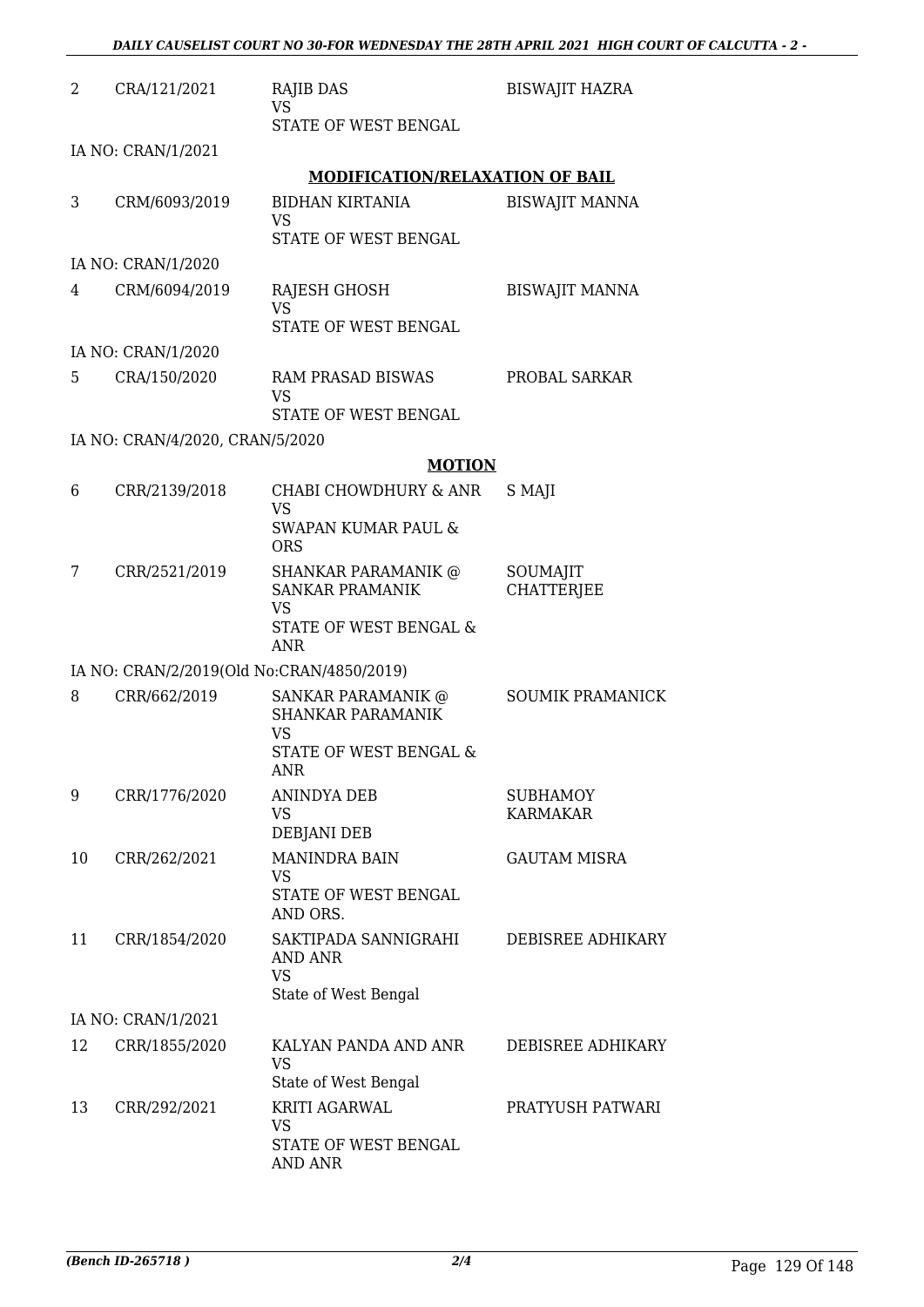| | | | |
|---|---|---|---|
| 2 | CRA/121/2021 | RAJIB DAS<br>VS<br>STATE OF WEST BENGAL | BISWAJIT HAZRA |
| | IA NO: CRAN/1/2021 | | |

**MODIFICATION/RELAXATION OF BAIL**

| | | | |
|---|---|---|---|
| 3 | CRM/6093/2019 | BIDHAN KIRTANIA<br>VS<br>STATE OF WEST BENGAL | BISWAJIT MANNA |
| | IA NO: CRAN/1/2020 | | |
| 4 | CRM/6094/2019 | RAJESH GHOSH<br>VS<br>STATE OF WEST BENGAL | BISWAJIT MANNA |
| | IA NO: CRAN/1/2020 | | |
| 5 | CRA/150/2020 | RAM PRASAD BISWAS<br>VS<br>STATE OF WEST BENGAL | PROBAL SARKAR |
| | IA NO: CRAN/4/2020, CRAN/5/2020 | | |

**MOTION**

| | | | |
|---|---|---|---|
| 6 | CRR/2139/2018 | CHABI CHOWDHURY & ANR<br>VS<br>SWAPAN KUMAR PAUL & ORS | S MAJI |
| 7 | CRR/2521/2019 | SHANKAR PARAMANIK @ SANKAR PRAMANIK<br>VS<br>STATE OF WEST BENGAL & ANR | SOUMAJIT CHATTERJEE |
| | IA NO: CRAN/2/2019(Old No:CRAN/4850/2019) | | |
| 8 | CRR/662/2019 | SANKAR PARAMANIK @ SHANKAR PARAMANIK<br>VS<br>STATE OF WEST BENGAL & ANR | SOUMIK PRAMANICK |
| 9 | CRR/1776/2020 | ANINDYA DEB<br>VS<br>DEBJANI DEB | SUBHAMOY KARMAKAR |
| 10 | CRR/262/2021 | MANINDRA BAIN<br>VS<br>STATE OF WEST BENGAL AND ORS. | GAUTAM MISRA |
| 11 | CRR/1854/2020 | SAKTIPADA SANNIGRAHI AND ANR<br>VS<br>State of West Bengal | DEBISREE ADHIKARY |
| | IA NO: CRAN/1/2021 | | |
| 12 | CRR/1855/2020 | KALYAN PANDA AND ANR<br>VS<br>State of West Bengal | DEBISREE ADHIKARY |
| 13 | CRR/292/2021 | KRITI AGARWAL<br>VS<br>STATE OF WEST BENGAL AND ANR | PRATYUSH PATWARI |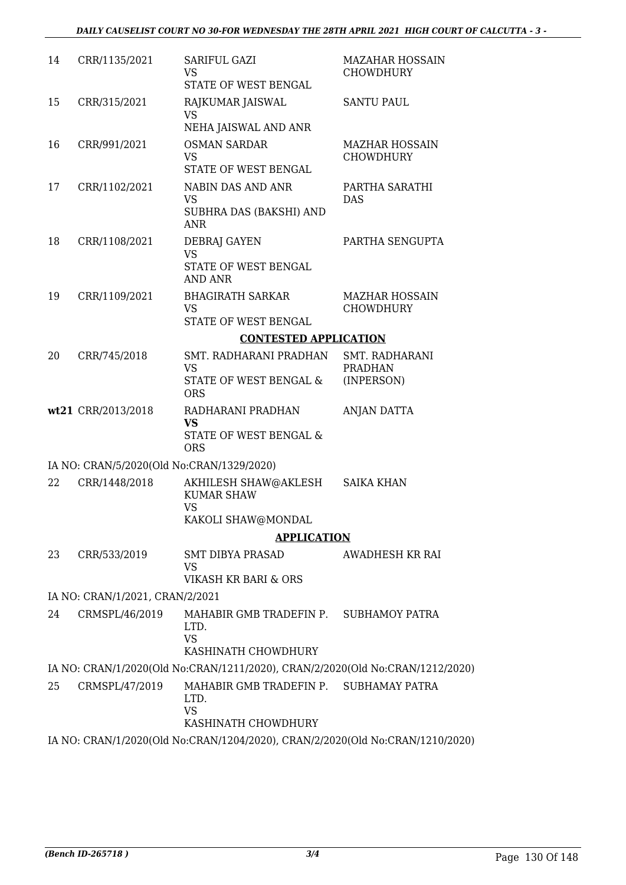| | | | |
|---|---|---|---|
| 14 | CRR/1135/2021 | SARIFUL GAZI<br>VS<br>STATE OF WEST BENGAL | MAZAHAR HOSSAIN CHOWDHURY |
| 15 | CRR/315/2021 | RAJKUMAR JAISWAL<br>VS<br>NEHA JAISWAL AND ANR | SANTU PAUL |
| 16 | CRR/991/2021 | OSMAN SARDAR<br>VS<br>STATE OF WEST BENGAL | MAZHAR HOSSAIN CHOWDHURY |
| 17 | CRR/1102/2021 | NABIN DAS AND ANR<br>VS<br>SUBHRA DAS (BAKSHI) AND ANR | PARTHA SARATHI DAS |
| 18 | CRR/1108/2021 | DEBRAJ GAYEN<br>VS<br>STATE OF WEST BENGAL AND ANR | PARTHA SENGUPTA |
| 19 | CRR/1109/2021 | BHAGIRATH SARKAR<br>VS<br>STATE OF WEST BENGAL | MAZHAR HOSSAIN CHOWDHURY |

**CONTESTED APPLICATION**

| | | | |
|---|---|---|---|
| 20 | CRR/745/2018 | SMT. RADHARANI PRADHAN<br>VS<br>STATE OF WEST BENGAL & ORS | SMT. RADHARANI PRADHAN (INPERSON) |
| **wt21** | CRR/2013/2018 | RADHARANI PRADHAN<br>**VS**<br>STATE OF WEST BENGAL & ORS | ANJAN DATTA |

IA NO: CRAN/5/2020(Old No:CRAN/1329/2020)

| | | | |
|---|---|---|---|
| 22 | CRR/1448/2018 | AKHILESH SHAW@AKLESH KUMAR SHAW<br>VS<br>KAKOLI SHAW@MONDAL | SAIKA KHAN |

**APPLICATION**

| | | | |
|---|---|---|---|
| 23 | CRR/533/2019 | SMT DIBYA PRASAD<br>VS<br>VIKASH KR BARI & ORS | AWADHESH KR RAI |

IA NO: CRAN/1/2021, CRAN/2/2021

| | | | |
|---|---|---|---|
| 24 | CRMSPL/46/2019 | MAHABIR GMB TRADEFIN P. LTD.<br>VS<br>KASHINATH CHOWDHURY | SUBHAMOY PATRA |

IA NO: CRAN/1/2020(Old No:CRAN/1211/2020), CRAN/2/2020(Old No:CRAN/1212/2020)

| | | | |
|---|---|---|---|
| 25 | CRMSPL/47/2019 | MAHABIR GMB TRADEFIN P. LTD.<br>VS<br>KASHINATH CHOWDHURY | SUBHAMAY PATRA |

IA NO: CRAN/1/2020(Old No:CRAN/1204/2020), CRAN/2/2020(Old No:CRAN/1210/2020)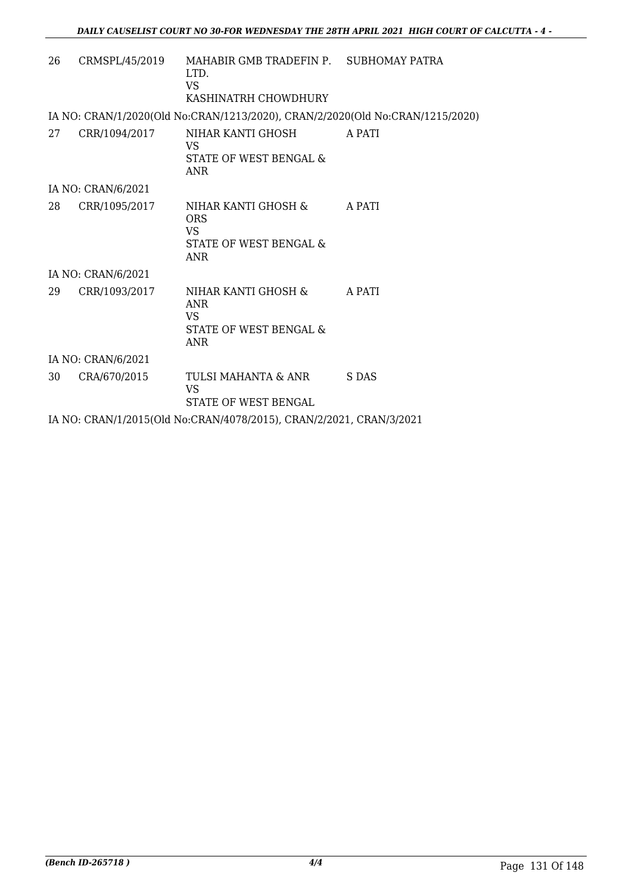| | | | |
|---|---|---|---|
| 26 | CRMSPL/45/2019 | MAHABIR GMB TRADEFIN P. LTD.<br>VS<br>KASHINATRH CHOWDHURY | SUBHOMAY PATRA |

IA NO: CRAN/1/2020(Old No:CRAN/1213/2020), CRAN/2/2020(Old No:CRAN/1215/2020)

| | | | |
|---|---|---|---|
| 27 | CRR/1094/2017 | NIHAR KANTI GHOSH<br>VS<br>STATE OF WEST BENGAL & ANR | A PATI |

IA NO: CRAN/6/2021

| | | | |
|---|---|---|---|
| 28 | CRR/1095/2017 | NIHAR KANTI GHOSH & ORS<br>VS<br>STATE OF WEST BENGAL & ANR | A PATI |

IA NO: CRAN/6/2021

| | | | |
|---|---|---|---|
| 29 | CRR/1093/2017 | NIHAR KANTI GHOSH & ANR<br>VS<br>STATE OF WEST BENGAL & ANR | A PATI |

IA NO: CRAN/6/2021

| | | | |
|---|---|---|---|
| 30 | CRA/670/2015 | TULSI MAHANTA & ANR<br>VS<br>STATE OF WEST BENGAL | S DAS |

IA NO: CRAN/1/2015(Old No:CRAN/4078/2015), CRAN/2/2021, CRAN/3/2021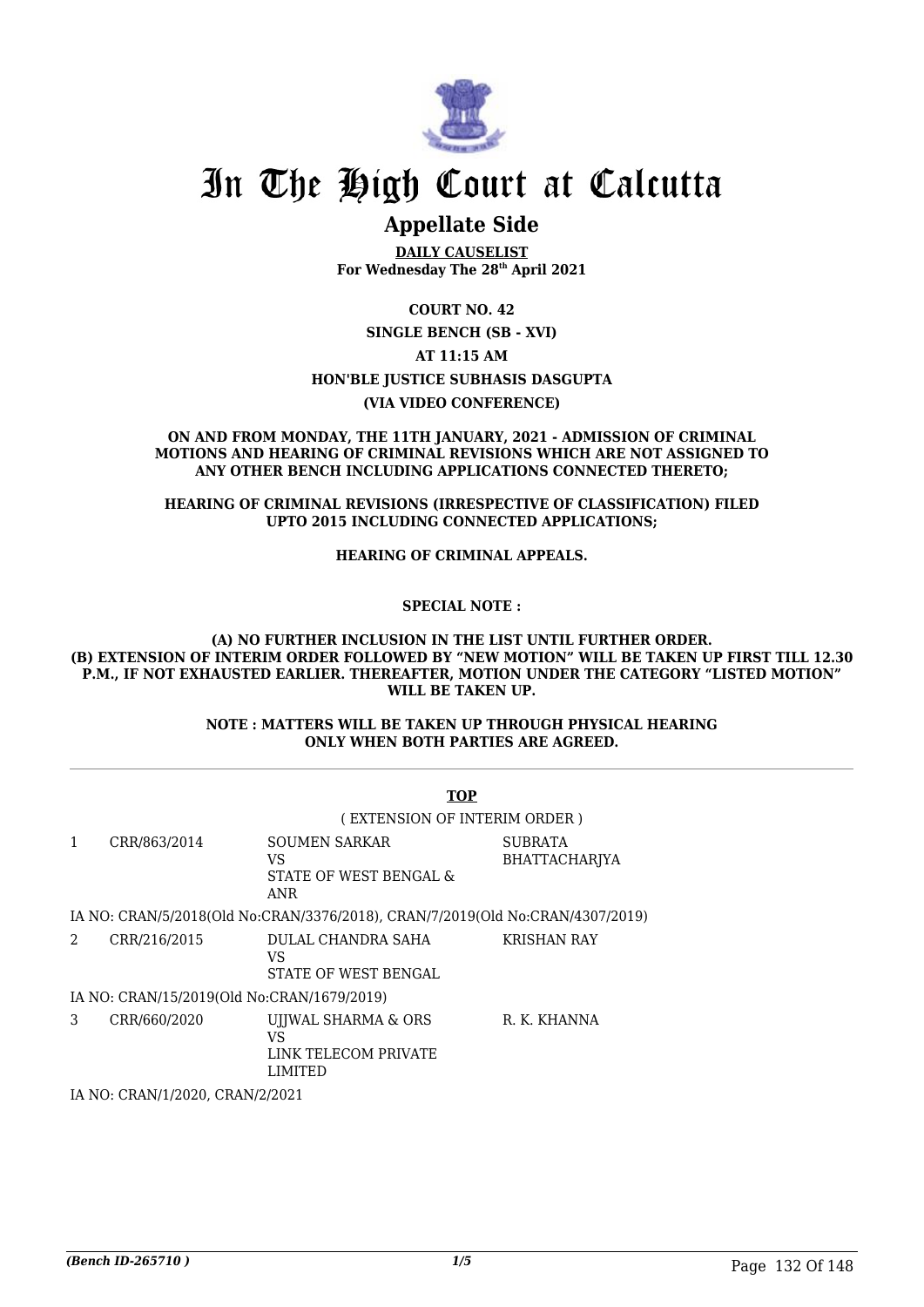# In The High Court at Calcutta

## Appellate Side

**DAILY CAUSELIST**
**For Wednesday The 28th April 2021**

**COURT NO. 42**

**SINGLE BENCH (SB - XVI)**

**AT 11:15 AM**

**HON'BLE JUSTICE SUBHASIS DASGUPTA**

**(VIA VIDEO CONFERENCE)**

**ON AND FROM MONDAY, THE 11TH JANUARY, 2021 - ADMISSION OF CRIMINAL MOTIONS AND HEARING OF CRIMINAL REVISIONS WHICH ARE NOT ASSIGNED TO ANY OTHER BENCH INCLUDING APPLICATIONS CONNECTED THERETO;**

**HEARING OF CRIMINAL REVISIONS (IRRESPECTIVE OF CLASSIFICATION) FILED UPTO 2015 INCLUDING CONNECTED APPLICATIONS;**

**HEARING OF CRIMINAL APPEALS.**

**SPECIAL NOTE :**

**(A) NO FURTHER INCLUSION IN THE LIST UNTIL FURTHER ORDER.**
**(B) EXTENSION OF INTERIM ORDER FOLLOWED BY "NEW MOTION" WILL BE TAKEN UP FIRST TILL 12.30 P.M., IF NOT EXHAUSTED EARLIER. THEREAFTER, MOTION UNDER THE CATEGORY "LISTED MOTION" WILL BE TAKEN UP.**

**NOTE : MATTERS WILL BE TAKEN UP THROUGH PHYSICAL HEARING ONLY WHEN BOTH PARTIES ARE AGREED.**

**TOP**

( EXTENSION OF INTERIM ORDER )

| | | | |
|---|---|---|---|
| 1 | CRR/863/2014 | SOUMEN SARKAR<br>VS<br>STATE OF WEST BENGAL & ANR | SUBRATA BHATTACHARJYA |

IA NO: CRAN/5/2018(Old No:CRAN/3376/2018), CRAN/7/2019(Old No:CRAN/4307/2019)

| | | | |
|---|---|---|---|
| 2 | CRR/216/2015 | DULAL CHANDRA SAHA<br>VS<br>STATE OF WEST BENGAL | KRISHAN RAY |

IA NO: CRAN/15/2019(Old No:CRAN/1679/2019)

| | | | |
|---|---|---|---|
| 3 | CRR/660/2020 | UJJWAL SHARMA & ORS<br>VS<br>LINK TELECOM PRIVATE LIMITED | R. K. KHANNA |

IA NO: CRAN/1/2020, CRAN/2/2021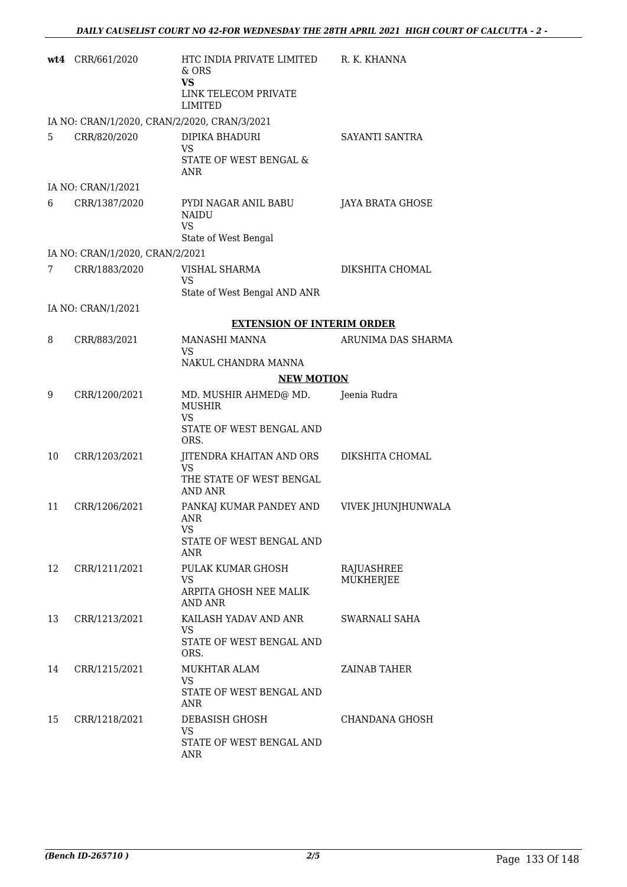| | | | |
|---|---|---|---|
| wt4 | CRR/661/2020 | HTC INDIA PRIVATE LIMITED & ORS<br>**VS**<br>LINK TELECOM PRIVATE LIMITED | R. K. KHANNA |
| | IA NO: CRAN/1/2020, CRAN/2/2020, CRAN/3/2021 | | |
| 5 | CRR/820/2020 | DIPIKA BHADURI<br>VS<br>STATE OF WEST BENGAL & ANR | SAYANTI SANTRA |
| | IA NO: CRAN/1/2021 | | |
| 6 | CRR/1387/2020 | PYDI NAGAR ANIL BABU NAIDU<br>VS<br>State of West Bengal | JAYA BRATA GHOSE |
| | IA NO: CRAN/1/2020, CRAN/2/2021 | | |
| 7 | CRR/1883/2020 | VISHAL SHARMA<br>VS<br>State of West Bengal AND ANR | DIKSHITA CHOMAL |
| | IA NO: CRAN/1/2021 | | |

**EXTENSION OF INTERIM ORDER**

| | | | |
|---|---|---|---|
| 8 | CRR/883/2021 | MANASHI MANNA<br>VS<br>NAKUL CHANDRA MANNA | ARUNIMA DAS SHARMA |

**NEW MOTION**

| | | | |
|---|---|---|---|
| 9 | CRR/1200/2021 | MD. MUSHIR AHMED@ MD. MUSHIR<br>VS<br>STATE OF WEST BENGAL AND ORS. | Jeenia Rudra |
| 10 | CRR/1203/2021 | JITENDRA KHAITAN AND ORS<br>VS<br>THE STATE OF WEST BENGAL AND ANR | DIKSHITA CHOMAL |
| 11 | CRR/1206/2021 | PANKAJ KUMAR PANDEY AND ANR<br>VS<br>STATE OF WEST BENGAL AND ANR | VIVEK JHUNJHUNWALA |
| 12 | CRR/1211/2021 | PULAK KUMAR GHOSH<br>VS<br>ARPITA GHOSH NEE MALIK AND ANR | RAJUASHREE MUKHERJEE |
| 13 | CRR/1213/2021 | KAILASH YADAV AND ANR<br>VS<br>STATE OF WEST BENGAL AND ORS. | SWARNALI SAHA |
| 14 | CRR/1215/2021 | MUKHTAR ALAM<br>VS<br>STATE OF WEST BENGAL AND ANR | ZAINAB TAHER |
| 15 | CRR/1218/2021 | DEBASISH GHOSH<br>VS<br>STATE OF WEST BENGAL AND ANR | CHANDANA GHOSH |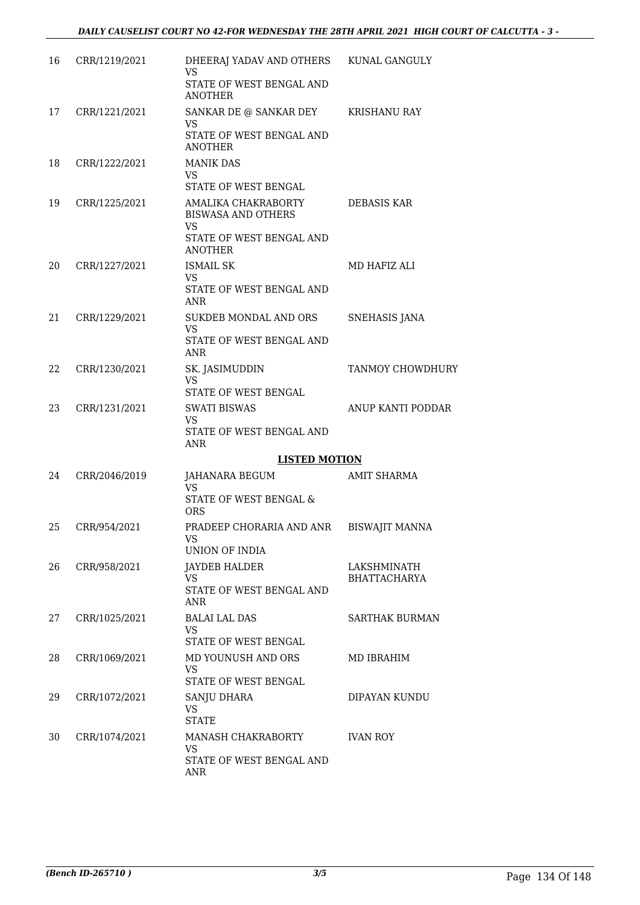| | | | |
|---|---|---|---|
| 16 | CRR/1219/2021 | DHEERAJ YADAV AND OTHERS<br>VS<br>STATE OF WEST BENGAL AND ANOTHER | KUNAL GANGULY |
| 17 | CRR/1221/2021 | SANKAR DE @ SANKAR DEY<br>VS<br>STATE OF WEST BENGAL AND ANOTHER | KRISHANU RAY |
| 18 | CRR/1222/2021 | MANIK DAS<br>VS<br>STATE OF WEST BENGAL | |
| 19 | CRR/1225/2021 | AMALIKA CHAKRABORTY BISWASA AND OTHERS<br>VS<br>STATE OF WEST BENGAL AND ANOTHER | DEBASIS KAR |
| 20 | CRR/1227/2021 | ISMAIL SK<br>VS<br>STATE OF WEST BENGAL AND ANR | MD HAFIZ ALI |
| 21 | CRR/1229/2021 | SUKDEB MONDAL AND ORS<br>VS<br>STATE OF WEST BENGAL AND ANR | SNEHASIS JANA |
| 22 | CRR/1230/2021 | SK. JASIMUDDIN<br>VS<br>STATE OF WEST BENGAL | TANMOY CHOWDHURY |
| 23 | CRR/1231/2021 | SWATI BISWAS<br>VS<br>STATE OF WEST BENGAL AND ANR | ANUP KANTI PODDAR |

**LISTED MOTION**

| | | | |
|---|---|---|---|
| 24 | CRR/2046/2019 | JAHANARA BEGUM<br>VS<br>STATE OF WEST BENGAL & ORS | AMIT SHARMA |
| 25 | CRR/954/2021 | PRADEEP CHORARIA AND ANR<br>VS<br>UNION OF INDIA | BISWAJIT MANNA |
| 26 | CRR/958/2021 | JAYDEB HALDER<br>VS<br>STATE OF WEST BENGAL AND ANR | LAKSHMINATH BHATTACHARYA |
| 27 | CRR/1025/2021 | BALAI LAL DAS<br>VS<br>STATE OF WEST BENGAL | SARTHAK BURMAN |
| 28 | CRR/1069/2021 | MD YOUNUSH AND ORS<br>VS<br>STATE OF WEST BENGAL | MD IBRAHIM |
| 29 | CRR/1072/2021 | SANJU DHARA<br>VS<br>STATE | DIPAYAN KUNDU |
| 30 | CRR/1074/2021 | MANASH CHAKRABORTY<br>VS<br>STATE OF WEST BENGAL AND ANR | IVAN ROY |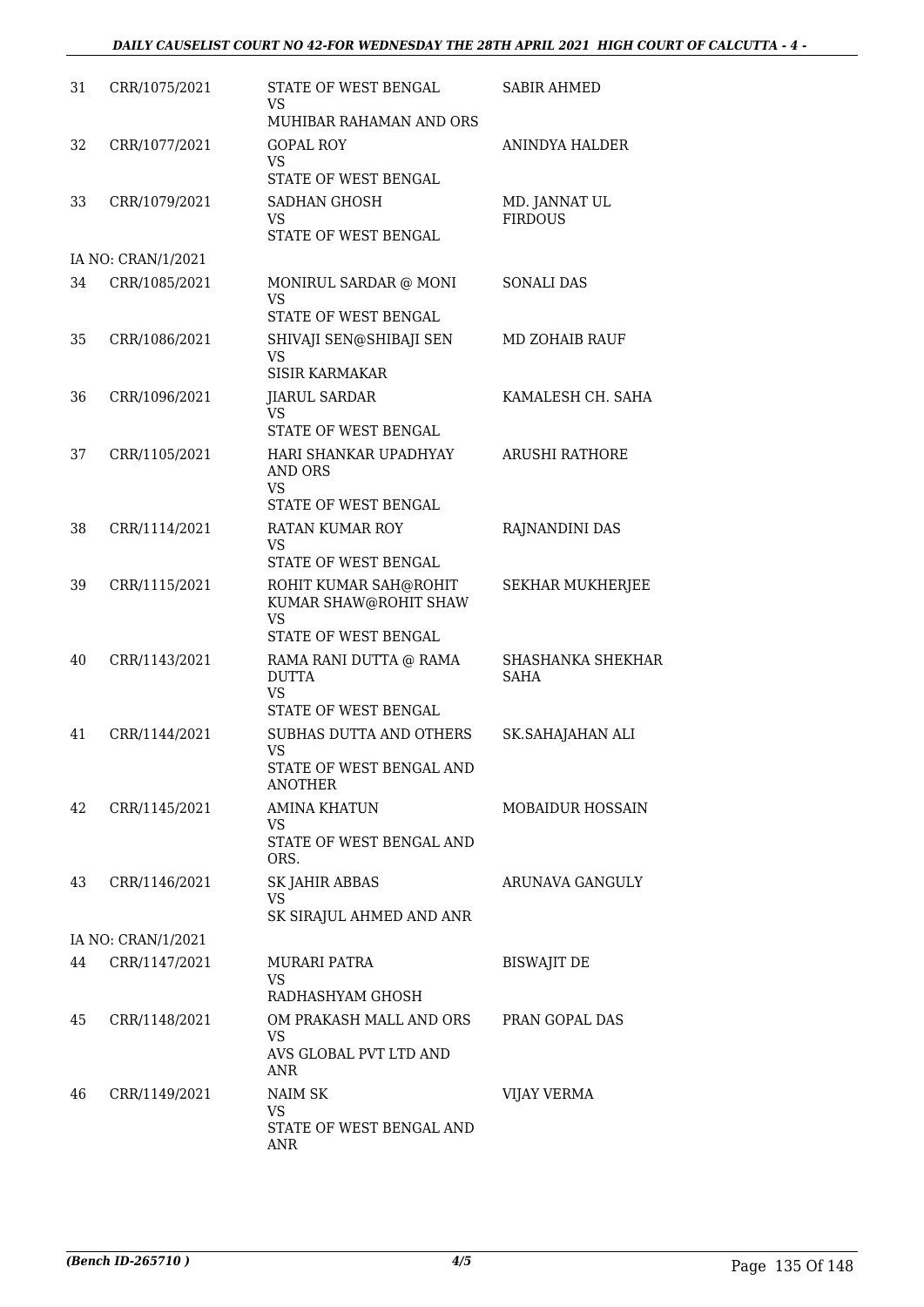| | | | |
|---|---|---|---|
| 31 | CRR/1075/2021 | STATE OF WEST BENGAL<br>VS<br>MUHIBAR RAHAMAN AND ORS | SABIR AHMED |
| 32 | CRR/1077/2021 | GOPAL ROY<br>VS<br>STATE OF WEST BENGAL | ANINDYA HALDER |
| 33 | CRR/1079/2021 | SADHAN GHOSH<br>VS<br>STATE OF WEST BENGAL | MD. JANNAT UL FIRDOUS |
| | IA NO: CRAN/1/2021 | | |
| 34 | CRR/1085/2021 | MONIRUL SARDAR @ MONI<br>VS<br>STATE OF WEST BENGAL | SONALI DAS |
| 35 | CRR/1086/2021 | SHIVAJI SEN@SHIBAJI SEN<br>VS<br>SISIR KARMAKAR | MD ZOHAIB RAUF |
| 36 | CRR/1096/2021 | JIARUL SARDAR<br>VS<br>STATE OF WEST BENGAL | KAMALESH CH. SAHA |
| 37 | CRR/1105/2021 | HARI SHANKAR UPADHYAY AND ORS<br>VS<br>STATE OF WEST BENGAL | ARUSHI RATHORE |
| 38 | CRR/1114/2021 | RATAN KUMAR ROY<br>VS<br>STATE OF WEST BENGAL | RAJNANDINI DAS |
| 39 | CRR/1115/2021 | ROHIT KUMAR SAH@ROHIT KUMAR SHAW@ROHIT SHAW<br>VS<br>STATE OF WEST BENGAL | SEKHAR MUKHERJEE |
| 40 | CRR/1143/2021 | RAMA RANI DUTTA @ RAMA DUTTA<br>VS<br>STATE OF WEST BENGAL | SHASHANKA SHEKHAR SAHA |
| 41 | CRR/1144/2021 | SUBHAS DUTTA AND OTHERS<br>VS<br>STATE OF WEST BENGAL AND ANOTHER | SK.SAHAJAHAN ALI |
| 42 | CRR/1145/2021 | AMINA KHATUN<br>VS<br>STATE OF WEST BENGAL AND ORS. | MOBAIDUR HOSSAIN |
| 43 | CRR/1146/2021 | SK JAHIR ABBAS<br>VS<br>SK SIRAJUL AHMED AND ANR | ARUNAVA GANGULY |
| | IA NO: CRAN/1/2021 | | |
| 44 | CRR/1147/2021 | MURARI PATRA<br>VS<br>RADHASHYAM GHOSH | BISWAJIT DE |
| 45 | CRR/1148/2021 | OM PRAKASH MALL AND ORS<br>VS<br>AVS GLOBAL PVT LTD AND ANR | PRAN GOPAL DAS |
| 46 | CRR/1149/2021 | NAIM SK<br>VS<br>STATE OF WEST BENGAL AND ANR | VIJAY VERMA |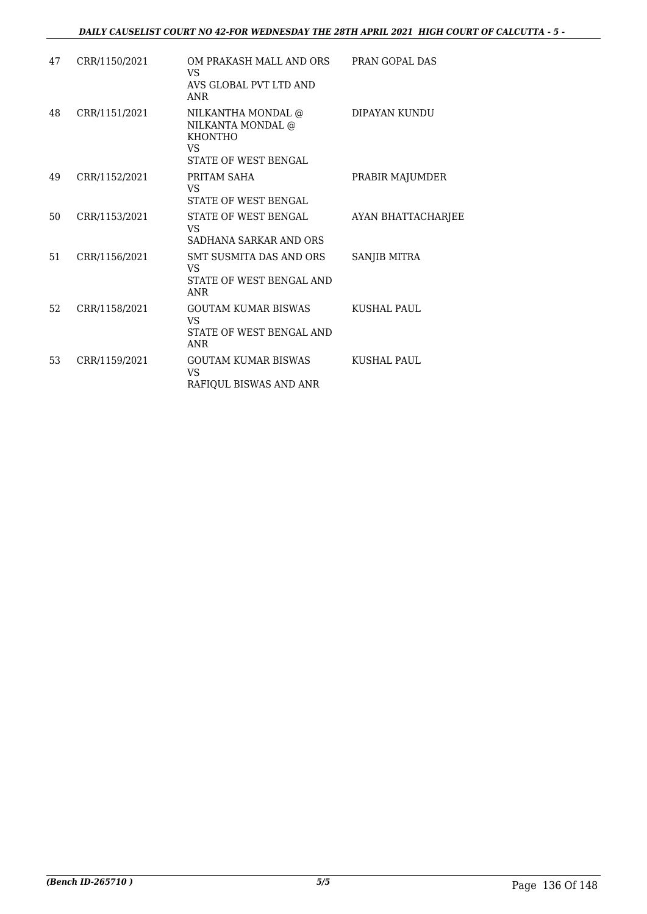| 47 | CRR/1150/2021 | OM PRAKASH MALL AND ORS<br>VS<br>AVS GLOBAL PVT LTD AND ANR | PRAN GOPAL DAS |
|---|---|---|---|
| 48 | CRR/1151/2021 | NILKANTHA MONDAL @ NILKANTA MONDAL @ KHONTHO<br>VS<br>STATE OF WEST BENGAL | DIPAYAN KUNDU |
| 49 | CRR/1152/2021 | PRITAM SAHA<br>VS<br>STATE OF WEST BENGAL | PRABIR MAJUMDER |
| 50 | CRR/1153/2021 | STATE OF WEST BENGAL<br>VS<br>SADHANA SARKAR AND ORS | AYAN BHATTACHARJEE |
| 51 | CRR/1156/2021 | SMT SUSMITA DAS AND ORS<br>VS<br>STATE OF WEST BENGAL AND ANR | SANJIB MITRA |
| 52 | CRR/1158/2021 | GOUTAM KUMAR BISWAS<br>VS<br>STATE OF WEST BENGAL AND ANR | KUSHAL PAUL |
| 53 | CRR/1159/2021 | GOUTAM KUMAR BISWAS<br>VS<br>RAFIQUL BISWAS AND ANR | KUSHAL PAUL |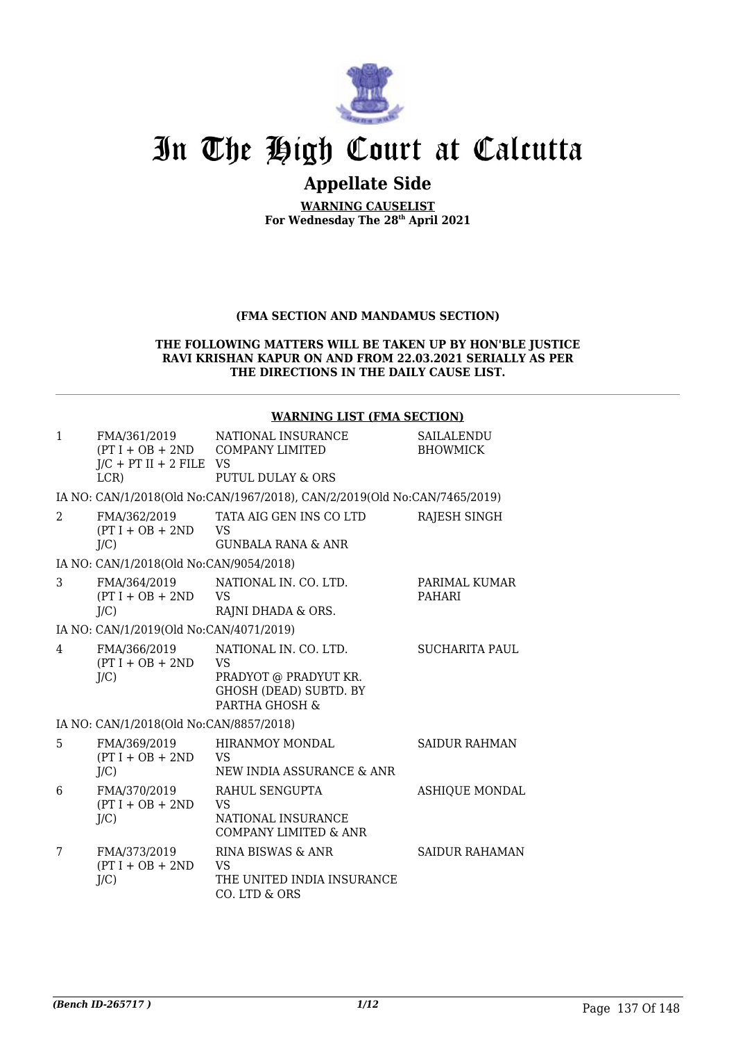# In The High Court at Calcutta

## Appellate Side

**WARNING CAUSELIST**
**For Wednesday The 28th April 2021**

**(FMA SECTION AND MANDAMUS SECTION)**

**THE FOLLOWING MATTERS WILL BE TAKEN UP BY HON'BLE JUSTICE RAVI KRISHAN KAPUR ON AND FROM 22.03.2021 SERIALLY AS PER THE DIRECTIONS IN THE DAILY CAUSE LIST.**

**WARNING LIST (FMA SECTION)**

| | | | |
|---|---|---|---|
| 1 | FMA/361/2019 (PT I + OB + 2ND J/C + PT II + 2 FILE LCR) | NATIONAL INSURANCE COMPANY LIMITED VS PUTUL DULAY & ORS | SAILALENDU BHOWMICK |
| | IA NO: CAN/1/2018(Old No:CAN/1967/2018), CAN/2/2019(Old No:CAN/7465/2019) | | |
| 2 | FMA/362/2019 (PT I + OB + 2ND J/C) | TATA AIG GEN INS CO LTD VS GUNBALA RANA & ANR | RAJESH SINGH |
| | IA NO: CAN/1/2018(Old No:CAN/9054/2018) | | |
| 3 | FMA/364/2019 (PT I + OB + 2ND J/C) | NATIONAL IN. CO. LTD. VS RAJNI DHADA & ORS. | PARIMAL KUMAR PAHARI |
| | IA NO: CAN/1/2019(Old No:CAN/4071/2019) | | |
| 4 | FMA/366/2019 (PT I + OB + 2ND J/C) | NATIONAL IN. CO. LTD. VS PRADYOT @ PRADYUT KR. GHOSH (DEAD) SUBTD. BY PARTHA GHOSH & | SUCHARITA PAUL |
| | IA NO: CAN/1/2018(Old No:CAN/8857/2018) | | |
| 5 | FMA/369/2019 (PT I + OB + 2ND J/C) | HIRANMOY MONDAL VS NEW INDIA ASSURANCE & ANR | SAIDUR RAHMAN |
| 6 | FMA/370/2019 (PT I + OB + 2ND J/C) | RAHUL SENGUPTA VS NATIONAL INSURANCE COMPANY LIMITED & ANR | ASHIQUE MONDAL |
| 7 | FMA/373/2019 (PT I + OB + 2ND J/C) | RINA BISWAS & ANR VS THE UNITED INDIA INSURANCE CO. LTD & ORS | SAIDUR RAHAMAN |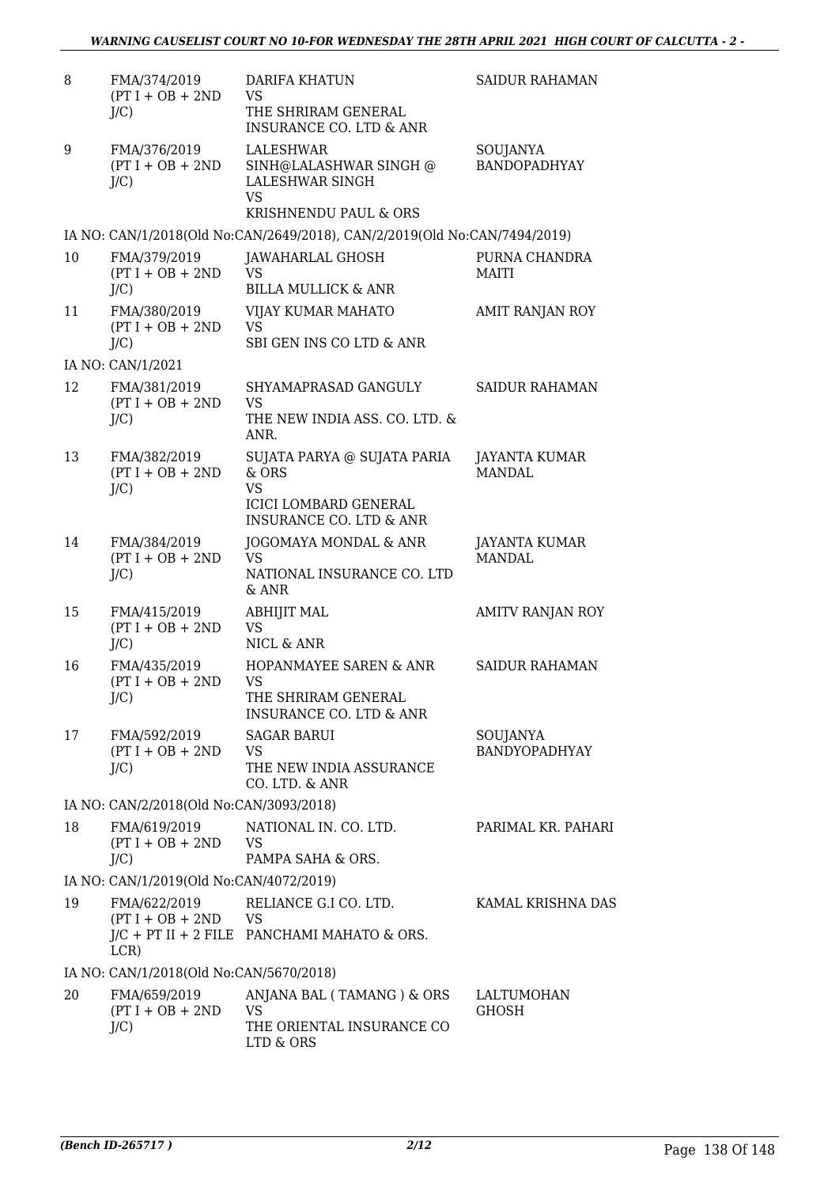| | | | |
|---|---|---|---|
| 8 | FMA/374/2019 (PT I + OB + 2ND J/C) | DARIFA KHATUN VS THE SHRIRAM GENERAL INSURANCE CO. LTD & ANR | SAIDUR RAHAMAN |
| 9 | FMA/376/2019 (PT I + OB + 2ND J/C) | LALESHWAR SINH@LALASHWAR SINGH @ LALESHWAR SINGH VS KRISHNENDU PAUL & ORS | SOUJANYA BANDOPADHYAY |

IA NO: CAN/1/2018(Old No:CAN/2649/2018), CAN/2/2019(Old No:CAN/7494/2019)

| | | | |
|---|---|---|---|
| 10 | FMA/379/2019 (PT I + OB + 2ND J/C) | JAWAHARLAL GHOSH VS BILLA MULLICK & ANR | PURNA CHANDRA MAITI |
| 11 | FMA/380/2019 (PT I + OB + 2ND J/C) | VIJAY KUMAR MAHATO VS SBI GEN INS CO LTD & ANR | AMIT RANJAN ROY |

IA NO: CAN/1/2021

| | | | |
|---|---|---|---|
| 12 | FMA/381/2019 (PT I + OB + 2ND J/C) | SHYAMAPRASAD GANGULY VS THE NEW INDIA ASS. CO. LTD. & ANR. | SAIDUR RAHAMAN |
| 13 | FMA/382/2019 (PT I + OB + 2ND J/C) | SUJATA PARYA @ SUJATA PARIA & ORS VS ICICI LOMBARD GENERAL INSURANCE CO. LTD & ANR | JAYANTA KUMAR MANDAL |
| 14 | FMA/384/2019 (PT I + OB + 2ND J/C) | JOGOMAYA MONDAL & ANR VS NATIONAL INSURANCE CO. LTD & ANR | JAYANTA KUMAR MANDAL |
| 15 | FMA/415/2019 (PT I + OB + 2ND J/C) | ABHIJIT MAL VS NICL & ANR | AMITV RANJAN ROY |
| 16 | FMA/435/2019 (PT I + OB + 2ND J/C) | HOPANMAYEE SAREN & ANR VS THE SHRIRAM GENERAL INSURANCE CO. LTD & ANR | SAIDUR RAHAMAN |
| 17 | FMA/592/2019 (PT I + OB + 2ND J/C) | SAGAR BARUI VS THE NEW INDIA ASSURANCE CO. LTD. & ANR | SOUJANYA BANDYOPADHYAY |

IA NO: CAN/2/2018(Old No:CAN/3093/2018)

| | | | |
|---|---|---|---|
| 18 | FMA/619/2019 (PT I + OB + 2ND J/C) | NATIONAL IN. CO. LTD. VS PAMPA SAHA & ORS. | PARIMAL KR. PAHARI |

IA NO: CAN/1/2019(Old No:CAN/4072/2019)

| | | | |
|---|---|---|---|
| 19 | FMA/622/2019 (PT I + OB + 2ND J/C + PT II + 2 FILE LCR) | RELIANCE G.I CO. LTD. VS PANCHAMI MAHATO & ORS. | KAMAL KRISHNA DAS |

IA NO: CAN/1/2018(Old No:CAN/5670/2018)

| | | | |
|---|---|---|---|
| 20 | FMA/659/2019 (PT I + OB + 2ND J/C) | ANJANA BAL ( TAMANG ) & ORS VS THE ORIENTAL INSURANCE CO LTD & ORS | LALTUMOHAN GHOSH |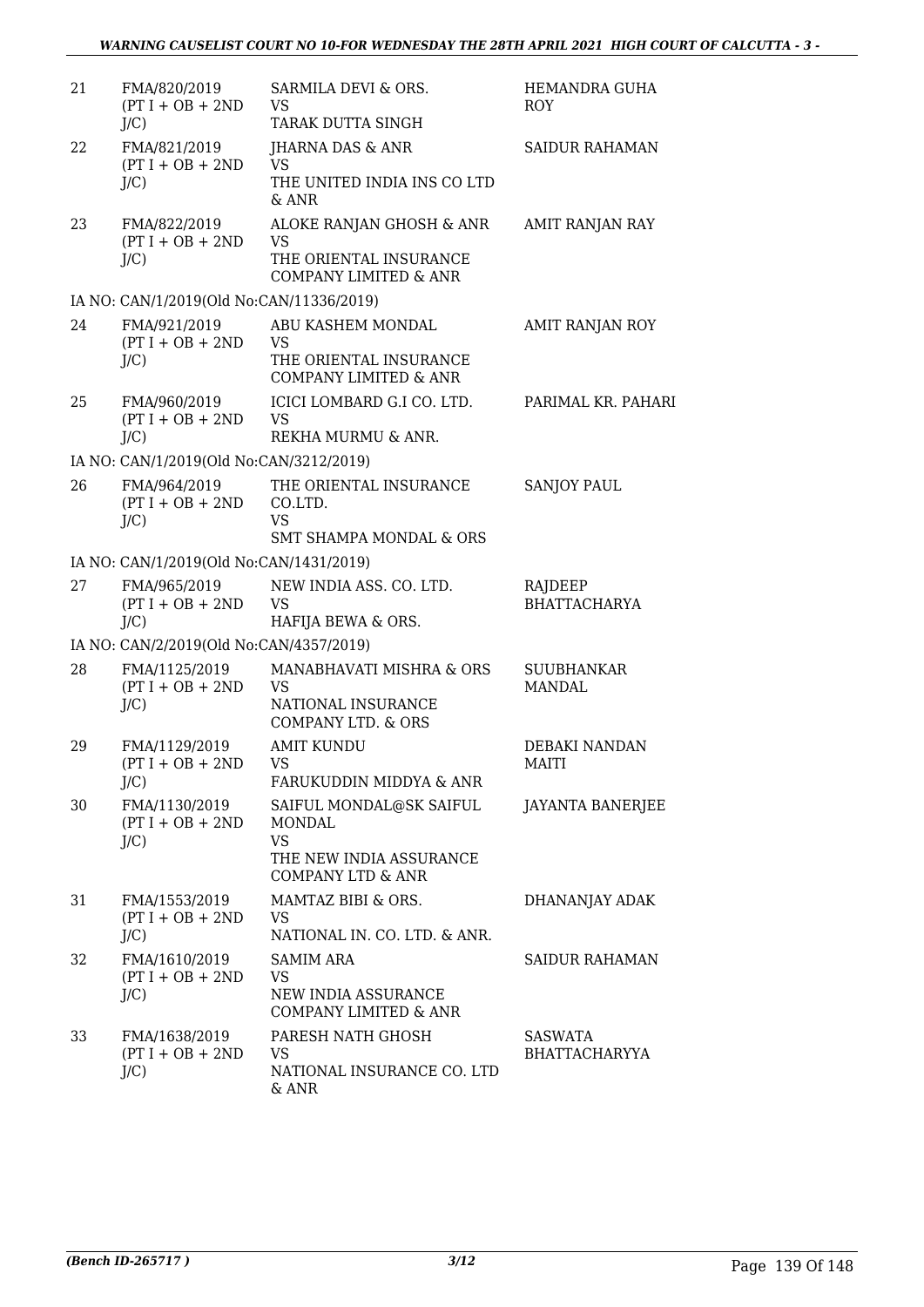| | | | |
|---|---|---|---|
| 21 | FMA/820/2019 (PT I + OB + 2ND J/C) | SARMILA DEVI & ORS. VS TARAK DUTTA SINGH | HEMANDRA GUHA ROY |
| 22 | FMA/821/2019 (PT I + OB + 2ND J/C) | JHARNA DAS & ANR VS THE UNITED INDIA INS CO LTD & ANR | SAIDUR RAHAMAN |
| 23 | FMA/822/2019 (PT I + OB + 2ND J/C) | ALOKE RANJAN GHOSH & ANR VS THE ORIENTAL INSURANCE COMPANY LIMITED & ANR | AMIT RANJAN RAY |
| | IA NO: CAN/1/2019(Old No:CAN/11336/2019) | | |
| 24 | FMA/921/2019 (PT I + OB + 2ND J/C) | ABU KASHEM MONDAL VS THE ORIENTAL INSURANCE COMPANY LIMITED & ANR | AMIT RANJAN ROY |
| 25 | FMA/960/2019 (PT I + OB + 2ND J/C) | ICICI LOMBARD G.I CO. LTD. VS REKHA MURMU & ANR. | PARIMAL KR. PAHARI |
| | IA NO: CAN/1/2019(Old No:CAN/3212/2019) | | |
| 26 | FMA/964/2019 (PT I + OB + 2ND J/C) | THE ORIENTAL INSURANCE CO.LTD. VS SMT SHAMPA MONDAL & ORS | SANJOY PAUL |
| | IA NO: CAN/1/2019(Old No:CAN/1431/2019) | | |
| 27 | FMA/965/2019 (PT I + OB + 2ND J/C) | NEW INDIA ASS. CO. LTD. VS HAFIJA BEWA & ORS. | RAJDEEP BHATTACHARYA |
| | IA NO: CAN/2/2019(Old No:CAN/4357/2019) | | |
| 28 | FMA/1125/2019 (PT I + OB + 2ND J/C) | MANABHAVATI MISHRA & ORS VS NATIONAL INSURANCE COMPANY LTD. & ORS | SUUBHANKAR MANDAL |
| 29 | FMA/1129/2019 (PT I + OB + 2ND J/C) | AMIT KUNDU VS FARUKUDDIN MIDDYA & ANR | DEBAKI NANDAN MAITI |
| 30 | FMA/1130/2019 (PT I + OB + 2ND J/C) | SAIFUL MONDAL@SK SAIFUL MONDAL VS THE NEW INDIA ASSURANCE COMPANY LTD & ANR | JAYANTA BANERJEE |
| 31 | FMA/1553/2019 (PT I + OB + 2ND J/C) | MAMTAZ BIBI & ORS. VS NATIONAL IN. CO. LTD. & ANR. | DHANANJAY ADAK |
| 32 | FMA/1610/2019 (PT I + OB + 2ND J/C) | SAMIM ARA VS NEW INDIA ASSURANCE COMPANY LIMITED & ANR | SAIDUR RAHAMAN |
| 33 | FMA/1638/2019 (PT I + OB + 2ND J/C) | PARESH NATH GHOSH VS NATIONAL INSURANCE CO. LTD & ANR | SASWATA BHATTACHARYYA |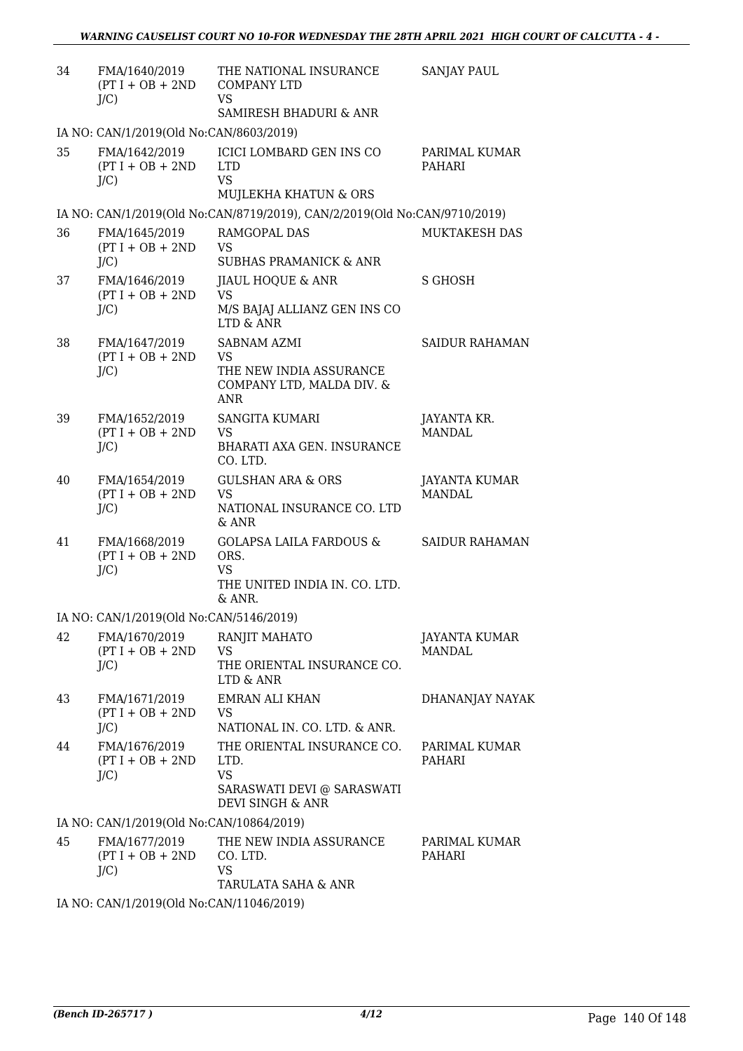| 34 | FMA/1640/2019 (PT I + OB + 2ND J/C) | THE NATIONAL INSURANCE COMPANY LTD VS SAMIRESH BHADURI & ANR | SANJAY PAUL |
|---|---|---|---|
| | IA NO: CAN/1/2019(Old No:CAN/8603/2019) | | |
| 35 | FMA/1642/2019 (PT I + OB + 2ND J/C) | ICICI LOMBARD GEN INS CO LTD VS MUJLEKHA KHATUN & ORS | PARIMAL KUMAR PAHARI |
| | IA NO: CAN/1/2019(Old No:CAN/8719/2019), CAN/2/2019(Old No:CAN/9710/2019) | | |
| 36 | FMA/1645/2019 (PT I + OB + 2ND J/C) | RAMGOPAL DAS VS SUBHAS PRAMANICK & ANR | MUKTAKESH DAS |
| 37 | FMA/1646/2019 (PT I + OB + 2ND J/C) | JIAUL HOQUE & ANR VS M/S BAJAJ ALLIANZ GEN INS CO LTD & ANR | S GHOSH |
| 38 | FMA/1647/2019 (PT I + OB + 2ND J/C) | SABNAM AZMI VS THE NEW INDIA ASSURANCE COMPANY LTD, MALDA DIV. & ANR | SAIDUR RAHAMAN |
| 39 | FMA/1652/2019 (PT I + OB + 2ND J/C) | SANGITA KUMARI VS BHARATI AXA GEN. INSURANCE CO. LTD. | JAYANTA KR. MANDAL |
| 40 | FMA/1654/2019 (PT I + OB + 2ND J/C) | GULSHAN ARA & ORS VS NATIONAL INSURANCE CO. LTD & ANR | JAYANTA KUMAR MANDAL |
| 41 | FMA/1668/2019 (PT I + OB + 2ND J/C) | GOLAPSA LAILA FARDOUS & ORS. VS THE UNITED INDIA IN. CO. LTD. & ANR. | SAIDUR RAHAMAN |
| | IA NO: CAN/1/2019(Old No:CAN/5146/2019) | | |
| 42 | FMA/1670/2019 (PT I + OB + 2ND J/C) | RANJIT MAHATO VS THE ORIENTAL INSURANCE CO. LTD & ANR | JAYANTA KUMAR MANDAL |
| 43 | FMA/1671/2019 (PT I + OB + 2ND J/C) | EMRAN ALI KHAN VS NATIONAL IN. CO. LTD. & ANR. | DHANANJAY NAYAK |
| 44 | FMA/1676/2019 (PT I + OB + 2ND J/C) | THE ORIENTAL INSURANCE CO. LTD. VS SARASWATI DEVI @ SARASWATI DEVI SINGH & ANR | PARIMAL KUMAR PAHARI |
| | IA NO: CAN/1/2019(Old No:CAN/10864/2019) | | |
| 45 | FMA/1677/2019 (PT I + OB + 2ND J/C) | THE NEW INDIA ASSURANCE CO. LTD. VS TARULATA SAHA & ANR | PARIMAL KUMAR PAHARI |
| | IA NO: CAN/1/2019(Old No:CAN/11046/2019) | | |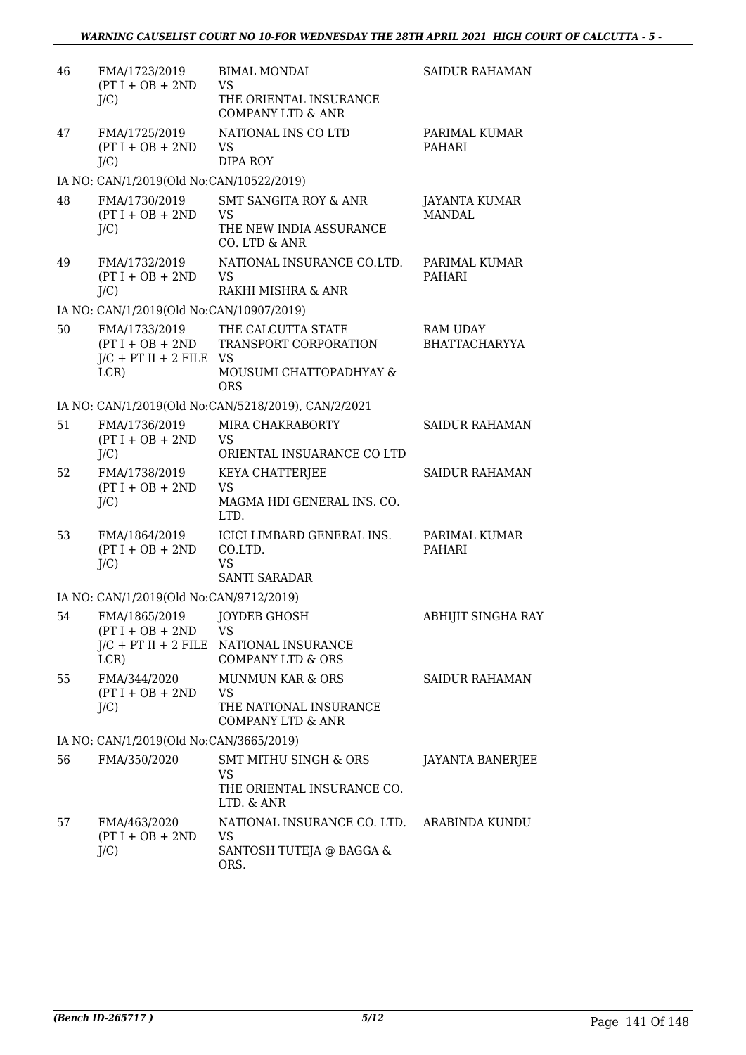| | | | |
|---|---|---|---|
| 46 | FMA/1723/2019 (PT I + OB + 2ND J/C) | BIMAL MONDAL VS THE ORIENTAL INSURANCE COMPANY LTD & ANR | SAIDUR RAHAMAN |
| 47 | FMA/1725/2019 (PT I + OB + 2ND J/C) | NATIONAL INS CO LTD VS DIPA ROY | PARIMAL KUMAR PAHARI |
| | IA NO: CAN/1/2019(Old No:CAN/10522/2019) | | |
| 48 | FMA/1730/2019 (PT I + OB + 2ND J/C) | SMT SANGITA ROY & ANR VS THE NEW INDIA ASSURANCE CO. LTD & ANR | JAYANTA KUMAR MANDAL |
| 49 | FMA/1732/2019 (PT I + OB + 2ND J/C) | NATIONAL INSURANCE CO.LTD. VS RAKHI MISHRA & ANR | PARIMAL KUMAR PAHARI |
| | IA NO: CAN/1/2019(Old No:CAN/10907/2019) | | |
| 50 | FMA/1733/2019 (PT I + OB + 2ND J/C + PT II + 2 FILE LCR) | THE CALCUTTA STATE TRANSPORT CORPORATION VS MOUSUMI CHATTOPADHYAY & ORS | RAM UDAY BHATTACHARYYA |
| | IA NO: CAN/1/2019(Old No:CAN/5218/2019), CAN/2/2021 | | |
| 51 | FMA/1736/2019 (PT I + OB + 2ND J/C) | MIRA CHAKRABORTY VS ORIENTAL INSUARANCE CO LTD | SAIDUR RAHAMAN |
| 52 | FMA/1738/2019 (PT I + OB + 2ND J/C) | KEYA CHATTERJEE VS MAGMA HDI GENERAL INS. CO. LTD. | SAIDUR RAHAMAN |
| 53 | FMA/1864/2019 (PT I + OB + 2ND J/C) | ICICI LIMBARD GENERAL INS. CO.LTD. VS SANTI SARADAR | PARIMAL KUMAR PAHARI |
| | IA NO: CAN/1/2019(Old No:CAN/9712/2019) | | |
| 54 | FMA/1865/2019 (PT I + OB + 2ND J/C + PT II + 2 FILE LCR) | JOYDEB GHOSH VS NATIONAL INSURANCE COMPANY LTD & ORS | ABHIJIT SINGHA RAY |
| 55 | FMA/344/2020 (PT I + OB + 2ND J/C) | MUNMUN KAR & ORS VS THE NATIONAL INSURANCE COMPANY LTD & ANR | SAIDUR RAHAMAN |
| | IA NO: CAN/1/2019(Old No:CAN/3665/2019) | | |
| 56 | FMA/350/2020 | SMT MITHU SINGH & ORS VS THE ORIENTAL INSURANCE CO. LTD. & ANR | JAYANTA BANERJEE |
| 57 | FMA/463/2020 (PT I + OB + 2ND J/C) | NATIONAL INSURANCE CO. LTD. VS SANTOSH TUTEJA @ BAGGA & ORS. | ARABINDA KUNDU |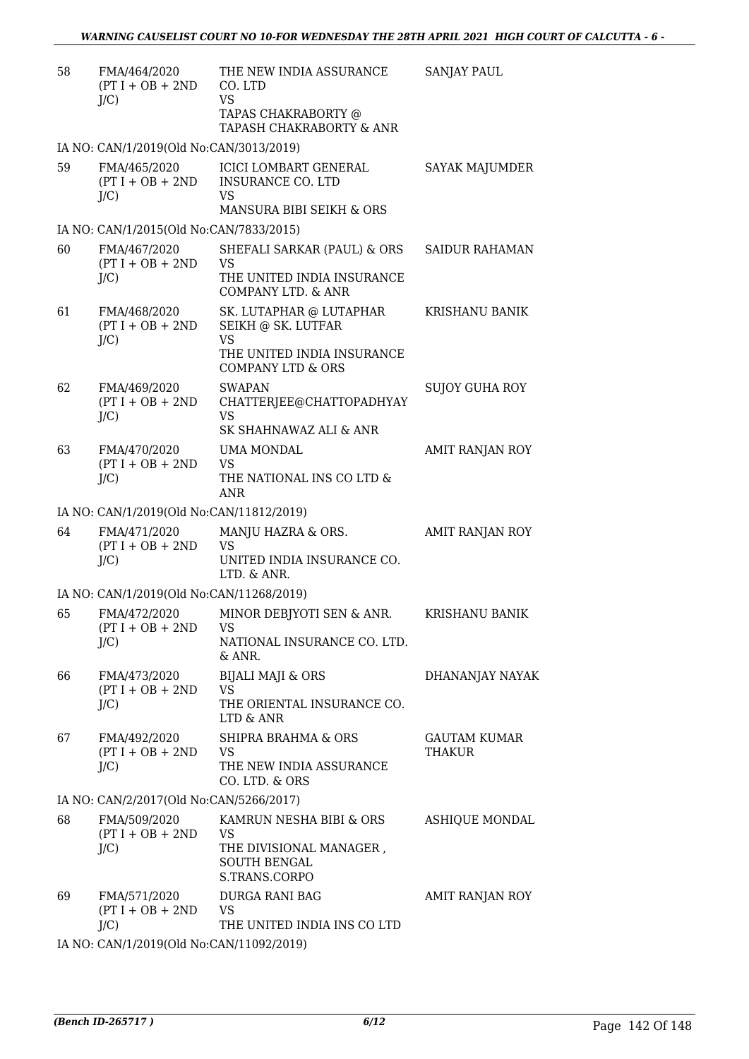| 58 | FMA/464/2020 (PT I + OB + 2ND J/C) | THE NEW INDIA ASSURANCE CO. LTD VS TAPAS CHAKRABORTY @ TAPASH CHAKRABORTY & ANR | SANJAY PAUL |
|---|---|---|---|
| IA NO: CAN/1/2019(Old No:CAN/3013/2019) | | | |
| 59 | FMA/465/2020 (PT I + OB + 2ND J/C) | ICICI LOMBART GENERAL INSURANCE CO. LTD VS MANSURA BIBI SEIKH & ORS | SAYAK MAJUMDER |
| IA NO: CAN/1/2015(Old No:CAN/7833/2015) | | | |
| 60 | FMA/467/2020 (PT I + OB + 2ND J/C) | SHEFALI SARKAR (PAUL) & ORS VS THE UNITED INDIA INSURANCE COMPANY LTD. & ANR | SAIDUR RAHAMAN |
| 61 | FMA/468/2020 (PT I + OB + 2ND J/C) | SK. LUTAPHAR @ LUTAPHAR SEIKH @ SK. LUTFAR VS THE UNITED INDIA INSURANCE COMPANY LTD & ORS | KRISHANU BANIK |
| 62 | FMA/469/2020 (PT I + OB + 2ND J/C) | SWAPAN CHATTERJEE@CHATTOPADHYAY VS SK SHAHNAWAZ ALI & ANR | SUJOY GUHA ROY |
| 63 | FMA/470/2020 (PT I + OB + 2ND J/C) | UMA MONDAL VS THE NATIONAL INS CO LTD & ANR | AMIT RANJAN ROY |
| IA NO: CAN/1/2019(Old No:CAN/11812/2019) | | | |
| 64 | FMA/471/2020 (PT I + OB + 2ND J/C) | MANJU HAZRA & ORS. VS UNITED INDIA INSURANCE CO. LTD. & ANR. | AMIT RANJAN ROY |
| IA NO: CAN/1/2019(Old No:CAN/11268/2019) | | | |
| 65 | FMA/472/2020 (PT I + OB + 2ND J/C) | MINOR DEBJYOTI SEN & ANR. VS NATIONAL INSURANCE CO. LTD. & ANR. | KRISHANU BANIK |
| 66 | FMA/473/2020 (PT I + OB + 2ND J/C) | BIJALI MAJI & ORS VS THE ORIENTAL INSURANCE CO. LTD & ANR | DHANANJAY NAYAK |
| 67 | FMA/492/2020 (PT I + OB + 2ND J/C) | SHIPRA BRAHMA & ORS VS THE NEW INDIA ASSURANCE CO. LTD. & ORS | GAUTAM KUMAR THAKUR |
| IA NO: CAN/2/2017(Old No:CAN/5266/2017) | | | |
| 68 | FMA/509/2020 (PT I + OB + 2ND J/C) | KAMRUN NESHA BIBI & ORS VS THE DIVISIONAL MANAGER , SOUTH BENGAL S.TRANS.CORPO | ASHIQUE MONDAL |
| 69 | FMA/571/2020 (PT I + OB + 2ND J/C) | DURGA RANI BAG VS THE UNITED INDIA INS CO LTD | AMIT RANJAN ROY |
| IA NO: CAN/1/2019(Old No:CAN/11092/2019) | | | |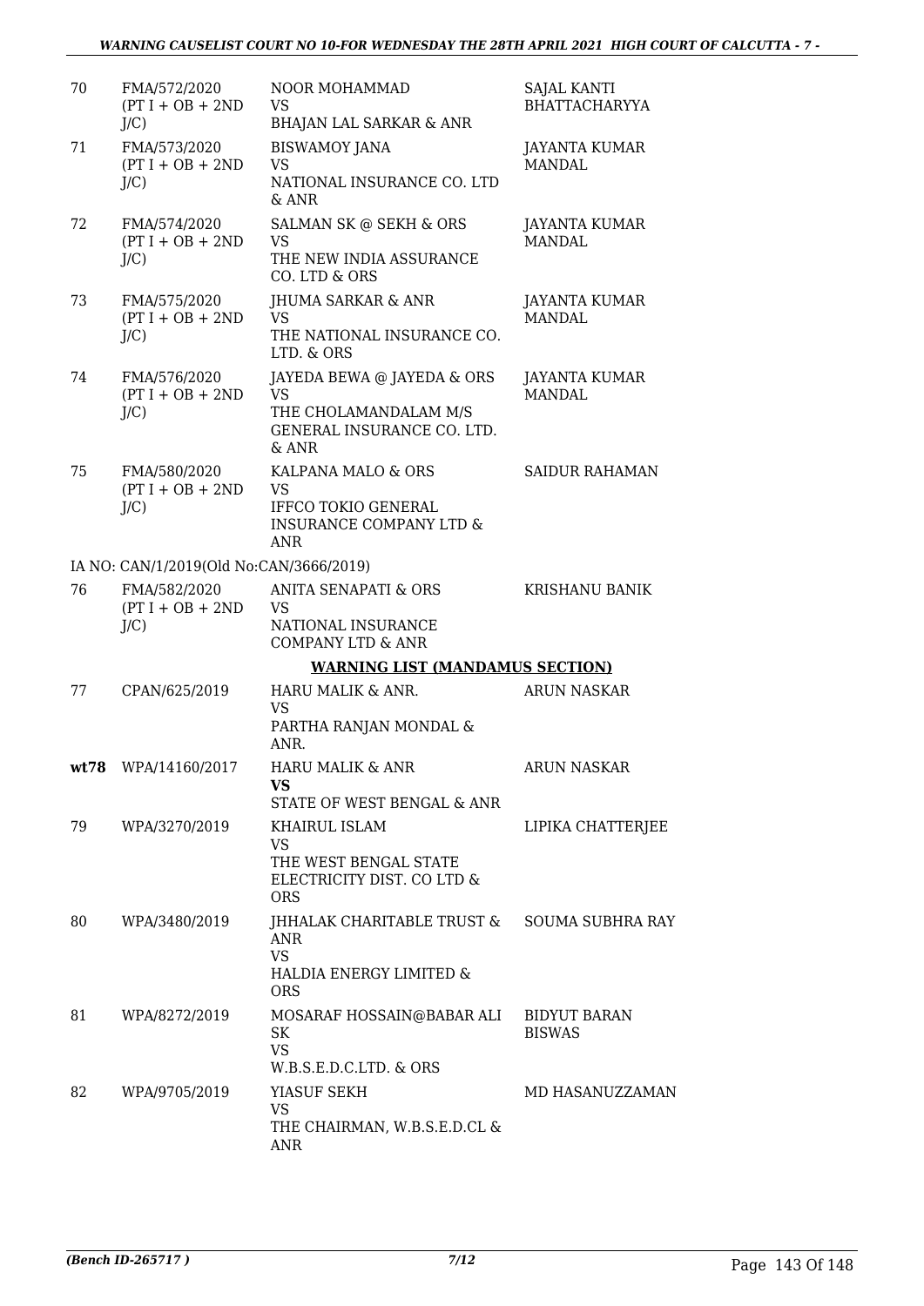| 70 | FMA/572/2020 (PT I + OB + 2ND J/C) | NOOR MOHAMMAD VS BHAJAN LAL SARKAR & ANR | SAJAL KANTI BHATTACHARYYA |
|---|---|---|---|
| 71 | FMA/573/2020 (PT I + OB + 2ND J/C) | BISWAMOY JANA VS NATIONAL INSURANCE CO. LTD & ANR | JAYANTA KUMAR MANDAL |
| 72 | FMA/574/2020 (PT I + OB + 2ND J/C) | SALMAN SK @ SEKH & ORS VS THE NEW INDIA ASSURANCE CO. LTD & ORS | JAYANTA KUMAR MANDAL |
| 73 | FMA/575/2020 (PT I + OB + 2ND J/C) | JHUMA SARKAR & ANR VS THE NATIONAL INSURANCE CO. LTD. & ORS | JAYANTA KUMAR MANDAL |
| 74 | FMA/576/2020 (PT I + OB + 2ND J/C) | JAYEDA BEWA @ JAYEDA & ORS VS THE CHOLAMANDALAM M/S GENERAL INSURANCE CO. LTD. & ANR | JAYANTA KUMAR MANDAL |
| 75 | FMA/580/2020 (PT I + OB + 2ND J/C) | KALPANA MALO & ORS VS IFFCO TOKIO GENERAL INSURANCE COMPANY LTD & ANR | SAIDUR RAHAMAN |
| | IA NO: CAN/1/2019(Old No:CAN/3666/2019) | | |
| 76 | FMA/582/2020 (PT I + OB + 2ND J/C) | ANITA SENAPATI & ORS VS NATIONAL INSURANCE COMPANY LTD & ANR | KRISHANU BANIK |

**WARNING LIST (MANDAMUS SECTION)**

| 77 | CPAN/625/2019 | HARU MALIK & ANR. VS PARTHA RANJAN MONDAL & ANR. | ARUN NASKAR |
|---|---|---|---|
| **wt78** | WPA/14160/2017 | HARU MALIK & ANR **VS** STATE OF WEST BENGAL & ANR | ARUN NASKAR |
| 79 | WPA/3270/2019 | KHAIRUL ISLAM VS THE WEST BENGAL STATE ELECTRICITY DIST. CO LTD & ORS | LIPIKA CHATTERJEE |
| 80 | WPA/3480/2019 | JHHALAK CHARITABLE TRUST & ANR VS HALDIA ENERGY LIMITED & ORS | SOUMA SUBHRA RAY |
| 81 | WPA/8272/2019 | MOSARAF HOSSAIN@BABAR ALI SK VS W.B.S.E.D.C.LTD. & ORS | BIDYUT BARAN BISWAS |
| 82 | WPA/9705/2019 | YIASUF SEKH VS THE CHAIRMAN, W.B.S.E.D.CL & ANR | MD HASANUZZAMAN |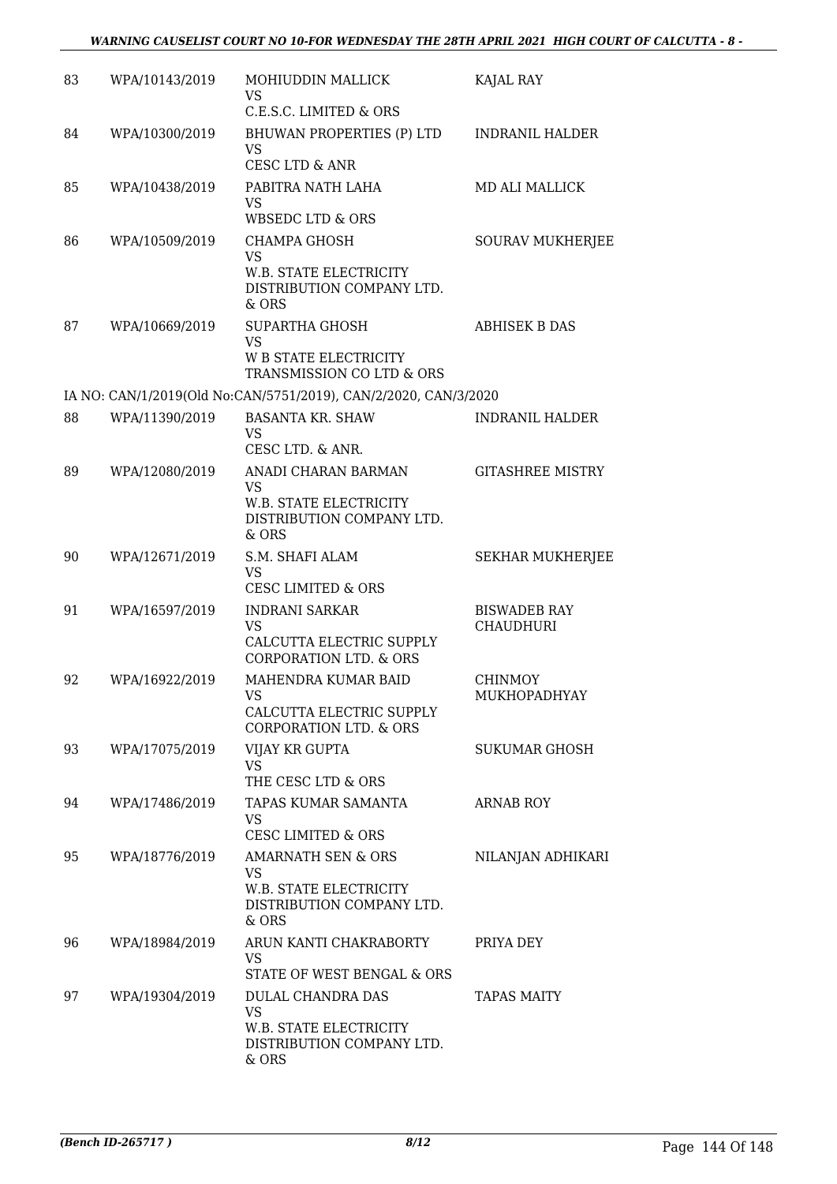| | | | |
|---|---|---|---|
| 83 | WPA/10143/2019 | MOHIUDDIN MALLICK<br>VS<br>C.E.S.C. LIMITED & ORS | KAJAL RAY |
| 84 | WPA/10300/2019 | BHUWAN PROPERTIES (P) LTD<br>VS<br>CESC LTD & ANR | INDRANIL HALDER |
| 85 | WPA/10438/2019 | PABITRA NATH LAHA<br>VS<br>WBSEDC LTD & ORS | MD ALI MALLICK |
| 86 | WPA/10509/2019 | CHAMPA GHOSH<br>VS<br>W.B. STATE ELECTRICITY DISTRIBUTION COMPANY LTD. & ORS | SOURAV MUKHERJEE |
| 87 | WPA/10669/2019 | SUPARTHA GHOSH<br>VS<br>W B STATE ELECTRICITY TRANSMISSION CO LTD & ORS | ABHISEK B DAS |

IA NO: CAN/1/2019(Old No:CAN/5751/2019), CAN/2/2020, CAN/3/2020

| | | | |
|---|---|---|---|
| 88 | WPA/11390/2019 | BASANTA KR. SHAW<br>VS<br>CESC LTD. & ANR. | INDRANIL HALDER |
| 89 | WPA/12080/2019 | ANADI CHARAN BARMAN<br>VS<br>W.B. STATE ELECTRICITY DISTRIBUTION COMPANY LTD. & ORS | GITASHREE MISTRY |
| 90 | WPA/12671/2019 | S.M. SHAFI ALAM<br>VS<br>CESC LIMITED & ORS | SEKHAR MUKHERJEE |
| 91 | WPA/16597/2019 | INDRANI SARKAR<br>VS<br>CALCUTTA ELECTRIC SUPPLY CORPORATION LTD. & ORS | BISWADEB RAY CHAUDHURI |
| 92 | WPA/16922/2019 | MAHENDRA KUMAR BAID<br>VS<br>CALCUTTA ELECTRIC SUPPLY CORPORATION LTD. & ORS | CHINMOY MUKHOPADHYAY |
| 93 | WPA/17075/2019 | VIJAY KR GUPTA<br>VS<br>THE CESC LTD & ORS | SUKUMAR GHOSH |
| 94 | WPA/17486/2019 | TAPAS KUMAR SAMANTA<br>VS<br>CESC LIMITED & ORS | ARNAB ROY |
| 95 | WPA/18776/2019 | AMARNATH SEN & ORS<br>VS<br>W.B. STATE ELECTRICITY DISTRIBUTION COMPANY LTD. & ORS | NILANJAN ADHIKARI |
| 96 | WPA/18984/2019 | ARUN KANTI CHAKRABORTY<br>VS<br>STATE OF WEST BENGAL & ORS | PRIYA DEY |
| 97 | WPA/19304/2019 | DULAL CHANDRA DAS<br>VS<br>W.B. STATE ELECTRICITY DISTRIBUTION COMPANY LTD. & ORS | TAPAS MAITY |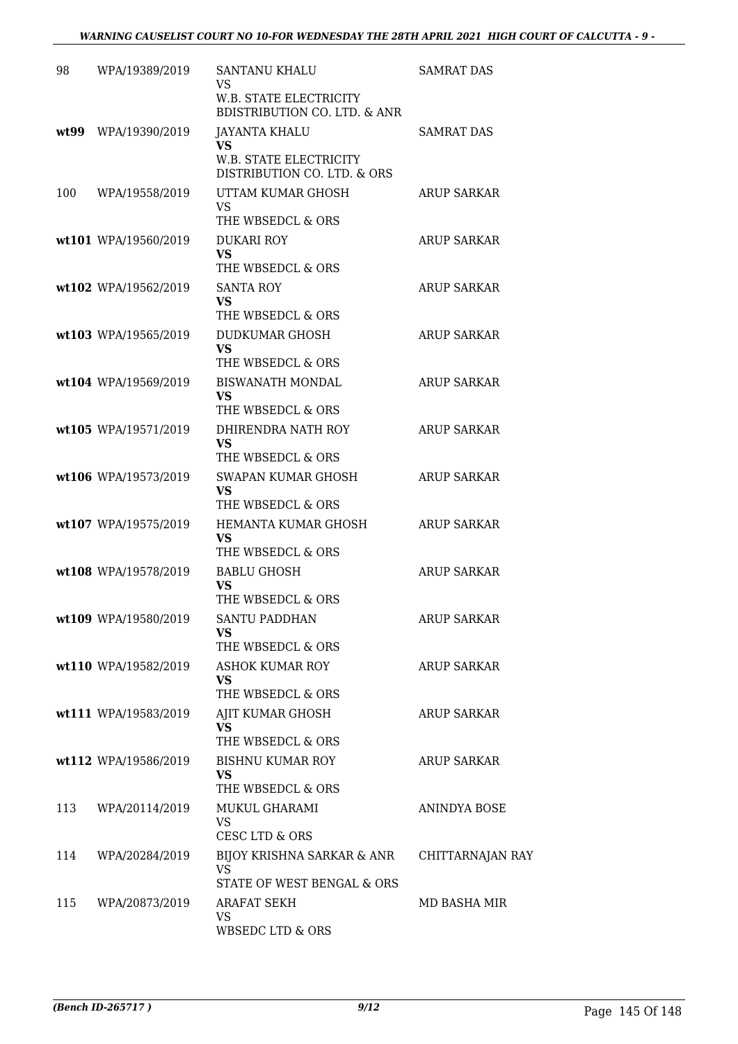| | | | |
|---|---|---|---|
| 98 | WPA/19389/2019 | SANTANU KHALU<br>VS<br>W.B. STATE ELECTRICITY BDISTRIBUTION CO. LTD. & ANR | SAMRAT DAS |
| **wt99** | WPA/19390/2019 | JAYANTA KHALU<br>**VS**<br>W.B. STATE ELECTRICITY DISTRIBUTION CO. LTD. & ORS | SAMRAT DAS |
| 100 | WPA/19558/2019 | UTTAM KUMAR GHOSH<br>VS<br>THE WBSEDCL & ORS | ARUP SARKAR |
| **wt101** | WPA/19560/2019 | DUKARI ROY<br>**VS**<br>THE WBSEDCL & ORS | ARUP SARKAR |
| **wt102** | WPA/19562/2019 | SANTA ROY<br>**VS**<br>THE WBSEDCL & ORS | ARUP SARKAR |
| **wt103** | WPA/19565/2019 | DUDKUMAR GHOSH<br>**VS**<br>THE WBSEDCL & ORS | ARUP SARKAR |
| **wt104** | WPA/19569/2019 | BISWANATH MONDAL<br>**VS**<br>THE WBSEDCL & ORS | ARUP SARKAR |
| **wt105** | WPA/19571/2019 | DHIRENDRA NATH ROY<br>**VS**<br>THE WBSEDCL & ORS | ARUP SARKAR |
| **wt106** | WPA/19573/2019 | SWAPAN KUMAR GHOSH<br>**VS**<br>THE WBSEDCL & ORS | ARUP SARKAR |
| **wt107** | WPA/19575/2019 | HEMANTA KUMAR GHOSH<br>**VS**<br>THE WBSEDCL & ORS | ARUP SARKAR |
| **wt108** | WPA/19578/2019 | BABLU GHOSH<br>**VS**<br>THE WBSEDCL & ORS | ARUP SARKAR |
| **wt109** | WPA/19580/2019 | SANTU PADDHAN<br>**VS**<br>THE WBSEDCL & ORS | ARUP SARKAR |
| **wt110** | WPA/19582/2019 | ASHOK KUMAR ROY<br>**VS**<br>THE WBSEDCL & ORS | ARUP SARKAR |
| **wt111** | WPA/19583/2019 | AJIT KUMAR GHOSH<br>**VS**<br>THE WBSEDCL & ORS | ARUP SARKAR |
| **wt112** | WPA/19586/2019 | BISHNU KUMAR ROY<br>**VS**<br>THE WBSEDCL & ORS | ARUP SARKAR |
| 113 | WPA/20114/2019 | MUKUL GHARAMI<br>VS<br>CESC LTD & ORS | ANINDYA BOSE |
| 114 | WPA/20284/2019 | BIJOY KRISHNA SARKAR & ANR<br>VS<br>STATE OF WEST BENGAL & ORS | CHITTARNAJAN RAY |
| 115 | WPA/20873/2019 | ARAFAT SEKH<br>VS<br>WBSEDC LTD & ORS | MD BASHA MIR |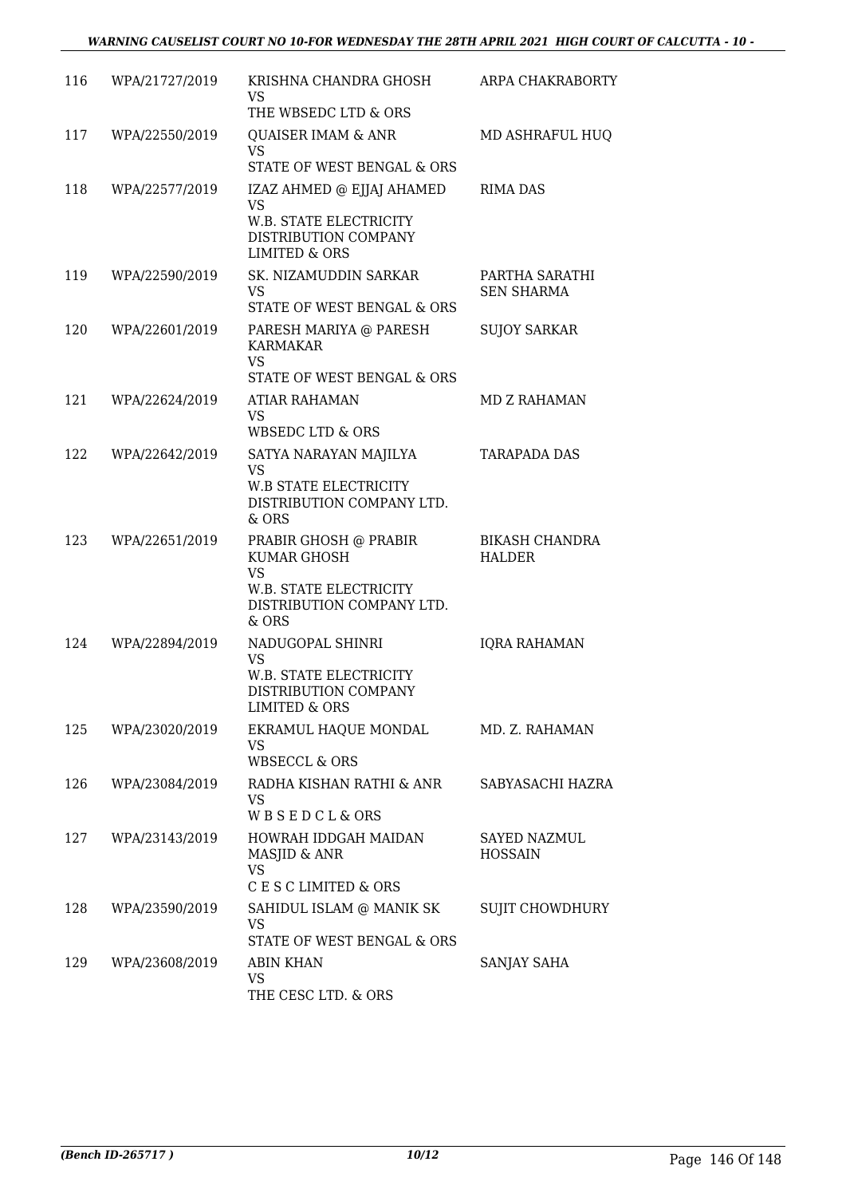| 116 | WPA/21727/2019 | KRISHNA CHANDRA GHOSH<br>VS<br>THE WBSEDC LTD & ORS | ARPA CHAKRABORTY |
|---|---|---|---|
| 117 | WPA/22550/2019 | QUAISER IMAM & ANR<br>VS<br>STATE OF WEST BENGAL & ORS | MD ASHRAFUL HUQ |
| 118 | WPA/22577/2019 | IZAZ AHMED @ EJJAJ AHAMED<br>VS<br>W.B. STATE ELECTRICITY DISTRIBUTION COMPANY LIMITED & ORS | RIMA DAS |
| 119 | WPA/22590/2019 | SK. NIZAMUDDIN SARKAR<br>VS<br>STATE OF WEST BENGAL & ORS | PARTHA SARATHI SEN SHARMA |
| 120 | WPA/22601/2019 | PARESH MARIYA @ PARESH KARMAKAR<br>VS<br>STATE OF WEST BENGAL & ORS | SUJOY SARKAR |
| 121 | WPA/22624/2019 | ATIAR RAHAMAN<br>VS<br>WBSEDC LTD & ORS | MD Z RAHAMAN |
| 122 | WPA/22642/2019 | SATYA NARAYAN MAJILYA<br>VS<br>W.B STATE ELECTRICITY DISTRIBUTION COMPANY LTD. & ORS | TARAPADA DAS |
| 123 | WPA/22651/2019 | PRABIR GHOSH @ PRABIR KUMAR GHOSH<br>VS<br>W.B. STATE ELECTRICITY DISTRIBUTION COMPANY LTD. & ORS | BIKASH CHANDRA HALDER |
| 124 | WPA/22894/2019 | NADUGOPAL SHINRI<br>VS<br>W.B. STATE ELECTRICITY DISTRIBUTION COMPANY LIMITED & ORS | IQRA RAHAMAN |
| 125 | WPA/23020/2019 | EKRAMUL HAQUE MONDAL<br>VS<br>WBSECCL & ORS | MD. Z. RAHAMAN |
| 126 | WPA/23084/2019 | RADHA KISHAN RATHI & ANR<br>VS<br>W B S E D C L & ORS | SABYASACHI HAZRA |
| 127 | WPA/23143/2019 | HOWRAH IDDGAH MAIDAN MASJID & ANR<br>VS<br>C E S C LIMITED & ORS | SAYED NAZMUL HOSSAIN |
| 128 | WPA/23590/2019 | SAHIDUL ISLAM @ MANIK SK<br>VS<br>STATE OF WEST BENGAL & ORS | SUJIT CHOWDHURY |
| 129 | WPA/23608/2019 | ABIN KHAN<br>VS<br>THE CESC LTD. & ORS | SANJAY SAHA |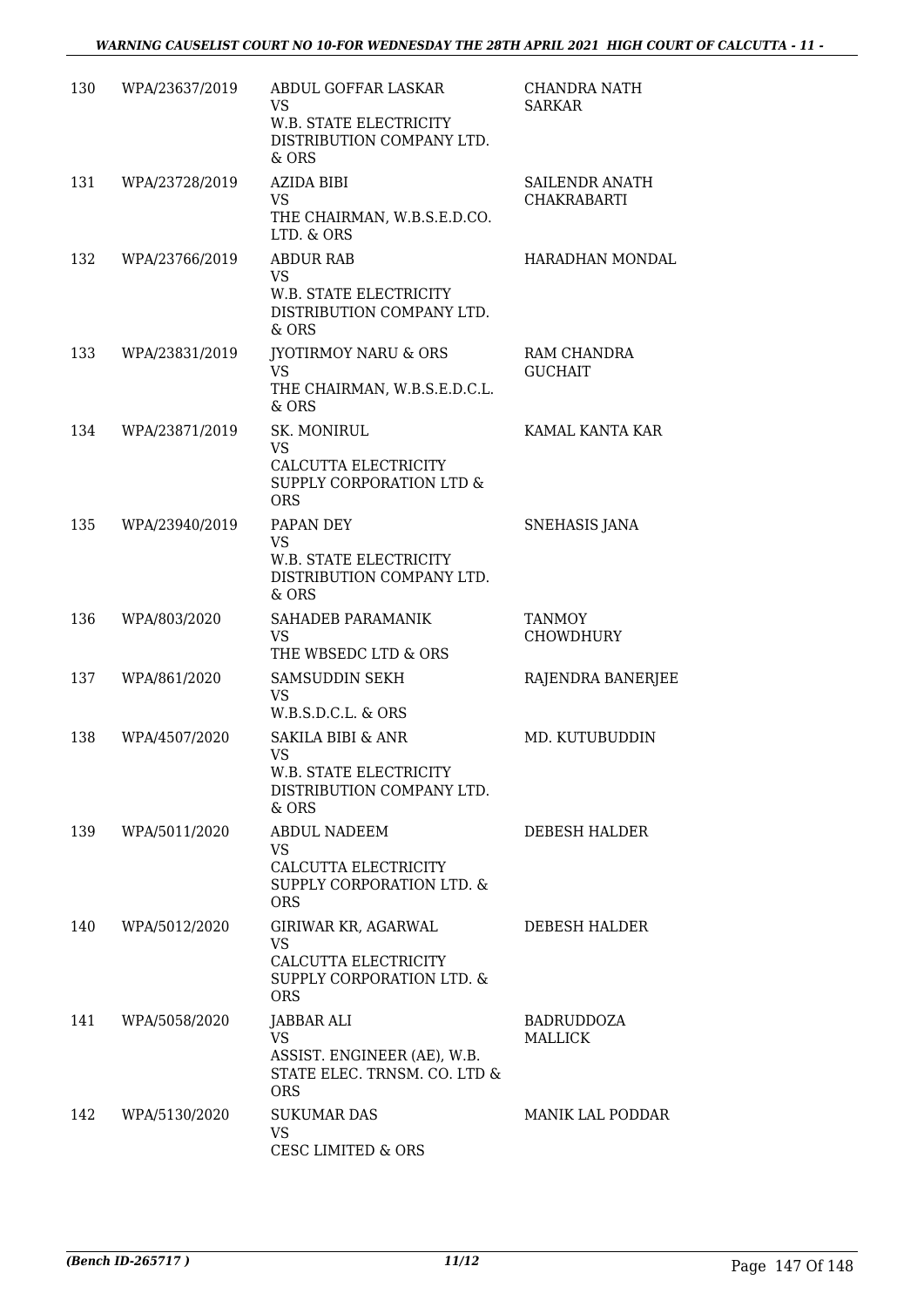| | | | |
|---|---|---|---|
| 130 | WPA/23637/2019 | ABDUL GOFFAR LASKAR<br>VS<br>W.B. STATE ELECTRICITY DISTRIBUTION COMPANY LTD. & ORS | CHANDRA NATH SARKAR |
| 131 | WPA/23728/2019 | AZIDA BIBI<br>VS<br>THE CHAIRMAN, W.B.S.E.D.CO. LTD. & ORS | SAILENDR ANATH CHAKRABARTI |
| 132 | WPA/23766/2019 | ABDUR RAB<br>VS<br>W.B. STATE ELECTRICITY DISTRIBUTION COMPANY LTD. & ORS | HARADHAN MONDAL |
| 133 | WPA/23831/2019 | JYOTIRMOY NARU & ORS<br>VS<br>THE CHAIRMAN, W.B.S.E.D.C.L. & ORS | RAM CHANDRA GUCHAIT |
| 134 | WPA/23871/2019 | SK. MONIRUL<br>VS<br>CALCUTTA ELECTRICITY SUPPLY CORPORATION LTD & ORS | KAMAL KANTA KAR |
| 135 | WPA/23940/2019 | PAPAN DEY<br>VS<br>W.B. STATE ELECTRICITY DISTRIBUTION COMPANY LTD. & ORS | SNEHASIS JANA |
| 136 | WPA/803/2020 | SAHADEB PARAMANIK<br>VS<br>THE WBSEDC LTD & ORS | TANMOY CHOWDHURY |
| 137 | WPA/861/2020 | SAMSUDDIN SEKH<br>VS<br>W.B.S.D.C.L. & ORS | RAJENDRA BANERJEE |
| 138 | WPA/4507/2020 | SAKILA BIBI & ANR<br>VS<br>W.B. STATE ELECTRICITY DISTRIBUTION COMPANY LTD. & ORS | MD. KUTUBUDDIN |
| 139 | WPA/5011/2020 | ABDUL NADEEM<br>VS<br>CALCUTTA ELECTRICITY SUPPLY CORPORATION LTD. & ORS | DEBESH HALDER |
| 140 | WPA/5012/2020 | GIRIWAR KR, AGARWAL<br>VS<br>CALCUTTA ELECTRICITY SUPPLY CORPORATION LTD. & ORS | DEBESH HALDER |
| 141 | WPA/5058/2020 | JABBAR ALI<br>VS<br>ASSIST. ENGINEER (AE), W.B. STATE ELEC. TRNSM. CO. LTD & ORS | BADRUDDOZA MALLICK |
| 142 | WPA/5130/2020 | SUKUMAR DAS<br>VS<br>CESC LIMITED & ORS | MANIK LAL PODDAR |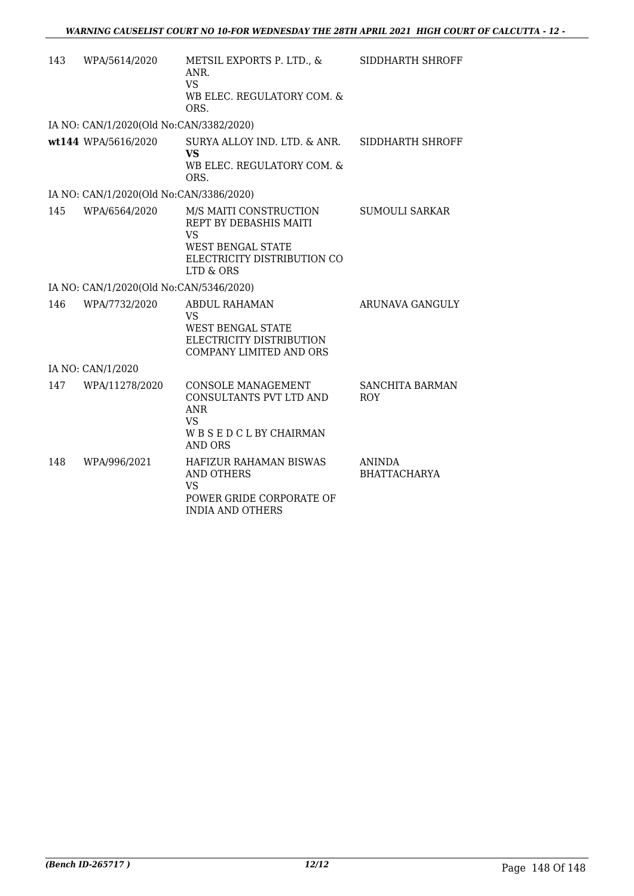| | | | |
|---|---|---|---|
| 143 | WPA/5614/2020 | METSIL EXPORTS P. LTD., & ANR.<br>VS<br>WB ELEC. REGULATORY COM. & ORS. | SIDDHARTH SHROFF |
| IA NO: CAN/1/2020(Old No:CAN/3382/2020) | | | |
| **wt144** | WPA/5616/2020 | SURYA ALLOY IND. LTD. & ANR.<br>**VS**<br>WB ELEC. REGULATORY COM. & ORS. | SIDDHARTH SHROFF |
| IA NO: CAN/1/2020(Old No:CAN/3386/2020) | | | |
| 145 | WPA/6564/2020 | M/S MAITI CONSTRUCTION REPT BY DEBASHIS MAITI<br>VS<br>WEST BENGAL STATE ELECTRICITY DISTRIBUTION CO LTD & ORS | SUMOULI SARKAR |
| IA NO: CAN/1/2020(Old No:CAN/5346/2020) | | | |
| 146 | WPA/7732/2020 | ABDUL RAHAMAN<br>VS<br>WEST BENGAL STATE ELECTRICITY DISTRIBUTION COMPANY LIMITED AND ORS | ARUNAVA GANGULY |
| IA NO: CAN/1/2020 | | | |
| 147 | WPA/11278/2020 | CONSOLE MANAGEMENT CONSULTANTS PVT LTD AND ANR<br>VS<br>W B S E D C L BY CHAIRMAN AND ORS | SANCHITA BARMAN ROY |
| 148 | WPA/996/2021 | HAFIZUR RAHAMAN BISWAS AND OTHERS<br>VS<br>POWER GRIDE CORPORATE OF INDIA AND OTHERS | ANINDA BHATTACHARYA |